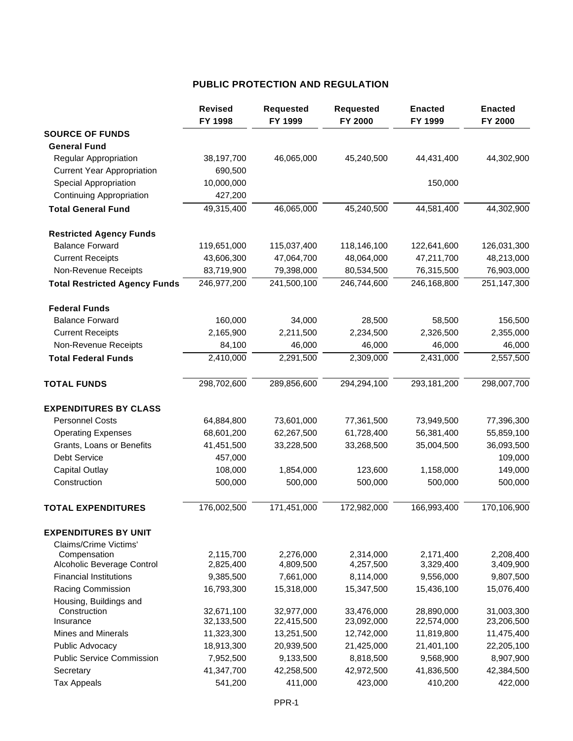# PUBLIC PROTECTION AND REGULATION

| | Revised FY 1998 | Requested FY 1999 | Requested FY 2000 | Enacted FY 1999 | Enacted FY 2000 |
|---|---|---|---|---|---|
| **SOURCE OF FUNDS** | | | | | |
| **General Fund** | | | | | |
| Regular Appropriation | 38,197,700 | 46,065,000 | 45,240,500 | 44,431,400 | 44,302,900 |
| Current Year Appropriation | 690,500 | | | | |
| Special Appropriation | 10,000,000 | | | 150,000 | |
| Continuing Appropriation | 427,200 | | | | |
| **Total General Fund** | 49,315,400 | 46,065,000 | 45,240,500 | 44,581,400 | 44,302,900 |
| **Restricted Agency Funds** | | | | | |
| Balance Forward | 119,651,000 | 115,037,400 | 118,146,100 | 122,641,600 | 126,031,300 |
| Current Receipts | 43,606,300 | 47,064,700 | 48,064,000 | 47,211,700 | 48,213,000 |
| Non-Revenue Receipts | 83,719,900 | 79,398,000 | 80,534,500 | 76,315,500 | 76,903,000 |
| **Total Restricted Agency Funds** | 246,977,200 | 241,500,100 | 246,744,600 | 246,168,800 | 251,147,300 |
| **Federal Funds** | | | | | |
| Balance Forward | 160,000 | 34,000 | 28,500 | 58,500 | 156,500 |
| Current Receipts | 2,165,900 | 2,211,500 | 2,234,500 | 2,326,500 | 2,355,000 |
| Non-Revenue Receipts | 84,100 | 46,000 | 46,000 | 46,000 | 46,000 |
| **Total Federal Funds** | 2,410,000 | 2,291,500 | 2,309,000 | 2,431,000 | 2,557,500 |
| **TOTAL FUNDS** | 298,702,600 | 289,856,600 | 294,294,100 | 293,181,200 | 298,007,700 |
| **EXPENDITURES BY CLASS** | | | | | |
| Personnel Costs | 64,884,800 | 73,601,000 | 77,361,500 | 73,949,500 | 77,396,300 |
| Operating Expenses | 68,601,200 | 62,267,500 | 61,728,400 | 56,381,400 | 55,859,100 |
| Grants, Loans or Benefits | 41,451,500 | 33,228,500 | 33,268,500 | 35,004,500 | 36,093,500 |
| Debt Service | 457,000 | | | | 109,000 |
| Capital Outlay | 108,000 | 1,854,000 | 123,600 | 1,158,000 | 149,000 |
| Construction | 500,000 | 500,000 | 500,000 | 500,000 | 500,000 |
| **TOTAL EXPENDITURES** | 176,002,500 | 171,451,000 | 172,982,000 | 166,993,400 | 170,106,900 |
| **EXPENDITURES BY UNIT** | | | | | |
| Claims/Crime Victims' Compensation | 2,115,700 | 2,276,000 | 2,314,000 | 2,171,400 | 2,208,400 |
| Alcoholic Beverage Control | 2,825,400 | 4,809,500 | 4,257,500 | 3,329,400 | 3,409,900 |
| Financial Institutions | 9,385,500 | 7,661,000 | 8,114,000 | 9,556,000 | 9,807,500 |
| Racing Commission | 16,793,300 | 15,318,000 | 15,347,500 | 15,436,100 | 15,076,400 |
| Housing, Buildings and Construction | 32,671,100 | 32,977,000 | 33,476,000 | 28,890,000 | 31,003,300 |
| Insurance | 32,133,500 | 22,415,500 | 23,092,000 | 22,574,000 | 23,206,500 |
| Mines and Minerals | 11,323,300 | 13,251,500 | 12,742,000 | 11,819,800 | 11,475,400 |
| Public Advocacy | 18,913,300 | 20,939,500 | 21,425,000 | 21,401,100 | 22,205,100 |
| Public Service Commission | 7,952,500 | 9,133,500 | 8,818,500 | 9,568,900 | 8,907,900 |
| Secretary | 41,347,700 | 42,258,500 | 42,972,500 | 41,836,500 | 42,384,500 |
| Tax Appeals | 541,200 | 411,000 | 423,000 | 410,200 | 422,000 |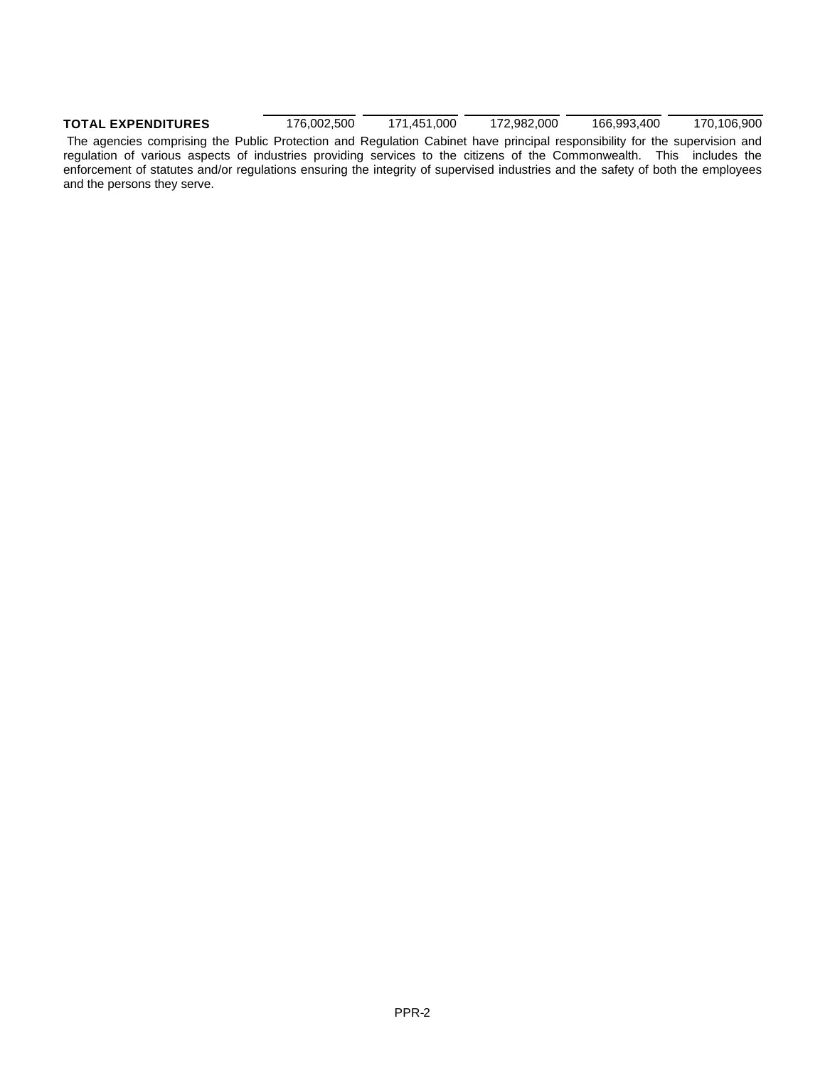| | | | | | |
|---|---|---|---|---|---|
| **TOTAL EXPENDITURES** | 176,002,500 | 171,451,000 | 172,982,000 | 166,993,400 | 170,106,900 |

The agencies comprising the Public Protection and Regulation Cabinet have principal responsibility for the supervision and regulation of various aspects of industries providing services to the citizens of the Commonwealth. This includes the enforcement of statutes and/or regulations ensuring the integrity of supervised industries and the safety of both the employees and the persons they serve.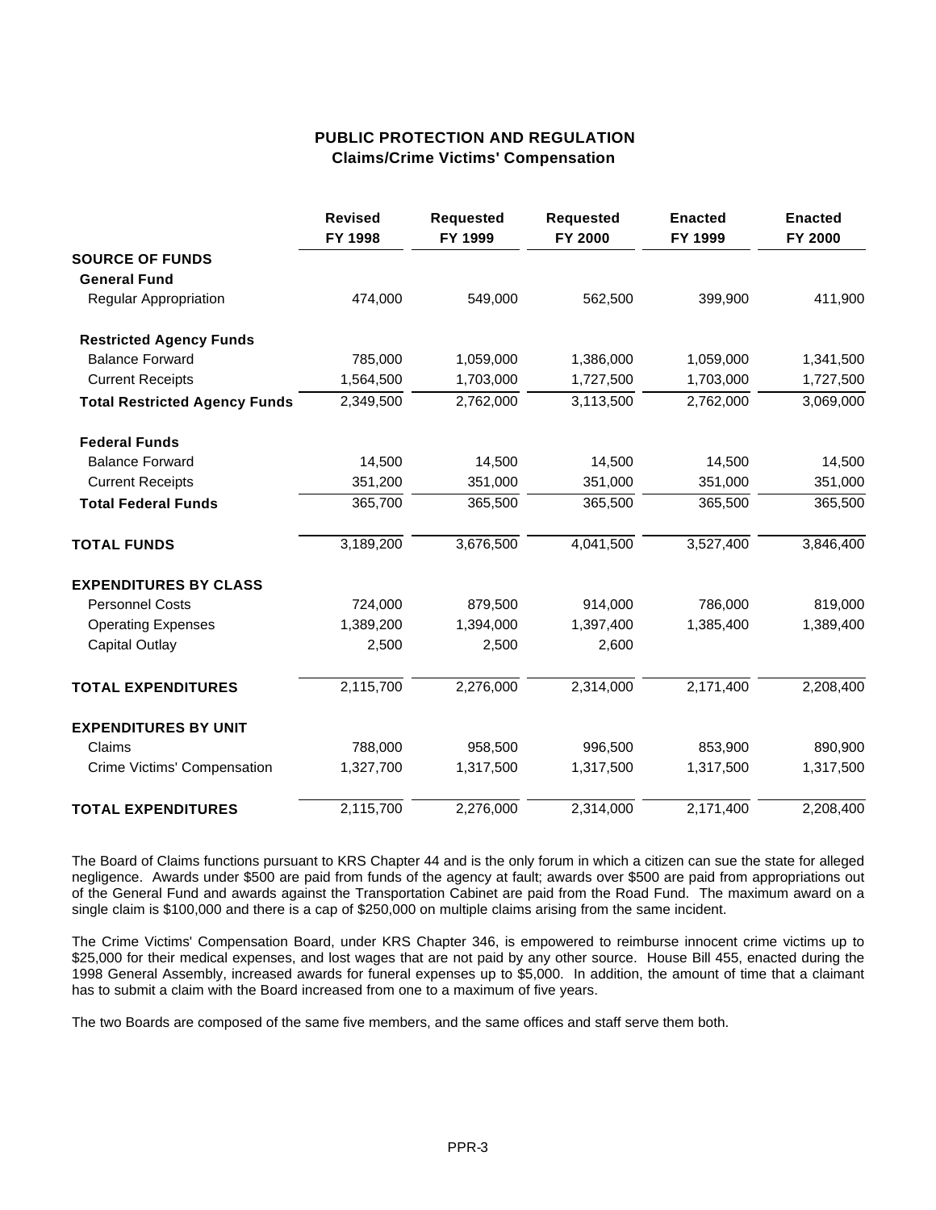## PUBLIC PROTECTION AND REGULATION
### Claims/Crime Victims' Compensation

| | Revised FY 1998 | Requested FY 1999 | Requested FY 2000 | Enacted FY 1999 | Enacted FY 2000 |
|---|---|---|---|---|---|
| **SOURCE OF FUNDS** | | | | | |
| **General Fund** | | | | | |
| Regular Appropriation | 474,000 | 549,000 | 562,500 | 399,900 | 411,900 |
| **Restricted Agency Funds** | | | | | |
| Balance Forward | 785,000 | 1,059,000 | 1,386,000 | 1,059,000 | 1,341,500 |
| Current Receipts | 1,564,500 | 1,703,000 | 1,727,500 | 1,703,000 | 1,727,500 |
| **Total Restricted Agency Funds** | 2,349,500 | 2,762,000 | 3,113,500 | 2,762,000 | 3,069,000 |
| **Federal Funds** | | | | | |
| Balance Forward | 14,500 | 14,500 | 14,500 | 14,500 | 14,500 |
| Current Receipts | 351,200 | 351,000 | 351,000 | 351,000 | 351,000 |
| **Total Federal Funds** | 365,700 | 365,500 | 365,500 | 365,500 | 365,500 |
| **TOTAL FUNDS** | 3,189,200 | 3,676,500 | 4,041,500 | 3,527,400 | 3,846,400 |
| **EXPENDITURES BY CLASS** | | | | | |
| Personnel Costs | 724,000 | 879,500 | 914,000 | 786,000 | 819,000 |
| Operating Expenses | 1,389,200 | 1,394,000 | 1,397,400 | 1,385,400 | 1,389,400 |
| Capital Outlay | 2,500 | 2,500 | 2,600 | | |
| **TOTAL EXPENDITURES** | 2,115,700 | 2,276,000 | 2,314,000 | 2,171,400 | 2,208,400 |
| **EXPENDITURES BY UNIT** | | | | | |
| Claims | 788,000 | 958,500 | 996,500 | 853,900 | 890,900 |
| Crime Victims' Compensation | 1,327,700 | 1,317,500 | 1,317,500 | 1,317,500 | 1,317,500 |
| **TOTAL EXPENDITURES** | 2,115,700 | 2,276,000 | 2,314,000 | 2,171,400 | 2,208,400 |

The Board of Claims functions pursuant to KRS Chapter 44 and is the only forum in which a citizen can sue the state for alleged negligence. Awards under $500 are paid from funds of the agency at fault; awards over $500 are paid from appropriations out of the General Fund and awards against the Transportation Cabinet are paid from the Road Fund. The maximum award on a single claim is $100,000 and there is a cap of $250,000 on multiple claims arising from the same incident.

The Crime Victims' Compensation Board, under KRS Chapter 346, is empowered to reimburse innocent crime victims up to $25,000 for their medical expenses, and lost wages that are not paid by any other source. House Bill 455, enacted during the 1998 General Assembly, increased awards for funeral expenses up to $5,000. In addition, the amount of time that a claimant has to submit a claim with the Board increased from one to a maximum of five years.

The two Boards are composed of the same five members, and the same offices and staff serve them both.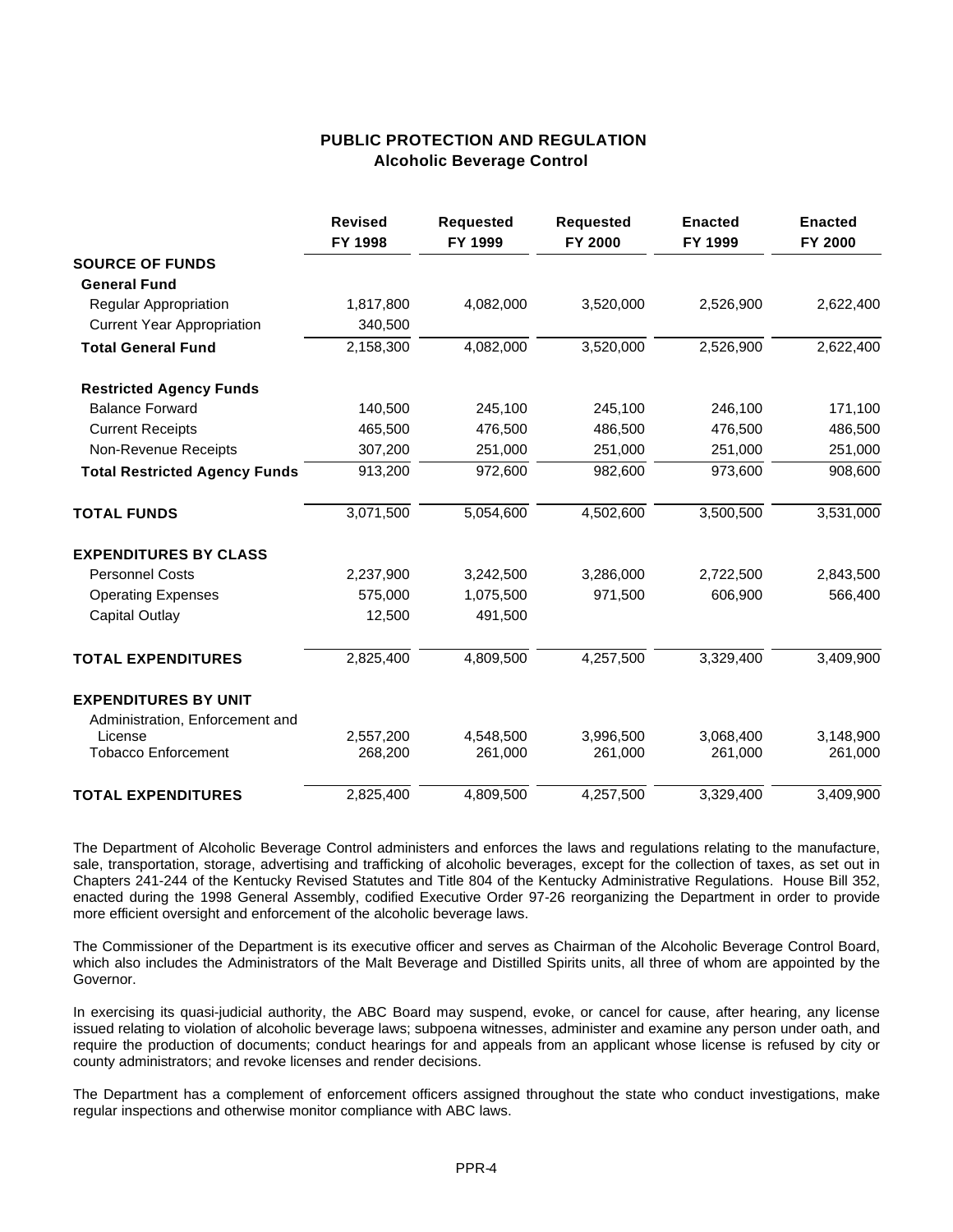# PUBLIC PROTECTION AND REGULATION
## Alcoholic Beverage Control

| | Revised FY 1998 | Requested FY 1999 | Requested FY 2000 | Enacted FY 1999 | Enacted FY 2000 |
|---|---|---|---|---|---|
| **SOURCE OF FUNDS** | | | | | |
| **General Fund** | | | | | |
| Regular Appropriation | 1,817,800 | 4,082,000 | 3,520,000 | 2,526,900 | 2,622,400 |
| Current Year Appropriation | 340,500 | | | | |
| **Total General Fund** | 2,158,300 | 4,082,000 | 3,520,000 | 2,526,900 | 2,622,400 |
| **Restricted Agency Funds** | | | | | |
| Balance Forward | 140,500 | 245,100 | 245,100 | 246,100 | 171,100 |
| Current Receipts | 465,500 | 476,500 | 486,500 | 476,500 | 486,500 |
| Non-Revenue Receipts | 307,200 | 251,000 | 251,000 | 251,000 | 251,000 |
| **Total Restricted Agency Funds** | 913,200 | 972,600 | 982,600 | 973,600 | 908,600 |
| **TOTAL FUNDS** | 3,071,500 | 5,054,600 | 4,502,600 | 3,500,500 | 3,531,000 |
| **EXPENDITURES BY CLASS** | | | | | |
| Personnel Costs | 2,237,900 | 3,242,500 | 3,286,000 | 2,722,500 | 2,843,500 |
| Operating Expenses | 575,000 | 1,075,500 | 971,500 | 606,900 | 566,400 |
| Capital Outlay | 12,500 | 491,500 | | | |
| **TOTAL EXPENDITURES** | 2,825,400 | 4,809,500 | 4,257,500 | 3,329,400 | 3,409,900 |
| **EXPENDITURES BY UNIT** | | | | | |
| Administration, Enforcement and License | 2,557,200 | 4,548,500 | 3,996,500 | 3,068,400 | 3,148,900 |
| Tobacco Enforcement | 268,200 | 261,000 | 261,000 | 261,000 | 261,000 |
| **TOTAL EXPENDITURES** | 2,825,400 | 4,809,500 | 4,257,500 | 3,329,400 | 3,409,900 |

The Department of Alcoholic Beverage Control administers and enforces the laws and regulations relating to the manufacture, sale, transportation, storage, advertising and trafficking of alcoholic beverages, except for the collection of taxes, as set out in Chapters 241-244 of the Kentucky Revised Statutes and Title 804 of the Kentucky Administrative Regulations. House Bill 352, enacted during the 1998 General Assembly, codified Executive Order 97-26 reorganizing the Department in order to provide more efficient oversight and enforcement of the alcoholic beverage laws.

The Commissioner of the Department is its executive officer and serves as Chairman of the Alcoholic Beverage Control Board, which also includes the Administrators of the Malt Beverage and Distilled Spirits units, all three of whom are appointed by the Governor.

In exercising its quasi-judicial authority, the ABC Board may suspend, evoke, or cancel for cause, after hearing, any license issued relating to violation of alcoholic beverage laws; subpoena witnesses, administer and examine any person under oath, and require the production of documents; conduct hearings for and appeals from an applicant whose license is refused by city or county administrators; and revoke licenses and render decisions.

The Department has a complement of enforcement officers assigned throughout the state who conduct investigations, make regular inspections and otherwise monitor compliance with ABC laws.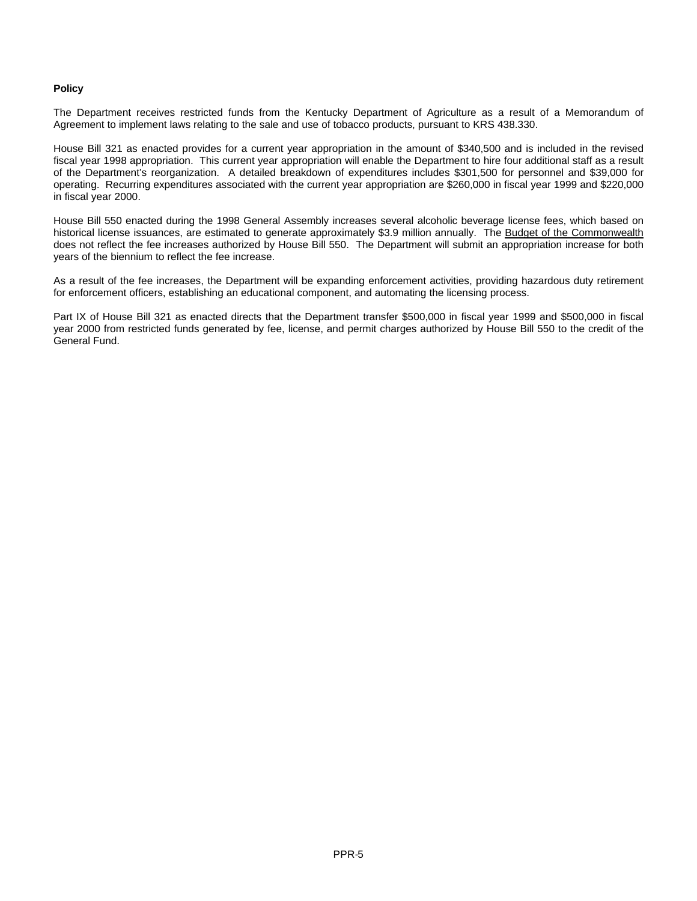**Policy**

The Department receives restricted funds from the Kentucky Department of Agriculture as a result of a Memorandum of Agreement to implement laws relating to the sale and use of tobacco products, pursuant to KRS 438.330.

House Bill 321 as enacted provides for a current year appropriation in the amount of $340,500 and is included in the revised fiscal year 1998 appropriation. This current year appropriation will enable the Department to hire four additional staff as a result of the Department's reorganization. A detailed breakdown of expenditures includes $301,500 for personnel and $39,000 for operating. Recurring expenditures associated with the current year appropriation are $260,000 in fiscal year 1999 and $220,000 in fiscal year 2000.

House Bill 550 enacted during the 1998 General Assembly increases several alcoholic beverage license fees, which based on historical license issuances, are estimated to generate approximately $3.9 million annually. The Budget of the Commonwealth does not reflect the fee increases authorized by House Bill 550. The Department will submit an appropriation increase for both years of the biennium to reflect the fee increase.

As a result of the fee increases, the Department will be expanding enforcement activities, providing hazardous duty retirement for enforcement officers, establishing an educational component, and automating the licensing process.

Part IX of House Bill 321 as enacted directs that the Department transfer $500,000 in fiscal year 1999 and $500,000 in fiscal year 2000 from restricted funds generated by fee, license, and permit charges authorized by House Bill 550 to the credit of the General Fund.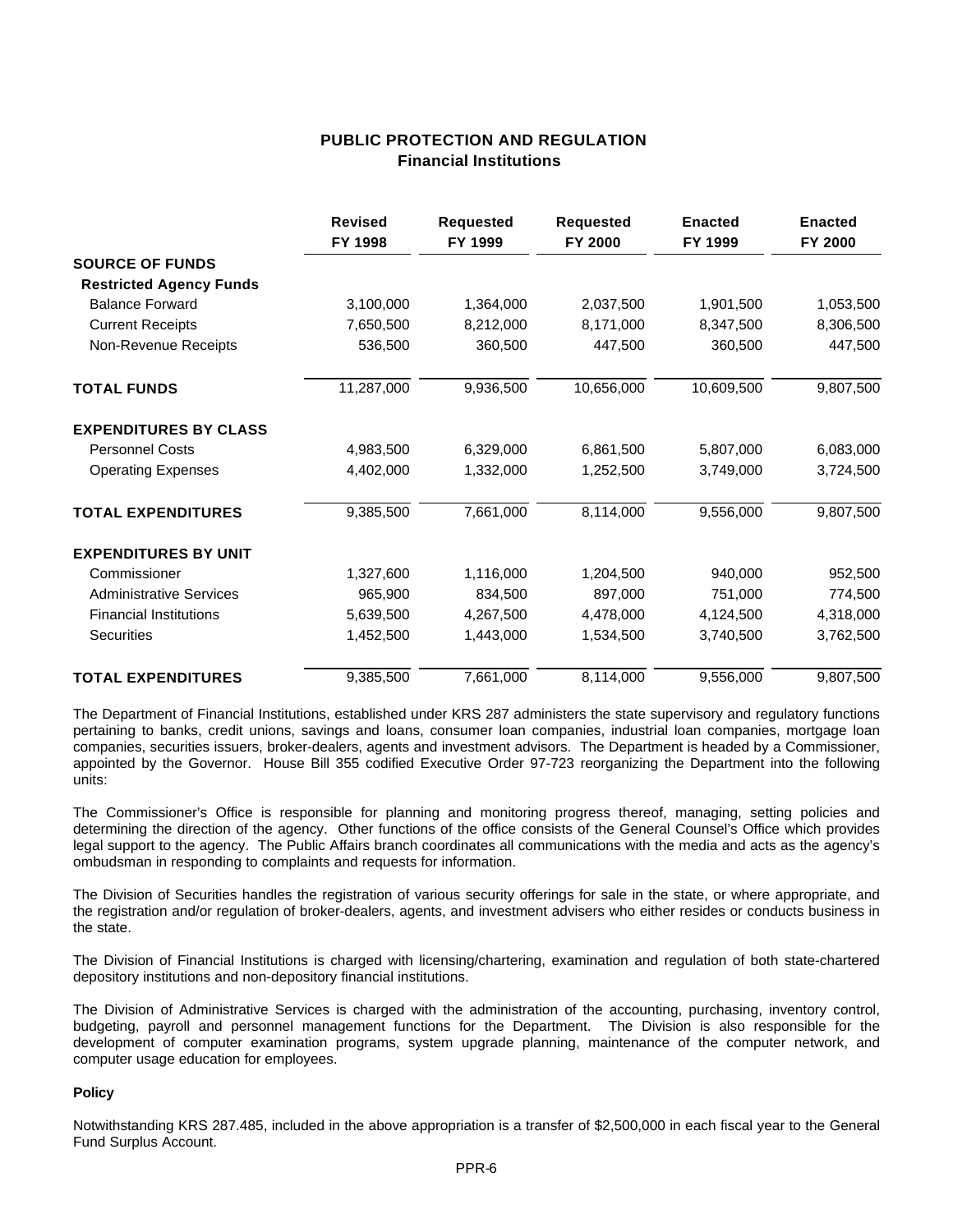## PUBLIC PROTECTION AND REGULATION
### Financial Institutions

| | Revised FY 1998 | Requested FY 1999 | Requested FY 2000 | Enacted FY 1999 | Enacted FY 2000 |
|---|---|---|---|---|---|
| **SOURCE OF FUNDS** | | | | | |
| **Restricted Agency Funds** | | | | | |
| Balance Forward | 3,100,000 | 1,364,000 | 2,037,500 | 1,901,500 | 1,053,500 |
| Current Receipts | 7,650,500 | 8,212,000 | 8,171,000 | 8,347,500 | 8,306,500 |
| Non-Revenue Receipts | 536,500 | 360,500 | 447,500 | 360,500 | 447,500 |
| **TOTAL FUNDS** | 11,287,000 | 9,936,500 | 10,656,000 | 10,609,500 | 9,807,500 |
| **EXPENDITURES BY CLASS** | | | | | |
| Personnel Costs | 4,983,500 | 6,329,000 | 6,861,500 | 5,807,000 | 6,083,000 |
| Operating Expenses | 4,402,000 | 1,332,000 | 1,252,500 | 3,749,000 | 3,724,500 |
| **TOTAL EXPENDITURES** | 9,385,500 | 7,661,000 | 8,114,000 | 9,556,000 | 9,807,500 |
| **EXPENDITURES BY UNIT** | | | | | |
| Commissioner | 1,327,600 | 1,116,000 | 1,204,500 | 940,000 | 952,500 |
| Administrative Services | 965,900 | 834,500 | 897,000 | 751,000 | 774,500 |
| Financial Institutions | 5,639,500 | 4,267,500 | 4,478,000 | 4,124,500 | 4,318,000 |
| Securities | 1,452,500 | 1,443,000 | 1,534,500 | 3,740,500 | 3,762,500 |
| **TOTAL EXPENDITURES** | 9,385,500 | 7,661,000 | 8,114,000 | 9,556,000 | 9,807,500 |

The Department of Financial Institutions, established under KRS 287 administers the state supervisory and regulatory functions pertaining to banks, credit unions, savings and loans, consumer loan companies, industrial loan companies, mortgage loan companies, securities issuers, broker-dealers, agents and investment advisors. The Department is headed by a Commissioner, appointed by the Governor. House Bill 355 codified Executive Order 97-723 reorganizing the Department into the following units:

The Commissioner's Office is responsible for planning and monitoring progress thereof, managing, setting policies and determining the direction of the agency. Other functions of the office consists of the General Counsel's Office which provides legal support to the agency. The Public Affairs branch coordinates all communications with the media and acts as the agency's ombudsman in responding to complaints and requests for information.

The Division of Securities handles the registration of various security offerings for sale in the state, or where appropriate, and the registration and/or regulation of broker-dealers, agents, and investment advisers who either resides or conducts business in the state.

The Division of Financial Institutions is charged with licensing/chartering, examination and regulation of both state-chartered depository institutions and non-depository financial institutions.

The Division of Administrative Services is charged with the administration of the accounting, purchasing, inventory control, budgeting, payroll and personnel management functions for the Department. The Division is also responsible for the development of computer examination programs, system upgrade planning, maintenance of the computer network, and computer usage education for employees.

**Policy**

Notwithstanding KRS 287.485, included in the above appropriation is a transfer of $2,500,000 in each fiscal year to the General Fund Surplus Account.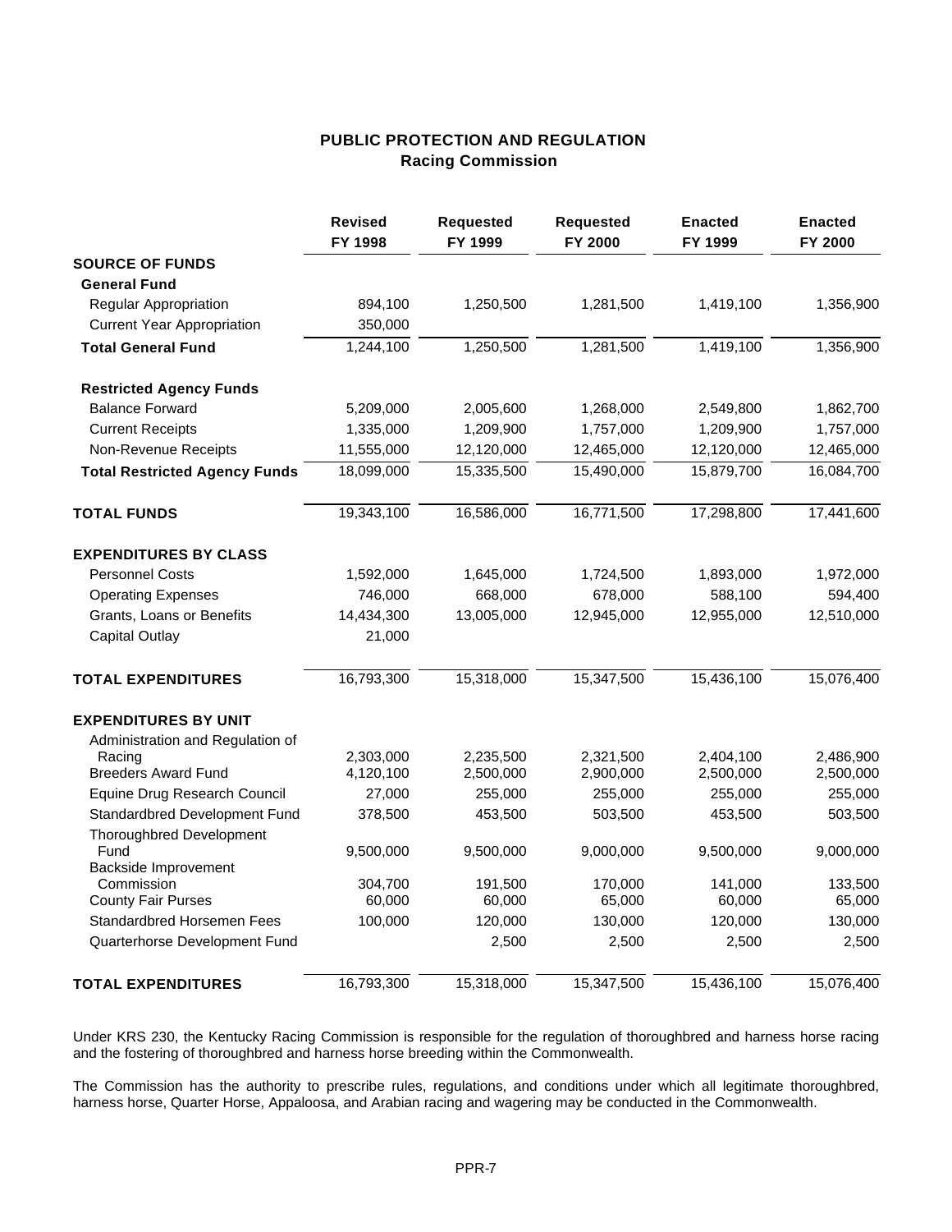# PUBLIC PROTECTION AND REGULATION
## Racing Commission

| | Revised FY 1998 | Requested FY 1999 | Requested FY 2000 | Enacted FY 1999 | Enacted FY 2000 |
|---|---|---|---|---|---|
| **SOURCE OF FUNDS** | | | | | |
| **General Fund** | | | | | |
| Regular Appropriation | 894,100 | 1,250,500 | 1,281,500 | 1,419,100 | 1,356,900 |
| Current Year Appropriation | 350,000 | | | | |
| **Total General Fund** | 1,244,100 | 1,250,500 | 1,281,500 | 1,419,100 | 1,356,900 |
| **Restricted Agency Funds** | | | | | |
| Balance Forward | 5,209,000 | 2,005,600 | 1,268,000 | 2,549,800 | 1,862,700 |
| Current Receipts | 1,335,000 | 1,209,900 | 1,757,000 | 1,209,900 | 1,757,000 |
| Non-Revenue Receipts | 11,555,000 | 12,120,000 | 12,465,000 | 12,120,000 | 12,465,000 |
| **Total Restricted Agency Funds** | 18,099,000 | 15,335,500 | 15,490,000 | 15,879,700 | 16,084,700 |
| **TOTAL FUNDS** | 19,343,100 | 16,586,000 | 16,771,500 | 17,298,800 | 17,441,600 |
| **EXPENDITURES BY CLASS** | | | | | |
| Personnel Costs | 1,592,000 | 1,645,000 | 1,724,500 | 1,893,000 | 1,972,000 |
| Operating Expenses | 746,000 | 668,000 | 678,000 | 588,100 | 594,400 |
| Grants, Loans or Benefits | 14,434,300 | 13,005,000 | 12,945,000 | 12,955,000 | 12,510,000 |
| Capital Outlay | 21,000 | | | | |
| **TOTAL EXPENDITURES** | 16,793,300 | 15,318,000 | 15,347,500 | 15,436,100 | 15,076,400 |
| **EXPENDITURES BY UNIT** | | | | | |
| Administration and Regulation of Racing | 2,303,000 | 2,235,500 | 2,321,500 | 2,404,100 | 2,486,900 |
| Breeders Award Fund | 4,120,100 | 2,500,000 | 2,900,000 | 2,500,000 | 2,500,000 |
| Equine Drug Research Council | 27,000 | 255,000 | 255,000 | 255,000 | 255,000 |
| Standardbred Development Fund | 378,500 | 453,500 | 503,500 | 453,500 | 503,500 |
| Thoroughbred Development Fund | 9,500,000 | 9,500,000 | 9,000,000 | 9,500,000 | 9,000,000 |
| Backside Improvement Commission | 304,700 | 191,500 | 170,000 | 141,000 | 133,500 |
| County Fair Purses | 60,000 | 60,000 | 65,000 | 60,000 | 65,000 |
| Standardbred Horsemen Fees | 100,000 | 120,000 | 130,000 | 120,000 | 130,000 |
| Quarterhorse Development Fund | | 2,500 | 2,500 | 2,500 | 2,500 |
| **TOTAL EXPENDITURES** | 16,793,300 | 15,318,000 | 15,347,500 | 15,436,100 | 15,076,400 |

Under KRS 230, the Kentucky Racing Commission is responsible for the regulation of thoroughbred and harness horse racing and the fostering of thoroughbred and harness horse breeding within the Commonwealth.

The Commission has the authority to prescribe rules, regulations, and conditions under which all legitimate thoroughbred, harness horse, Quarter Horse, Appaloosa, and Arabian racing and wagering may be conducted in the Commonwealth.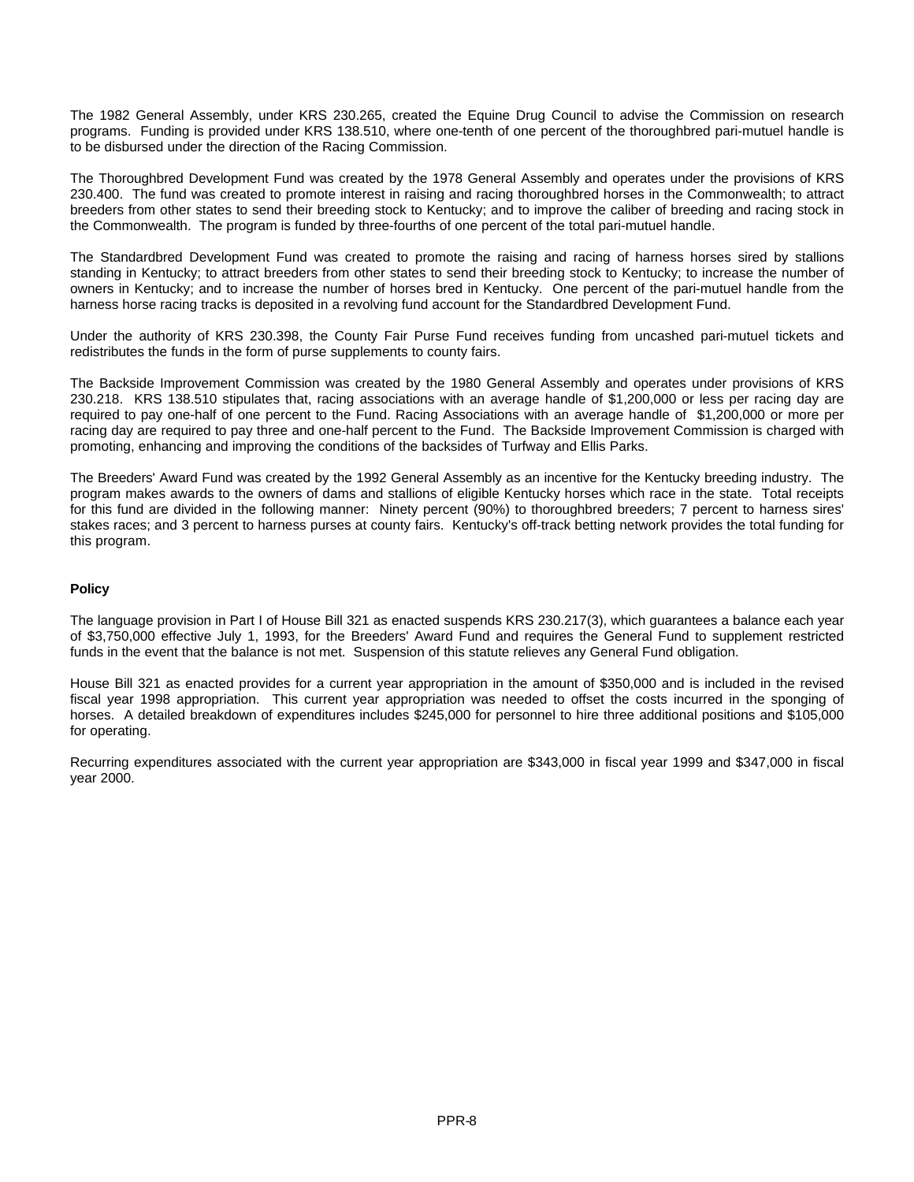The 1982 General Assembly, under KRS 230.265, created the Equine Drug Council to advise the Commission on research programs. Funding is provided under KRS 138.510, where one-tenth of one percent of the thoroughbred pari-mutuel handle is to be disbursed under the direction of the Racing Commission.

The Thoroughbred Development Fund was created by the 1978 General Assembly and operates under the provisions of KRS 230.400. The fund was created to promote interest in raising and racing thoroughbred horses in the Commonwealth; to attract breeders from other states to send their breeding stock to Kentucky; and to improve the caliber of breeding and racing stock in the Commonwealth. The program is funded by three-fourths of one percent of the total pari-mutuel handle.

The Standardbred Development Fund was created to promote the raising and racing of harness horses sired by stallions standing in Kentucky; to attract breeders from other states to send their breeding stock to Kentucky; to increase the number of owners in Kentucky; and to increase the number of horses bred in Kentucky. One percent of the pari-mutuel handle from the harness horse racing tracks is deposited in a revolving fund account for the Standardbred Development Fund.

Under the authority of KRS 230.398, the County Fair Purse Fund receives funding from uncashed pari-mutuel tickets and redistributes the funds in the form of purse supplements to county fairs.

The Backside Improvement Commission was created by the 1980 General Assembly and operates under provisions of KRS 230.218. KRS 138.510 stipulates that, racing associations with an average handle of $1,200,000 or less per racing day are required to pay one-half of one percent to the Fund. Racing Associations with an average handle of $1,200,000 or more per racing day are required to pay three and one-half percent to the Fund. The Backside Improvement Commission is charged with promoting, enhancing and improving the conditions of the backsides of Turfway and Ellis Parks.

The Breeders' Award Fund was created by the 1992 General Assembly as an incentive for the Kentucky breeding industry. The program makes awards to the owners of dams and stallions of eligible Kentucky horses which race in the state. Total receipts for this fund are divided in the following manner: Ninety percent (90%) to thoroughbred breeders; 7 percent to harness sires' stakes races; and 3 percent to harness purses at county fairs. Kentucky's off-track betting network provides the total funding for this program.

**Policy**

The language provision in Part I of House Bill 321 as enacted suspends KRS 230.217(3), which guarantees a balance each year of $3,750,000 effective July 1, 1993, for the Breeders' Award Fund and requires the General Fund to supplement restricted funds in the event that the balance is not met. Suspension of this statute relieves any General Fund obligation.

House Bill 321 as enacted provides for a current year appropriation in the amount of $350,000 and is included in the revised fiscal year 1998 appropriation. This current year appropriation was needed to offset the costs incurred in the sponging of horses. A detailed breakdown of expenditures includes $245,000 for personnel to hire three additional positions and $105,000 for operating.

Recurring expenditures associated with the current year appropriation are $343,000 in fiscal year 1999 and $347,000 in fiscal year 2000.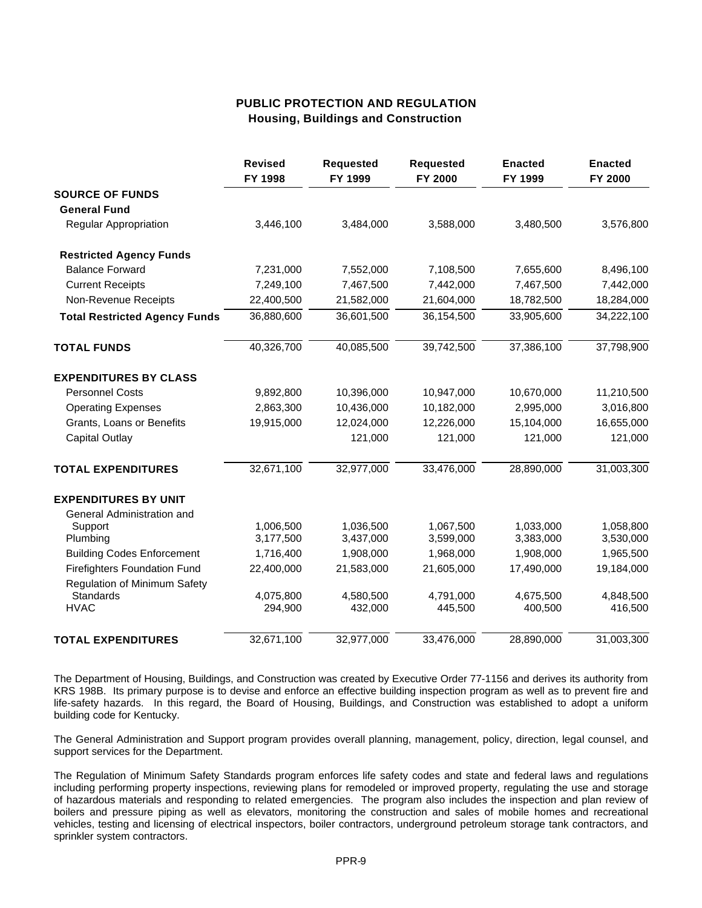## PUBLIC PROTECTION AND REGULATION
### Housing, Buildings and Construction

| | Revised FY 1998 | Requested FY 1999 | Requested FY 2000 | Enacted FY 1999 | Enacted FY 2000 |
|---|---|---|---|---|---|
| **SOURCE OF FUNDS** | | | | | |
| **General Fund** | | | | | |
| Regular Appropriation | 3,446,100 | 3,484,000 | 3,588,000 | 3,480,500 | 3,576,800 |
| **Restricted Agency Funds** | | | | | |
| Balance Forward | 7,231,000 | 7,552,000 | 7,108,500 | 7,655,600 | 8,496,100 |
| Current Receipts | 7,249,100 | 7,467,500 | 7,442,000 | 7,467,500 | 7,442,000 |
| Non-Revenue Receipts | 22,400,500 | 21,582,000 | 21,604,000 | 18,782,500 | 18,284,000 |
| **Total Restricted Agency Funds** | 36,880,600 | 36,601,500 | 36,154,500 | 33,905,600 | 34,222,100 |
| **TOTAL FUNDS** | 40,326,700 | 40,085,500 | 39,742,500 | 37,386,100 | 37,798,900 |
| **EXPENDITURES BY CLASS** | | | | | |
| Personnel Costs | 9,892,800 | 10,396,000 | 10,947,000 | 10,670,000 | 11,210,500 |
| Operating Expenses | 2,863,300 | 10,436,000 | 10,182,000 | 2,995,000 | 3,016,800 |
| Grants, Loans or Benefits | 19,915,000 | 12,024,000 | 12,226,000 | 15,104,000 | 16,655,000 |
| Capital Outlay | | 121,000 | 121,000 | 121,000 | 121,000 |
| **TOTAL EXPENDITURES** | 32,671,100 | 32,977,000 | 33,476,000 | 28,890,000 | 31,003,300 |
| **EXPENDITURES BY UNIT** | | | | | |
| General Administration and Support | 1,006,500 | 1,036,500 | 1,067,500 | 1,033,000 | 1,058,800 |
| Plumbing | 3,177,500 | 3,437,000 | 3,599,000 | 3,383,000 | 3,530,000 |
| Building Codes Enforcement | 1,716,400 | 1,908,000 | 1,968,000 | 1,908,000 | 1,965,500 |
| Firefighters Foundation Fund | 22,400,000 | 21,583,000 | 21,605,000 | 17,490,000 | 19,184,000 |
| Regulation of Minimum Safety Standards | 4,075,800 | 4,580,500 | 4,791,000 | 4,675,500 | 4,848,500 |
| HVAC | 294,900 | 432,000 | 445,500 | 400,500 | 416,500 |
| **TOTAL EXPENDITURES** | 32,671,100 | 32,977,000 | 33,476,000 | 28,890,000 | 31,003,300 |

The Department of Housing, Buildings, and Construction was created by Executive Order 77-1156 and derives its authority from KRS 198B. Its primary purpose is to devise and enforce an effective building inspection program as well as to prevent fire and life-safety hazards. In this regard, the Board of Housing, Buildings, and Construction was established to adopt a uniform building code for Kentucky.

The General Administration and Support program provides overall planning, management, policy, direction, legal counsel, and support services for the Department.

The Regulation of Minimum Safety Standards program enforces life safety codes and state and federal laws and regulations including performing property inspections, reviewing plans for remodeled or improved property, regulating the use and storage of hazardous materials and responding to related emergencies. The program also includes the inspection and plan review of boilers and pressure piping as well as elevators, monitoring the construction and sales of mobile homes and recreational vehicles, testing and licensing of electrical inspectors, boiler contractors, underground petroleum storage tank contractors, and sprinkler system contractors.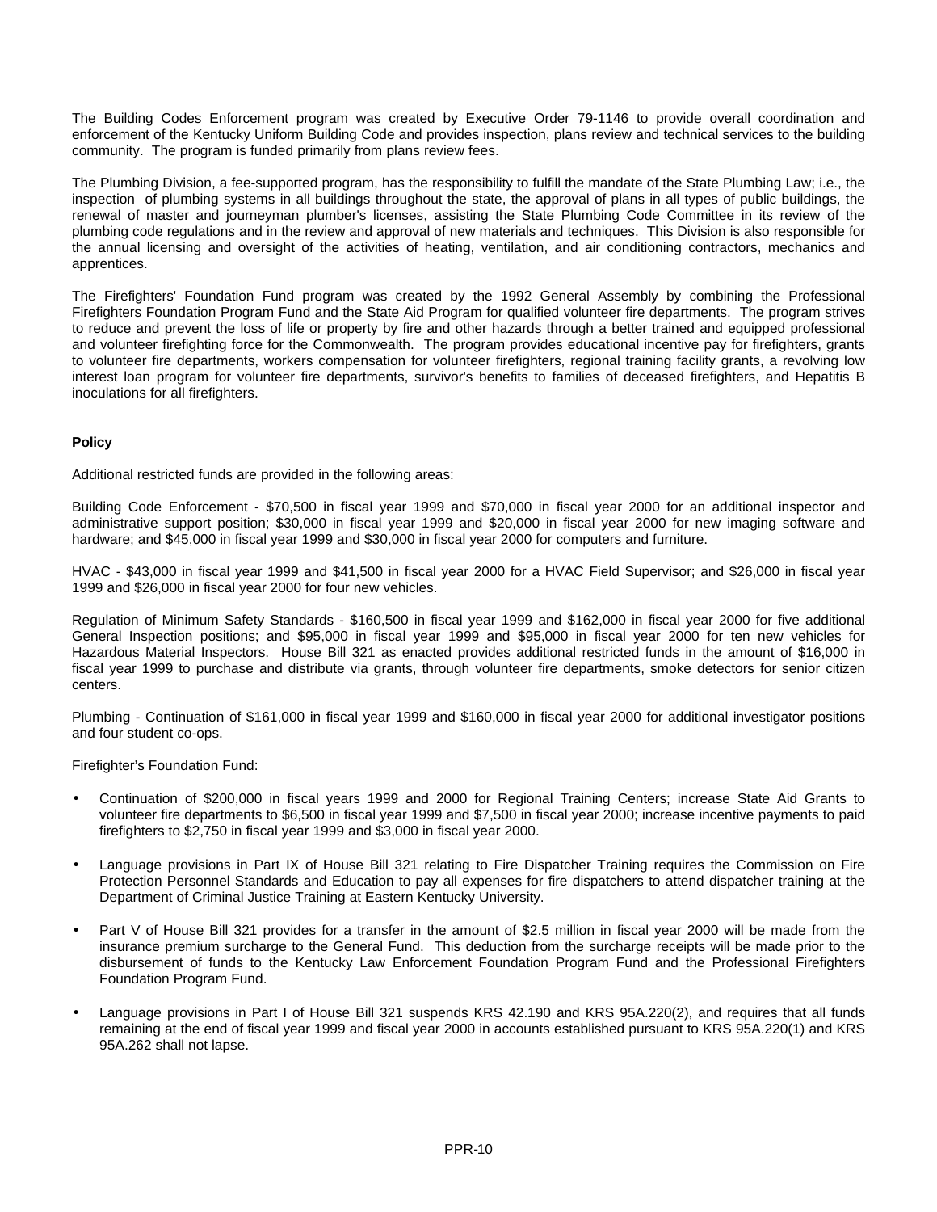The Building Codes Enforcement program was created by Executive Order 79-1146 to provide overall coordination and enforcement of the Kentucky Uniform Building Code and provides inspection, plans review and technical services to the building community. The program is funded primarily from plans review fees.

The Plumbing Division, a fee-supported program, has the responsibility to fulfill the mandate of the State Plumbing Law; i.e., the inspection of plumbing systems in all buildings throughout the state, the approval of plans in all types of public buildings, the renewal of master and journeyman plumber's licenses, assisting the State Plumbing Code Committee in its review of the plumbing code regulations and in the review and approval of new materials and techniques. This Division is also responsible for the annual licensing and oversight of the activities of heating, ventilation, and air conditioning contractors, mechanics and apprentices.

The Firefighters' Foundation Fund program was created by the 1992 General Assembly by combining the Professional Firefighters Foundation Program Fund and the State Aid Program for qualified volunteer fire departments. The program strives to reduce and prevent the loss of life or property by fire and other hazards through a better trained and equipped professional and volunteer firefighting force for the Commonwealth. The program provides educational incentive pay for firefighters, grants to volunteer fire departments, workers compensation for volunteer firefighters, regional training facility grants, a revolving low interest loan program for volunteer fire departments, survivor's benefits to families of deceased firefighters, and Hepatitis B inoculations for all firefighters.

**Policy**

Additional restricted funds are provided in the following areas:

Building Code Enforcement - $70,500 in fiscal year 1999 and $70,000 in fiscal year 2000 for an additional inspector and administrative support position; $30,000 in fiscal year 1999 and $20,000 in fiscal year 2000 for new imaging software and hardware; and $45,000 in fiscal year 1999 and $30,000 in fiscal year 2000 for computers and furniture.

HVAC - $43,000 in fiscal year 1999 and $41,500 in fiscal year 2000 for a HVAC Field Supervisor; and $26,000 in fiscal year 1999 and $26,000 in fiscal year 2000 for four new vehicles.

Regulation of Minimum Safety Standards - $160,500 in fiscal year 1999 and $162,000 in fiscal year 2000 for five additional General Inspection positions; and $95,000 in fiscal year 1999 and $95,000 in fiscal year 2000 for ten new vehicles for Hazardous Material Inspectors. House Bill 321 as enacted provides additional restricted funds in the amount of $16,000 in fiscal year 1999 to purchase and distribute via grants, through volunteer fire departments, smoke detectors for senior citizen centers.

Plumbing - Continuation of $161,000 in fiscal year 1999 and $160,000 in fiscal year 2000 for additional investigator positions and four student co-ops.

Firefighter's Foundation Fund:

- Continuation of $200,000 in fiscal years 1999 and 2000 for Regional Training Centers; increase State Aid Grants to volunteer fire departments to $6,500 in fiscal year 1999 and $7,500 in fiscal year 2000; increase incentive payments to paid firefighters to $2,750 in fiscal year 1999 and $3,000 in fiscal year 2000.

- Language provisions in Part IX of House Bill 321 relating to Fire Dispatcher Training requires the Commission on Fire Protection Personnel Standards and Education to pay all expenses for fire dispatchers to attend dispatcher training at the Department of Criminal Justice Training at Eastern Kentucky University.

- Part V of House Bill 321 provides for a transfer in the amount of $2.5 million in fiscal year 2000 will be made from the insurance premium surcharge to the General Fund. This deduction from the surcharge receipts will be made prior to the disbursement of funds to the Kentucky Law Enforcement Foundation Program Fund and the Professional Firefighters Foundation Program Fund.

- Language provisions in Part I of House Bill 321 suspends KRS 42.190 and KRS 95A.220(2), and requires that all funds remaining at the end of fiscal year 1999 and fiscal year 2000 in accounts established pursuant to KRS 95A.220(1) and KRS 95A.262 shall not lapse.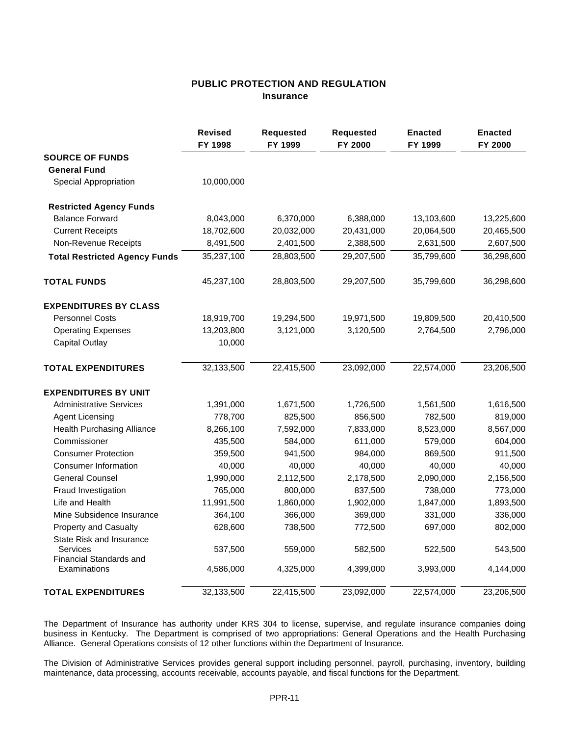# PUBLIC PROTECTION AND REGULATION
## Insurance

| | Revised FY 1998 | Requested FY 1999 | Requested FY 2000 | Enacted FY 1999 | Enacted FY 2000 |
|---|---|---|---|---|---|
| **SOURCE OF FUNDS** | | | | | |
| **General Fund** | | | | | |
| Special Appropriation | 10,000,000 | | | | |
| **Restricted Agency Funds** | | | | | |
| Balance Forward | 8,043,000 | 6,370,000 | 6,388,000 | 13,103,600 | 13,225,600 |
| Current Receipts | 18,702,600 | 20,032,000 | 20,431,000 | 20,064,500 | 20,465,500 |
| Non-Revenue Receipts | 8,491,500 | 2,401,500 | 2,388,500 | 2,631,500 | 2,607,500 |
| **Total Restricted Agency Funds** | 35,237,100 | 28,803,500 | 29,207,500 | 35,799,600 | 36,298,600 |
| **TOTAL FUNDS** | 45,237,100 | 28,803,500 | 29,207,500 | 35,799,600 | 36,298,600 |
| **EXPENDITURES BY CLASS** | | | | | |
| Personnel Costs | 18,919,700 | 19,294,500 | 19,971,500 | 19,809,500 | 20,410,500 |
| Operating Expenses | 13,203,800 | 3,121,000 | 3,120,500 | 2,764,500 | 2,796,000 |
| Capital Outlay | 10,000 | | | | |
| **TOTAL EXPENDITURES** | 32,133,500 | 22,415,500 | 23,092,000 | 22,574,000 | 23,206,500 |
| **EXPENDITURES BY UNIT** | | | | | |
| Administrative Services | 1,391,000 | 1,671,500 | 1,726,500 | 1,561,500 | 1,616,500 |
| Agent Licensing | 778,700 | 825,500 | 856,500 | 782,500 | 819,000 |
| Health Purchasing Alliance | 8,266,100 | 7,592,000 | 7,833,000 | 8,523,000 | 8,567,000 |
| Commissioner | 435,500 | 584,000 | 611,000 | 579,000 | 604,000 |
| Consumer Protection | 359,500 | 941,500 | 984,000 | 869,500 | 911,500 |
| Consumer Information | 40,000 | 40,000 | 40,000 | 40,000 | 40,000 |
| General Counsel | 1,990,000 | 2,112,500 | 2,178,500 | 2,090,000 | 2,156,500 |
| Fraud Investigation | 765,000 | 800,000 | 837,500 | 738,000 | 773,000 |
| Life and Health | 11,991,500 | 1,860,000 | 1,902,000 | 1,847,000 | 1,893,500 |
| Mine Subsidence Insurance | 364,100 | 366,000 | 369,000 | 331,000 | 336,000 |
| Property and Casualty | 628,600 | 738,500 | 772,500 | 697,000 | 802,000 |
| State Risk and Insurance Services | 537,500 | 559,000 | 582,500 | 522,500 | 543,500 |
| Financial Standards and Examinations | 4,586,000 | 4,325,000 | 4,399,000 | 3,993,000 | 4,144,000 |
| **TOTAL EXPENDITURES** | 32,133,500 | 22,415,500 | 23,092,000 | 22,574,000 | 23,206,500 |

The Department of Insurance has authority under KRS 304 to license, supervise, and regulate insurance companies doing business in Kentucky. The Department is comprised of two appropriations: General Operations and the Health Purchasing Alliance. General Operations consists of 12 other functions within the Department of Insurance.

The Division of Administrative Services provides general support including personnel, payroll, purchasing, inventory, building maintenance, data processing, accounts receivable, accounts payable, and fiscal functions for the Department.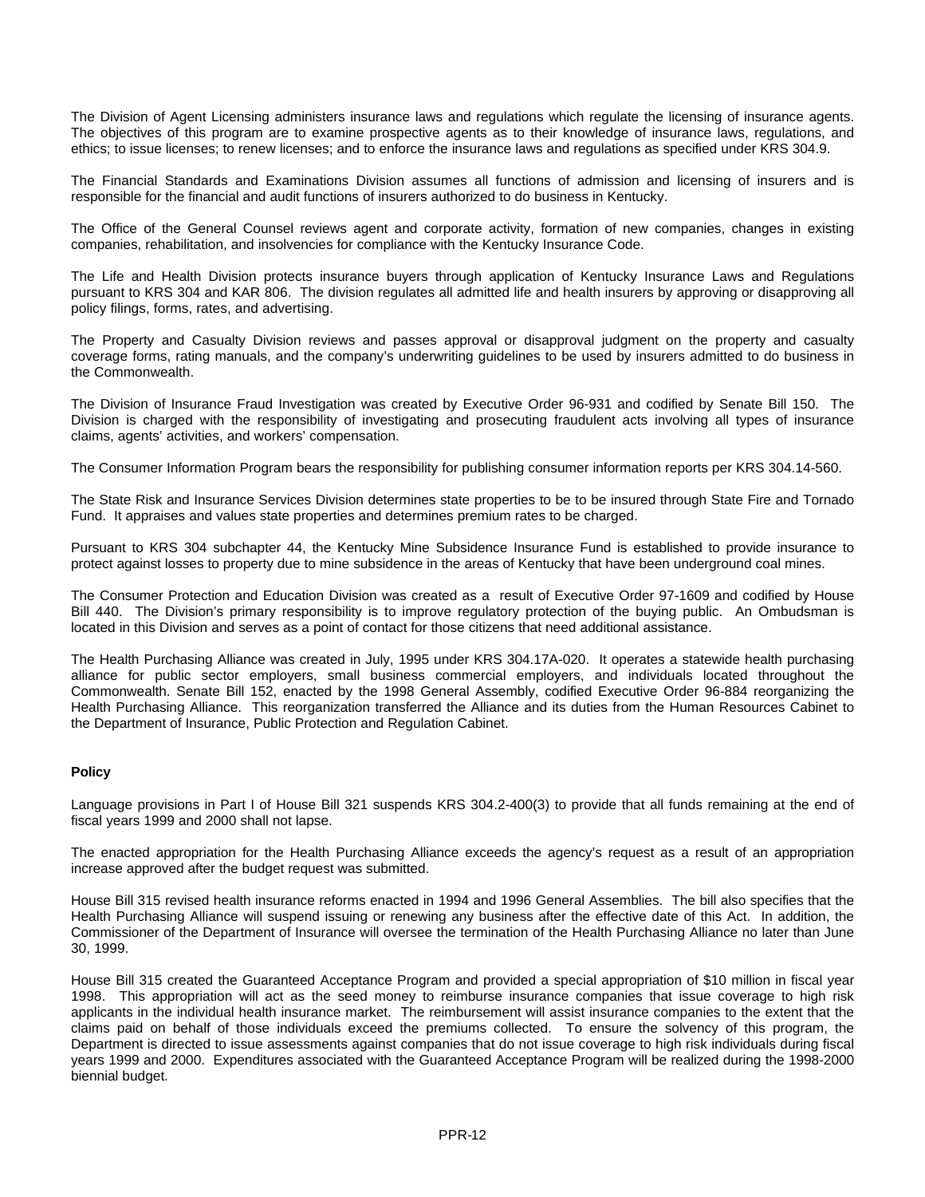The Division of Agent Licensing administers insurance laws and regulations which regulate the licensing of insurance agents. The objectives of this program are to examine prospective agents as to their knowledge of insurance laws, regulations, and ethics; to issue licenses; to renew licenses; and to enforce the insurance laws and regulations as specified under KRS 304.9.

The Financial Standards and Examinations Division assumes all functions of admission and licensing of insurers and is responsible for the financial and audit functions of insurers authorized to do business in Kentucky.

The Office of the General Counsel reviews agent and corporate activity, formation of new companies, changes in existing companies, rehabilitation, and insolvencies for compliance with the Kentucky Insurance Code.

The Life and Health Division protects insurance buyers through application of Kentucky Insurance Laws and Regulations pursuant to KRS 304 and KAR 806. The division regulates all admitted life and health insurers by approving or disapproving all policy filings, forms, rates, and advertising.

The Property and Casualty Division reviews and passes approval or disapproval judgment on the property and casualty coverage forms, rating manuals, and the company's underwriting guidelines to be used by insurers admitted to do business in the Commonwealth.

The Division of Insurance Fraud Investigation was created by Executive Order 96-931 and codified by Senate Bill 150. The Division is charged with the responsibility of investigating and prosecuting fraudulent acts involving all types of insurance claims, agents' activities, and workers' compensation.

The Consumer Information Program bears the responsibility for publishing consumer information reports per KRS 304.14-560.

The State Risk and Insurance Services Division determines state properties to be to be insured through State Fire and Tornado Fund. It appraises and values state properties and determines premium rates to be charged.

Pursuant to KRS 304 subchapter 44, the Kentucky Mine Subsidence Insurance Fund is established to provide insurance to protect against losses to property due to mine subsidence in the areas of Kentucky that have been underground coal mines.

The Consumer Protection and Education Division was created as a result of Executive Order 97-1609 and codified by House Bill 440. The Division's primary responsibility is to improve regulatory protection of the buying public. An Ombudsman is located in this Division and serves as a point of contact for those citizens that need additional assistance.

The Health Purchasing Alliance was created in July, 1995 under KRS 304.17A-020. It operates a statewide health purchasing alliance for public sector employers, small business commercial employers, and individuals located throughout the Commonwealth. Senate Bill 152, enacted by the 1998 General Assembly, codified Executive Order 96-884 reorganizing the Health Purchasing Alliance. This reorganization transferred the Alliance and its duties from the Human Resources Cabinet to the Department of Insurance, Public Protection and Regulation Cabinet.

**Policy**

Language provisions in Part I of House Bill 321 suspends KRS 304.2-400(3) to provide that all funds remaining at the end of fiscal years 1999 and 2000 shall not lapse.

The enacted appropriation for the Health Purchasing Alliance exceeds the agency's request as a result of an appropriation increase approved after the budget request was submitted.

House Bill 315 revised health insurance reforms enacted in 1994 and 1996 General Assemblies. The bill also specifies that the Health Purchasing Alliance will suspend issuing or renewing any business after the effective date of this Act. In addition, the Commissioner of the Department of Insurance will oversee the termination of the Health Purchasing Alliance no later than June 30, 1999.

House Bill 315 created the Guaranteed Acceptance Program and provided a special appropriation of $10 million in fiscal year 1998. This appropriation will act as the seed money to reimburse insurance companies that issue coverage to high risk applicants in the individual health insurance market. The reimbursement will assist insurance companies to the extent that the claims paid on behalf of those individuals exceed the premiums collected. To ensure the solvency of this program, the Department is directed to issue assessments against companies that do not issue coverage to high risk individuals during fiscal years 1999 and 2000. Expenditures associated with the Guaranteed Acceptance Program will be realized during the 1998-2000 biennial budget.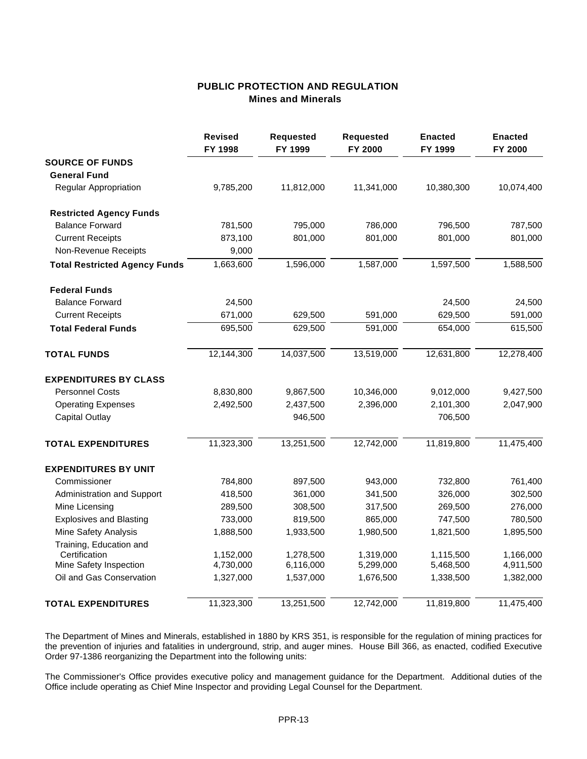## PUBLIC PROTECTION AND REGULATION
### Mines and Minerals

| | Revised FY 1998 | Requested FY 1999 | Requested FY 2000 | Enacted FY 1999 | Enacted FY 2000 |
|---|---|---|---|---|---|
| **SOURCE OF FUNDS** | | | | | |
| **General Fund** | | | | | |
| Regular Appropriation | 9,785,200 | 11,812,000 | 11,341,000 | 10,380,300 | 10,074,400 |
| **Restricted Agency Funds** | | | | | |
| Balance Forward | 781,500 | 795,000 | 786,000 | 796,500 | 787,500 |
| Current Receipts | 873,100 | 801,000 | 801,000 | 801,000 | 801,000 |
| Non-Revenue Receipts | 9,000 | | | | |
| **Total Restricted Agency Funds** | 1,663,600 | 1,596,000 | 1,587,000 | 1,597,500 | 1,588,500 |
| **Federal Funds** | | | | | |
| Balance Forward | 24,500 | | | 24,500 | 24,500 |
| Current Receipts | 671,000 | 629,500 | 591,000 | 629,500 | 591,000 |
| **Total Federal Funds** | 695,500 | 629,500 | 591,000 | 654,000 | 615,500 |
| **TOTAL FUNDS** | 12,144,300 | 14,037,500 | 13,519,000 | 12,631,800 | 12,278,400 |
| **EXPENDITURES BY CLASS** | | | | | |
| Personnel Costs | 8,830,800 | 9,867,500 | 10,346,000 | 9,012,000 | 9,427,500 |
| Operating Expenses | 2,492,500 | 2,437,500 | 2,396,000 | 2,101,300 | 2,047,900 |
| Capital Outlay | | 946,500 | | 706,500 | |
| **TOTAL EXPENDITURES** | 11,323,300 | 13,251,500 | 12,742,000 | 11,819,800 | 11,475,400 |
| **EXPENDITURES BY UNIT** | | | | | |
| Commissioner | 784,800 | 897,500 | 943,000 | 732,800 | 761,400 |
| Administration and Support | 418,500 | 361,000 | 341,500 | 326,000 | 302,500 |
| Mine Licensing | 289,500 | 308,500 | 317,500 | 269,500 | 276,000 |
| Explosives and Blasting | 733,000 | 819,500 | 865,000 | 747,500 | 780,500 |
| Mine Safety Analysis | 1,888,500 | 1,933,500 | 1,980,500 | 1,821,500 | 1,895,500 |
| Training, Education and Certification | 1,152,000 | 1,278,500 | 1,319,000 | 1,115,500 | 1,166,000 |
| Mine Safety Inspection | 4,730,000 | 6,116,000 | 5,299,000 | 5,468,500 | 4,911,500 |
| Oil and Gas Conservation | 1,327,000 | 1,537,000 | 1,676,500 | 1,338,500 | 1,382,000 |
| **TOTAL EXPENDITURES** | 11,323,300 | 13,251,500 | 12,742,000 | 11,819,800 | 11,475,400 |

The Department of Mines and Minerals, established in 1880 by KRS 351, is responsible for the regulation of mining practices for the prevention of injuries and fatalities in underground, strip, and auger mines. House Bill 366, as enacted, codified Executive Order 97-1386 reorganizing the Department into the following units:

The Commissioner's Office provides executive policy and management guidance for the Department. Additional duties of the Office include operating as Chief Mine Inspector and providing Legal Counsel for the Department.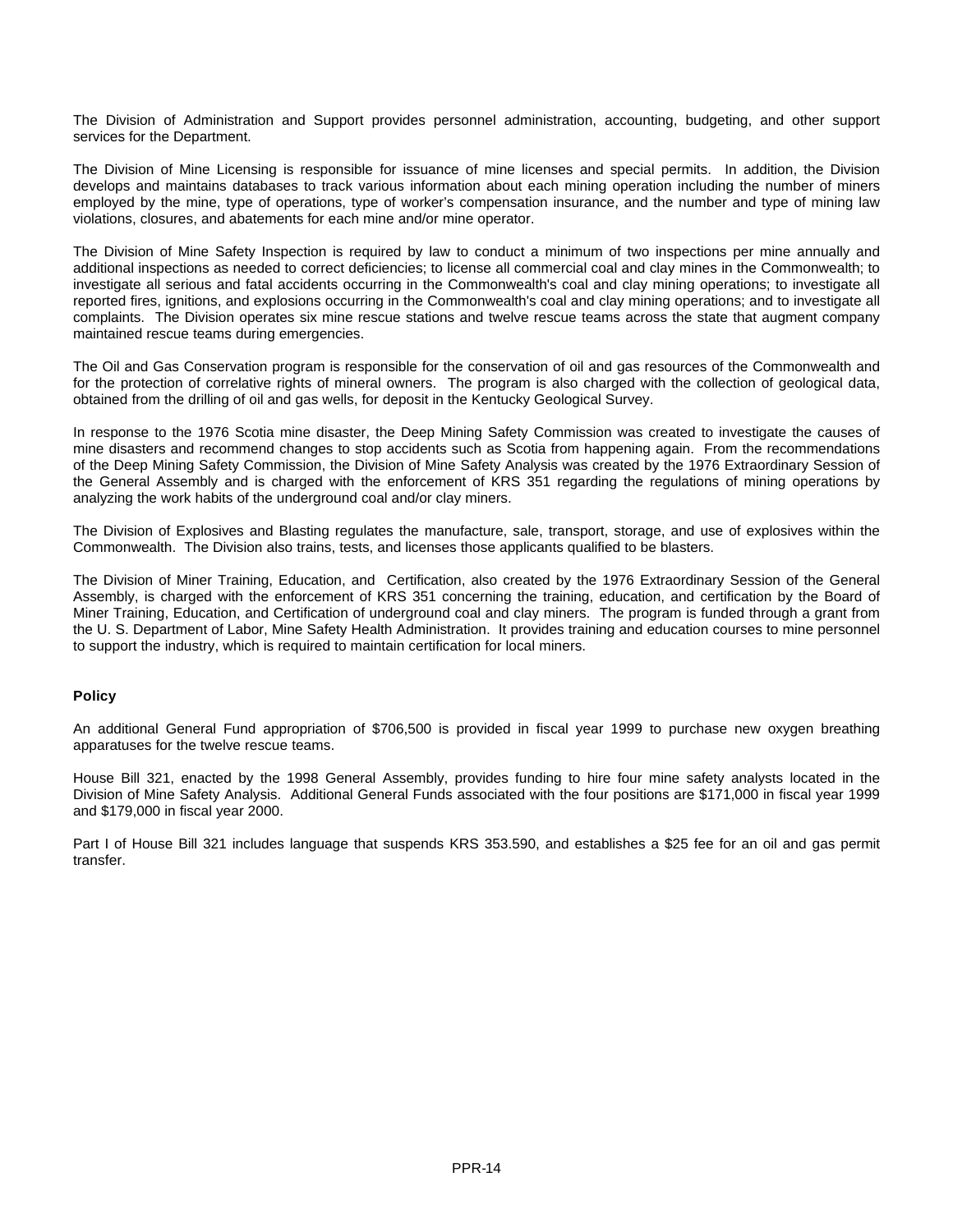The Division of Administration and Support provides personnel administration, accounting, budgeting, and other support services for the Department.

The Division of Mine Licensing is responsible for issuance of mine licenses and special permits. In addition, the Division develops and maintains databases to track various information about each mining operation including the number of miners employed by the mine, type of operations, type of worker's compensation insurance, and the number and type of mining law violations, closures, and abatements for each mine and/or mine operator.

The Division of Mine Safety Inspection is required by law to conduct a minimum of two inspections per mine annually and additional inspections as needed to correct deficiencies; to license all commercial coal and clay mines in the Commonwealth; to investigate all serious and fatal accidents occurring in the Commonwealth's coal and clay mining operations; to investigate all reported fires, ignitions, and explosions occurring in the Commonwealth's coal and clay mining operations; and to investigate all complaints. The Division operates six mine rescue stations and twelve rescue teams across the state that augment company maintained rescue teams during emergencies.

The Oil and Gas Conservation program is responsible for the conservation of oil and gas resources of the Commonwealth and for the protection of correlative rights of mineral owners. The program is also charged with the collection of geological data, obtained from the drilling of oil and gas wells, for deposit in the Kentucky Geological Survey.

In response to the 1976 Scotia mine disaster, the Deep Mining Safety Commission was created to investigate the causes of mine disasters and recommend changes to stop accidents such as Scotia from happening again. From the recommendations of the Deep Mining Safety Commission, the Division of Mine Safety Analysis was created by the 1976 Extraordinary Session of the General Assembly and is charged with the enforcement of KRS 351 regarding the regulations of mining operations by analyzing the work habits of the underground coal and/or clay miners.

The Division of Explosives and Blasting regulates the manufacture, sale, transport, storage, and use of explosives within the Commonwealth. The Division also trains, tests, and licenses those applicants qualified to be blasters.

The Division of Miner Training, Education, and Certification, also created by the 1976 Extraordinary Session of the General Assembly, is charged with the enforcement of KRS 351 concerning the training, education, and certification by the Board of Miner Training, Education, and Certification of underground coal and clay miners. The program is funded through a grant from the U. S. Department of Labor, Mine Safety Health Administration. It provides training and education courses to mine personnel to support the industry, which is required to maintain certification for local miners.

**Policy**

An additional General Fund appropriation of $706,500 is provided in fiscal year 1999 to purchase new oxygen breathing apparatuses for the twelve rescue teams.

House Bill 321, enacted by the 1998 General Assembly, provides funding to hire four mine safety analysts located in the Division of Mine Safety Analysis. Additional General Funds associated with the four positions are $171,000 in fiscal year 1999 and $179,000 in fiscal year 2000.

Part I of House Bill 321 includes language that suspends KRS 353.590, and establishes a $25 fee for an oil and gas permit transfer.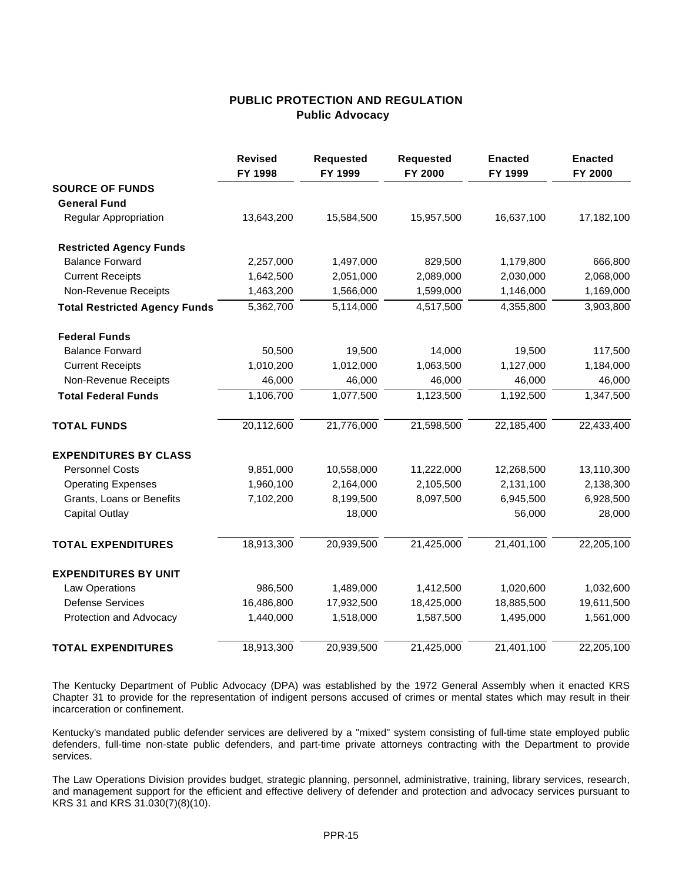# PUBLIC PROTECTION AND REGULATION
## Public Advocacy

| | Revised FY 1998 | Requested FY 1999 | Requested FY 2000 | Enacted FY 1999 | Enacted FY 2000 |
|---|---|---|---|---|---|
| **SOURCE OF FUNDS** | | | | | |
| **General Fund** | | | | | |
| Regular Appropriation | 13,643,200 | 15,584,500 | 15,957,500 | 16,637,100 | 17,182,100 |
| **Restricted Agency Funds** | | | | | |
| Balance Forward | 2,257,000 | 1,497,000 | 829,500 | 1,179,800 | 666,800 |
| Current Receipts | 1,642,500 | 2,051,000 | 2,089,000 | 2,030,000 | 2,068,000 |
| Non-Revenue Receipts | 1,463,200 | 1,566,000 | 1,599,000 | 1,146,000 | 1,169,000 |
| **Total Restricted Agency Funds** | 5,362,700 | 5,114,000 | 4,517,500 | 4,355,800 | 3,903,800 |
| **Federal Funds** | | | | | |
| Balance Forward | 50,500 | 19,500 | 14,000 | 19,500 | 117,500 |
| Current Receipts | 1,010,200 | 1,012,000 | 1,063,500 | 1,127,000 | 1,184,000 |
| Non-Revenue Receipts | 46,000 | 46,000 | 46,000 | 46,000 | 46,000 |
| **Total Federal Funds** | 1,106,700 | 1,077,500 | 1,123,500 | 1,192,500 | 1,347,500 |
| **TOTAL FUNDS** | 20,112,600 | 21,776,000 | 21,598,500 | 22,185,400 | 22,433,400 |
| **EXPENDITURES BY CLASS** | | | | | |
| Personnel Costs | 9,851,000 | 10,558,000 | 11,222,000 | 12,268,500 | 13,110,300 |
| Operating Expenses | 1,960,100 | 2,164,000 | 2,105,500 | 2,131,100 | 2,138,300 |
| Grants, Loans or Benefits | 7,102,200 | 8,199,500 | 8,097,500 | 6,945,500 | 6,928,500 |
| Capital Outlay | | 18,000 | | 56,000 | 28,000 |
| **TOTAL EXPENDITURES** | 18,913,300 | 20,939,500 | 21,425,000 | 21,401,100 | 22,205,100 |
| **EXPENDITURES BY UNIT** | | | | | |
| Law Operations | 986,500 | 1,489,000 | 1,412,500 | 1,020,600 | 1,032,600 |
| Defense Services | 16,486,800 | 17,932,500 | 18,425,000 | 18,885,500 | 19,611,500 |
| Protection and Advocacy | 1,440,000 | 1,518,000 | 1,587,500 | 1,495,000 | 1,561,000 |
| **TOTAL EXPENDITURES** | 18,913,300 | 20,939,500 | 21,425,000 | 21,401,100 | 22,205,100 |

The Kentucky Department of Public Advocacy (DPA) was established by the 1972 General Assembly when it enacted KRS Chapter 31 to provide for the representation of indigent persons accused of crimes or mental states which may result in their incarceration or confinement.

Kentucky's mandated public defender services are delivered by a "mixed" system consisting of full-time state employed public defenders, full-time non-state public defenders, and part-time private attorneys contracting with the Department to provide services.

The Law Operations Division provides budget, strategic planning, personnel, administrative, training, library services, research, and management support for the efficient and effective delivery of defender and protection and advocacy services pursuant to KRS 31 and KRS 31.030(7)(8)(10).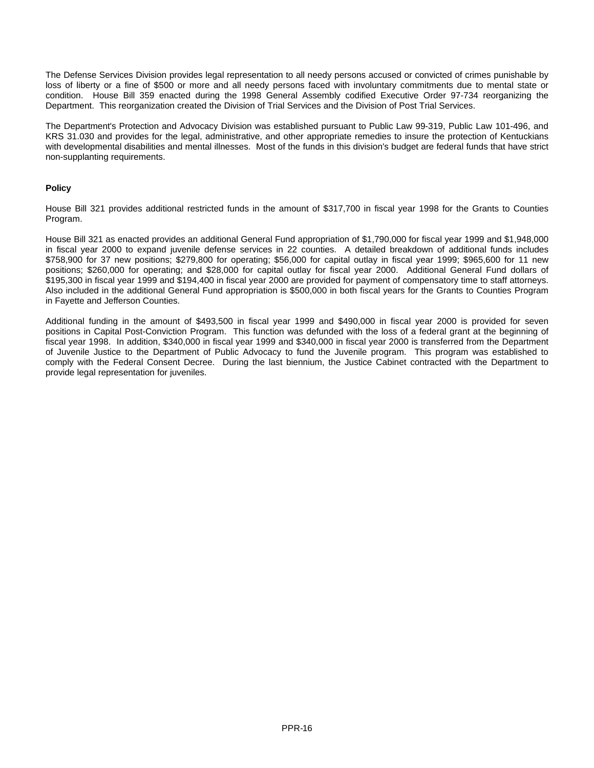The Defense Services Division provides legal representation to all needy persons accused or convicted of crimes punishable by loss of liberty or a fine of $500 or more and all needy persons faced with involuntary commitments due to mental state or condition. House Bill 359 enacted during the 1998 General Assembly codified Executive Order 97-734 reorganizing the Department. This reorganization created the Division of Trial Services and the Division of Post Trial Services.

The Department's Protection and Advocacy Division was established pursuant to Public Law 99-319, Public Law 101-496, and KRS 31.030 and provides for the legal, administrative, and other appropriate remedies to insure the protection of Kentuckians with developmental disabilities and mental illnesses. Most of the funds in this division's budget are federal funds that have strict non-supplanting requirements.

**Policy**

House Bill 321 provides additional restricted funds in the amount of $317,700 in fiscal year 1998 for the Grants to Counties Program.

House Bill 321 as enacted provides an additional General Fund appropriation of $1,790,000 for fiscal year 1999 and $1,948,000 in fiscal year 2000 to expand juvenile defense services in 22 counties. A detailed breakdown of additional funds includes $758,900 for 37 new positions; $279,800 for operating; $56,000 for capital outlay in fiscal year 1999; $965,600 for 11 new positions; $260,000 for operating; and $28,000 for capital outlay for fiscal year 2000. Additional General Fund dollars of $195,300 in fiscal year 1999 and $194,400 in fiscal year 2000 are provided for payment of compensatory time to staff attorneys. Also included in the additional General Fund appropriation is $500,000 in both fiscal years for the Grants to Counties Program in Fayette and Jefferson Counties.

Additional funding in the amount of $493,500 in fiscal year 1999 and $490,000 in fiscal year 2000 is provided for seven positions in Capital Post-Conviction Program. This function was defunded with the loss of a federal grant at the beginning of fiscal year 1998. In addition, $340,000 in fiscal year 1999 and $340,000 in fiscal year 2000 is transferred from the Department of Juvenile Justice to the Department of Public Advocacy to fund the Juvenile program. This program was established to comply with the Federal Consent Decree. During the last biennium, the Justice Cabinet contracted with the Department to provide legal representation for juveniles.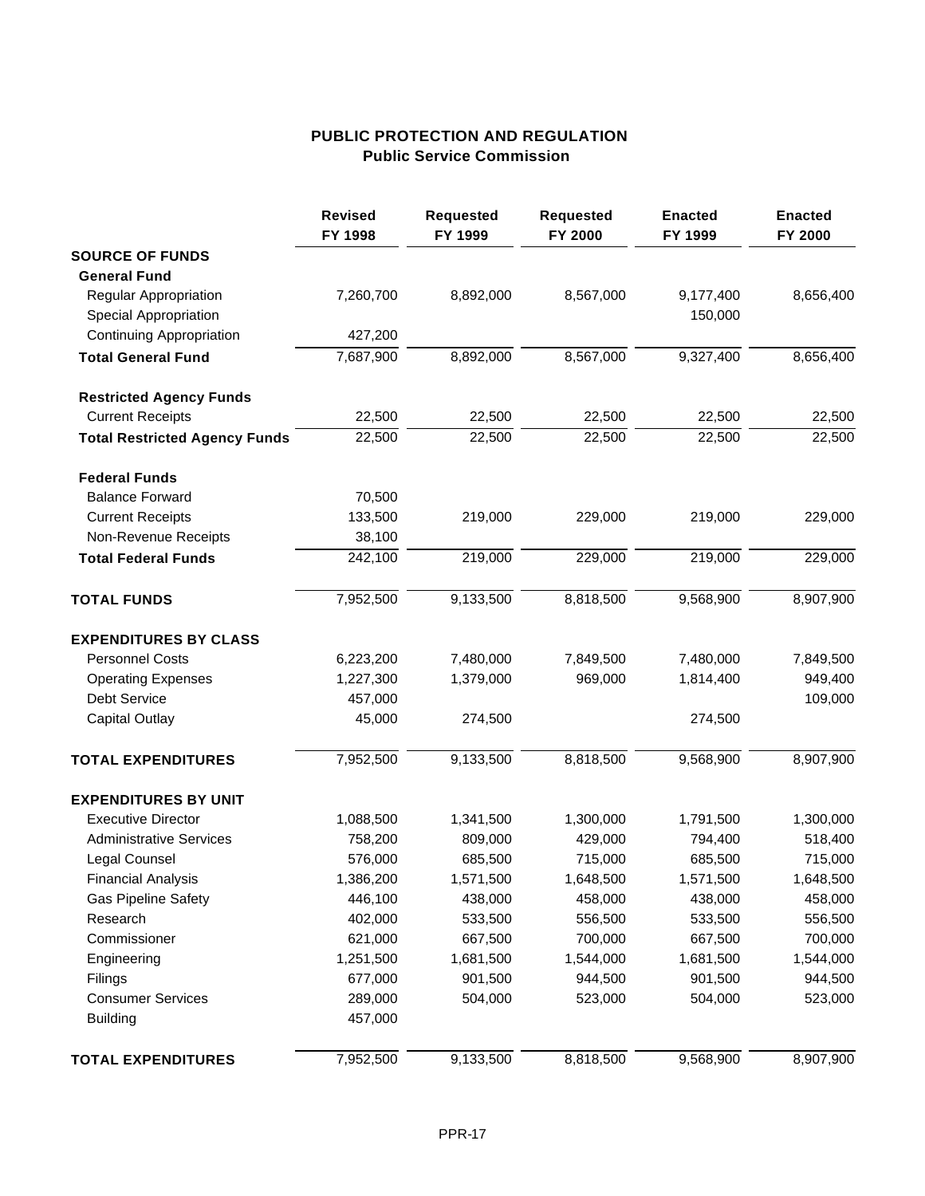# PUBLIC PROTECTION AND REGULATION
## Public Service Commission

| | Revised FY 1998 | Requested FY 1999 | Requested FY 2000 | Enacted FY 1999 | Enacted FY 2000 |
|---|---|---|---|---|---|
| **SOURCE OF FUNDS** | | | | | |
| **General Fund** | | | | | |
| Regular Appropriation | 7,260,700 | 8,892,000 | 8,567,000 | 9,177,400 | 8,656,400 |
| Special Appropriation | | | | 150,000 | |
| Continuing Appropriation | 427,200 | | | | |
| **Total General Fund** | 7,687,900 | 8,892,000 | 8,567,000 | 9,327,400 | 8,656,400 |
| **Restricted Agency Funds** | | | | | |
| Current Receipts | 22,500 | 22,500 | 22,500 | 22,500 | 22,500 |
| **Total Restricted Agency Funds** | 22,500 | 22,500 | 22,500 | 22,500 | 22,500 |
| **Federal Funds** | | | | | |
| Balance Forward | 70,500 | | | | |
| Current Receipts | 133,500 | 219,000 | 229,000 | 219,000 | 229,000 |
| Non-Revenue Receipts | 38,100 | | | | |
| **Total Federal Funds** | 242,100 | 219,000 | 229,000 | 219,000 | 229,000 |
| **TOTAL FUNDS** | 7,952,500 | 9,133,500 | 8,818,500 | 9,568,900 | 8,907,900 |
| **EXPENDITURES BY CLASS** | | | | | |
| Personnel Costs | 6,223,200 | 7,480,000 | 7,849,500 | 7,480,000 | 7,849,500 |
| Operating Expenses | 1,227,300 | 1,379,000 | 969,000 | 1,814,400 | 949,400 |
| Debt Service | 457,000 | | | | 109,000 |
| Capital Outlay | 45,000 | 274,500 | | 274,500 | |
| **TOTAL EXPENDITURES** | 7,952,500 | 9,133,500 | 8,818,500 | 9,568,900 | 8,907,900 |
| **EXPENDITURES BY UNIT** | | | | | |
| Executive Director | 1,088,500 | 1,341,500 | 1,300,000 | 1,791,500 | 1,300,000 |
| Administrative Services | 758,200 | 809,000 | 429,000 | 794,400 | 518,400 |
| Legal Counsel | 576,000 | 685,500 | 715,000 | 685,500 | 715,000 |
| Financial Analysis | 1,386,200 | 1,571,500 | 1,648,500 | 1,571,500 | 1,648,500 |
| Gas Pipeline Safety | 446,100 | 438,000 | 458,000 | 438,000 | 458,000 |
| Research | 402,000 | 533,500 | 556,500 | 533,500 | 556,500 |
| Commissioner | 621,000 | 667,500 | 700,000 | 667,500 | 700,000 |
| Engineering | 1,251,500 | 1,681,500 | 1,544,000 | 1,681,500 | 1,544,000 |
| Filings | 677,000 | 901,500 | 944,500 | 901,500 | 944,500 |
| Consumer Services | 289,000 | 504,000 | 523,000 | 504,000 | 523,000 |
| Building | 457,000 | | | | |
| **TOTAL EXPENDITURES** | 7,952,500 | 9,133,500 | 8,818,500 | 9,568,900 | 8,907,900 |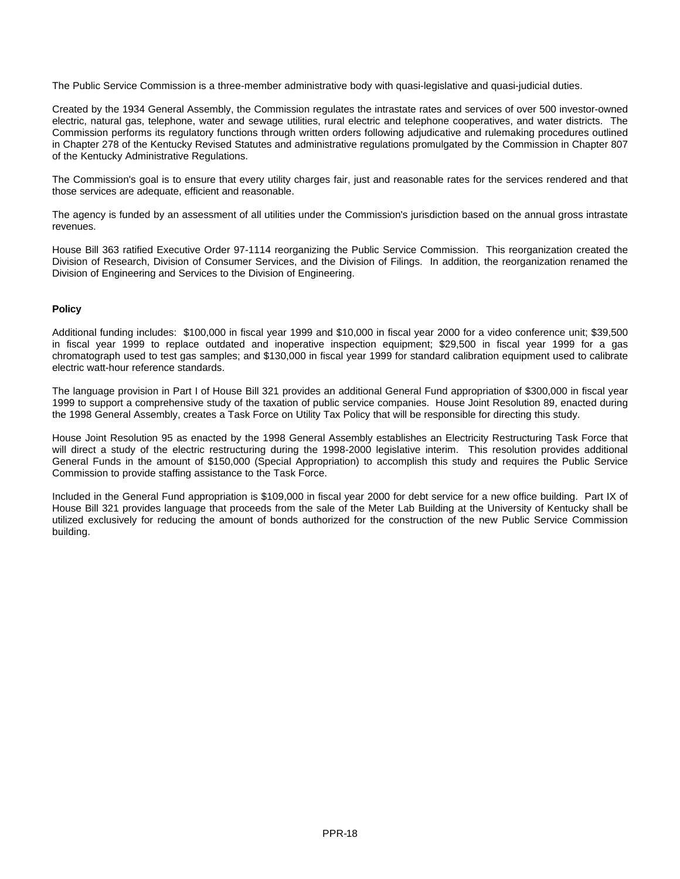The Public Service Commission is a three-member administrative body with quasi-legislative and quasi-judicial duties.

Created by the 1934 General Assembly, the Commission regulates the intrastate rates and services of over 500 investor-owned electric, natural gas, telephone, water and sewage utilities, rural electric and telephone cooperatives, and water districts. The Commission performs its regulatory functions through written orders following adjudicative and rulemaking procedures outlined in Chapter 278 of the Kentucky Revised Statutes and administrative regulations promulgated by the Commission in Chapter 807 of the Kentucky Administrative Regulations.

The Commission's goal is to ensure that every utility charges fair, just and reasonable rates for the services rendered and that those services are adequate, efficient and reasonable.

The agency is funded by an assessment of all utilities under the Commission's jurisdiction based on the annual gross intrastate revenues.

House Bill 363 ratified Executive Order 97-1114 reorganizing the Public Service Commission. This reorganization created the Division of Research, Division of Consumer Services, and the Division of Filings. In addition, the reorganization renamed the Division of Engineering and Services to the Division of Engineering.

**Policy**

Additional funding includes: $100,000 in fiscal year 1999 and $10,000 in fiscal year 2000 for a video conference unit; $39,500 in fiscal year 1999 to replace outdated and inoperative inspection equipment; $29,500 in fiscal year 1999 for a gas chromatograph used to test gas samples; and $130,000 in fiscal year 1999 for standard calibration equipment used to calibrate electric watt-hour reference standards.

The language provision in Part I of House Bill 321 provides an additional General Fund appropriation of $300,000 in fiscal year 1999 to support a comprehensive study of the taxation of public service companies. House Joint Resolution 89, enacted during the 1998 General Assembly, creates a Task Force on Utility Tax Policy that will be responsible for directing this study.

House Joint Resolution 95 as enacted by the 1998 General Assembly establishes an Electricity Restructuring Task Force that will direct a study of the electric restructuring during the 1998-2000 legislative interim. This resolution provides additional General Funds in the amount of $150,000 (Special Appropriation) to accomplish this study and requires the Public Service Commission to provide staffing assistance to the Task Force.

Included in the General Fund appropriation is $109,000 in fiscal year 2000 for debt service for a new office building. Part IX of House Bill 321 provides language that proceeds from the sale of the Meter Lab Building at the University of Kentucky shall be utilized exclusively for reducing the amount of bonds authorized for the construction of the new Public Service Commission building.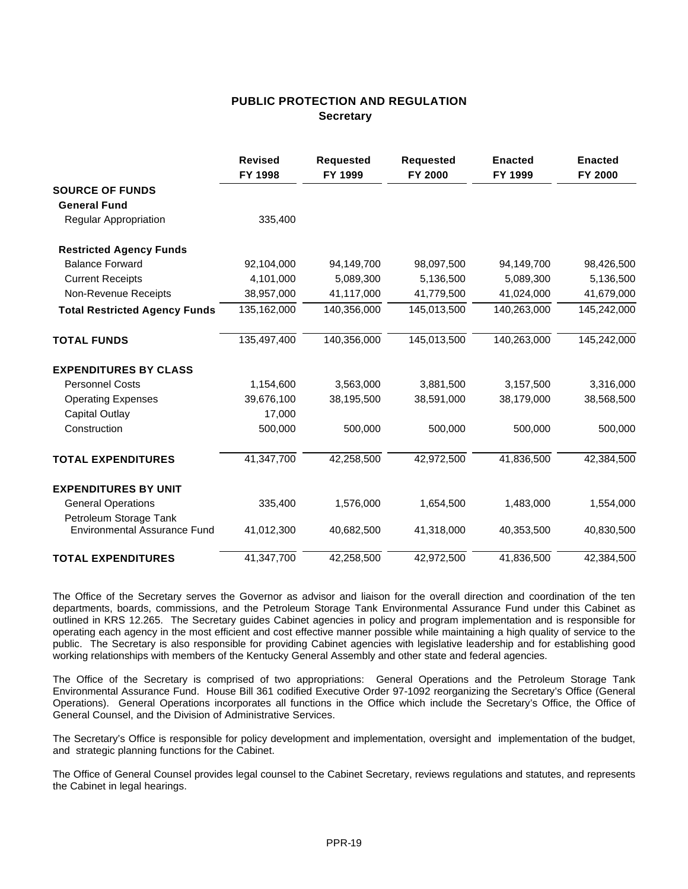# PUBLIC PROTECTION AND REGULATION
## Secretary

| | Revised FY 1998 | Requested FY 1999 | Requested FY 2000 | Enacted FY 1999 | Enacted FY 2000 |
|---|---|---|---|---|---|
| **SOURCE OF FUNDS** | | | | | |
| **General Fund** | | | | | |
| Regular Appropriation | 335,400 | | | | |
| **Restricted Agency Funds** | | | | | |
| Balance Forward | 92,104,000 | 94,149,700 | 98,097,500 | 94,149,700 | 98,426,500 |
| Current Receipts | 4,101,000 | 5,089,300 | 5,136,500 | 5,089,300 | 5,136,500 |
| Non-Revenue Receipts | 38,957,000 | 41,117,000 | 41,779,500 | 41,024,000 | 41,679,000 |
| **Total Restricted Agency Funds** | 135,162,000 | 140,356,000 | 145,013,500 | 140,263,000 | 145,242,000 |
| **TOTAL FUNDS** | 135,497,400 | 140,356,000 | 145,013,500 | 140,263,000 | 145,242,000 |
| **EXPENDITURES BY CLASS** | | | | | |
| Personnel Costs | 1,154,600 | 3,563,000 | 3,881,500 | 3,157,500 | 3,316,000 |
| Operating Expenses | 39,676,100 | 38,195,500 | 38,591,000 | 38,179,000 | 38,568,500 |
| Capital Outlay | 17,000 | | | | |
| Construction | 500,000 | 500,000 | 500,000 | 500,000 | 500,000 |
| **TOTAL EXPENDITURES** | 41,347,700 | 42,258,500 | 42,972,500 | 41,836,500 | 42,384,500 |
| **EXPENDITURES BY UNIT** | | | | | |
| General Operations | 335,400 | 1,576,000 | 1,654,500 | 1,483,000 | 1,554,000 |
| Petroleum Storage Tank Environmental Assurance Fund | 41,012,300 | 40,682,500 | 41,318,000 | 40,353,500 | 40,830,500 |
| **TOTAL EXPENDITURES** | 41,347,700 | 42,258,500 | 42,972,500 | 41,836,500 | 42,384,500 |

The Office of the Secretary serves the Governor as advisor and liaison for the overall direction and coordination of the ten departments, boards, commissions, and the Petroleum Storage Tank Environmental Assurance Fund under this Cabinet as outlined in KRS 12.265. The Secretary guides Cabinet agencies in policy and program implementation and is responsible for operating each agency in the most efficient and cost effective manner possible while maintaining a high quality of service to the public. The Secretary is also responsible for providing Cabinet agencies with legislative leadership and for establishing good working relationships with members of the Kentucky General Assembly and other state and federal agencies.

The Office of the Secretary is comprised of two appropriations: General Operations and the Petroleum Storage Tank Environmental Assurance Fund. House Bill 361 codified Executive Order 97-1092 reorganizing the Secretary's Office (General Operations). General Operations incorporates all functions in the Office which include the Secretary's Office, the Office of General Counsel, and the Division of Administrative Services.

The Secretary's Office is responsible for policy development and implementation, oversight and implementation of the budget, and strategic planning functions for the Cabinet.

The Office of General Counsel provides legal counsel to the Cabinet Secretary, reviews regulations and statutes, and represents the Cabinet in legal hearings.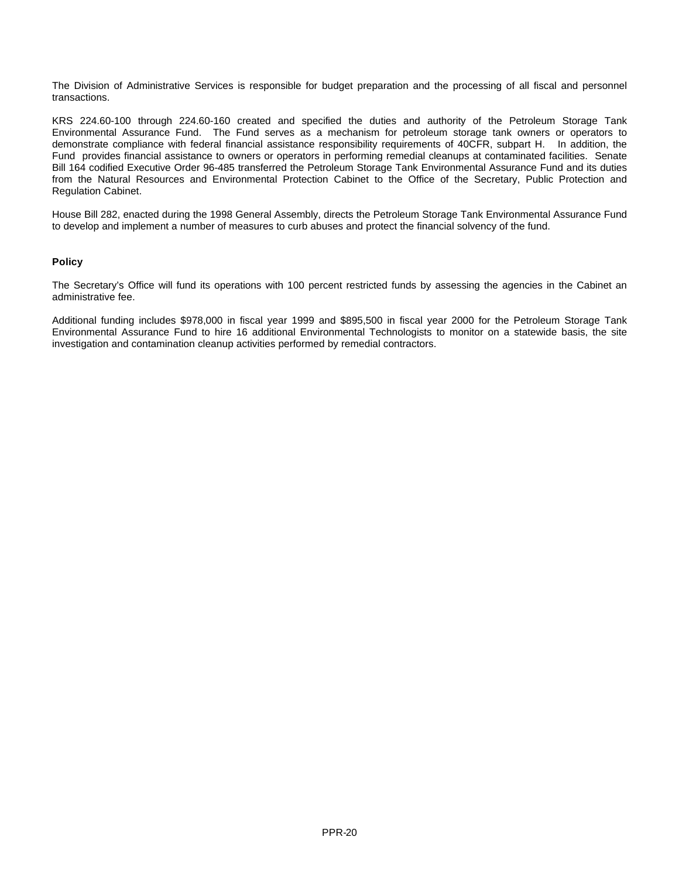The Division of Administrative Services is responsible for budget preparation and the processing of all fiscal and personnel transactions.

KRS 224.60-100 through 224.60-160 created and specified the duties and authority of the Petroleum Storage Tank Environmental Assurance Fund. The Fund serves as a mechanism for petroleum storage tank owners or operators to demonstrate compliance with federal financial assistance responsibility requirements of 40CFR, subpart H. In addition, the Fund provides financial assistance to owners or operators in performing remedial cleanups at contaminated facilities. Senate Bill 164 codified Executive Order 96-485 transferred the Petroleum Storage Tank Environmental Assurance Fund and its duties from the Natural Resources and Environmental Protection Cabinet to the Office of the Secretary, Public Protection and Regulation Cabinet.

House Bill 282, enacted during the 1998 General Assembly, directs the Petroleum Storage Tank Environmental Assurance Fund to develop and implement a number of measures to curb abuses and protect the financial solvency of the fund.

**Policy**

The Secretary's Office will fund its operations with 100 percent restricted funds by assessing the agencies in the Cabinet an administrative fee.

Additional funding includes $978,000 in fiscal year 1999 and $895,500 in fiscal year 2000 for the Petroleum Storage Tank Environmental Assurance Fund to hire 16 additional Environmental Technologists to monitor on a statewide basis, the site investigation and contamination cleanup activities performed by remedial contractors.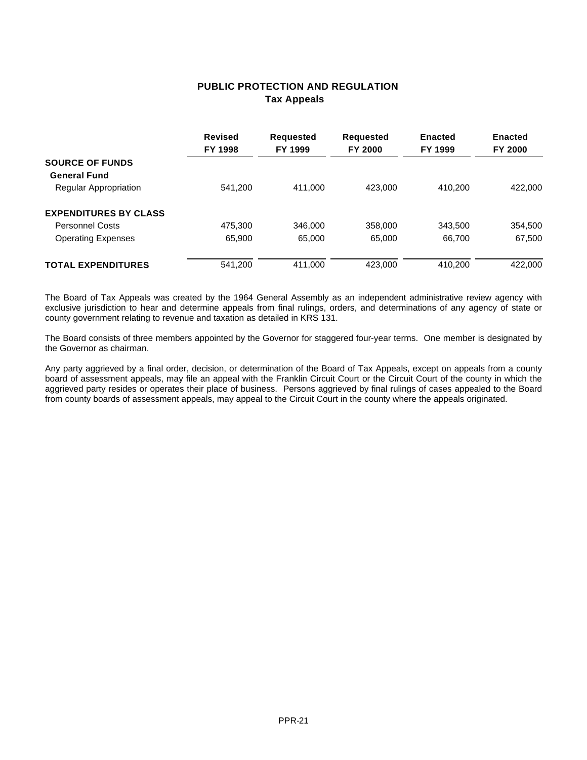# PUBLIC PROTECTION AND REGULATION
## Tax Appeals

| | Revised FY 1998 | Requested FY 1999 | Requested FY 2000 | Enacted FY 1999 | Enacted FY 2000 |
|---|---|---|---|---|---|
| **SOURCE OF FUNDS** | | | | | |
| **General Fund** | | | | | |
| Regular Appropriation | 541,200 | 411,000 | 423,000 | 410,200 | 422,000 |
| **EXPENDITURES BY CLASS** | | | | | |
| Personnel Costs | 475,300 | 346,000 | 358,000 | 343,500 | 354,500 |
| Operating Expenses | 65,900 | 65,000 | 65,000 | 66,700 | 67,500 |
| **TOTAL EXPENDITURES** | 541,200 | 411,000 | 423,000 | 410,200 | 422,000 |

The Board of Tax Appeals was created by the 1964 General Assembly as an independent administrative review agency with exclusive jurisdiction to hear and determine appeals from final rulings, orders, and determinations of any agency of state or county government relating to revenue and taxation as detailed in KRS 131.

The Board consists of three members appointed by the Governor for staggered four-year terms. One member is designated by the Governor as chairman.

Any party aggrieved by a final order, decision, or determination of the Board of Tax Appeals, except on appeals from a county board of assessment appeals, may file an appeal with the Franklin Circuit Court or the Circuit Court of the county in which the aggrieved party resides or operates their place of business. Persons aggrieved by final rulings of cases appealed to the Board from county boards of assessment appeals, may appeal to the Circuit Court in the county where the appeals originated.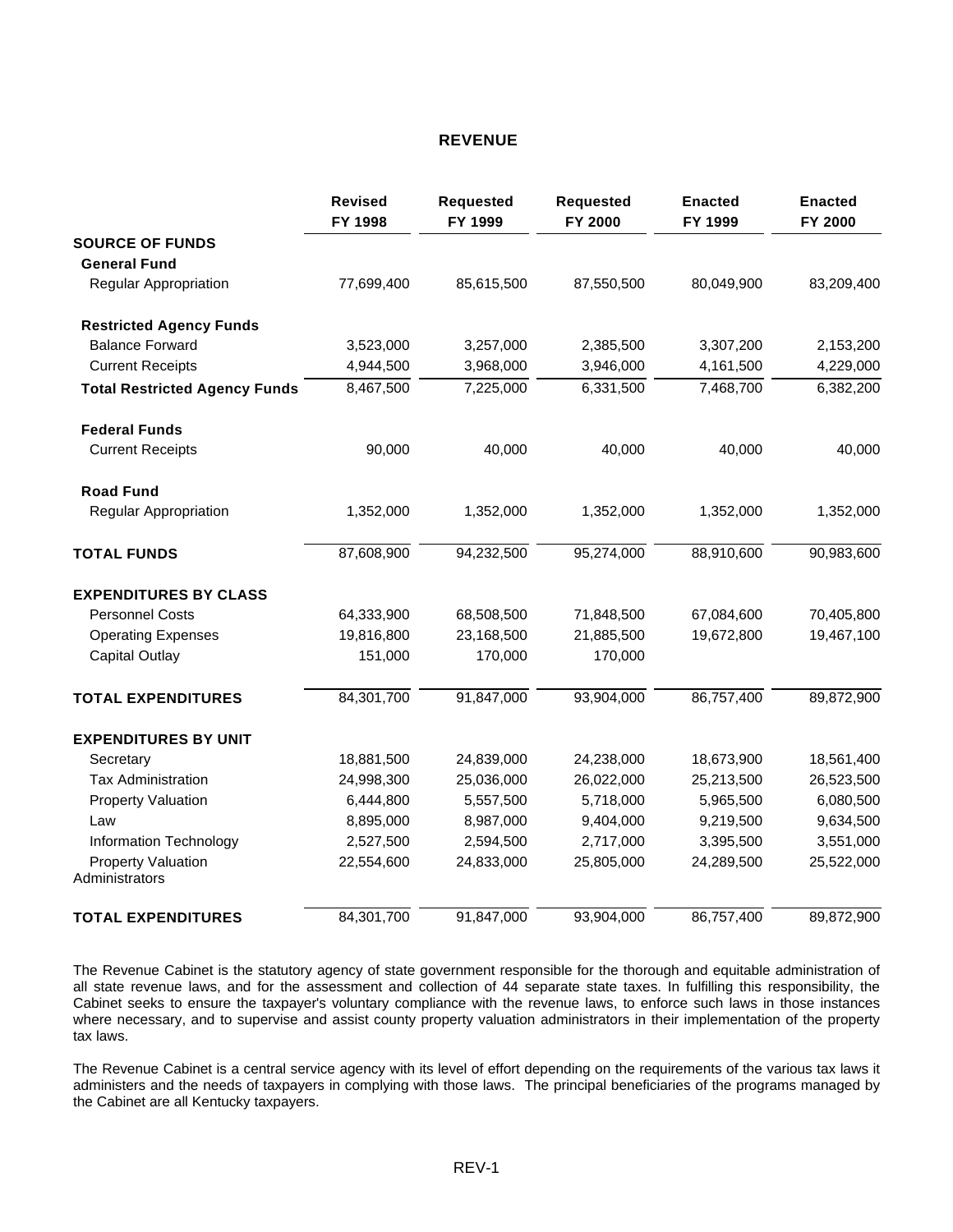# REVENUE

| | Revised FY 1998 | Requested FY 1999 | Requested FY 2000 | Enacted FY 1999 | Enacted FY 2000 |
|---|---|---|---|---|---|
| **SOURCE OF FUNDS** | | | | | |
| **General Fund** | | | | | |
| Regular Appropriation | 77,699,400 | 85,615,500 | 87,550,500 | 80,049,900 | 83,209,400 |
| **Restricted Agency Funds** | | | | | |
| Balance Forward | 3,523,000 | 3,257,000 | 2,385,500 | 3,307,200 | 2,153,200 |
| Current Receipts | 4,944,500 | 3,968,000 | 3,946,000 | 4,161,500 | 4,229,000 |
| **Total Restricted Agency Funds** | 8,467,500 | 7,225,000 | 6,331,500 | 7,468,700 | 6,382,200 |
| **Federal Funds** | | | | | |
| Current Receipts | 90,000 | 40,000 | 40,000 | 40,000 | 40,000 |
| **Road Fund** | | | | | |
| Regular Appropriation | 1,352,000 | 1,352,000 | 1,352,000 | 1,352,000 | 1,352,000 |
| **TOTAL FUNDS** | 87,608,900 | 94,232,500 | 95,274,000 | 88,910,600 | 90,983,600 |
| **EXPENDITURES BY CLASS** | | | | | |
| Personnel Costs | 64,333,900 | 68,508,500 | 71,848,500 | 67,084,600 | 70,405,800 |
| Operating Expenses | 19,816,800 | 23,168,500 | 21,885,500 | 19,672,800 | 19,467,100 |
| Capital Outlay | 151,000 | 170,000 | 170,000 | | |
| **TOTAL EXPENDITURES** | 84,301,700 | 91,847,000 | 93,904,000 | 86,757,400 | 89,872,900 |
| **EXPENDITURES BY UNIT** | | | | | |
| Secretary | 18,881,500 | 24,839,000 | 24,238,000 | 18,673,900 | 18,561,400 |
| Tax Administration | 24,998,300 | 25,036,000 | 26,022,000 | 25,213,500 | 26,523,500 |
| Property Valuation | 6,444,800 | 5,557,500 | 5,718,000 | 5,965,500 | 6,080,500 |
| Law | 8,895,000 | 8,987,000 | 9,404,000 | 9,219,500 | 9,634,500 |
| Information Technology | 2,527,500 | 2,594,500 | 2,717,000 | 3,395,500 | 3,551,000 |
| Property Valuation Administrators | 22,554,600 | 24,833,000 | 25,805,000 | 24,289,500 | 25,522,000 |
| **TOTAL EXPENDITURES** | 84,301,700 | 91,847,000 | 93,904,000 | 86,757,400 | 89,872,900 |

The Revenue Cabinet is the statutory agency of state government responsible for the thorough and equitable administration of all state revenue laws, and for the assessment and collection of 44 separate state taxes. In fulfilling this responsibility, the Cabinet seeks to ensure the taxpayer's voluntary compliance with the revenue laws, to enforce such laws in those instances where necessary, and to supervise and assist county property valuation administrators in their implementation of the property tax laws.

The Revenue Cabinet is a central service agency with its level of effort depending on the requirements of the various tax laws it administers and the needs of taxpayers in complying with those laws. The principal beneficiaries of the programs managed by the Cabinet are all Kentucky taxpayers.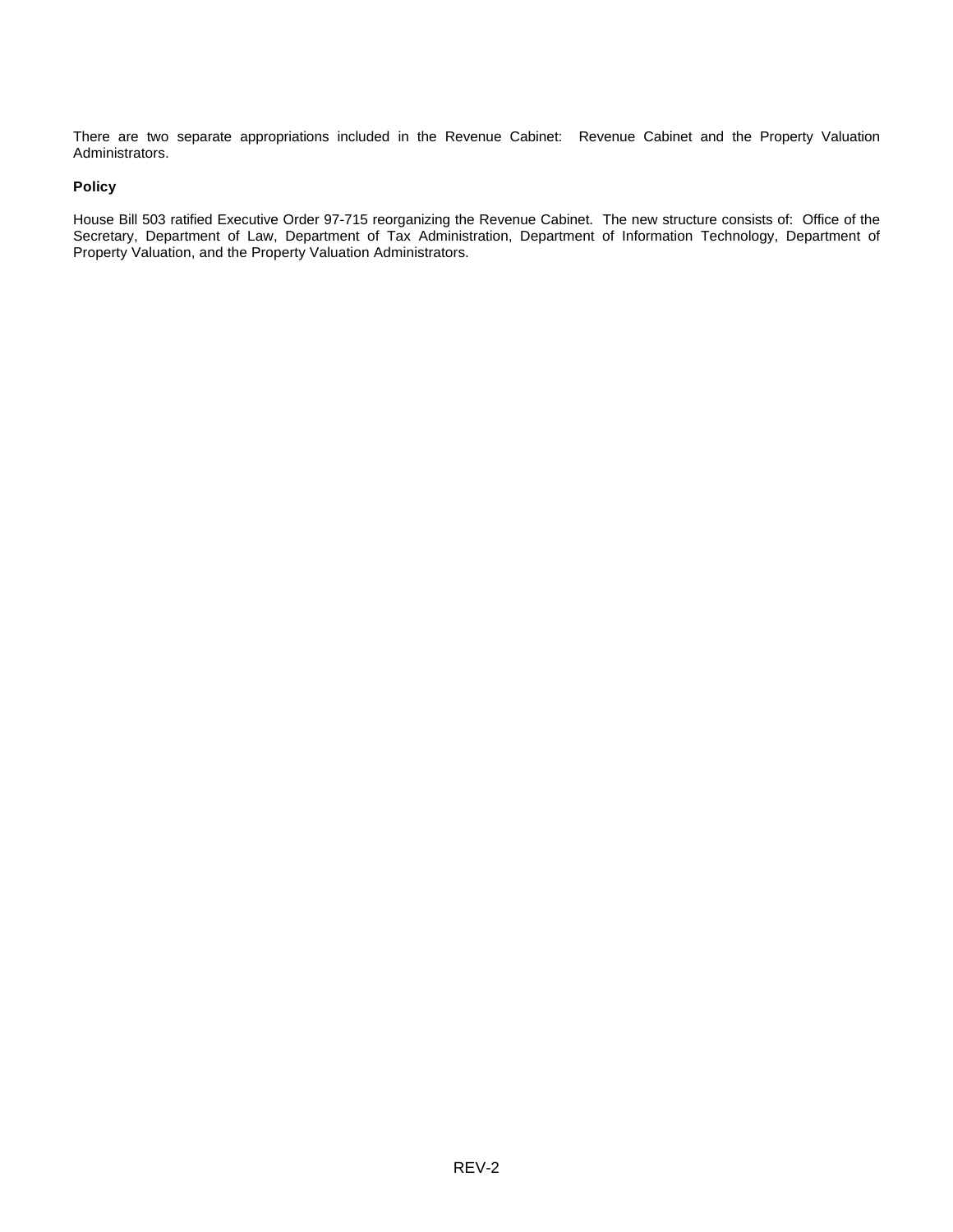There are two separate appropriations included in the Revenue Cabinet: Revenue Cabinet and the Property Valuation Administrators.

**Policy**

House Bill 503 ratified Executive Order 97-715 reorganizing the Revenue Cabinet. The new structure consists of: Office of the Secretary, Department of Law, Department of Tax Administration, Department of Information Technology, Department of Property Valuation, and the Property Valuation Administrators.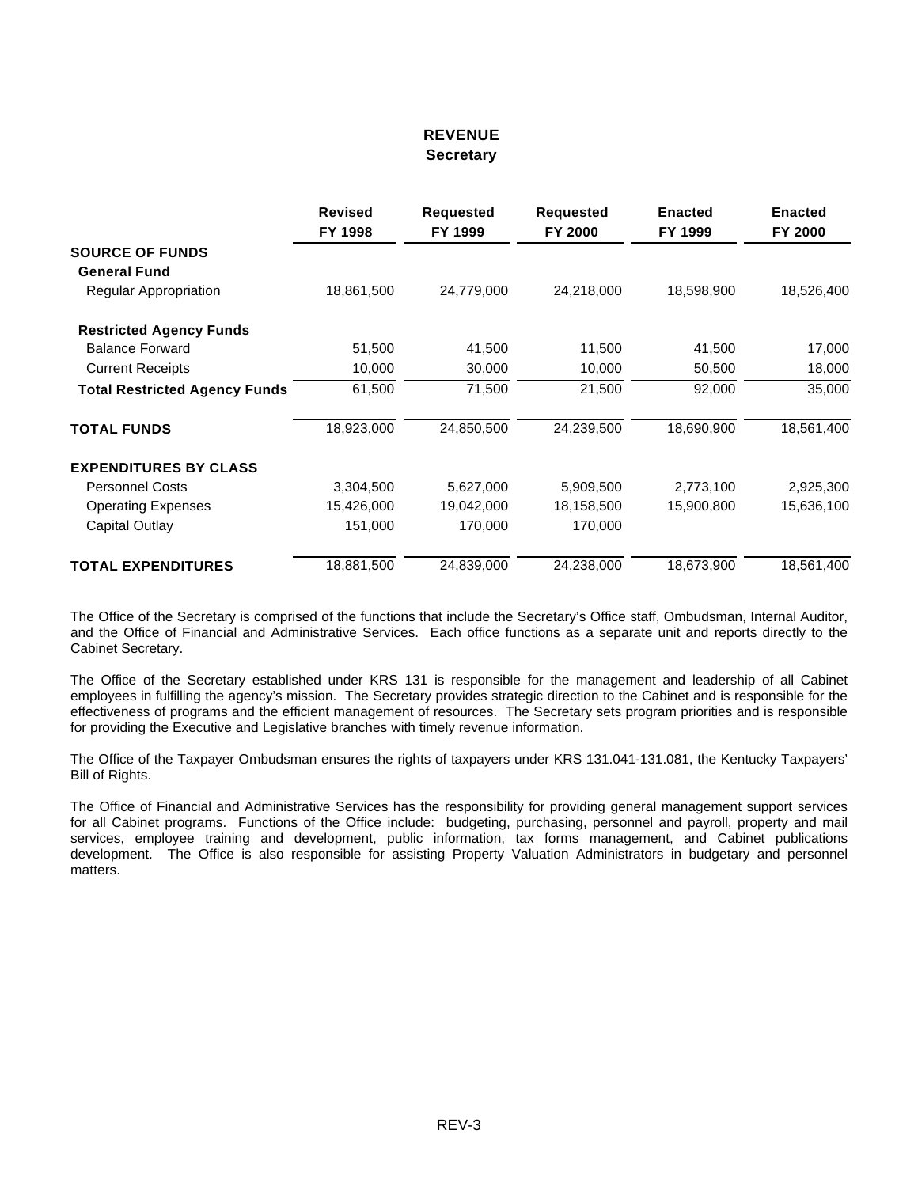# REVENUE
## Secretary

| | Revised FY 1998 | Requested FY 1999 | Requested FY 2000 | Enacted FY 1999 | Enacted FY 2000 |
|---|---|---|---|---|---|
| **SOURCE OF FUNDS** | | | | | |
| **General Fund** | | | | | |
| Regular Appropriation | 18,861,500 | 24,779,000 | 24,218,000 | 18,598,900 | 18,526,400 |
| **Restricted Agency Funds** | | | | | |
| Balance Forward | 51,500 | 41,500 | 11,500 | 41,500 | 17,000 |
| Current Receipts | 10,000 | 30,000 | 10,000 | 50,500 | 18,000 |
| **Total Restricted Agency Funds** | 61,500 | 71,500 | 21,500 | 92,000 | 35,000 |
| **TOTAL FUNDS** | 18,923,000 | 24,850,500 | 24,239,500 | 18,690,900 | 18,561,400 |
| **EXPENDITURES BY CLASS** | | | | | |
| Personnel Costs | 3,304,500 | 5,627,000 | 5,909,500 | 2,773,100 | 2,925,300 |
| Operating Expenses | 15,426,000 | 19,042,000 | 18,158,500 | 15,900,800 | 15,636,100 |
| Capital Outlay | 151,000 | 170,000 | 170,000 | | |
| **TOTAL EXPENDITURES** | 18,881,500 | 24,839,000 | 24,238,000 | 18,673,900 | 18,561,400 |

The Office of the Secretary is comprised of the functions that include the Secretary's Office staff, Ombudsman, Internal Auditor, and the Office of Financial and Administrative Services. Each office functions as a separate unit and reports directly to the Cabinet Secretary.

The Office of the Secretary established under KRS 131 is responsible for the management and leadership of all Cabinet employees in fulfilling the agency's mission. The Secretary provides strategic direction to the Cabinet and is responsible for the effectiveness of programs and the efficient management of resources. The Secretary sets program priorities and is responsible for providing the Executive and Legislative branches with timely revenue information.

The Office of the Taxpayer Ombudsman ensures the rights of taxpayers under KRS 131.041-131.081, the Kentucky Taxpayers' Bill of Rights.

The Office of Financial and Administrative Services has the responsibility for providing general management support services for all Cabinet programs. Functions of the Office include: budgeting, purchasing, personnel and payroll, property and mail services, employee training and development, public information, tax forms management, and Cabinet publications development. The Office is also responsible for assisting Property Valuation Administrators in budgetary and personnel matters.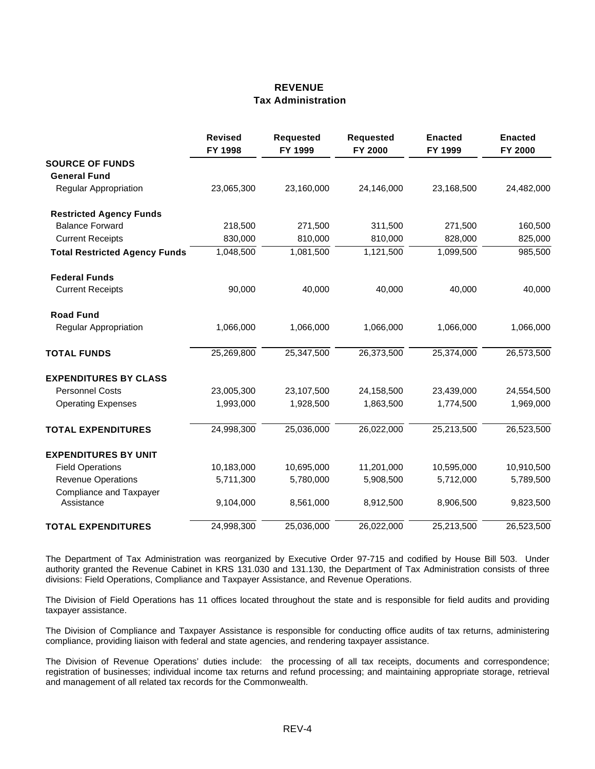# REVENUE
## Tax Administration

| | Revised FY 1998 | Requested FY 1999 | Requested FY 2000 | Enacted FY 1999 | Enacted FY 2000 |
|---|---|---|---|---|---|
| **SOURCE OF FUNDS** | | | | | |
| **General Fund** | | | | | |
| Regular Appropriation | 23,065,300 | 23,160,000 | 24,146,000 | 23,168,500 | 24,482,000 |
| **Restricted Agency Funds** | | | | | |
| Balance Forward | 218,500 | 271,500 | 311,500 | 271,500 | 160,500 |
| Current Receipts | 830,000 | 810,000 | 810,000 | 828,000 | 825,000 |
| **Total Restricted Agency Funds** | 1,048,500 | 1,081,500 | 1,121,500 | 1,099,500 | 985,500 |
| **Federal Funds** | | | | | |
| Current Receipts | 90,000 | 40,000 | 40,000 | 40,000 | 40,000 |
| **Road Fund** | | | | | |
| Regular Appropriation | 1,066,000 | 1,066,000 | 1,066,000 | 1,066,000 | 1,066,000 |
| **TOTAL FUNDS** | 25,269,800 | 25,347,500 | 26,373,500 | 25,374,000 | 26,573,500 |
| **EXPENDITURES BY CLASS** | | | | | |
| Personnel Costs | 23,005,300 | 23,107,500 | 24,158,500 | 23,439,000 | 24,554,500 |
| Operating Expenses | 1,993,000 | 1,928,500 | 1,863,500 | 1,774,500 | 1,969,000 |
| **TOTAL EXPENDITURES** | 24,998,300 | 25,036,000 | 26,022,000 | 25,213,500 | 26,523,500 |
| **EXPENDITURES BY UNIT** | | | | | |
| Field Operations | 10,183,000 | 10,695,000 | 11,201,000 | 10,595,000 | 10,910,500 |
| Revenue Operations | 5,711,300 | 5,780,000 | 5,908,500 | 5,712,000 | 5,789,500 |
| Compliance and Taxpayer Assistance | 9,104,000 | 8,561,000 | 8,912,500 | 8,906,500 | 9,823,500 |
| **TOTAL EXPENDITURES** | 24,998,300 | 25,036,000 | 26,022,000 | 25,213,500 | 26,523,500 |

The Department of Tax Administration was reorganized by Executive Order 97-715 and codified by House Bill 503. Under authority granted the Revenue Cabinet in KRS 131.030 and 131.130, the Department of Tax Administration consists of three divisions: Field Operations, Compliance and Taxpayer Assistance, and Revenue Operations.

The Division of Field Operations has 11 offices located throughout the state and is responsible for field audits and providing taxpayer assistance.

The Division of Compliance and Taxpayer Assistance is responsible for conducting office audits of tax returns, administering compliance, providing liaison with federal and state agencies, and rendering taxpayer assistance.

The Division of Revenue Operations' duties include: the processing of all tax receipts, documents and correspondence; registration of businesses; individual income tax returns and refund processing; and maintaining appropriate storage, retrieval and management of all related tax records for the Commonwealth.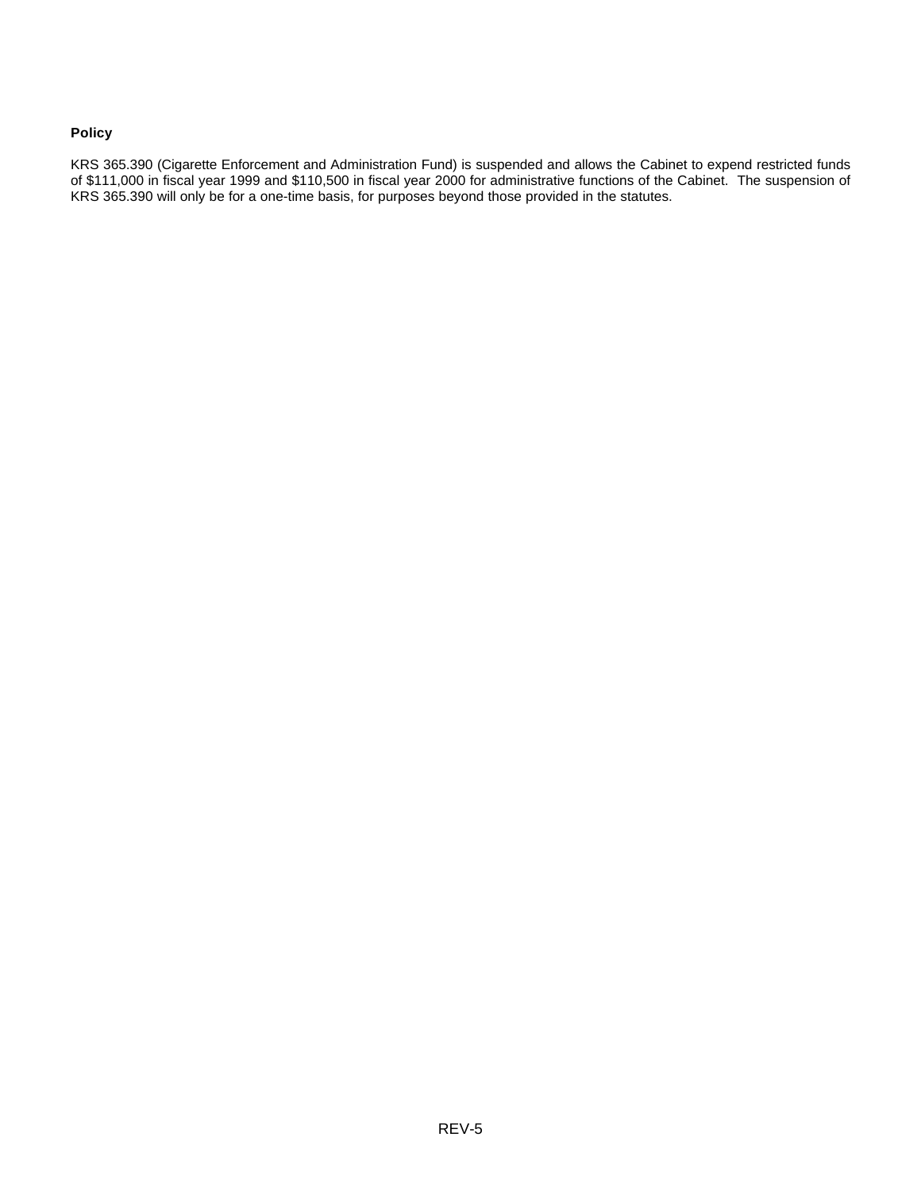**Policy**

KRS 365.390 (Cigarette Enforcement and Administration Fund) is suspended and allows the Cabinet to expend restricted funds of $111,000 in fiscal year 1999 and $110,500 in fiscal year 2000 for administrative functions of the Cabinet. The suspension of KRS 365.390 will only be for a one-time basis, for purposes beyond those provided in the statutes.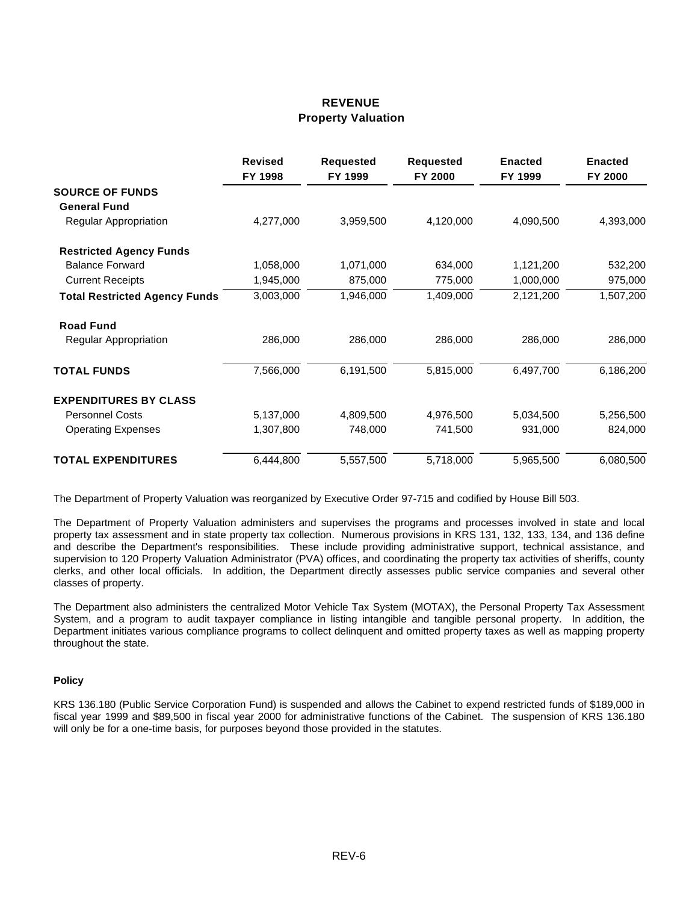# REVENUE
## Property Valuation

| | Revised FY 1998 | Requested FY 1999 | Requested FY 2000 | Enacted FY 1999 | Enacted FY 2000 |
|---|---|---|---|---|---|
| **SOURCE OF FUNDS** | | | | | |
| **General Fund** | | | | | |
| Regular Appropriation | 4,277,000 | 3,959,500 | 4,120,000 | 4,090,500 | 4,393,000 |
| **Restricted Agency Funds** | | | | | |
| Balance Forward | 1,058,000 | 1,071,000 | 634,000 | 1,121,200 | 532,200 |
| Current Receipts | 1,945,000 | 875,000 | 775,000 | 1,000,000 | 975,000 |
| **Total Restricted Agency Funds** | 3,003,000 | 1,946,000 | 1,409,000 | 2,121,200 | 1,507,200 |
| **Road Fund** | | | | | |
| Regular Appropriation | 286,000 | 286,000 | 286,000 | 286,000 | 286,000 |
| **TOTAL FUNDS** | 7,566,000 | 6,191,500 | 5,815,000 | 6,497,700 | 6,186,200 |
| **EXPENDITURES BY CLASS** | | | | | |
| Personnel Costs | 5,137,000 | 4,809,500 | 4,976,500 | 5,034,500 | 5,256,500 |
| Operating Expenses | 1,307,800 | 748,000 | 741,500 | 931,000 | 824,000 |
| **TOTAL EXPENDITURES** | 6,444,800 | 5,557,500 | 5,718,000 | 5,965,500 | 6,080,500 |

The Department of Property Valuation was reorganized by Executive Order 97-715 and codified by House Bill 503.

The Department of Property Valuation administers and supervises the programs and processes involved in state and local property tax assessment and in state property tax collection. Numerous provisions in KRS 131, 132, 133, 134, and 136 define and describe the Department's responsibilities. These include providing administrative support, technical assistance, and supervision to 120 Property Valuation Administrator (PVA) offices, and coordinating the property tax activities of sheriffs, county clerks, and other local officials. In addition, the Department directly assesses public service companies and several other classes of property.

The Department also administers the centralized Motor Vehicle Tax System (MOTAX), the Personal Property Tax Assessment System, and a program to audit taxpayer compliance in listing intangible and tangible personal property. In addition, the Department initiates various compliance programs to collect delinquent and omitted property taxes as well as mapping property throughout the state.

### Policy

KRS 136.180 (Public Service Corporation Fund) is suspended and allows the Cabinet to expend restricted funds of $189,000 in fiscal year 1999 and $89,500 in fiscal year 2000 for administrative functions of the Cabinet. The suspension of KRS 136.180 will only be for a one-time basis, for purposes beyond those provided in the statutes.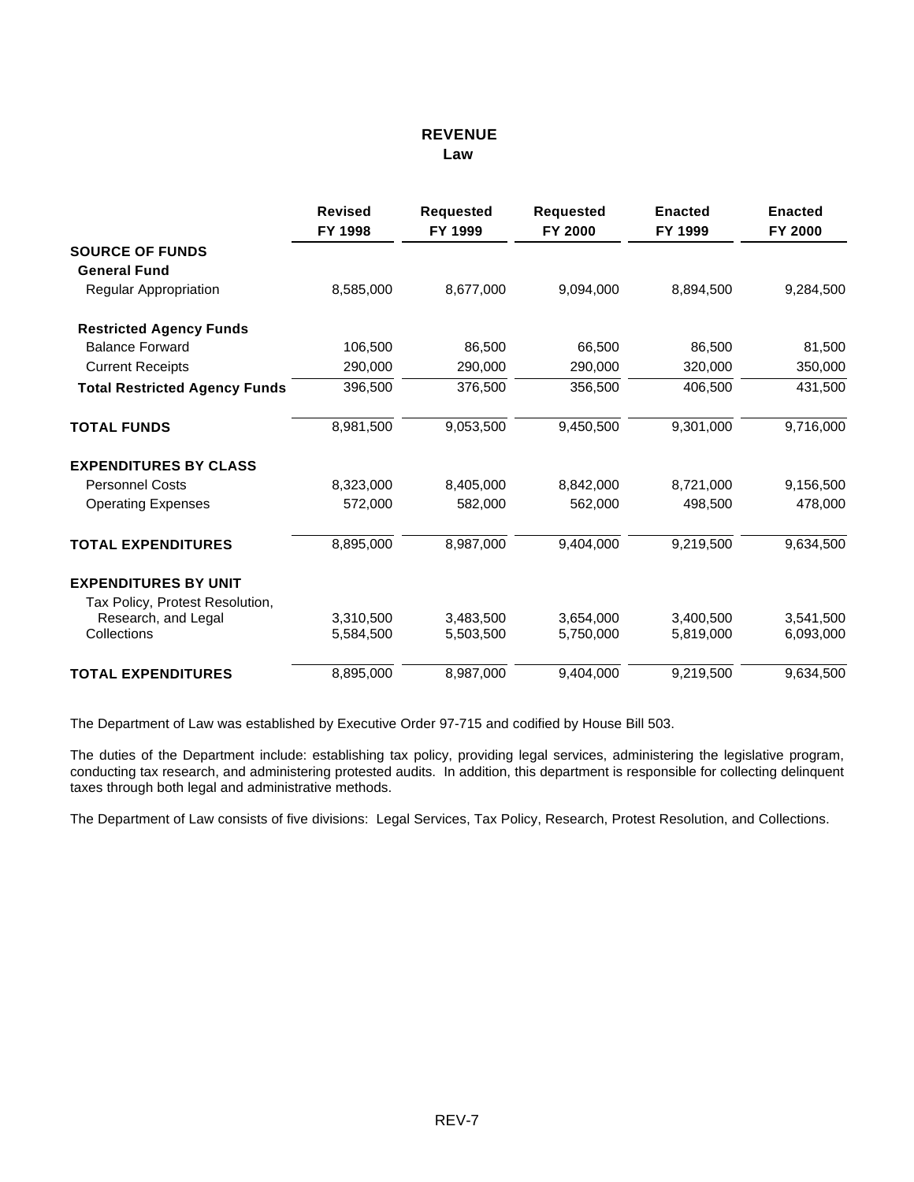# REVENUE

## Law

| | Revised FY 1998 | Requested FY 1999 | Requested FY 2000 | Enacted FY 1999 | Enacted FY 2000 |
|---|---|---|---|---|---|
| **SOURCE OF FUNDS** | | | | | |
| **General Fund** | | | | | |
| Regular Appropriation | 8,585,000 | 8,677,000 | 9,094,000 | 8,894,500 | 9,284,500 |
| **Restricted Agency Funds** | | | | | |
| Balance Forward | 106,500 | 86,500 | 66,500 | 86,500 | 81,500 |
| Current Receipts | 290,000 | 290,000 | 290,000 | 320,000 | 350,000 |
| **Total Restricted Agency Funds** | 396,500 | 376,500 | 356,500 | 406,500 | 431,500 |
| **TOTAL FUNDS** | 8,981,500 | 9,053,500 | 9,450,500 | 9,301,000 | 9,716,000 |
| **EXPENDITURES BY CLASS** | | | | | |
| Personnel Costs | 8,323,000 | 8,405,000 | 8,842,000 | 8,721,000 | 9,156,500 |
| Operating Expenses | 572,000 | 582,000 | 562,000 | 498,500 | 478,000 |
| **TOTAL EXPENDITURES** | 8,895,000 | 8,987,000 | 9,404,000 | 9,219,500 | 9,634,500 |
| **EXPENDITURES BY UNIT** | | | | | |
| Tax Policy, Protest Resolution, Research, and Legal | 3,310,500 | 3,483,500 | 3,654,000 | 3,400,500 | 3,541,500 |
| Collections | 5,584,500 | 5,503,500 | 5,750,000 | 5,819,000 | 6,093,000 |
| **TOTAL EXPENDITURES** | 8,895,000 | 8,987,000 | 9,404,000 | 9,219,500 | 9,634,500 |

The Department of Law was established by Executive Order 97-715 and codified by House Bill 503.

The duties of the Department include: establishing tax policy, providing legal services, administering the legislative program, conducting tax research, and administering protested audits. In addition, this department is responsible for collecting delinquent taxes through both legal and administrative methods.

The Department of Law consists of five divisions: Legal Services, Tax Policy, Research, Protest Resolution, and Collections.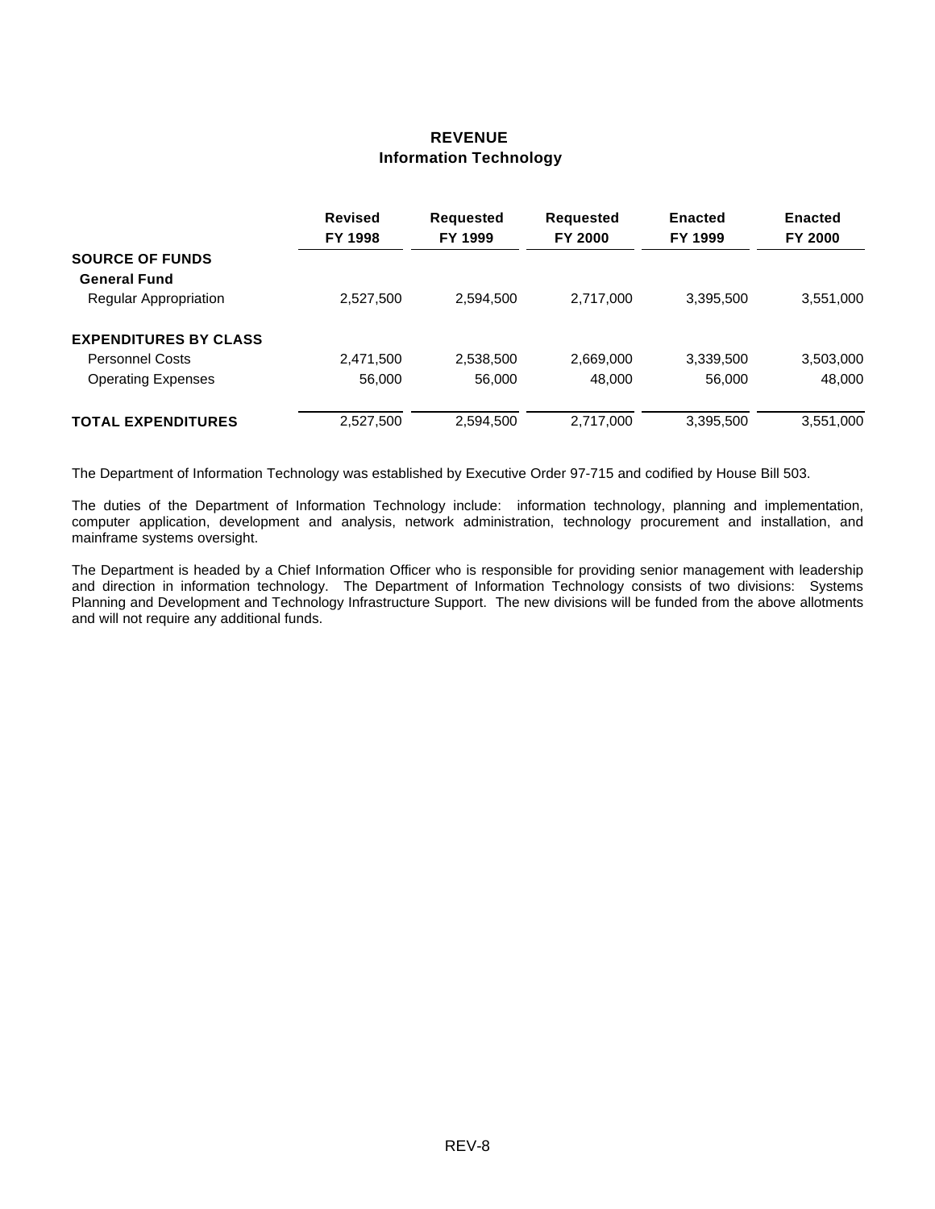# REVENUE
## Information Technology

| | Revised FY 1998 | Requested FY 1999 | Requested FY 2000 | Enacted FY 1999 | Enacted FY 2000 |
|---|---|---|---|---|---|
| **SOURCE OF FUNDS** | | | | | |
| **General Fund** | | | | | |
| Regular Appropriation | 2,527,500 | 2,594,500 | 2,717,000 | 3,395,500 | 3,551,000 |
| **EXPENDITURES BY CLASS** | | | | | |
| Personnel Costs | 2,471,500 | 2,538,500 | 2,669,000 | 3,339,500 | 3,503,000 |
| Operating Expenses | 56,000 | 56,000 | 48,000 | 56,000 | 48,000 |
| **TOTAL EXPENDITURES** | 2,527,500 | 2,594,500 | 2,717,000 | 3,395,500 | 3,551,000 |

The Department of Information Technology was established by Executive Order 97-715 and codified by House Bill 503.

The duties of the Department of Information Technology include: information technology, planning and implementation, computer application, development and analysis, network administration, technology procurement and installation, and mainframe systems oversight.

The Department is headed by a Chief Information Officer who is responsible for providing senior management with leadership and direction in information technology. The Department of Information Technology consists of two divisions: Systems Planning and Development and Technology Infrastructure Support. The new divisions will be funded from the above allotments and will not require any additional funds.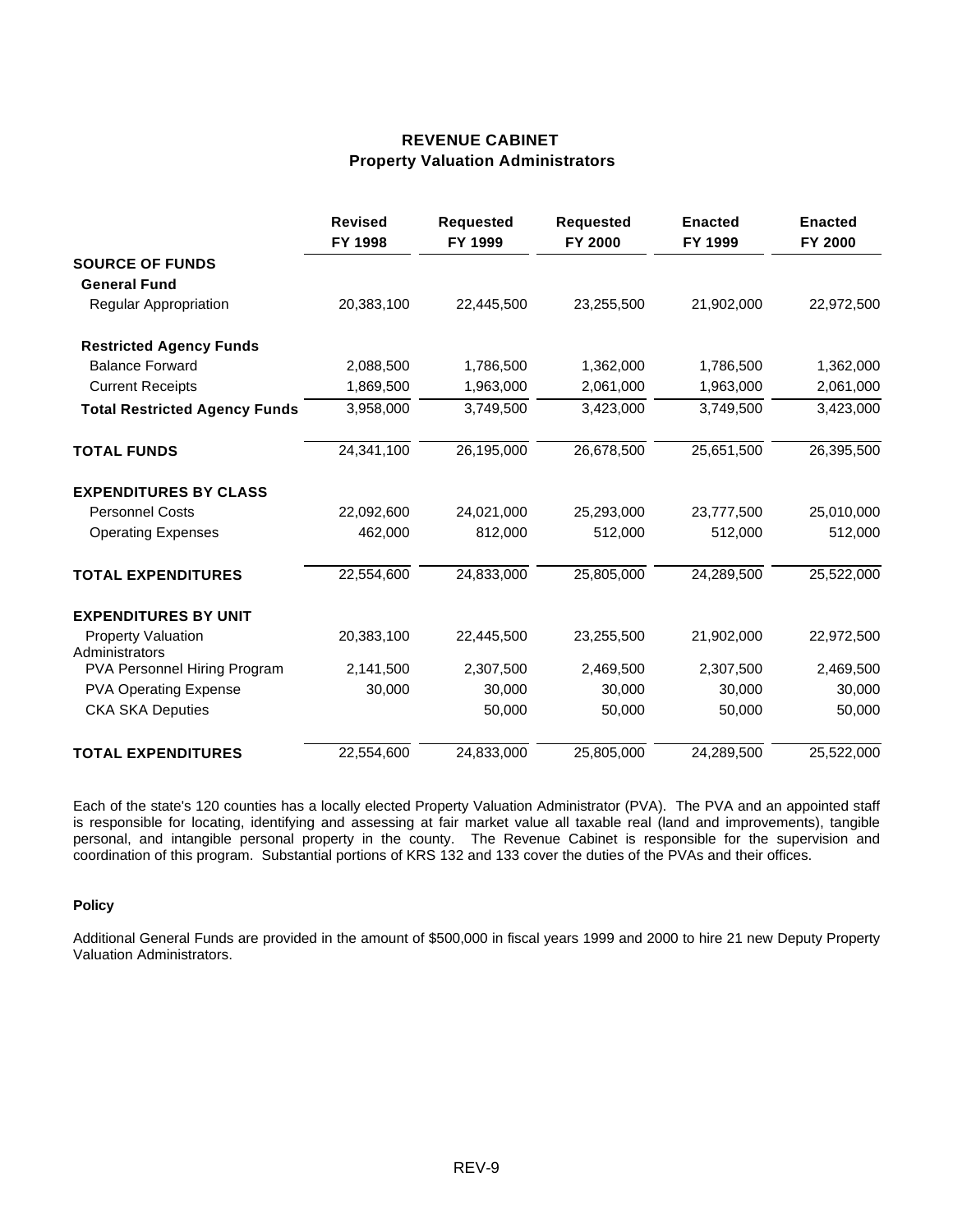## REVENUE CABINET
### Property Valuation Administrators

| | Revised FY 1998 | Requested FY 1999 | Requested FY 2000 | Enacted FY 1999 | Enacted FY 2000 |
|---|---|---|---|---|---|
| **SOURCE OF FUNDS** | | | | | |
| **General Fund** | | | | | |
| Regular Appropriation | 20,383,100 | 22,445,500 | 23,255,500 | 21,902,000 | 22,972,500 |
| **Restricted Agency Funds** | | | | | |
| Balance Forward | 2,088,500 | 1,786,500 | 1,362,000 | 1,786,500 | 1,362,000 |
| Current Receipts | 1,869,500 | 1,963,000 | 2,061,000 | 1,963,000 | 2,061,000 |
| **Total Restricted Agency Funds** | 3,958,000 | 3,749,500 | 3,423,000 | 3,749,500 | 3,423,000 |
| **TOTAL FUNDS** | 24,341,100 | 26,195,000 | 26,678,500 | 25,651,500 | 26,395,500 |
| **EXPENDITURES BY CLASS** | | | | | |
| Personnel Costs | 22,092,600 | 24,021,000 | 25,293,000 | 23,777,500 | 25,010,000 |
| Operating Expenses | 462,000 | 812,000 | 512,000 | 512,000 | 512,000 |
| **TOTAL EXPENDITURES** | 22,554,600 | 24,833,000 | 25,805,000 | 24,289,500 | 25,522,000 |
| **EXPENDITURES BY UNIT** | | | | | |
| Property Valuation Administrators | 20,383,100 | 22,445,500 | 23,255,500 | 21,902,000 | 22,972,500 |
| PVA Personnel Hiring Program | 2,141,500 | 2,307,500 | 2,469,500 | 2,307,500 | 2,469,500 |
| PVA Operating Expense | 30,000 | 30,000 | 30,000 | 30,000 | 30,000 |
| CKA SKA Deputies | | 50,000 | 50,000 | 50,000 | 50,000 |
| **TOTAL EXPENDITURES** | 22,554,600 | 24,833,000 | 25,805,000 | 24,289,500 | 25,522,000 |

Each of the state's 120 counties has a locally elected Property Valuation Administrator (PVA). The PVA and an appointed staff is responsible for locating, identifying and assessing at fair market value all taxable real (land and improvements), tangible personal, and intangible personal property in the county. The Revenue Cabinet is responsible for the supervision and coordination of this program. Substantial portions of KRS 132 and 133 cover the duties of the PVAs and their offices.

**Policy**

Additional General Funds are provided in the amount of $500,000 in fiscal years 1999 and 2000 to hire 21 new Deputy Property Valuation Administrators.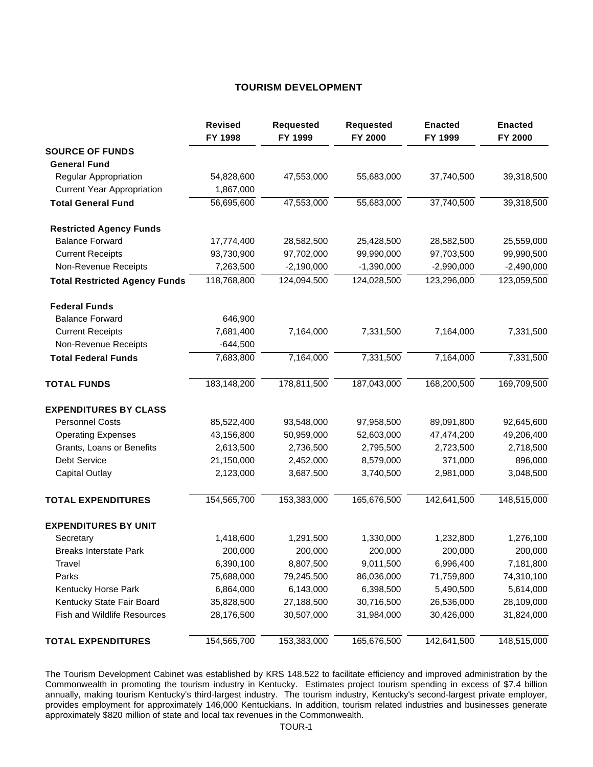# TOURISM DEVELOPMENT

| | Revised FY 1998 | Requested FY 1999 | Requested FY 2000 | Enacted FY 1999 | Enacted FY 2000 |
|---|---|---|---|---|---|
| **SOURCE OF FUNDS** | | | | | |
| **General Fund** | | | | | |
| Regular Appropriation | 54,828,600 | 47,553,000 | 55,683,000 | 37,740,500 | 39,318,500 |
| Current Year Appropriation | 1,867,000 | | | | |
| **Total General Fund** | 56,695,600 | 47,553,000 | 55,683,000 | 37,740,500 | 39,318,500 |
| **Restricted Agency Funds** | | | | | |
| Balance Forward | 17,774,400 | 28,582,500 | 25,428,500 | 28,582,500 | 25,559,000 |
| Current Receipts | 93,730,900 | 97,702,000 | 99,990,000 | 97,703,500 | 99,990,500 |
| Non-Revenue Receipts | 7,263,500 | -2,190,000 | -1,390,000 | -2,990,000 | -2,490,000 |
| **Total Restricted Agency Funds** | 118,768,800 | 124,094,500 | 124,028,500 | 123,296,000 | 123,059,500 |
| **Federal Funds** | | | | | |
| Balance Forward | 646,900 | | | | |
| Current Receipts | 7,681,400 | 7,164,000 | 7,331,500 | 7,164,000 | 7,331,500 |
| Non-Revenue Receipts | -644,500 | | | | |
| **Total Federal Funds** | 7,683,800 | 7,164,000 | 7,331,500 | 7,164,000 | 7,331,500 |
| **TOTAL FUNDS** | 183,148,200 | 178,811,500 | 187,043,000 | 168,200,500 | 169,709,500 |
| **EXPENDITURES BY CLASS** | | | | | |
| Personnel Costs | 85,522,400 | 93,548,000 | 97,958,500 | 89,091,800 | 92,645,600 |
| Operating Expenses | 43,156,800 | 50,959,000 | 52,603,000 | 47,474,200 | 49,206,400 |
| Grants, Loans or Benefits | 2,613,500 | 2,736,500 | 2,795,500 | 2,723,500 | 2,718,500 |
| Debt Service | 21,150,000 | 2,452,000 | 8,579,000 | 371,000 | 896,000 |
| Capital Outlay | 2,123,000 | 3,687,500 | 3,740,500 | 2,981,000 | 3,048,500 |
| **TOTAL EXPENDITURES** | 154,565,700 | 153,383,000 | 165,676,500 | 142,641,500 | 148,515,000 |
| **EXPENDITURES BY UNIT** | | | | | |
| Secretary | 1,418,600 | 1,291,500 | 1,330,000 | 1,232,800 | 1,276,100 |
| Breaks Interstate Park | 200,000 | 200,000 | 200,000 | 200,000 | 200,000 |
| Travel | 6,390,100 | 8,807,500 | 9,011,500 | 6,996,400 | 7,181,800 |
| Parks | 75,688,000 | 79,245,500 | 86,036,000 | 71,759,800 | 74,310,100 |
| Kentucky Horse Park | 6,864,000 | 6,143,000 | 6,398,500 | 5,490,500 | 5,614,000 |
| Kentucky State Fair Board | 35,828,500 | 27,188,500 | 30,716,500 | 26,536,000 | 28,109,000 |
| Fish and Wildlife Resources | 28,176,500 | 30,507,000 | 31,984,000 | 30,426,000 | 31,824,000 |
| **TOTAL EXPENDITURES** | 154,565,700 | 153,383,000 | 165,676,500 | 142,641,500 | 148,515,000 |

The Tourism Development Cabinet was established by KRS 148.522 to facilitate efficiency and improved administration by the Commonwealth in promoting the tourism industry in Kentucky. Estimates project tourism spending in excess of $7.4 billion annually, making tourism Kentucky's third-largest industry. The tourism industry, Kentucky's second-largest private employer, provides employment for approximately 146,000 Kentuckians. In addition, tourism related industries and businesses generate approximately $820 million of state and local tax revenues in the Commonwealth.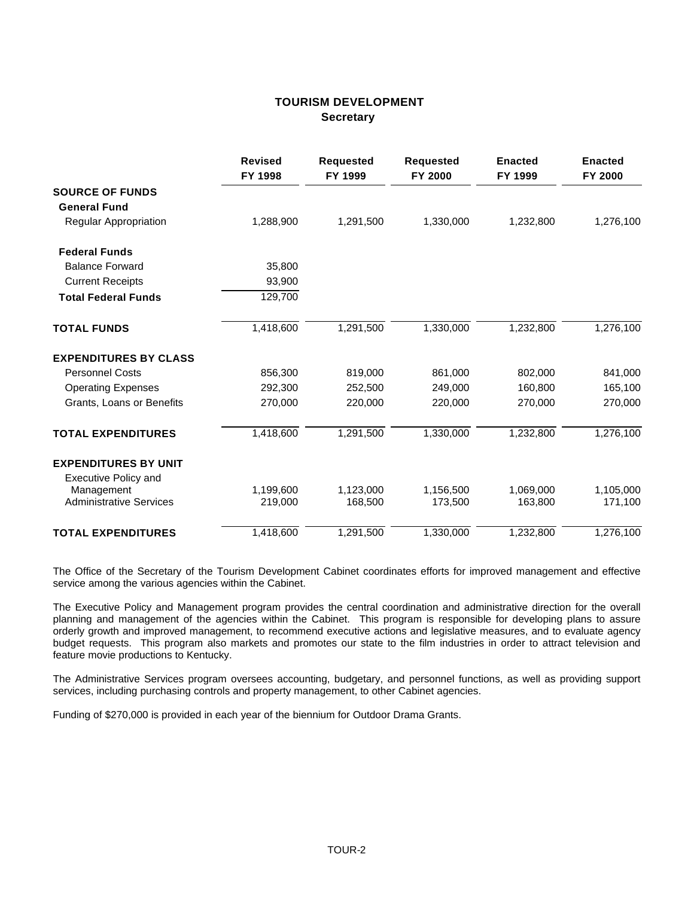# TOURISM DEVELOPMENT
## Secretary

| | Revised FY 1998 | Requested FY 1999 | Requested FY 2000 | Enacted FY 1999 | Enacted FY 2000 |
|---|---|---|---|---|---|
| **SOURCE OF FUNDS** | | | | | |
| **General Fund** | | | | | |
| Regular Appropriation | 1,288,900 | 1,291,500 | 1,330,000 | 1,232,800 | 1,276,100 |
| **Federal Funds** | | | | | |
| Balance Forward | 35,800 | | | | |
| Current Receipts | 93,900 | | | | |
| **Total Federal Funds** | 129,700 | | | | |
| **TOTAL FUNDS** | 1,418,600 | 1,291,500 | 1,330,000 | 1,232,800 | 1,276,100 |
| **EXPENDITURES BY CLASS** | | | | | |
| Personnel Costs | 856,300 | 819,000 | 861,000 | 802,000 | 841,000 |
| Operating Expenses | 292,300 | 252,500 | 249,000 | 160,800 | 165,100 |
| Grants, Loans or Benefits | 270,000 | 220,000 | 220,000 | 270,000 | 270,000 |
| **TOTAL EXPENDITURES** | 1,418,600 | 1,291,500 | 1,330,000 | 1,232,800 | 1,276,100 |
| **EXPENDITURES BY UNIT** | | | | | |
| Executive Policy and Management | 1,199,600 | 1,123,000 | 1,156,500 | 1,069,000 | 1,105,000 |
| Administrative Services | 219,000 | 168,500 | 173,500 | 163,800 | 171,100 |
| **TOTAL EXPENDITURES** | 1,418,600 | 1,291,500 | 1,330,000 | 1,232,800 | 1,276,100 |

The Office of the Secretary of the Tourism Development Cabinet coordinates efforts for improved management and effective service among the various agencies within the Cabinet.

The Executive Policy and Management program provides the central coordination and administrative direction for the overall planning and management of the agencies within the Cabinet. This program is responsible for developing plans to assure orderly growth and improved management, to recommend executive actions and legislative measures, and to evaluate agency budget requests. This program also markets and promotes our state to the film industries in order to attract television and feature movie productions to Kentucky.

The Administrative Services program oversees accounting, budgetary, and personnel functions, as well as providing support services, including purchasing controls and property management, to other Cabinet agencies.

Funding of $270,000 is provided in each year of the biennium for Outdoor Drama Grants.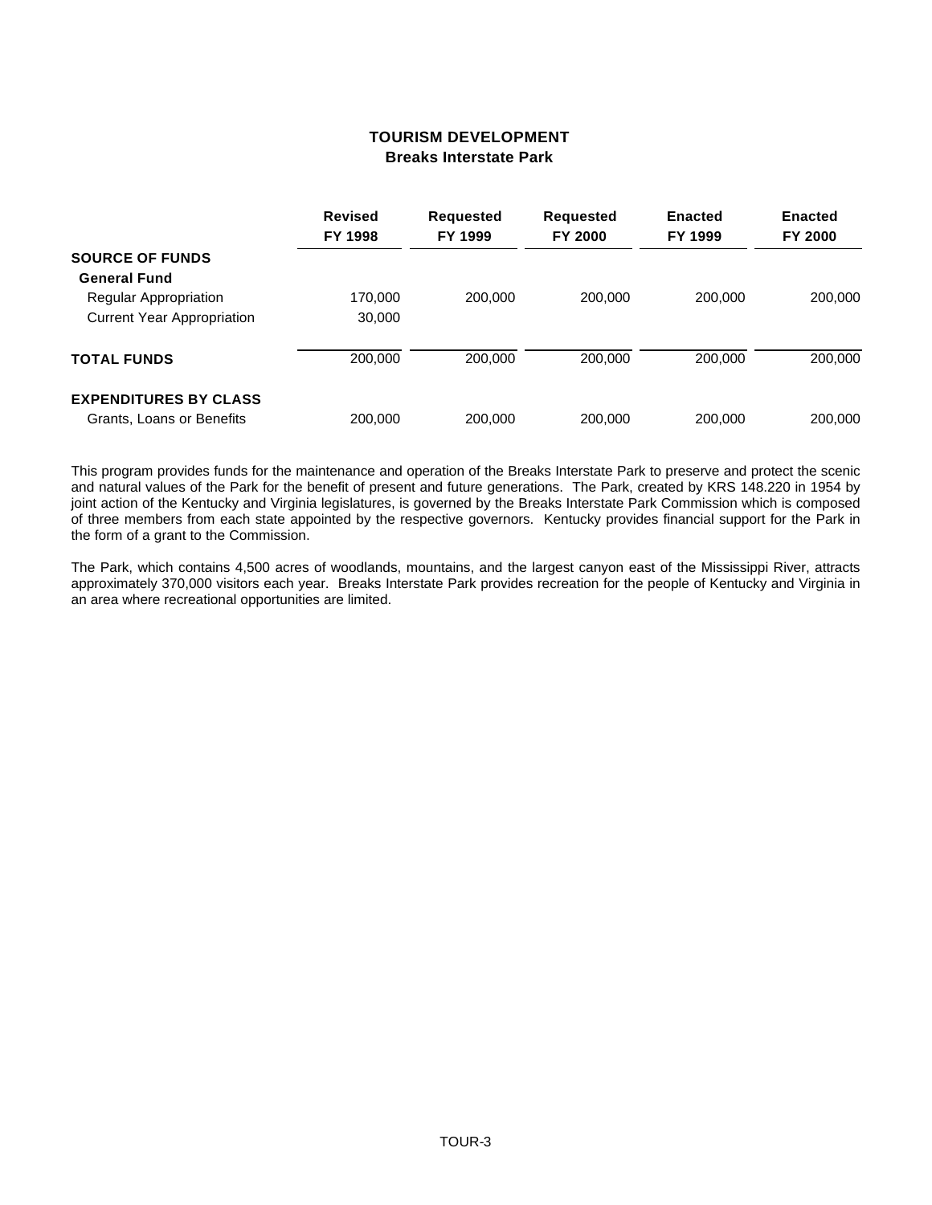## TOURISM DEVELOPMENT
### Breaks Interstate Park

| | Revised FY 1998 | Requested FY 1999 | Requested FY 2000 | Enacted FY 1999 | Enacted FY 2000 |
|---|---|---|---|---|---|
| **SOURCE OF FUNDS** | | | | | |
| **General Fund** | | | | | |
| Regular Appropriation | 170,000 | 200,000 | 200,000 | 200,000 | 200,000 |
| Current Year Appropriation | 30,000 | | | | |
| **TOTAL FUNDS** | 200,000 | 200,000 | 200,000 | 200,000 | 200,000 |
| **EXPENDITURES BY CLASS** | | | | | |
| Grants, Loans or Benefits | 200,000 | 200,000 | 200,000 | 200,000 | 200,000 |

This program provides funds for the maintenance and operation of the Breaks Interstate Park to preserve and protect the scenic and natural values of the Park for the benefit of present and future generations. The Park, created by KRS 148.220 in 1954 by joint action of the Kentucky and Virginia legislatures, is governed by the Breaks Interstate Park Commission which is composed of three members from each state appointed by the respective governors. Kentucky provides financial support for the Park in the form of a grant to the Commission.

The Park, which contains 4,500 acres of woodlands, mountains, and the largest canyon east of the Mississippi River, attracts approximately 370,000 visitors each year. Breaks Interstate Park provides recreation for the people of Kentucky and Virginia in an area where recreational opportunities are limited.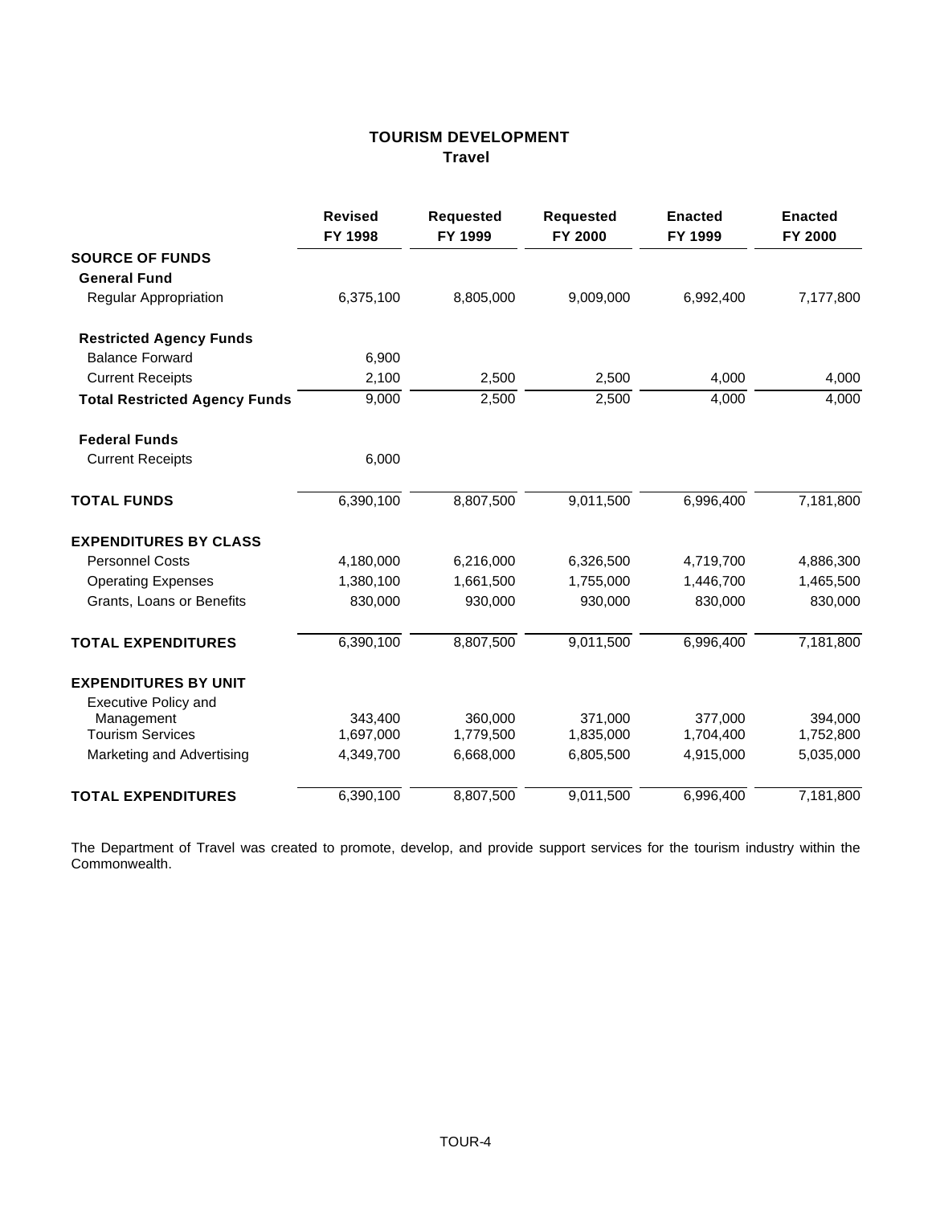## TOURISM DEVELOPMENT
### Travel

| | Revised FY 1998 | Requested FY 1999 | Requested FY 2000 | Enacted FY 1999 | Enacted FY 2000 |
|---|---|---|---|---|---|
| **SOURCE OF FUNDS** | | | | | |
| **General Fund** | | | | | |
| Regular Appropriation | 6,375,100 | 8,805,000 | 9,009,000 | 6,992,400 | 7,177,800 |
| **Restricted Agency Funds** | | | | | |
| Balance Forward | 6,900 | | | | |
| Current Receipts | 2,100 | 2,500 | 2,500 | 4,000 | 4,000 |
| **Total Restricted Agency Funds** | 9,000 | 2,500 | 2,500 | 4,000 | 4,000 |
| **Federal Funds** | | | | | |
| Current Receipts | 6,000 | | | | |
| **TOTAL FUNDS** | 6,390,100 | 8,807,500 | 9,011,500 | 6,996,400 | 7,181,800 |
| **EXPENDITURES BY CLASS** | | | | | |
| Personnel Costs | 4,180,000 | 6,216,000 | 6,326,500 | 4,719,700 | 4,886,300 |
| Operating Expenses | 1,380,100 | 1,661,500 | 1,755,000 | 1,446,700 | 1,465,500 |
| Grants, Loans or Benefits | 830,000 | 930,000 | 930,000 | 830,000 | 830,000 |
| **TOTAL EXPENDITURES** | 6,390,100 | 8,807,500 | 9,011,500 | 6,996,400 | 7,181,800 |
| **EXPENDITURES BY UNIT** | | | | | |
| Executive Policy and Management | 343,400 | 360,000 | 371,000 | 377,000 | 394,000 |
| Tourism Services | 1,697,000 | 1,779,500 | 1,835,000 | 1,704,400 | 1,752,800 |
| Marketing and Advertising | 4,349,700 | 6,668,000 | 6,805,500 | 4,915,000 | 5,035,000 |
| **TOTAL EXPENDITURES** | 6,390,100 | 8,807,500 | 9,011,500 | 6,996,400 | 7,181,800 |

The Department of Travel was created to promote, develop, and provide support services for the tourism industry within the Commonwealth.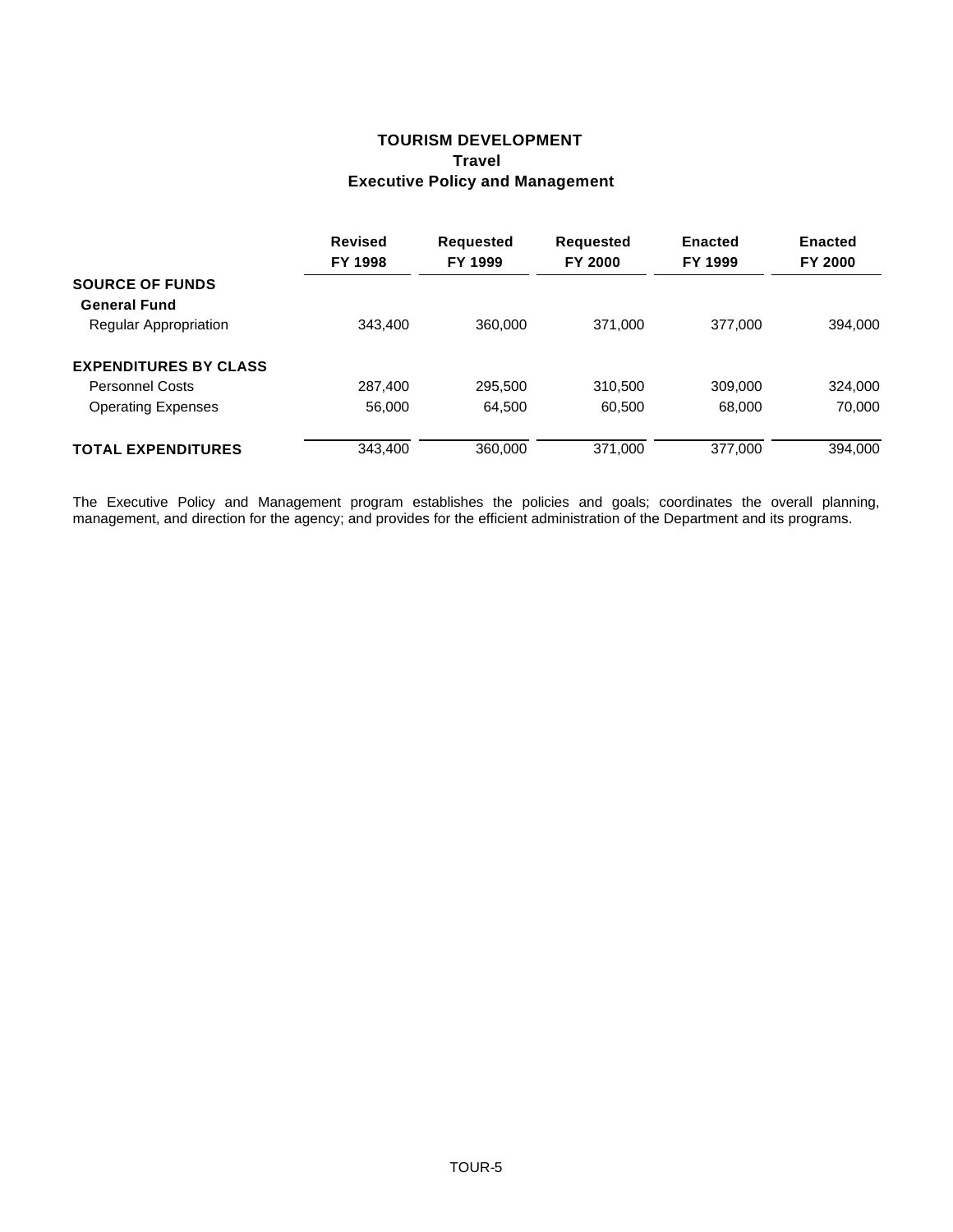# TOURISM DEVELOPMENT
## Travel
### Executive Policy and Management

| | Revised FY 1998 | Requested FY 1999 | Requested FY 2000 | Enacted FY 1999 | Enacted FY 2000 |
|---|---|---|---|---|---|
| **SOURCE OF FUNDS** | | | | | |
| **General Fund** | | | | | |
| Regular Appropriation | 343,400 | 360,000 | 371,000 | 377,000 | 394,000 |
| **EXPENDITURES BY CLASS** | | | | | |
| Personnel Costs | 287,400 | 295,500 | 310,500 | 309,000 | 324,000 |
| Operating Expenses | 56,000 | 64,500 | 60,500 | 68,000 | 70,000 |
| **TOTAL EXPENDITURES** | 343,400 | 360,000 | 371,000 | 377,000 | 394,000 |

The Executive Policy and Management program establishes the policies and goals; coordinates the overall planning, management, and direction for the agency; and provides for the efficient administration of the Department and its programs.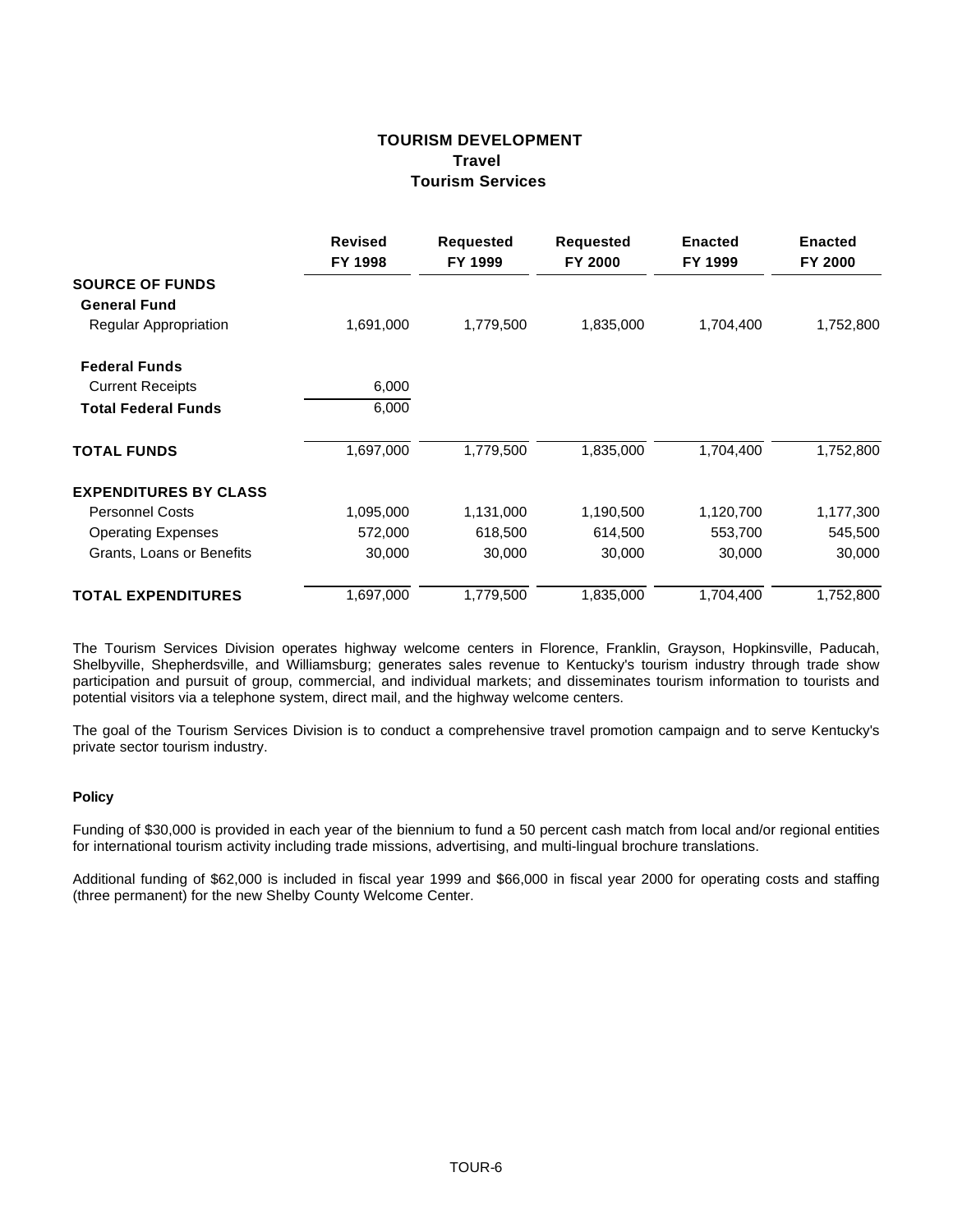# TOURISM DEVELOPMENT
## Travel
## Tourism Services

| | Revised FY 1998 | Requested FY 1999 | Requested FY 2000 | Enacted FY 1999 | Enacted FY 2000 |
|---|---|---|---|---|---|
| **SOURCE OF FUNDS** | | | | | |
| **General Fund** | | | | | |
| Regular Appropriation | 1,691,000 | 1,779,500 | 1,835,000 | 1,704,400 | 1,752,800 |
| **Federal Funds** | | | | | |
| Current Receipts | 6,000 | | | | |
| **Total Federal Funds** | 6,000 | | | | |
| **TOTAL FUNDS** | 1,697,000 | 1,779,500 | 1,835,000 | 1,704,400 | 1,752,800 |
| **EXPENDITURES BY CLASS** | | | | | |
| Personnel Costs | 1,095,000 | 1,131,000 | 1,190,500 | 1,120,700 | 1,177,300 |
| Operating Expenses | 572,000 | 618,500 | 614,500 | 553,700 | 545,500 |
| Grants, Loans or Benefits | 30,000 | 30,000 | 30,000 | 30,000 | 30,000 |
| **TOTAL EXPENDITURES** | 1,697,000 | 1,779,500 | 1,835,000 | 1,704,400 | 1,752,800 |

The Tourism Services Division operates highway welcome centers in Florence, Franklin, Grayson, Hopkinsville, Paducah, Shelbyville, Shepherdsville, and Williamsburg; generates sales revenue to Kentucky's tourism industry through trade show participation and pursuit of group, commercial, and individual markets; and disseminates tourism information to tourists and potential visitors via a telephone system, direct mail, and the highway welcome centers.

The goal of the Tourism Services Division is to conduct a comprehensive travel promotion campaign and to serve Kentucky's private sector tourism industry.

**Policy**

Funding of $30,000 is provided in each year of the biennium to fund a 50 percent cash match from local and/or regional entities for international tourism activity including trade missions, advertising, and multi-lingual brochure translations.

Additional funding of $62,000 is included in fiscal year 1999 and $66,000 in fiscal year 2000 for operating costs and staffing (three permanent) for the new Shelby County Welcome Center.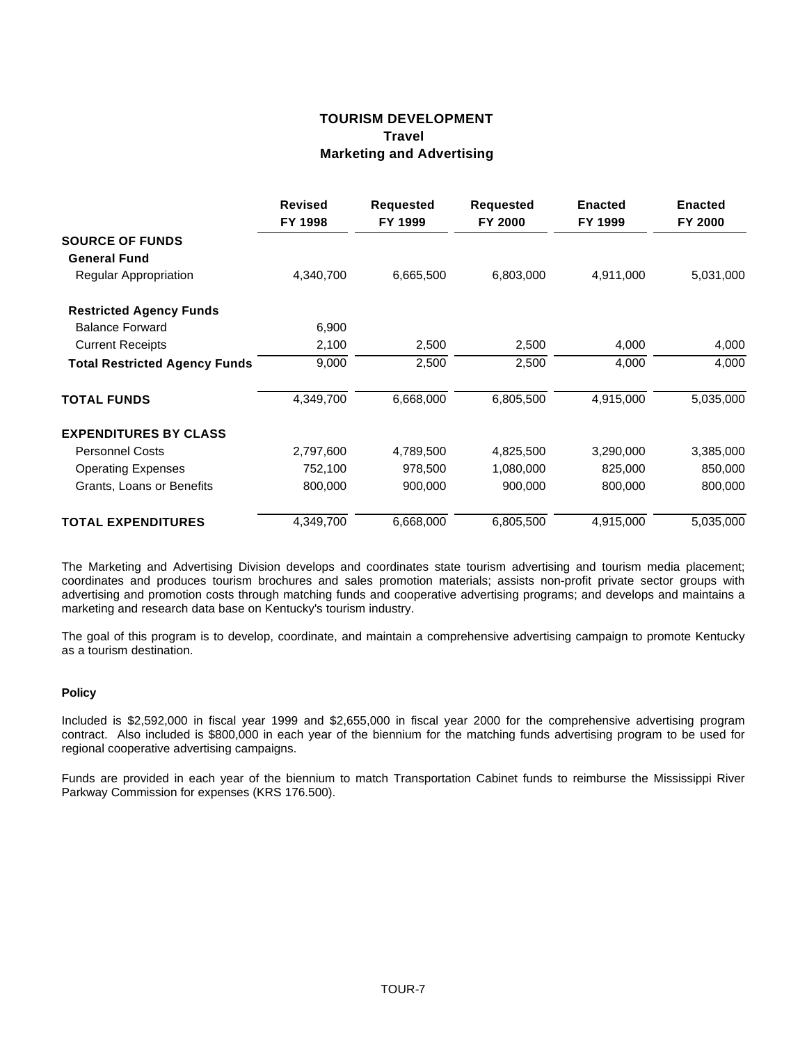# TOURISM DEVELOPMENT
## Travel
## Marketing and Advertising

| | Revised FY 1998 | Requested FY 1999 | Requested FY 2000 | Enacted FY 1999 | Enacted FY 2000 |
|---|---|---|---|---|---|
| **SOURCE OF FUNDS** | | | | | |
| **General Fund** | | | | | |
| Regular Appropriation | 4,340,700 | 6,665,500 | 6,803,000 | 4,911,000 | 5,031,000 |
| **Restricted Agency Funds** | | | | | |
| Balance Forward | 6,900 | | | | |
| Current Receipts | 2,100 | 2,500 | 2,500 | 4,000 | 4,000 |
| **Total Restricted Agency Funds** | 9,000 | 2,500 | 2,500 | 4,000 | 4,000 |
| **TOTAL FUNDS** | 4,349,700 | 6,668,000 | 6,805,500 | 4,915,000 | 5,035,000 |
| **EXPENDITURES BY CLASS** | | | | | |
| Personnel Costs | 2,797,600 | 4,789,500 | 4,825,500 | 3,290,000 | 3,385,000 |
| Operating Expenses | 752,100 | 978,500 | 1,080,000 | 825,000 | 850,000 |
| Grants, Loans or Benefits | 800,000 | 900,000 | 900,000 | 800,000 | 800,000 |
| **TOTAL EXPENDITURES** | 4,349,700 | 6,668,000 | 6,805,500 | 4,915,000 | 5,035,000 |

The Marketing and Advertising Division develops and coordinates state tourism advertising and tourism media placement; coordinates and produces tourism brochures and sales promotion materials; assists non-profit private sector groups with advertising and promotion costs through matching funds and cooperative advertising programs; and develops and maintains a marketing and research data base on Kentucky's tourism industry.

The goal of this program is to develop, coordinate, and maintain a comprehensive advertising campaign to promote Kentucky as a tourism destination.

**Policy**

Included is $2,592,000 in fiscal year 1999 and $2,655,000 in fiscal year 2000 for the comprehensive advertising program contract. Also included is $800,000 in each year of the biennium for the matching funds advertising program to be used for regional cooperative advertising campaigns.

Funds are provided in each year of the biennium to match Transportation Cabinet funds to reimburse the Mississippi River Parkway Commission for expenses (KRS 176.500).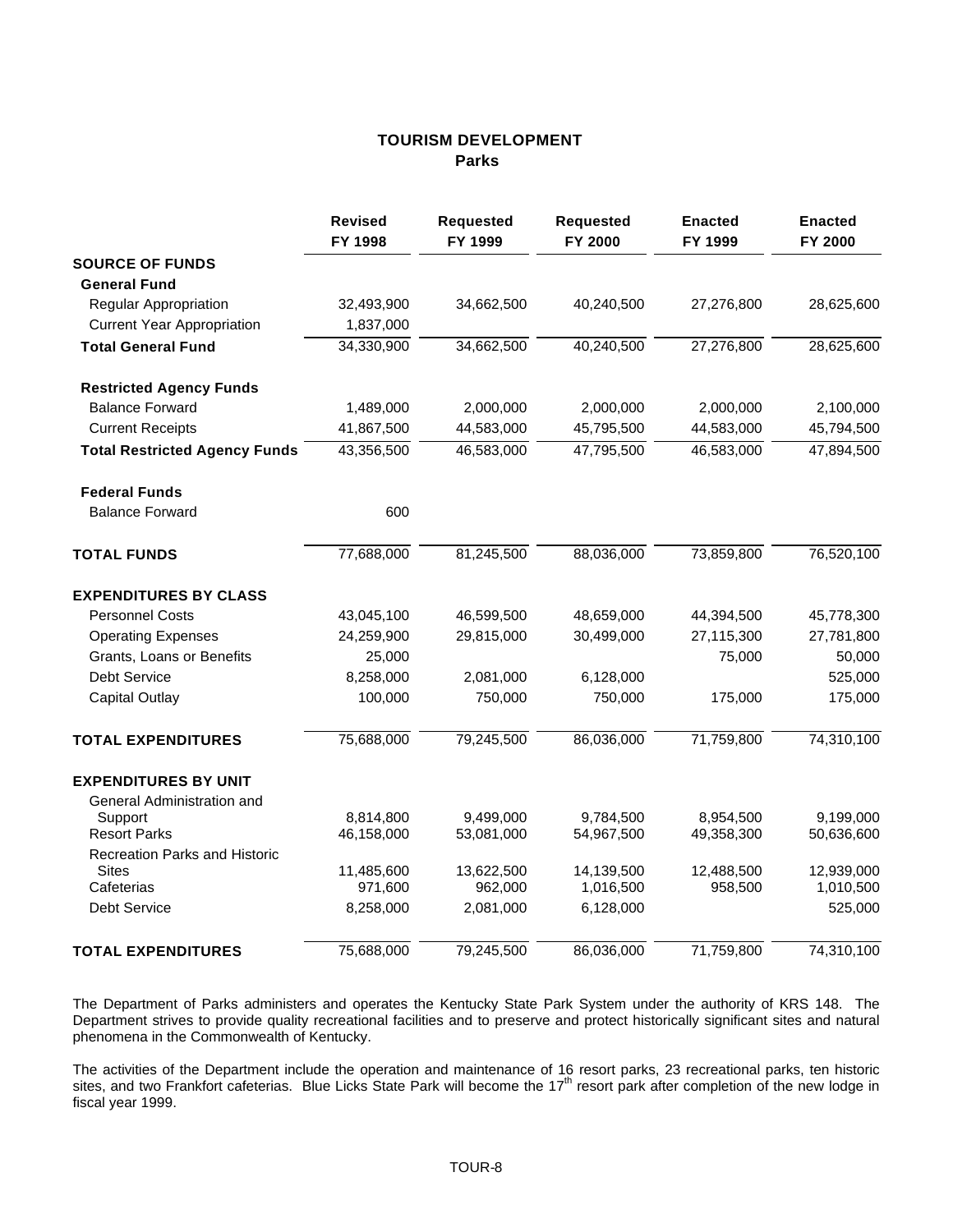# TOURISM DEVELOPMENT
## Parks

| | Revised FY 1998 | Requested FY 1999 | Requested FY 2000 | Enacted FY 1999 | Enacted FY 2000 |
|---|---|---|---|---|---|
| **SOURCE OF FUNDS** | | | | | |
| **General Fund** | | | | | |
| Regular Appropriation | 32,493,900 | 34,662,500 | 40,240,500 | 27,276,800 | 28,625,600 |
| Current Year Appropriation | 1,837,000 | | | | |
| **Total General Fund** | 34,330,900 | 34,662,500 | 40,240,500 | 27,276,800 | 28,625,600 |
| **Restricted Agency Funds** | | | | | |
| Balance Forward | 1,489,000 | 2,000,000 | 2,000,000 | 2,000,000 | 2,100,000 |
| Current Receipts | 41,867,500 | 44,583,000 | 45,795,500 | 44,583,000 | 45,794,500 |
| **Total Restricted Agency Funds** | 43,356,500 | 46,583,000 | 47,795,500 | 46,583,000 | 47,894,500 |
| **Federal Funds** | | | | | |
| Balance Forward | 600 | | | | |
| **TOTAL FUNDS** | 77,688,000 | 81,245,500 | 88,036,000 | 73,859,800 | 76,520,100 |
| **EXPENDITURES BY CLASS** | | | | | |
| Personnel Costs | 43,045,100 | 46,599,500 | 48,659,000 | 44,394,500 | 45,778,300 |
| Operating Expenses | 24,259,900 | 29,815,000 | 30,499,000 | 27,115,300 | 27,781,800 |
| Grants, Loans or Benefits | 25,000 | | | 75,000 | 50,000 |
| Debt Service | 8,258,000 | 2,081,000 | 6,128,000 | | 525,000 |
| Capital Outlay | 100,000 | 750,000 | 750,000 | 175,000 | 175,000 |
| **TOTAL EXPENDITURES** | 75,688,000 | 79,245,500 | 86,036,000 | 71,759,800 | 74,310,100 |
| **EXPENDITURES BY UNIT** | | | | | |
| General Administration and Support | 8,814,800 | 9,499,000 | 9,784,500 | 8,954,500 | 9,199,000 |
| Resort Parks | 46,158,000 | 53,081,000 | 54,967,500 | 49,358,300 | 50,636,600 |
| Recreation Parks and Historic Sites | 11,485,600 | 13,622,500 | 14,139,500 | 12,488,500 | 12,939,000 |
| Cafeterias | 971,600 | 962,000 | 1,016,500 | 958,500 | 1,010,500 |
| Debt Service | 8,258,000 | 2,081,000 | 6,128,000 | | 525,000 |
| **TOTAL EXPENDITURES** | 75,688,000 | 79,245,500 | 86,036,000 | 71,759,800 | 74,310,100 |

The Department of Parks administers and operates the Kentucky State Park System under the authority of KRS 148. The Department strives to provide quality recreational facilities and to preserve and protect historically significant sites and natural phenomena in the Commonwealth of Kentucky.

The activities of the Department include the operation and maintenance of 16 resort parks, 23 recreational parks, ten historic sites, and two Frankfort cafeterias. Blue Licks State Park will become the 17th resort park after completion of the new lodge in fiscal year 1999.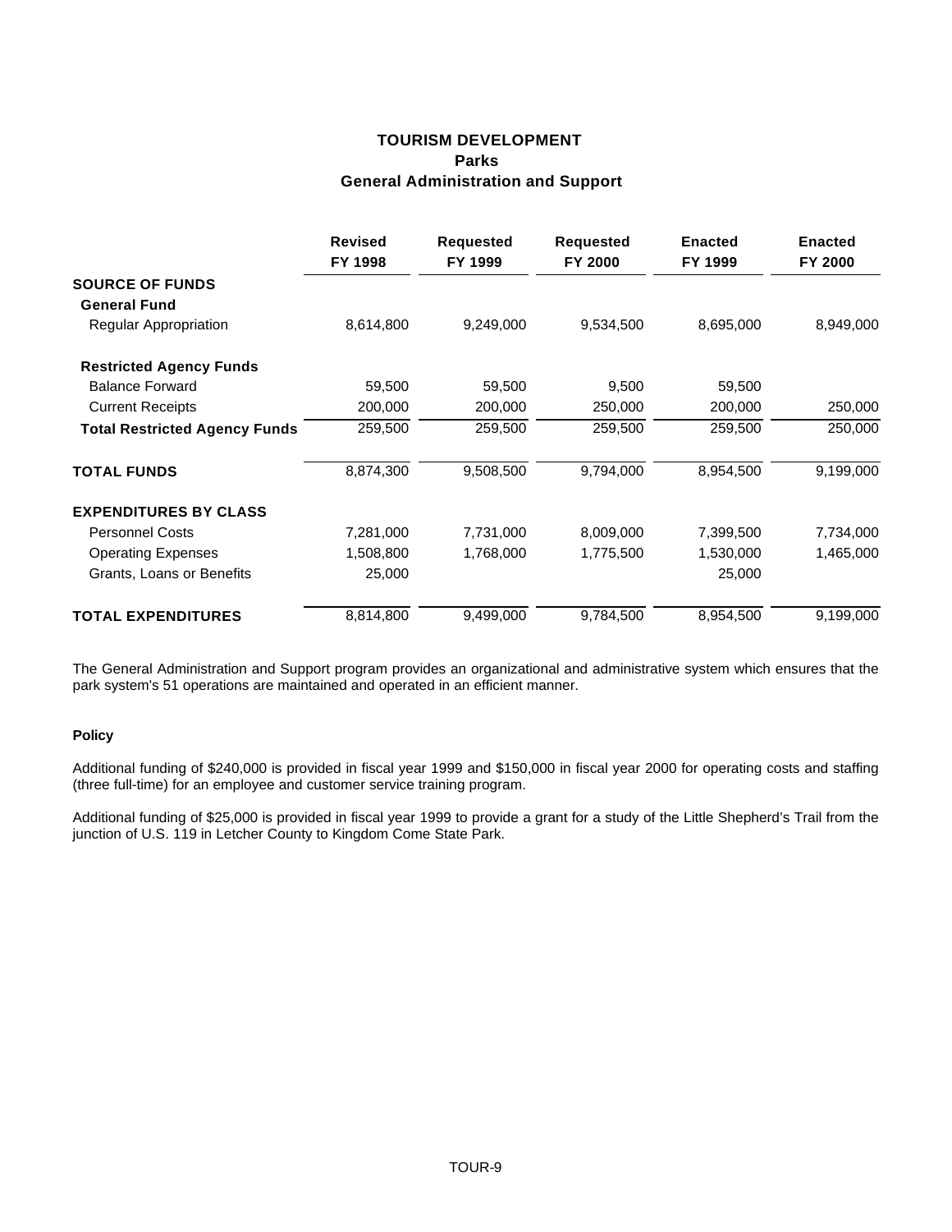# TOURISM DEVELOPMENT
## Parks
### General Administration and Support

| | Revised FY 1998 | Requested FY 1999 | Requested FY 2000 | Enacted FY 1999 | Enacted FY 2000 |
|---|---|---|---|---|---|
| **SOURCE OF FUNDS** | | | | | |
| **General Fund** | | | | | |
| Regular Appropriation | 8,614,800 | 9,249,000 | 9,534,500 | 8,695,000 | 8,949,000 |
| **Restricted Agency Funds** | | | | | |
| Balance Forward | 59,500 | 59,500 | 9,500 | 59,500 | |
| Current Receipts | 200,000 | 200,000 | 250,000 | 200,000 | 250,000 |
| **Total Restricted Agency Funds** | 259,500 | 259,500 | 259,500 | 259,500 | 250,000 |
| **TOTAL FUNDS** | 8,874,300 | 9,508,500 | 9,794,000 | 8,954,500 | 9,199,000 |
| **EXPENDITURES BY CLASS** | | | | | |
| Personnel Costs | 7,281,000 | 7,731,000 | 8,009,000 | 7,399,500 | 7,734,000 |
| Operating Expenses | 1,508,800 | 1,768,000 | 1,775,500 | 1,530,000 | 1,465,000 |
| Grants, Loans or Benefits | 25,000 | | | 25,000 | |
| **TOTAL EXPENDITURES** | 8,814,800 | 9,499,000 | 9,784,500 | 8,954,500 | 9,199,000 |

The General Administration and Support program provides an organizational and administrative system which ensures that the park system's 51 operations are maintained and operated in an efficient manner.

**Policy**

Additional funding of $240,000 is provided in fiscal year 1999 and $150,000 in fiscal year 2000 for operating costs and staffing (three full-time) for an employee and customer service training program.

Additional funding of $25,000 is provided in fiscal year 1999 to provide a grant for a study of the Little Shepherd's Trail from the junction of U.S. 119 in Letcher County to Kingdom Come State Park.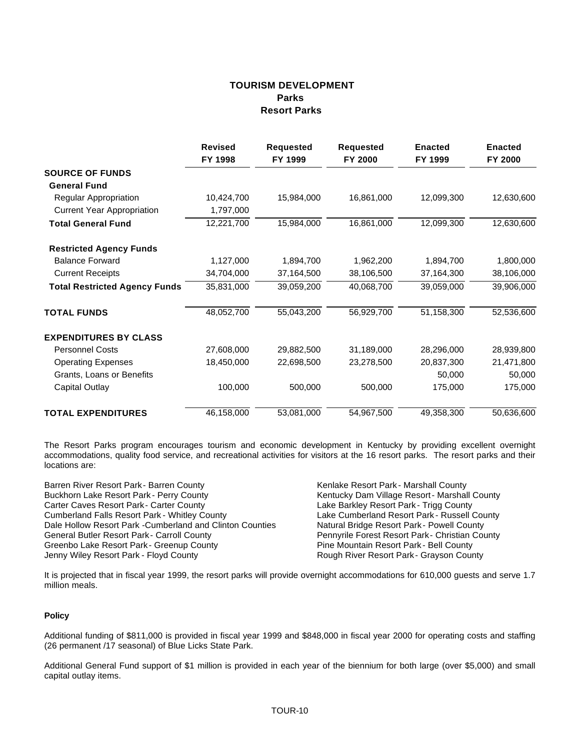# TOURISM DEVELOPMENT
## Parks
### Resort Parks

| | Revised FY 1998 | Requested FY 1999 | Requested FY 2000 | Enacted FY 1999 | Enacted FY 2000 |
|---|---|---|---|---|---|
| **SOURCE OF FUNDS** | | | | | |
| **General Fund** | | | | | |
| Regular Appropriation | 10,424,700 | 15,984,000 | 16,861,000 | 12,099,300 | 12,630,600 |
| Current Year Appropriation | 1,797,000 | | | | |
| **Total General Fund** | 12,221,700 | 15,984,000 | 16,861,000 | 12,099,300 | 12,630,600 |
| **Restricted Agency Funds** | | | | | |
| Balance Forward | 1,127,000 | 1,894,700 | 1,962,200 | 1,894,700 | 1,800,000 |
| Current Receipts | 34,704,000 | 37,164,500 | 38,106,500 | 37,164,300 | 38,106,000 |
| **Total Restricted Agency Funds** | 35,831,000 | 39,059,200 | 40,068,700 | 39,059,000 | 39,906,000 |
| **TOTAL FUNDS** | 48,052,700 | 55,043,200 | 56,929,700 | 51,158,300 | 52,536,600 |
| **EXPENDITURES BY CLASS** | | | | | |
| Personnel Costs | 27,608,000 | 29,882,500 | 31,189,000 | 28,296,000 | 28,939,800 |
| Operating Expenses | 18,450,000 | 22,698,500 | 23,278,500 | 20,837,300 | 21,471,800 |
| Grants, Loans or Benefits | | | | 50,000 | 50,000 |
| Capital Outlay | 100,000 | 500,000 | 500,000 | 175,000 | 175,000 |
| **TOTAL EXPENDITURES** | 46,158,000 | 53,081,000 | 54,967,500 | 49,358,300 | 50,636,600 |

The Resort Parks program encourages tourism and economic development in Kentucky by providing excellent overnight accommodations, quality food service, and recreational activities for visitors at the 16 resort parks. The resort parks and their locations are:

Barren River Resort Park - Barren County
Buckhorn Lake Resort Park - Perry County
Carter Caves Resort Park - Carter County
Cumberland Falls Resort Park - Whitley County
Dale Hollow Resort Park - Cumberland and Clinton Counties
General Butler Resort Park - Carroll County
Greenbo Lake Resort Park - Greenup County
Jenny Wiley Resort Park - Floyd County
Kenlake Resort Park - Marshall County
Kentucky Dam Village Resort - Marshall County
Lake Barkley Resort Park - Trigg County
Lake Cumberland Resort Park - Russell County
Natural Bridge Resort Park - Powell County
Pennyrile Forest Resort Park - Christian County
Pine Mountain Resort Park - Bell County
Rough River Resort Park - Grayson County

It is projected that in fiscal year 1999, the resort parks will provide overnight accommodations for 610,000 guests and serve 1.7 million meals.

#### Policy

Additional funding of $811,000 is provided in fiscal year 1999 and $848,000 in fiscal year 2000 for operating costs and staffing (26 permanent /17 seasonal) of Blue Licks State Park.

Additional General Fund support of $1 million is provided in each year of the biennium for both large (over $5,000) and small capital outlay items.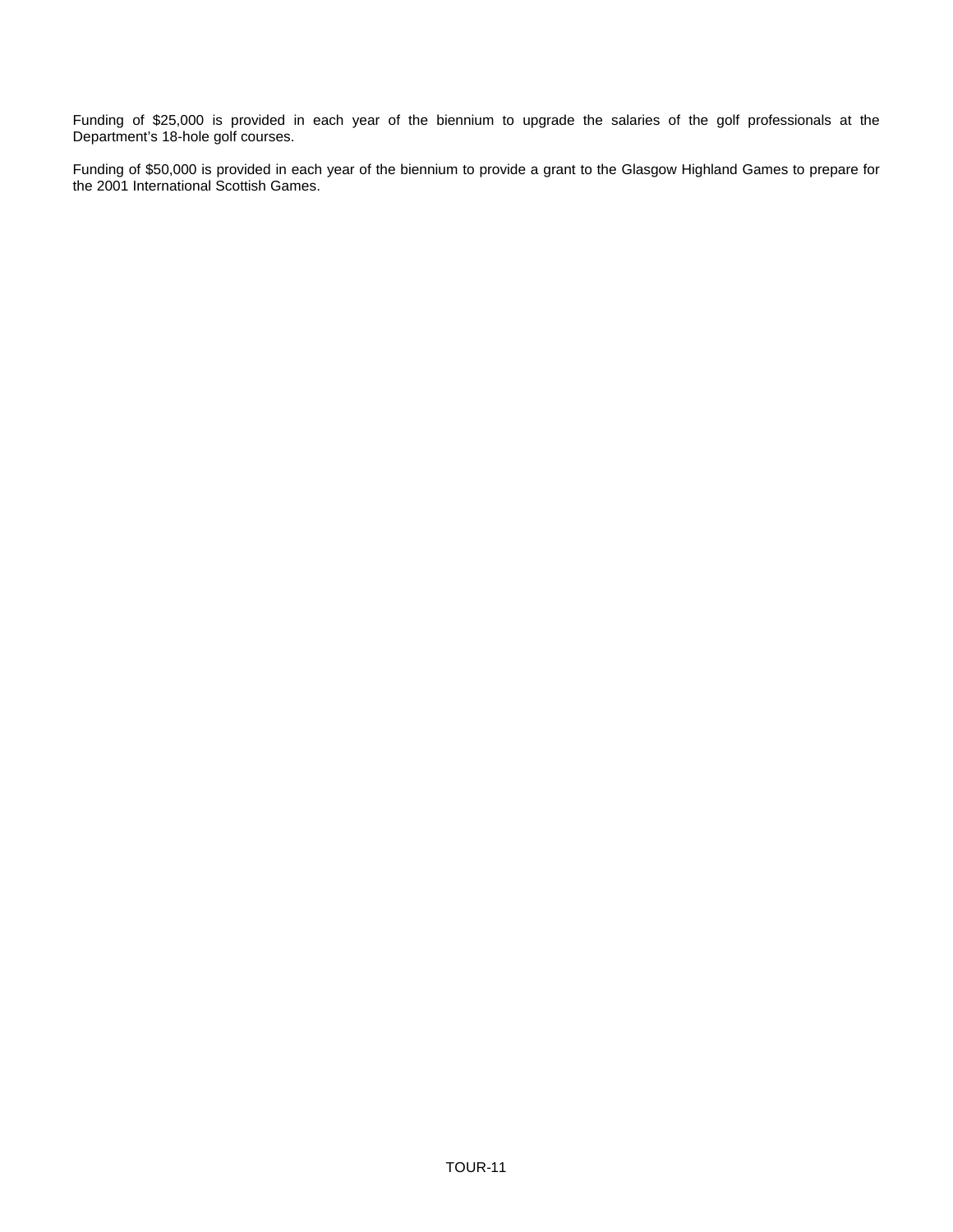Funding of $25,000 is provided in each year of the biennium to upgrade the salaries of the golf professionals at the Department's 18-hole golf courses.

Funding of $50,000 is provided in each year of the biennium to provide a grant to the Glasgow Highland Games to prepare for the 2001 International Scottish Games.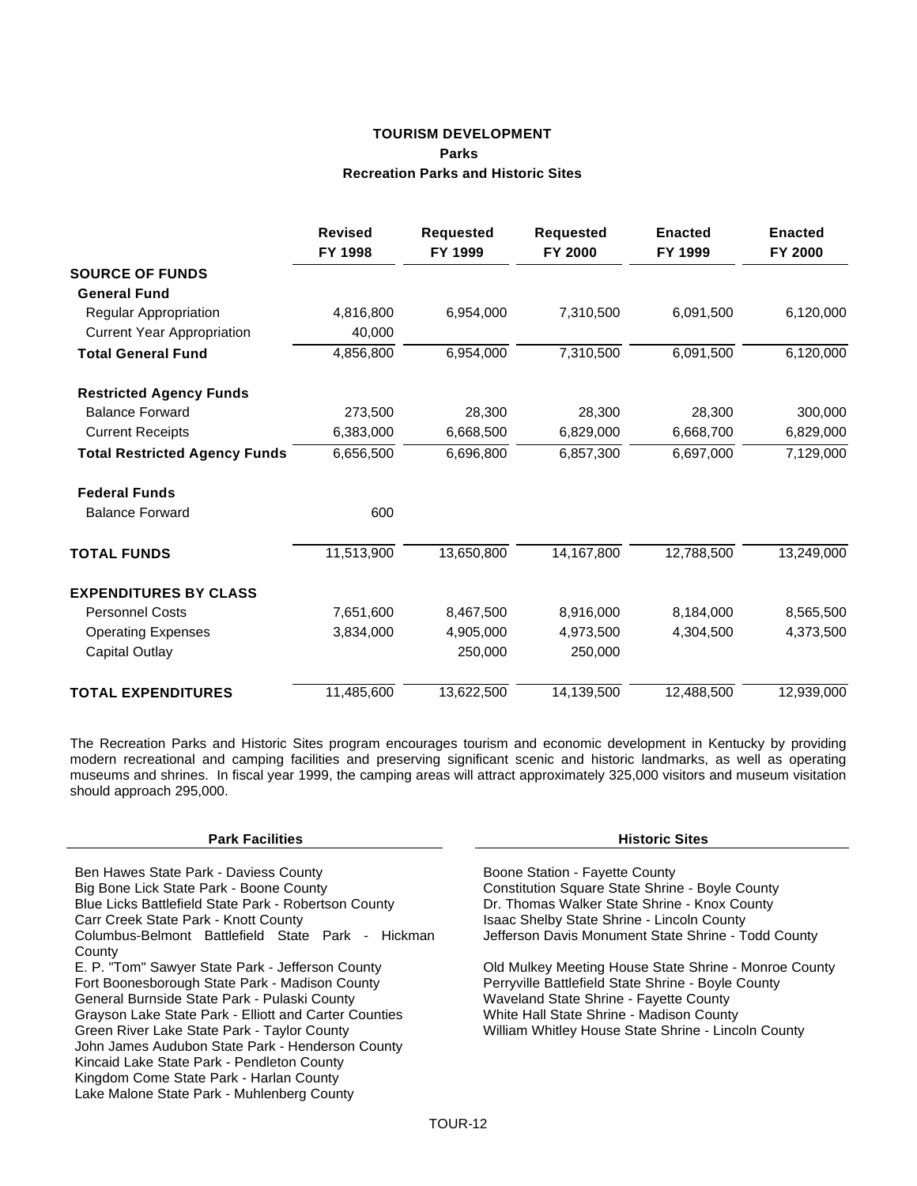# TOURISM DEVELOPMENT

## Parks

### Recreation Parks and Historic Sites

| | Revised FY 1998 | Requested FY 1999 | Requested FY 2000 | Enacted FY 1999 | Enacted FY 2000 |
|---|---|---|---|---|---|
| **SOURCE OF FUNDS** | | | | | |
| **General Fund** | | | | | |
| Regular Appropriation | 4,816,800 | 6,954,000 | 7,310,500 | 6,091,500 | 6,120,000 |
| Current Year Appropriation | 40,000 | | | | |
| **Total General Fund** | 4,856,800 | 6,954,000 | 7,310,500 | 6,091,500 | 6,120,000 |
| **Restricted Agency Funds** | | | | | |
| Balance Forward | 273,500 | 28,300 | 28,300 | 28,300 | 300,000 |
| Current Receipts | 6,383,000 | 6,668,500 | 6,829,000 | 6,668,700 | 6,829,000 |
| **Total Restricted Agency Funds** | 6,656,500 | 6,696,800 | 6,857,300 | 6,697,000 | 7,129,000 |
| **Federal Funds** | | | | | |
| Balance Forward | 600 | | | | |
| **TOTAL FUNDS** | 11,513,900 | 13,650,800 | 14,167,800 | 12,788,500 | 13,249,000 |
| **EXPENDITURES BY CLASS** | | | | | |
| Personnel Costs | 7,651,600 | 8,467,500 | 8,916,000 | 8,184,000 | 8,565,500 |
| Operating Expenses | 3,834,000 | 4,905,000 | 4,973,500 | 4,304,500 | 4,373,500 |
| Capital Outlay | | 250,000 | 250,000 | | |
| **TOTAL EXPENDITURES** | 11,485,600 | 13,622,500 | 14,139,500 | 12,488,500 | 12,939,000 |

The Recreation Parks and Historic Sites program encourages tourism and economic development in Kentucky by providing modern recreational and camping facilities and preserving significant scenic and historic landmarks, as well as operating museums and shrines. In fiscal year 1999, the camping areas will attract approximately 325,000 visitors and museum visitation should approach 295,000.

**Park Facilities**

Ben Hawes State Park - Daviess County
Big Bone Lick State Park - Boone County
Blue Licks Battlefield State Park - Robertson County
Carr Creek State Park - Knott County
Columbus-Belmont Battlefield State Park - Hickman County
E. P. "Tom" Sawyer State Park - Jefferson County
Fort Boonesborough State Park - Madison County
General Burnside State Park - Pulaski County
Grayson Lake State Park - Elliott and Carter Counties
Green River Lake State Park - Taylor County
John James Audubon State Park - Henderson County
Kincaid Lake State Park - Pendleton County
Kingdom Come State Park - Harlan County
Lake Malone State Park - Muhlenberg County

**Historic Sites**

Boone Station - Fayette County
Constitution Square State Shrine - Boyle County
Dr. Thomas Walker State Shrine - Knox County
Isaac Shelby State Shrine - Lincoln County
Jefferson Davis Monument State Shrine - Todd County

Old Mulkey Meeting House State Shrine - Monroe County
Perryville Battlefield State Shrine - Boyle County
Waveland State Shrine - Fayette County
White Hall State Shrine - Madison County
William Whitley House State Shrine - Lincoln County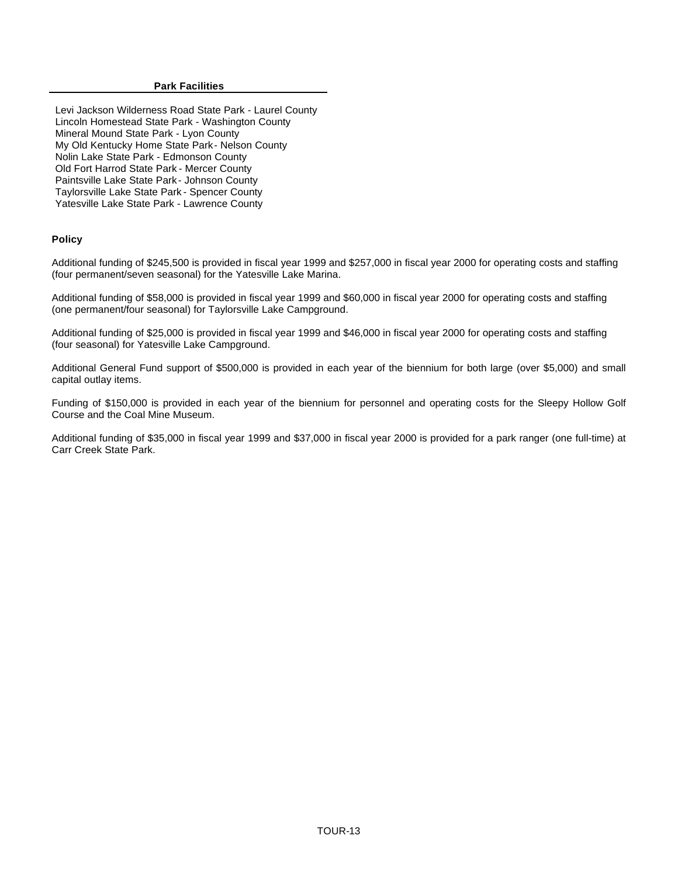**Park Facilities**

Levi Jackson Wilderness Road State Park - Laurel County
Lincoln Homestead State Park - Washington County
Mineral Mound State Park - Lyon County
My Old Kentucky Home State Park - Nelson County
Nolin Lake State Park - Edmonson County
Old Fort Harrod State Park - Mercer County
Paintsville Lake State Park - Johnson County
Taylorsville Lake State Park - Spencer County
Yatesville Lake State Park - Lawrence County

**Policy**

Additional funding of $245,500 is provided in fiscal year 1999 and $257,000 in fiscal year 2000 for operating costs and staffing (four permanent/seven seasonal) for the Yatesville Lake Marina.

Additional funding of $58,000 is provided in fiscal year 1999 and $60,000 in fiscal year 2000 for operating costs and staffing (one permanent/four seasonal) for Taylorsville Lake Campground.

Additional funding of $25,000 is provided in fiscal year 1999 and $46,000 in fiscal year 2000 for operating costs and staffing (four seasonal) for Yatesville Lake Campground.

Additional General Fund support of $500,000 is provided in each year of the biennium for both large (over $5,000) and small capital outlay items.

Funding of $150,000 is provided in each year of the biennium for personnel and operating costs for the Sleepy Hollow Golf Course and the Coal Mine Museum.

Additional funding of $35,000 in fiscal year 1999 and $37,000 in fiscal year 2000 is provided for a park ranger (one full-time) at Carr Creek State Park.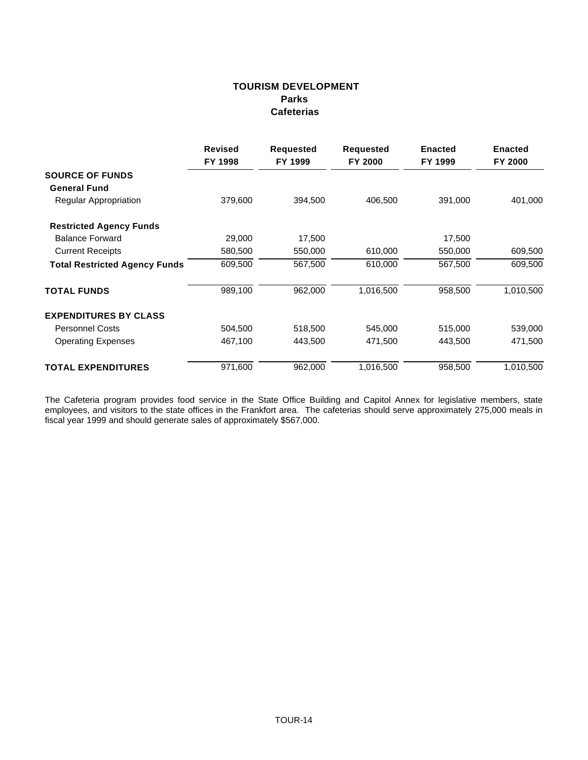# TOURISM DEVELOPMENT
## Parks
### Cafeterias

| | Revised FY 1998 | Requested FY 1999 | Requested FY 2000 | Enacted FY 1999 | Enacted FY 2000 |
|---|---|---|---|---|---|
| **SOURCE OF FUNDS** | | | | | |
| **General Fund** | | | | | |
| Regular Appropriation | 379,600 | 394,500 | 406,500 | 391,000 | 401,000 |
| **Restricted Agency Funds** | | | | | |
| Balance Forward | 29,000 | 17,500 | | 17,500 | |
| Current Receipts | 580,500 | 550,000 | 610,000 | 550,000 | 609,500 |
| **Total Restricted Agency Funds** | 609,500 | 567,500 | 610,000 | 567,500 | 609,500 |
| **TOTAL FUNDS** | 989,100 | 962,000 | 1,016,500 | 958,500 | 1,010,500 |
| **EXPENDITURES BY CLASS** | | | | | |
| Personnel Costs | 504,500 | 518,500 | 545,000 | 515,000 | 539,000 |
| Operating Expenses | 467,100 | 443,500 | 471,500 | 443,500 | 471,500 |
| **TOTAL EXPENDITURES** | 971,600 | 962,000 | 1,016,500 | 958,500 | 1,010,500 |

The Cafeteria program provides food service in the State Office Building and Capitol Annex for legislative members, state employees, and visitors to the state offices in the Frankfort area. The cafeterias should serve approximately 275,000 meals in fiscal year 1999 and should generate sales of approximately $567,000.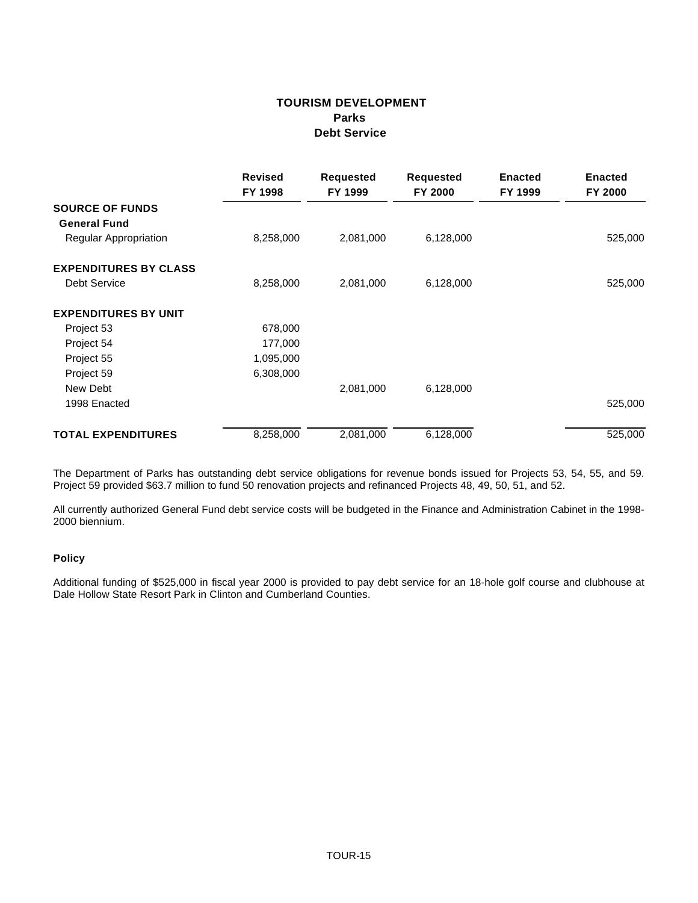# TOURISM DEVELOPMENT
## Parks
### Debt Service

| | Revised FY 1998 | Requested FY 1999 | Requested FY 2000 | Enacted FY 1999 | Enacted FY 2000 |
|---|---|---|---|---|---|
| **SOURCE OF FUNDS** | | | | | |
| **General Fund** | | | | | |
| Regular Appropriation | 8,258,000 | 2,081,000 | 6,128,000 | | 525,000 |
| **EXPENDITURES BY CLASS** | | | | | |
| Debt Service | 8,258,000 | 2,081,000 | 6,128,000 | | 525,000 |
| **EXPENDITURES BY UNIT** | | | | | |
| Project 53 | 678,000 | | | | |
| Project 54 | 177,000 | | | | |
| Project 55 | 1,095,000 | | | | |
| Project 59 | 6,308,000 | | | | |
| New Debt | | 2,081,000 | 6,128,000 | | |
| 1998 Enacted | | | | | 525,000 |
| **TOTAL EXPENDITURES** | 8,258,000 | 2,081,000 | 6,128,000 | | 525,000 |

The Department of Parks has outstanding debt service obligations for revenue bonds issued for Projects 53, 54, 55, and 59. Project 59 provided $63.7 million to fund 50 renovation projects and refinanced Projects 48, 49, 50, 51, and 52.

All currently authorized General Fund debt service costs will be budgeted in the Finance and Administration Cabinet in the 1998-2000 biennium.

**Policy**

Additional funding of $525,000 in fiscal year 2000 is provided to pay debt service for an 18-hole golf course and clubhouse at Dale Hollow State Resort Park in Clinton and Cumberland Counties.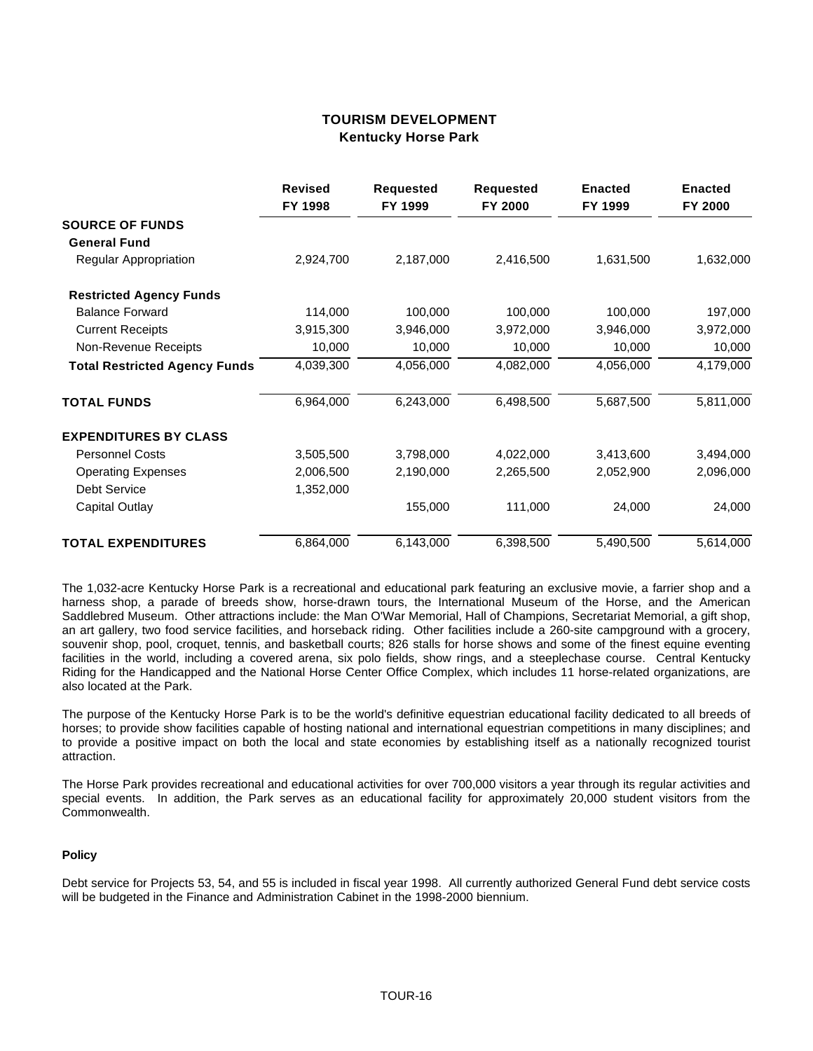# TOURISM DEVELOPMENT
## Kentucky Horse Park

| | Revised FY 1998 | Requested FY 1999 | Requested FY 2000 | Enacted FY 1999 | Enacted FY 2000 |
|---|---|---|---|---|---|
| **SOURCE OF FUNDS** | | | | | |
| **General Fund** | | | | | |
| Regular Appropriation | 2,924,700 | 2,187,000 | 2,416,500 | 1,631,500 | 1,632,000 |
| **Restricted Agency Funds** | | | | | |
| Balance Forward | 114,000 | 100,000 | 100,000 | 100,000 | 197,000 |
| Current Receipts | 3,915,300 | 3,946,000 | 3,972,000 | 3,946,000 | 3,972,000 |
| Non-Revenue Receipts | 10,000 | 10,000 | 10,000 | 10,000 | 10,000 |
| **Total Restricted Agency Funds** | 4,039,300 | 4,056,000 | 4,082,000 | 4,056,000 | 4,179,000 |
| **TOTAL FUNDS** | 6,964,000 | 6,243,000 | 6,498,500 | 5,687,500 | 5,811,000 |
| **EXPENDITURES BY CLASS** | | | | | |
| Personnel Costs | 3,505,500 | 3,798,000 | 4,022,000 | 3,413,600 | 3,494,000 |
| Operating Expenses | 2,006,500 | 2,190,000 | 2,265,500 | 2,052,900 | 2,096,000 |
| Debt Service | 1,352,000 | | | | |
| Capital Outlay | | 155,000 | 111,000 | 24,000 | 24,000 |
| **TOTAL EXPENDITURES** | 6,864,000 | 6,143,000 | 6,398,500 | 5,490,500 | 5,614,000 |

The 1,032-acre Kentucky Horse Park is a recreational and educational park featuring an exclusive movie, a farrier shop and a harness shop, a parade of breeds show, horse-drawn tours, the International Museum of the Horse, and the American Saddlebred Museum. Other attractions include: the Man O'War Memorial, Hall of Champions, Secretariat Memorial, a gift shop, an art gallery, two food service facilities, and horseback riding. Other facilities include a 260-site campground with a grocery, souvenir shop, pool, croquet, tennis, and basketball courts; 826 stalls for horse shows and some of the finest equine eventing facilities in the world, including a covered arena, six polo fields, show rings, and a steeplechase course. Central Kentucky Riding for the Handicapped and the National Horse Center Office Complex, which includes 11 horse-related organizations, are also located at the Park.

The purpose of the Kentucky Horse Park is to be the world's definitive equestrian educational facility dedicated to all breeds of horses; to provide show facilities capable of hosting national and international equestrian competitions in many disciplines; and to provide a positive impact on both the local and state economies by establishing itself as a nationally recognized tourist attraction.

The Horse Park provides recreational and educational activities for over 700,000 visitors a year through its regular activities and special events. In addition, the Park serves as an educational facility for approximately 20,000 student visitors from the Commonwealth.

**Policy**

Debt service for Projects 53, 54, and 55 is included in fiscal year 1998. All currently authorized General Fund debt service costs will be budgeted in the Finance and Administration Cabinet in the 1998-2000 biennium.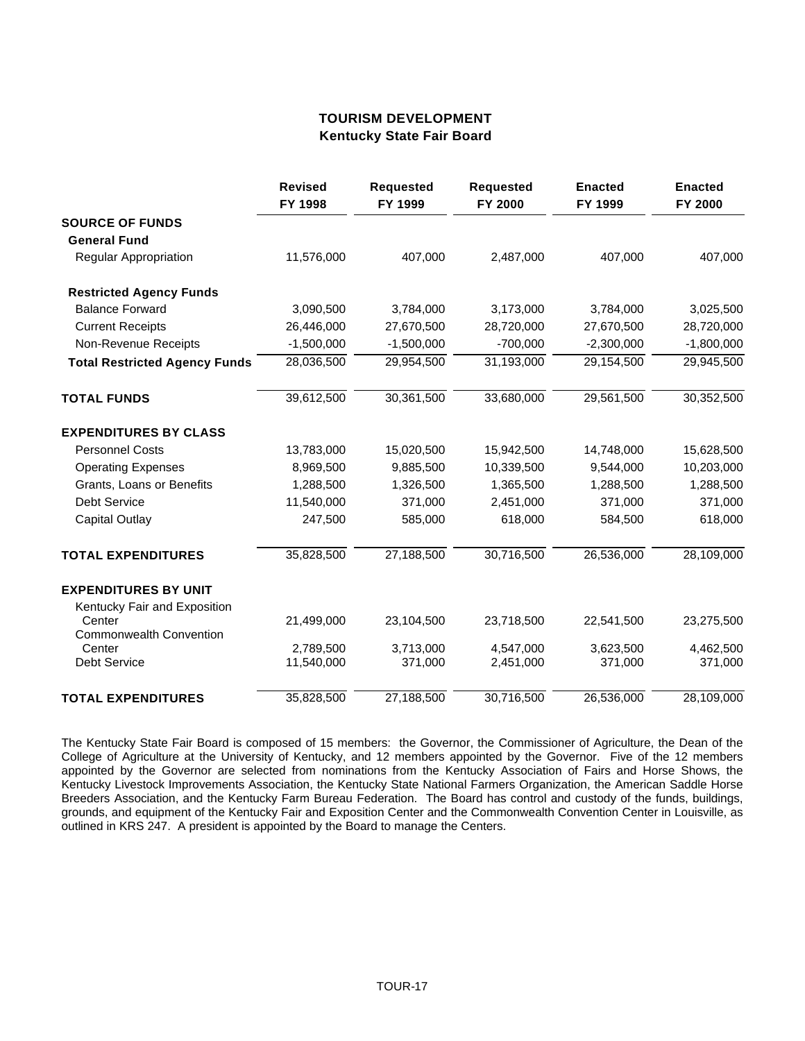## TOURISM DEVELOPMENT
### Kentucky State Fair Board

| | Revised FY 1998 | Requested FY 1999 | Requested FY 2000 | Enacted FY 1999 | Enacted FY 2000 |
|---|---|---|---|---|---|
| **SOURCE OF FUNDS** | | | | | |
| **General Fund** | | | | | |
| Regular Appropriation | 11,576,000 | 407,000 | 2,487,000 | 407,000 | 407,000 |
| **Restricted Agency Funds** | | | | | |
| Balance Forward | 3,090,500 | 3,784,000 | 3,173,000 | 3,784,000 | 3,025,500 |
| Current Receipts | 26,446,000 | 27,670,500 | 28,720,000 | 27,670,500 | 28,720,000 |
| Non-Revenue Receipts | -1,500,000 | -1,500,000 | -700,000 | -2,300,000 | -1,800,000 |
| **Total Restricted Agency Funds** | 28,036,500 | 29,954,500 | 31,193,000 | 29,154,500 | 29,945,500 |
| **TOTAL FUNDS** | 39,612,500 | 30,361,500 | 33,680,000 | 29,561,500 | 30,352,500 |
| **EXPENDITURES BY CLASS** | | | | | |
| Personnel Costs | 13,783,000 | 15,020,500 | 15,942,500 | 14,748,000 | 15,628,500 |
| Operating Expenses | 8,969,500 | 9,885,500 | 10,339,500 | 9,544,000 | 10,203,000 |
| Grants, Loans or Benefits | 1,288,500 | 1,326,500 | 1,365,500 | 1,288,500 | 1,288,500 |
| Debt Service | 11,540,000 | 371,000 | 2,451,000 | 371,000 | 371,000 |
| Capital Outlay | 247,500 | 585,000 | 618,000 | 584,500 | 618,000 |
| **TOTAL EXPENDITURES** | 35,828,500 | 27,188,500 | 30,716,500 | 26,536,000 | 28,109,000 |
| **EXPENDITURES BY UNIT** | | | | | |
| Kentucky Fair and Exposition Center | 21,499,000 | 23,104,500 | 23,718,500 | 22,541,500 | 23,275,500 |
| Commonwealth Convention Center | 2,789,500 | 3,713,000 | 4,547,000 | 3,623,500 | 4,462,500 |
| Debt Service | 11,540,000 | 371,000 | 2,451,000 | 371,000 | 371,000 |
| **TOTAL EXPENDITURES** | 35,828,500 | 27,188,500 | 30,716,500 | 26,536,000 | 28,109,000 |

The Kentucky State Fair Board is composed of 15 members: the Governor, the Commissioner of Agriculture, the Dean of the College of Agriculture at the University of Kentucky, and 12 members appointed by the Governor. Five of the 12 members appointed by the Governor are selected from nominations from the Kentucky Association of Fairs and Horse Shows, the Kentucky Livestock Improvements Association, the Kentucky State National Farmers Organization, the American Saddle Horse Breeders Association, and the Kentucky Farm Bureau Federation. The Board has control and custody of the funds, buildings, grounds, and equipment of the Kentucky Fair and Exposition Center and the Commonwealth Convention Center in Louisville, as outlined in KRS 247. A president is appointed by the Board to manage the Centers.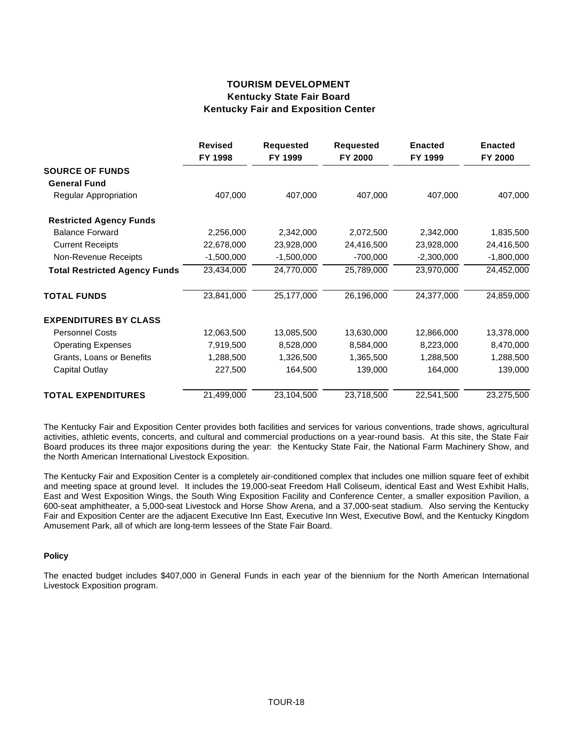# TOURISM DEVELOPMENT
## Kentucky State Fair Board
## Kentucky Fair and Exposition Center

| | Revised FY 1998 | Requested FY 1999 | Requested FY 2000 | Enacted FY 1999 | Enacted FY 2000 |
|---|---|---|---|---|---|
| **SOURCE OF FUNDS** | | | | | |
| **General Fund** | | | | | |
| Regular Appropriation | 407,000 | 407,000 | 407,000 | 407,000 | 407,000 |
| **Restricted Agency Funds** | | | | | |
| Balance Forward | 2,256,000 | 2,342,000 | 2,072,500 | 2,342,000 | 1,835,500 |
| Current Receipts | 22,678,000 | 23,928,000 | 24,416,500 | 23,928,000 | 24,416,500 |
| Non-Revenue Receipts | -1,500,000 | -1,500,000 | -700,000 | -2,300,000 | -1,800,000 |
| **Total Restricted Agency Funds** | 23,434,000 | 24,770,000 | 25,789,000 | 23,970,000 | 24,452,000 |
| **TOTAL FUNDS** | 23,841,000 | 25,177,000 | 26,196,000 | 24,377,000 | 24,859,000 |
| **EXPENDITURES BY CLASS** | | | | | |
| Personnel Costs | 12,063,500 | 13,085,500 | 13,630,000 | 12,866,000 | 13,378,000 |
| Operating Expenses | 7,919,500 | 8,528,000 | 8,584,000 | 8,223,000 | 8,470,000 |
| Grants, Loans or Benefits | 1,288,500 | 1,326,500 | 1,365,500 | 1,288,500 | 1,288,500 |
| Capital Outlay | 227,500 | 164,500 | 139,000 | 164,000 | 139,000 |
| **TOTAL EXPENDITURES** | 21,499,000 | 23,104,500 | 23,718,500 | 22,541,500 | 23,275,500 |

The Kentucky Fair and Exposition Center provides both facilities and services for various conventions, trade shows, agricultural activities, athletic events, concerts, and cultural and commercial productions on a year-round basis. At this site, the State Fair Board produces its three major expositions during the year: the Kentucky State Fair, the National Farm Machinery Show, and the North American International Livestock Exposition.

The Kentucky Fair and Exposition Center is a completely air-conditioned complex that includes one million square feet of exhibit and meeting space at ground level. It includes the 19,000-seat Freedom Hall Coliseum, identical East and West Exhibit Halls, East and West Exposition Wings, the South Wing Exposition Facility and Conference Center, a smaller exposition Pavilion, a 600-seat amphitheater, a 5,000-seat Livestock and Horse Show Arena, and a 37,000-seat stadium. Also serving the Kentucky Fair and Exposition Center are the adjacent Executive Inn East, Executive Inn West, Executive Bowl, and the Kentucky Kingdom Amusement Park, all of which are long-term lessees of the State Fair Board.

**Policy**

The enacted budget includes $407,000 in General Funds in each year of the biennium for the North American International Livestock Exposition program.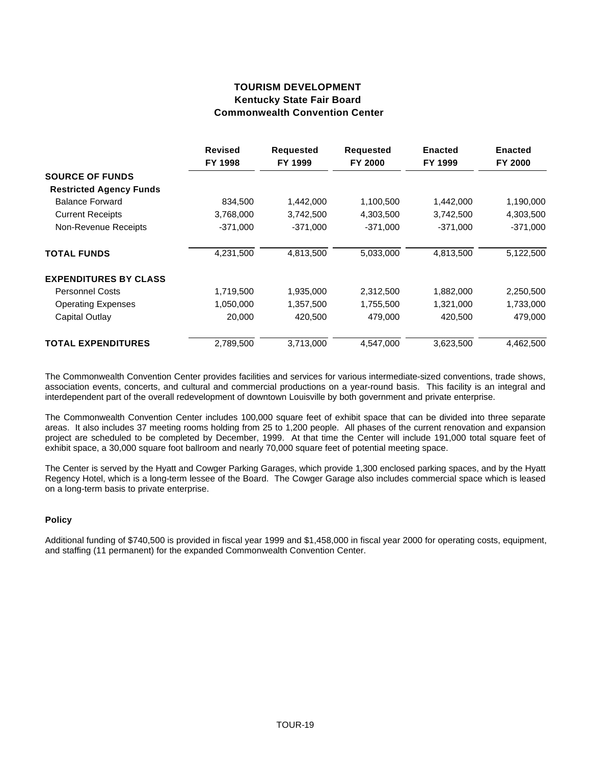# TOURISM DEVELOPMENT
## Kentucky State Fair Board
## Commonwealth Convention Center

| | Revised FY 1998 | Requested FY 1999 | Requested FY 2000 | Enacted FY 1999 | Enacted FY 2000 |
|---|---|---|---|---|---|
| **SOURCE OF FUNDS** | | | | | |
| **Restricted Agency Funds** | | | | | |
| Balance Forward | 834,500 | 1,442,000 | 1,100,500 | 1,442,000 | 1,190,000 |
| Current Receipts | 3,768,000 | 3,742,500 | 4,303,500 | 3,742,500 | 4,303,500 |
| Non-Revenue Receipts | -371,000 | -371,000 | -371,000 | -371,000 | -371,000 |
| **TOTAL FUNDS** | 4,231,500 | 4,813,500 | 5,033,000 | 4,813,500 | 5,122,500 |
| **EXPENDITURES BY CLASS** | | | | | |
| Personnel Costs | 1,719,500 | 1,935,000 | 2,312,500 | 1,882,000 | 2,250,500 |
| Operating Expenses | 1,050,000 | 1,357,500 | 1,755,500 | 1,321,000 | 1,733,000 |
| Capital Outlay | 20,000 | 420,500 | 479,000 | 420,500 | 479,000 |
| **TOTAL EXPENDITURES** | 2,789,500 | 3,713,000 | 4,547,000 | 3,623,500 | 4,462,500 |

The Commonwealth Convention Center provides facilities and services for various intermediate-sized conventions, trade shows, association events, concerts, and cultural and commercial productions on a year-round basis. This facility is an integral and interdependent part of the overall redevelopment of downtown Louisville by both government and private enterprise.

The Commonwealth Convention Center includes 100,000 square feet of exhibit space that can be divided into three separate areas. It also includes 37 meeting rooms holding from 25 to 1,200 people. All phases of the current renovation and expansion project are scheduled to be completed by December, 1999. At that time the Center will include 191,000 total square feet of exhibit space, a 30,000 square foot ballroom and nearly 70,000 square feet of potential meeting space.

The Center is served by the Hyatt and Cowger Parking Garages, which provide 1,300 enclosed parking spaces, and by the Hyatt Regency Hotel, which is a long-term lessee of the Board. The Cowger Garage also includes commercial space which is leased on a long-term basis to private enterprise.

### Policy

Additional funding of $740,500 is provided in fiscal year 1999 and $1,458,000 in fiscal year 2000 for operating costs, equipment, and staffing (11 permanent) for the expanded Commonwealth Convention Center.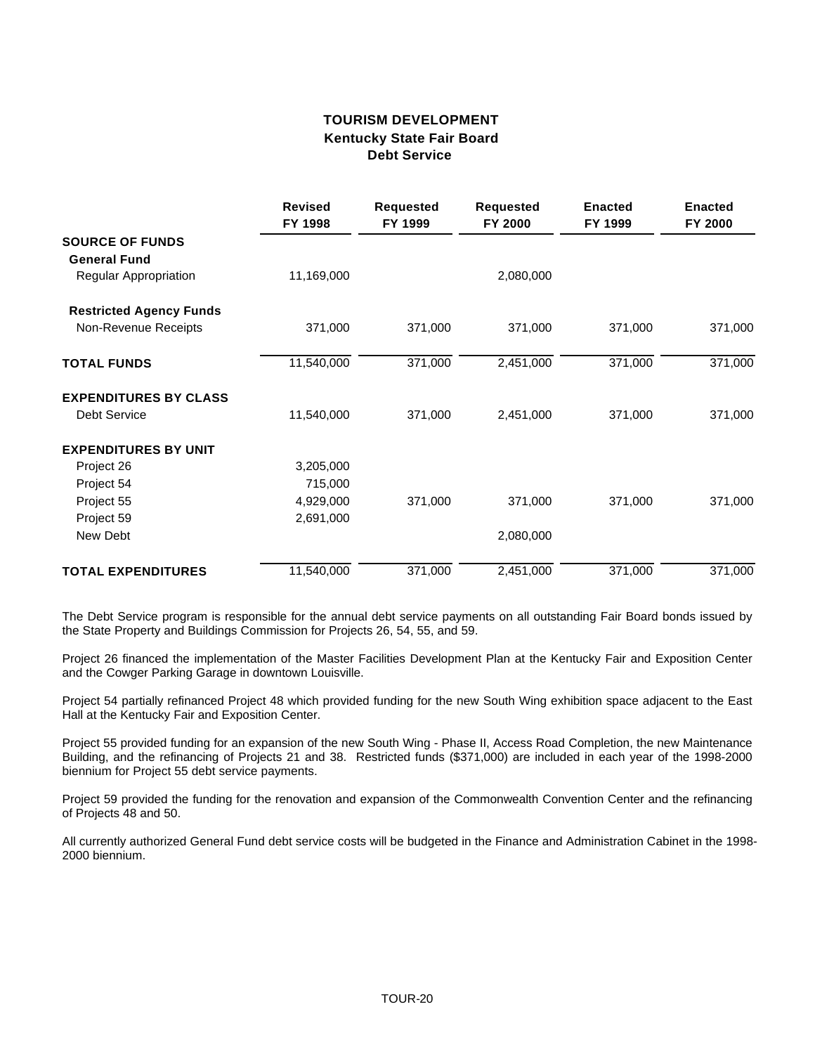# TOURISM DEVELOPMENT
## Kentucky State Fair Board
## Debt Service

| | Revised FY 1998 | Requested FY 1999 | Requested FY 2000 | Enacted FY 1999 | Enacted FY 2000 |
|---|---|---|---|---|---|
| **SOURCE OF FUNDS** | | | | | |
| **General Fund** | | | | | |
| Regular Appropriation | 11,169,000 | | 2,080,000 | | |
| **Restricted Agency Funds** | | | | | |
| Non-Revenue Receipts | 371,000 | 371,000 | 371,000 | 371,000 | 371,000 |
| **TOTAL FUNDS** | 11,540,000 | 371,000 | 2,451,000 | 371,000 | 371,000 |
| **EXPENDITURES BY CLASS** | | | | | |
| Debt Service | 11,540,000 | 371,000 | 2,451,000 | 371,000 | 371,000 |
| **EXPENDITURES BY UNIT** | | | | | |
| Project 26 | 3,205,000 | | | | |
| Project 54 | 715,000 | | | | |
| Project 55 | 4,929,000 | 371,000 | 371,000 | 371,000 | 371,000 |
| Project 59 | 2,691,000 | | | | |
| New Debt | | | 2,080,000 | | |
| **TOTAL EXPENDITURES** | 11,540,000 | 371,000 | 2,451,000 | 371,000 | 371,000 |

The Debt Service program is responsible for the annual debt service payments on all outstanding Fair Board bonds issued by the State Property and Buildings Commission for Projects 26, 54, 55, and 59.

Project 26 financed the implementation of the Master Facilities Development Plan at the Kentucky Fair and Exposition Center and the Cowger Parking Garage in downtown Louisville.

Project 54 partially refinanced Project 48 which provided funding for the new South Wing exhibition space adjacent to the East Hall at the Kentucky Fair and Exposition Center.

Project 55 provided funding for an expansion of the new South Wing - Phase II, Access Road Completion, the new Maintenance Building, and the refinancing of Projects 21 and 38. Restricted funds ($371,000) are included in each year of the 1998-2000 biennium for Project 55 debt service payments.

Project 59 provided the funding for the renovation and expansion of the Commonwealth Convention Center and the refinancing of Projects 48 and 50.

All currently authorized General Fund debt service costs will be budgeted in the Finance and Administration Cabinet in the 1998-2000 biennium.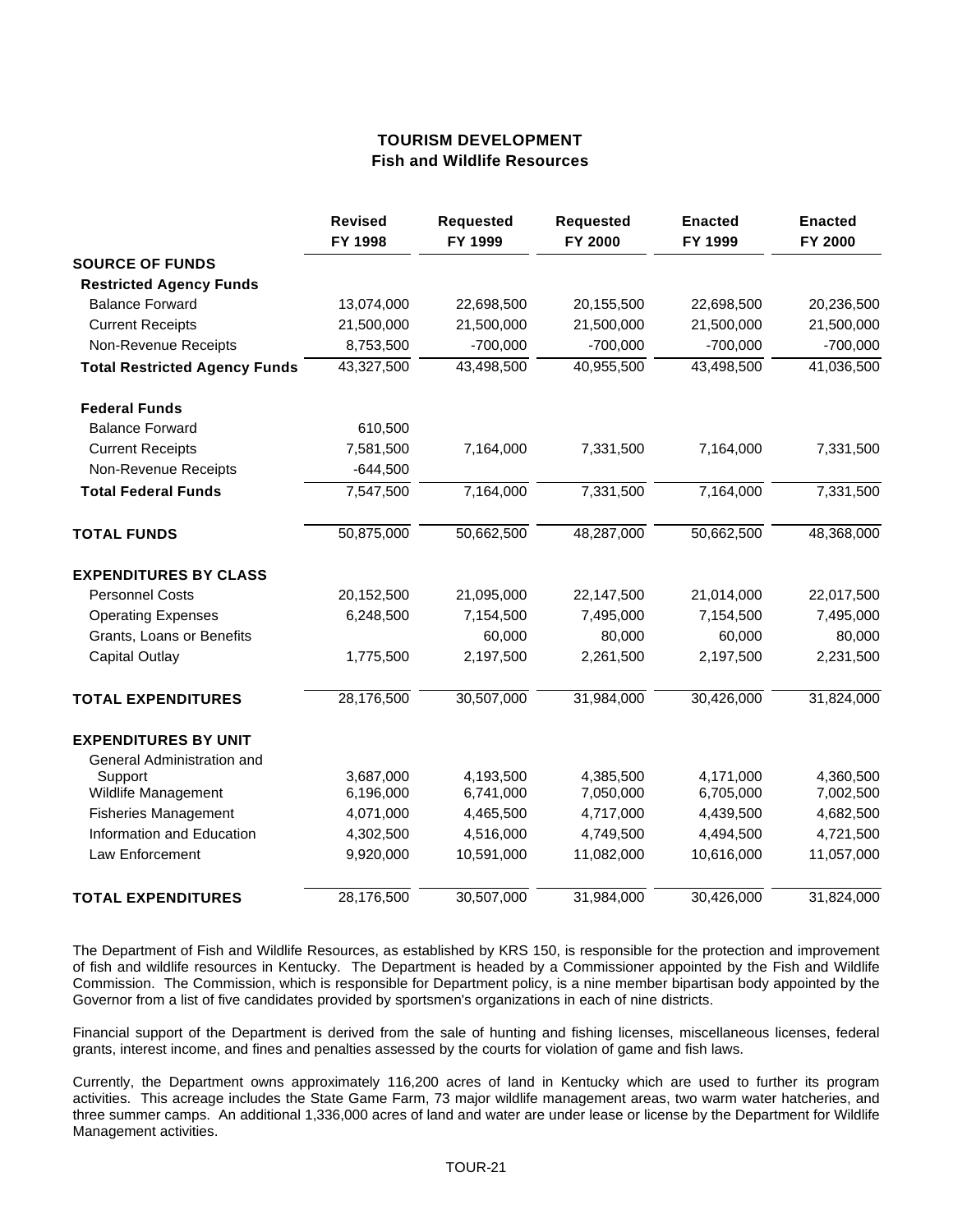# TOURISM DEVELOPMENT
## Fish and Wildlife Resources

| | Revised FY 1998 | Requested FY 1999 | Requested FY 2000 | Enacted FY 1999 | Enacted FY 2000 |
|---|---|---|---|---|---|
| **SOURCE OF FUNDS** | | | | | |
| **Restricted Agency Funds** | | | | | |
| Balance Forward | 13,074,000 | 22,698,500 | 20,155,500 | 22,698,500 | 20,236,500 |
| Current Receipts | 21,500,000 | 21,500,000 | 21,500,000 | 21,500,000 | 21,500,000 |
| Non-Revenue Receipts | 8,753,500 | -700,000 | -700,000 | -700,000 | -700,000 |
| **Total Restricted Agency Funds** | 43,327,500 | 43,498,500 | 40,955,500 | 43,498,500 | 41,036,500 |
| **Federal Funds** | | | | | |
| Balance Forward | 610,500 | | | | |
| Current Receipts | 7,581,500 | 7,164,000 | 7,331,500 | 7,164,000 | 7,331,500 |
| Non-Revenue Receipts | -644,500 | | | | |
| **Total Federal Funds** | 7,547,500 | 7,164,000 | 7,331,500 | 7,164,000 | 7,331,500 |
| **TOTAL FUNDS** | 50,875,000 | 50,662,500 | 48,287,000 | 50,662,500 | 48,368,000 |
| **EXPENDITURES BY CLASS** | | | | | |
| Personnel Costs | 20,152,500 | 21,095,000 | 22,147,500 | 21,014,000 | 22,017,500 |
| Operating Expenses | 6,248,500 | 7,154,500 | 7,495,000 | 7,154,500 | 7,495,000 |
| Grants, Loans or Benefits | | 60,000 | 80,000 | 60,000 | 80,000 |
| Capital Outlay | 1,775,500 | 2,197,500 | 2,261,500 | 2,197,500 | 2,231,500 |
| **TOTAL EXPENDITURES** | 28,176,500 | 30,507,000 | 31,984,000 | 30,426,000 | 31,824,000 |
| **EXPENDITURES BY UNIT** | | | | | |
| General Administration and Support | 3,687,000 | 4,193,500 | 4,385,500 | 4,171,000 | 4,360,500 |
| Wildlife Management | 6,196,000 | 6,741,000 | 7,050,000 | 6,705,000 | 7,002,500 |
| Fisheries Management | 4,071,000 | 4,465,500 | 4,717,000 | 4,439,500 | 4,682,500 |
| Information and Education | 4,302,500 | 4,516,000 | 4,749,500 | 4,494,500 | 4,721,500 |
| Law Enforcement | 9,920,000 | 10,591,000 | 11,082,000 | 10,616,000 | 11,057,000 |
| **TOTAL EXPENDITURES** | 28,176,500 | 30,507,000 | 31,984,000 | 30,426,000 | 31,824,000 |

The Department of Fish and Wildlife Resources, as established by KRS 150, is responsible for the protection and improvement of fish and wildlife resources in Kentucky. The Department is headed by a Commissioner appointed by the Fish and Wildlife Commission. The Commission, which is responsible for Department policy, is a nine member bipartisan body appointed by the Governor from a list of five candidates provided by sportsmen's organizations in each of nine districts.

Financial support of the Department is derived from the sale of hunting and fishing licenses, miscellaneous licenses, federal grants, interest income, and fines and penalties assessed by the courts for violation of game and fish laws.

Currently, the Department owns approximately 116,200 acres of land in Kentucky which are used to further its program activities. This acreage includes the State Game Farm, 73 major wildlife management areas, two warm water hatcheries, and three summer camps. An additional 1,336,000 acres of land and water are under lease or license by the Department for Wildlife Management activities.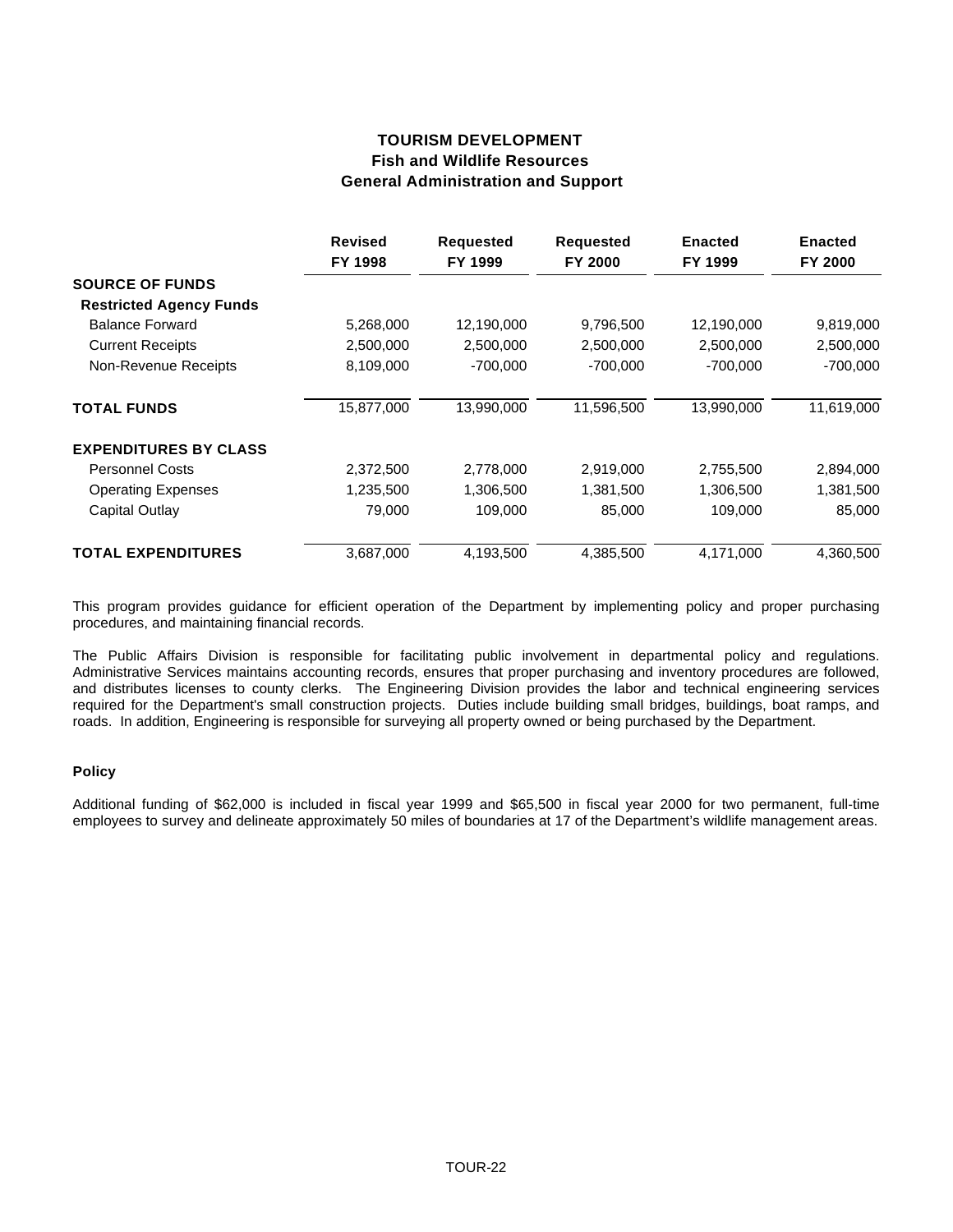# TOURISM DEVELOPMENT
## Fish and Wildlife Resources
### General Administration and Support

| | Revised FY 1998 | Requested FY 1999 | Requested FY 2000 | Enacted FY 1999 | Enacted FY 2000 |
|---|---|---|---|---|---|
| **SOURCE OF FUNDS** | | | | | |
| **Restricted Agency Funds** | | | | | |
| Balance Forward | 5,268,000 | 12,190,000 | 9,796,500 | 12,190,000 | 9,819,000 |
| Current Receipts | 2,500,000 | 2,500,000 | 2,500,000 | 2,500,000 | 2,500,000 |
| Non-Revenue Receipts | 8,109,000 | -700,000 | -700,000 | -700,000 | -700,000 |
| **TOTAL FUNDS** | 15,877,000 | 13,990,000 | 11,596,500 | 13,990,000 | 11,619,000 |
| **EXPENDITURES BY CLASS** | | | | | |
| Personnel Costs | 2,372,500 | 2,778,000 | 2,919,000 | 2,755,500 | 2,894,000 |
| Operating Expenses | 1,235,500 | 1,306,500 | 1,381,500 | 1,306,500 | 1,381,500 |
| Capital Outlay | 79,000 | 109,000 | 85,000 | 109,000 | 85,000 |
| **TOTAL EXPENDITURES** | 3,687,000 | 4,193,500 | 4,385,500 | 4,171,000 | 4,360,500 |

This program provides guidance for efficient operation of the Department by implementing policy and proper purchasing procedures, and maintaining financial records.

The Public Affairs Division is responsible for facilitating public involvement in departmental policy and regulations. Administrative Services maintains accounting records, ensures that proper purchasing and inventory procedures are followed, and distributes licenses to county clerks. The Engineering Division provides the labor and technical engineering services required for the Department's small construction projects. Duties include building small bridges, buildings, boat ramps, and roads. In addition, Engineering is responsible for surveying all property owned or being purchased by the Department.

#### Policy

Additional funding of $62,000 is included in fiscal year 1999 and $65,500 in fiscal year 2000 for two permanent, full-time employees to survey and delineate approximately 50 miles of boundaries at 17 of the Department's wildlife management areas.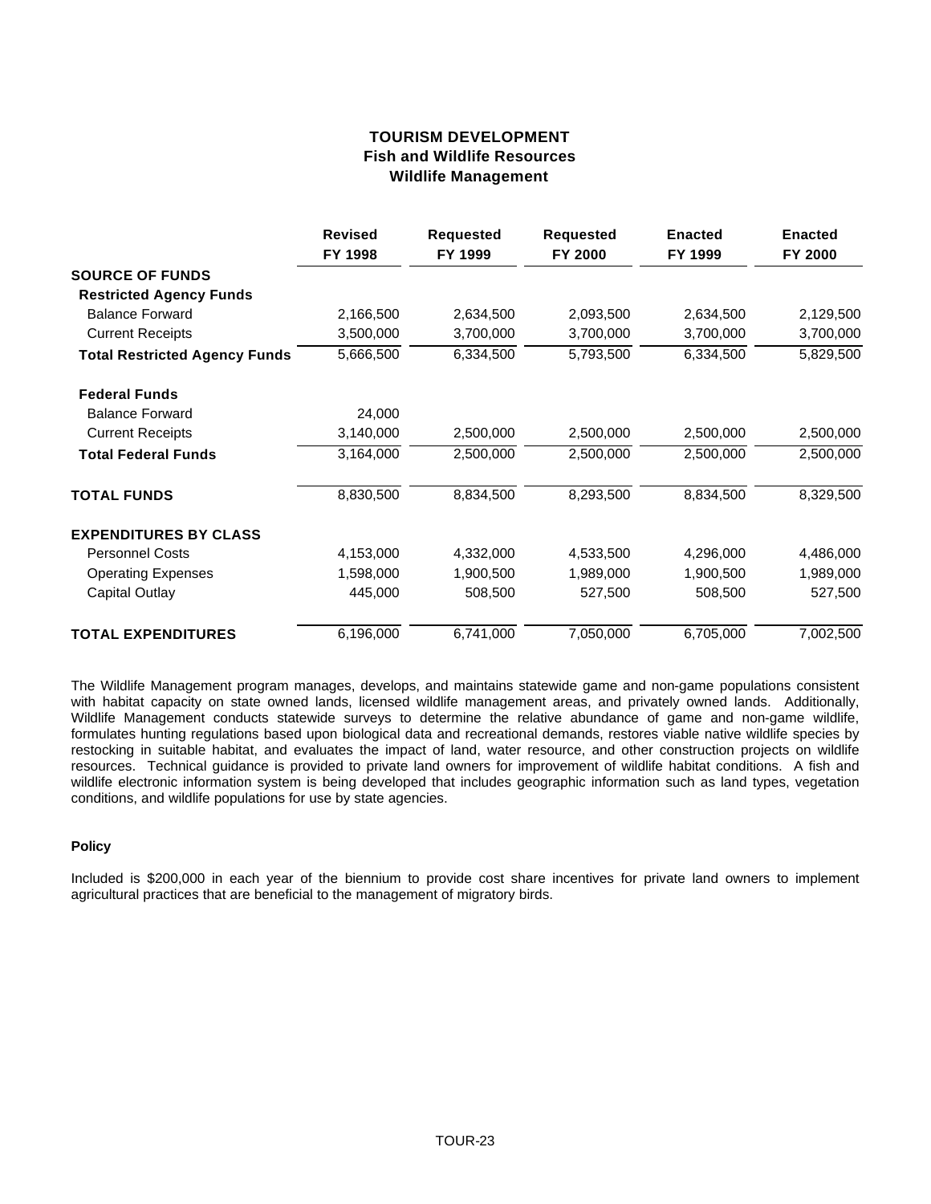# TOURISM DEVELOPMENT
## Fish and Wildlife Resources
### Wildlife Management

| | Revised FY 1998 | Requested FY 1999 | Requested FY 2000 | Enacted FY 1999 | Enacted FY 2000 |
|---|---|---|---|---|---|
| **SOURCE OF FUNDS** | | | | | |
| **Restricted Agency Funds** | | | | | |
| Balance Forward | 2,166,500 | 2,634,500 | 2,093,500 | 2,634,500 | 2,129,500 |
| Current Receipts | 3,500,000 | 3,700,000 | 3,700,000 | 3,700,000 | 3,700,000 |
| **Total Restricted Agency Funds** | 5,666,500 | 6,334,500 | 5,793,500 | 6,334,500 | 5,829,500 |
| **Federal Funds** | | | | | |
| Balance Forward | 24,000 | | | | |
| Current Receipts | 3,140,000 | 2,500,000 | 2,500,000 | 2,500,000 | 2,500,000 |
| **Total Federal Funds** | 3,164,000 | 2,500,000 | 2,500,000 | 2,500,000 | 2,500,000 |
| **TOTAL FUNDS** | 8,830,500 | 8,834,500 | 8,293,500 | 8,834,500 | 8,329,500 |
| **EXPENDITURES BY CLASS** | | | | | |
| Personnel Costs | 4,153,000 | 4,332,000 | 4,533,500 | 4,296,000 | 4,486,000 |
| Operating Expenses | 1,598,000 | 1,900,500 | 1,989,000 | 1,900,500 | 1,989,000 |
| Capital Outlay | 445,000 | 508,500 | 527,500 | 508,500 | 527,500 |
| **TOTAL EXPENDITURES** | 6,196,000 | 6,741,000 | 7,050,000 | 6,705,000 | 7,002,500 |

The Wildlife Management program manages, develops, and maintains statewide game and non-game populations consistent with habitat capacity on state owned lands, licensed wildlife management areas, and privately owned lands. Additionally, Wildlife Management conducts statewide surveys to determine the relative abundance of game and non-game wildlife, formulates hunting regulations based upon biological data and recreational demands, restores viable native wildlife species by restocking in suitable habitat, and evaluates the impact of land, water resource, and other construction projects on wildlife resources. Technical guidance is provided to private land owners for improvement of wildlife habitat conditions. A fish and wildlife electronic information system is being developed that includes geographic information such as land types, vegetation conditions, and wildlife populations for use by state agencies.

**Policy**

Included is $200,000 in each year of the biennium to provide cost share incentives for private land owners to implement agricultural practices that are beneficial to the management of migratory birds.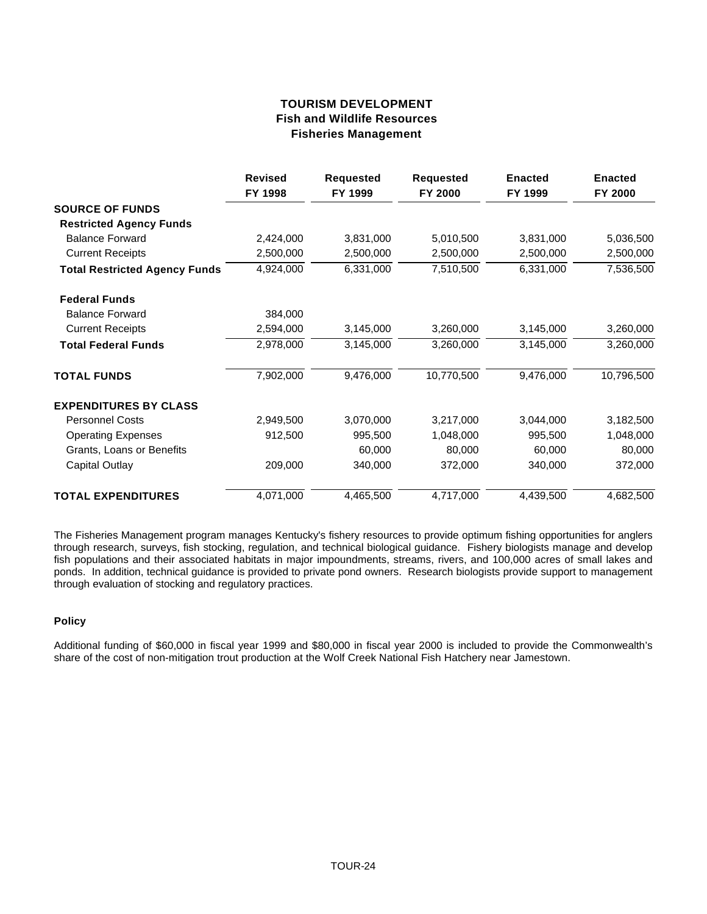# TOURISM DEVELOPMENT
## Fish and Wildlife Resources
### Fisheries Management

| | Revised FY 1998 | Requested FY 1999 | Requested FY 2000 | Enacted FY 1999 | Enacted FY 2000 |
|---|---|---|---|---|---|
| **SOURCE OF FUNDS** | | | | | |
| **Restricted Agency Funds** | | | | | |
| Balance Forward | 2,424,000 | 3,831,000 | 5,010,500 | 3,831,000 | 5,036,500 |
| Current Receipts | 2,500,000 | 2,500,000 | 2,500,000 | 2,500,000 | 2,500,000 |
| **Total Restricted Agency Funds** | 4,924,000 | 6,331,000 | 7,510,500 | 6,331,000 | 7,536,500 |
| **Federal Funds** | | | | | |
| Balance Forward | 384,000 | | | | |
| Current Receipts | 2,594,000 | 3,145,000 | 3,260,000 | 3,145,000 | 3,260,000 |
| **Total Federal Funds** | 2,978,000 | 3,145,000 | 3,260,000 | 3,145,000 | 3,260,000 |
| **TOTAL FUNDS** | 7,902,000 | 9,476,000 | 10,770,500 | 9,476,000 | 10,796,500 |
| **EXPENDITURES BY CLASS** | | | | | |
| Personnel Costs | 2,949,500 | 3,070,000 | 3,217,000 | 3,044,000 | 3,182,500 |
| Operating Expenses | 912,500 | 995,500 | 1,048,000 | 995,500 | 1,048,000 |
| Grants, Loans or Benefits | | 60,000 | 80,000 | 60,000 | 80,000 |
| Capital Outlay | 209,000 | 340,000 | 372,000 | 340,000 | 372,000 |
| **TOTAL EXPENDITURES** | 4,071,000 | 4,465,500 | 4,717,000 | 4,439,500 | 4,682,500 |

The Fisheries Management program manages Kentucky's fishery resources to provide optimum fishing opportunities for anglers through research, surveys, fish stocking, regulation, and technical biological guidance. Fishery biologists manage and develop fish populations and their associated habitats in major impoundments, streams, rivers, and 100,000 acres of small lakes and ponds. In addition, technical guidance is provided to private pond owners. Research biologists provide support to management through evaluation of stocking and regulatory practices.

#### Policy

Additional funding of $60,000 in fiscal year 1999 and $80,000 in fiscal year 2000 is included to provide the Commonwealth's share of the cost of non-mitigation trout production at the Wolf Creek National Fish Hatchery near Jamestown.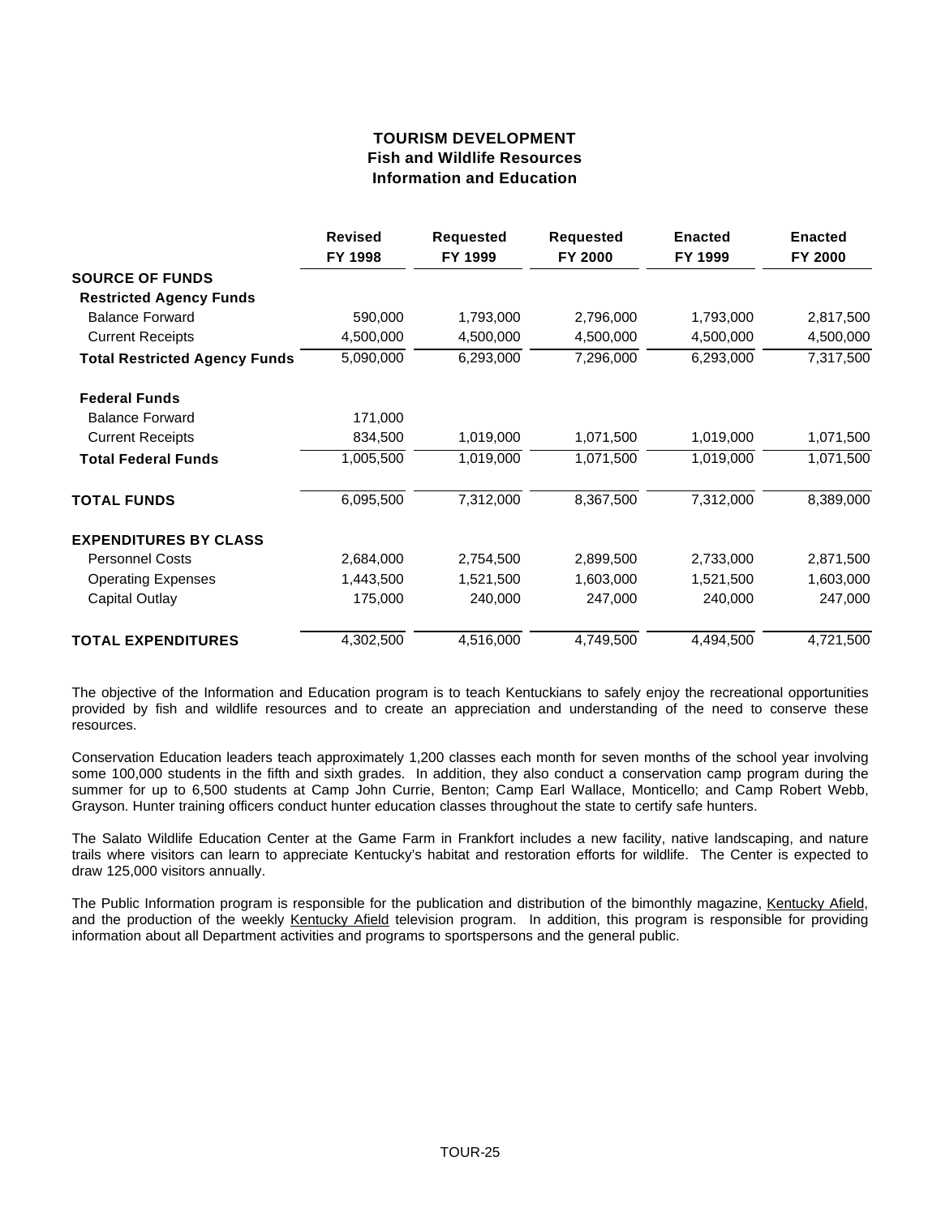# TOURISM DEVELOPMENT
## Fish and Wildlife Resources
## Information and Education

| | Revised FY 1998 | Requested FY 1999 | Requested FY 2000 | Enacted FY 1999 | Enacted FY 2000 |
|---|---|---|---|---|---|
| **SOURCE OF FUNDS** | | | | | |
| **Restricted Agency Funds** | | | | | |
| Balance Forward | 590,000 | 1,793,000 | 2,796,000 | 1,793,000 | 2,817,500 |
| Current Receipts | 4,500,000 | 4,500,000 | 4,500,000 | 4,500,000 | 4,500,000 |
| **Total Restricted Agency Funds** | 5,090,000 | 6,293,000 | 7,296,000 | 6,293,000 | 7,317,500 |
| **Federal Funds** | | | | | |
| Balance Forward | 171,000 | | | | |
| Current Receipts | 834,500 | 1,019,000 | 1,071,500 | 1,019,000 | 1,071,500 |
| **Total Federal Funds** | 1,005,500 | 1,019,000 | 1,071,500 | 1,019,000 | 1,071,500 |
| **TOTAL FUNDS** | 6,095,500 | 7,312,000 | 8,367,500 | 7,312,000 | 8,389,000 |
| **EXPENDITURES BY CLASS** | | | | | |
| Personnel Costs | 2,684,000 | 2,754,500 | 2,899,500 | 2,733,000 | 2,871,500 |
| Operating Expenses | 1,443,500 | 1,521,500 | 1,603,000 | 1,521,500 | 1,603,000 |
| Capital Outlay | 175,000 | 240,000 | 247,000 | 240,000 | 247,000 |
| **TOTAL EXPENDITURES** | 4,302,500 | 4,516,000 | 4,749,500 | 4,494,500 | 4,721,500 |

The objective of the Information and Education program is to teach Kentuckians to safely enjoy the recreational opportunities provided by fish and wildlife resources and to create an appreciation and understanding of the need to conserve these resources.

Conservation Education leaders teach approximately 1,200 classes each month for seven months of the school year involving some 100,000 students in the fifth and sixth grades. In addition, they also conduct a conservation camp program during the summer for up to 6,500 students at Camp John Currie, Benton; Camp Earl Wallace, Monticello; and Camp Robert Webb, Grayson. Hunter training officers conduct hunter education classes throughout the state to certify safe hunters.

The Salato Wildlife Education Center at the Game Farm in Frankfort includes a new facility, native landscaping, and nature trails where visitors can learn to appreciate Kentucky's habitat and restoration efforts for wildlife. The Center is expected to draw 125,000 visitors annually.

The Public Information program is responsible for the publication and distribution of the bimonthly magazine, Kentucky Afield, and the production of the weekly Kentucky Afield television program. In addition, this program is responsible for providing information about all Department activities and programs to sportspersons and the general public.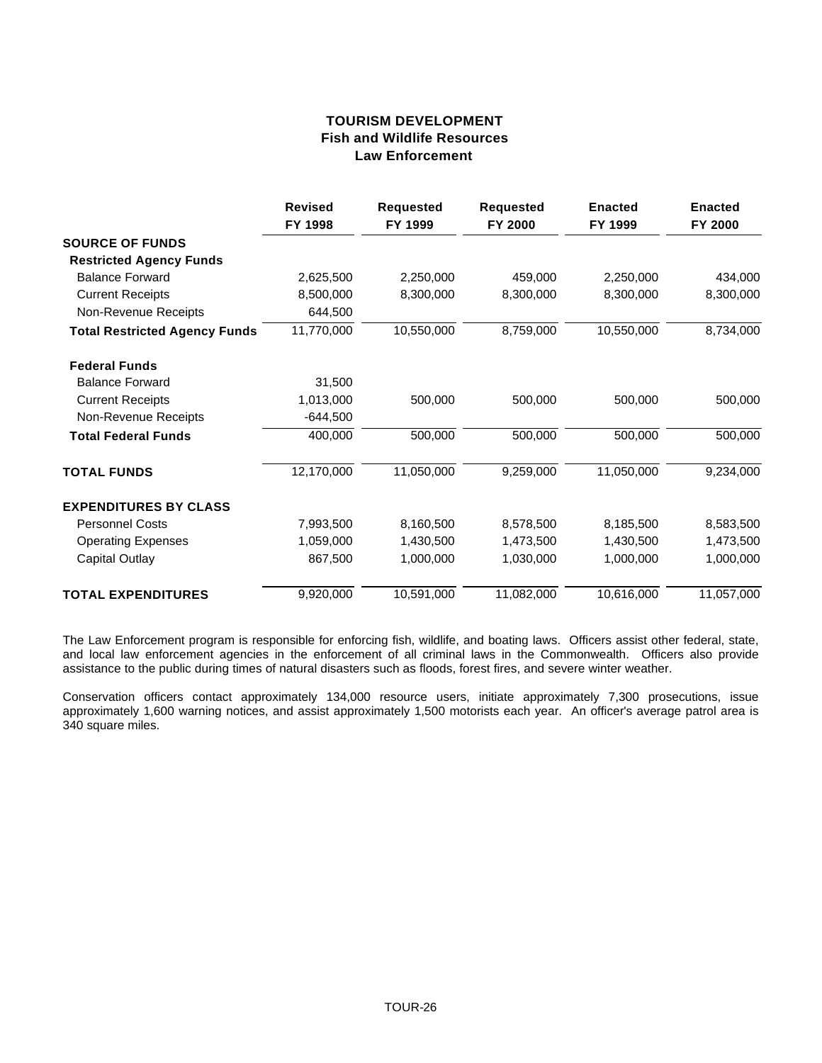# TOURISM DEVELOPMENT
## Fish and Wildlife Resources
### Law Enforcement

| | Revised FY 1998 | Requested FY 1999 | Requested FY 2000 | Enacted FY 1999 | Enacted FY 2000 |
|---|---|---|---|---|---|
| **SOURCE OF FUNDS** | | | | | |
| **Restricted Agency Funds** | | | | | |
| Balance Forward | 2,625,500 | 2,250,000 | 459,000 | 2,250,000 | 434,000 |
| Current Receipts | 8,500,000 | 8,300,000 | 8,300,000 | 8,300,000 | 8,300,000 |
| Non-Revenue Receipts | 644,500 | | | | |
| **Total Restricted Agency Funds** | 11,770,000 | 10,550,000 | 8,759,000 | 10,550,000 | 8,734,000 |
| **Federal Funds** | | | | | |
| Balance Forward | 31,500 | | | | |
| Current Receipts | 1,013,000 | 500,000 | 500,000 | 500,000 | 500,000 |
| Non-Revenue Receipts | -644,500 | | | | |
| **Total Federal Funds** | 400,000 | 500,000 | 500,000 | 500,000 | 500,000 |
| **TOTAL FUNDS** | 12,170,000 | 11,050,000 | 9,259,000 | 11,050,000 | 9,234,000 |
| **EXPENDITURES BY CLASS** | | | | | |
| Personnel Costs | 7,993,500 | 8,160,500 | 8,578,500 | 8,185,500 | 8,583,500 |
| Operating Expenses | 1,059,000 | 1,430,500 | 1,473,500 | 1,430,500 | 1,473,500 |
| Capital Outlay | 867,500 | 1,000,000 | 1,030,000 | 1,000,000 | 1,000,000 |
| **TOTAL EXPENDITURES** | 9,920,000 | 10,591,000 | 11,082,000 | 10,616,000 | 11,057,000 |

The Law Enforcement program is responsible for enforcing fish, wildlife, and boating laws. Officers assist other federal, state, and local law enforcement agencies in the enforcement of all criminal laws in the Commonwealth. Officers also provide assistance to the public during times of natural disasters such as floods, forest fires, and severe winter weather.

Conservation officers contact approximately 134,000 resource users, initiate approximately 7,300 prosecutions, issue approximately 1,600 warning notices, and assist approximately 1,500 motorists each year. An officer's average patrol area is 340 square miles.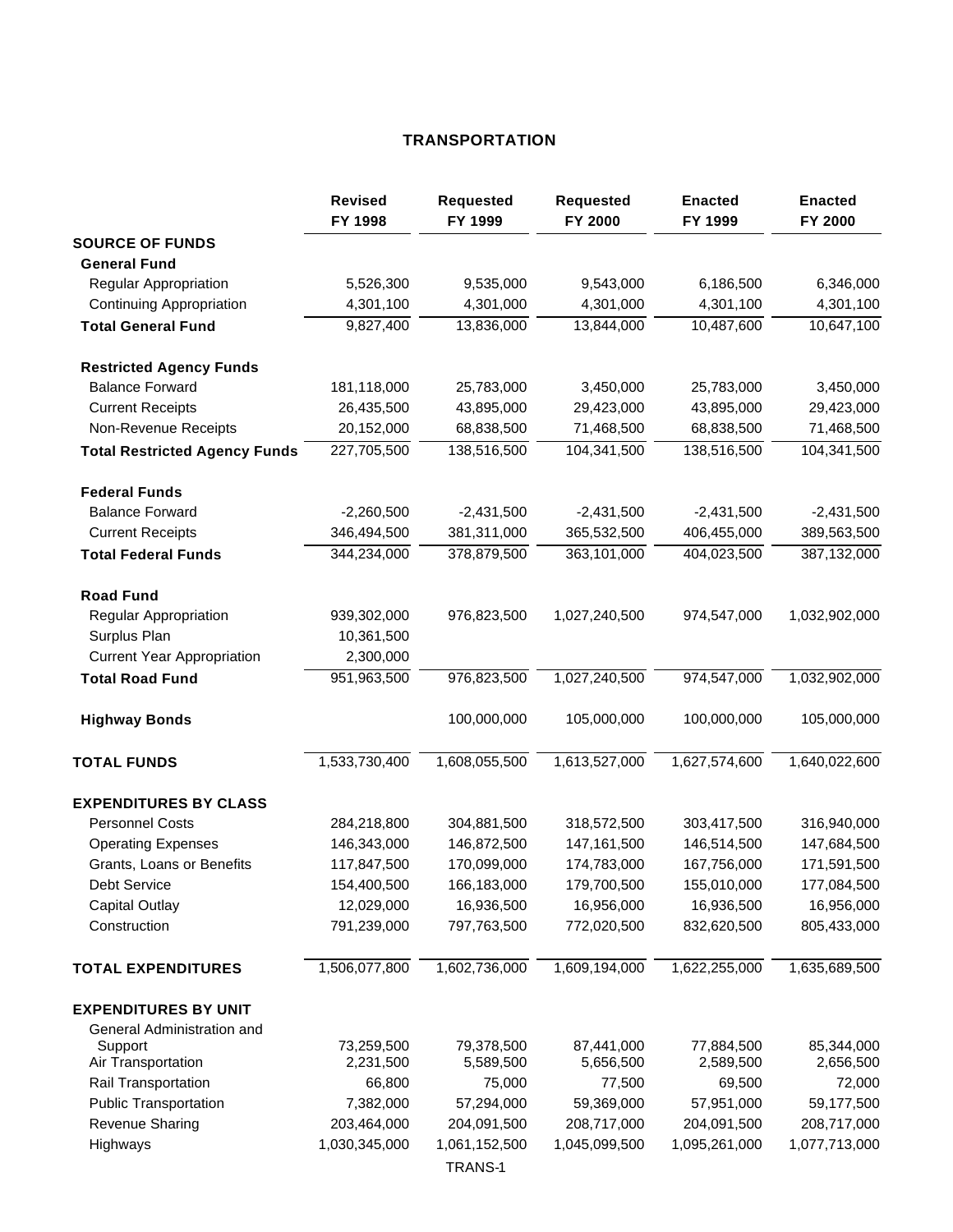# TRANSPORTATION

| | Revised FY 1998 | Requested FY 1999 | Requested FY 2000 | Enacted FY 1999 | Enacted FY 2000 |
|---|---|---|---|---|---|
| **SOURCE OF FUNDS** | | | | | |
| **General Fund** | | | | | |
| Regular Appropriation | 5,526,300 | 9,535,000 | 9,543,000 | 6,186,500 | 6,346,000 |
| Continuing Appropriation | 4,301,100 | 4,301,000 | 4,301,000 | 4,301,100 | 4,301,100 |
| **Total General Fund** | 9,827,400 | 13,836,000 | 13,844,000 | 10,487,600 | 10,647,100 |
| **Restricted Agency Funds** | | | | | |
| Balance Forward | 181,118,000 | 25,783,000 | 3,450,000 | 25,783,000 | 3,450,000 |
| Current Receipts | 26,435,500 | 43,895,000 | 29,423,000 | 43,895,000 | 29,423,000 |
| Non-Revenue Receipts | 20,152,000 | 68,838,500 | 71,468,500 | 68,838,500 | 71,468,500 |
| **Total Restricted Agency Funds** | 227,705,500 | 138,516,500 | 104,341,500 | 138,516,500 | 104,341,500 |
| **Federal Funds** | | | | | |
| Balance Forward | -2,260,500 | -2,431,500 | -2,431,500 | -2,431,500 | -2,431,500 |
| Current Receipts | 346,494,500 | 381,311,000 | 365,532,500 | 406,455,000 | 389,563,500 |
| **Total Federal Funds** | 344,234,000 | 378,879,500 | 363,101,000 | 404,023,500 | 387,132,000 |
| **Road Fund** | | | | | |
| Regular Appropriation | 939,302,000 | 976,823,500 | 1,027,240,500 | 974,547,000 | 1,032,902,000 |
| Surplus Plan | 10,361,500 | | | | |
| Current Year Appropriation | 2,300,000 | | | | |
| **Total Road Fund** | 951,963,500 | 976,823,500 | 1,027,240,500 | 974,547,000 | 1,032,902,000 |
| **Highway Bonds** | | 100,000,000 | 105,000,000 | 100,000,000 | 105,000,000 |
| **TOTAL FUNDS** | 1,533,730,400 | 1,608,055,500 | 1,613,527,000 | 1,627,574,600 | 1,640,022,600 |
| **EXPENDITURES BY CLASS** | | | | | |
| Personnel Costs | 284,218,800 | 304,881,500 | 318,572,500 | 303,417,500 | 316,940,000 |
| Operating Expenses | 146,343,000 | 146,872,500 | 147,161,500 | 146,514,500 | 147,684,500 |
| Grants, Loans or Benefits | 117,847,500 | 170,099,000 | 174,783,000 | 167,756,000 | 171,591,500 |
| Debt Service | 154,400,500 | 166,183,000 | 179,700,500 | 155,010,000 | 177,084,500 |
| Capital Outlay | 12,029,000 | 16,936,500 | 16,956,000 | 16,936,500 | 16,956,000 |
| Construction | 791,239,000 | 797,763,500 | 772,020,500 | 832,620,500 | 805,433,000 |
| **TOTAL EXPENDITURES** | 1,506,077,800 | 1,602,736,000 | 1,609,194,000 | 1,622,255,000 | 1,635,689,500 |
| **EXPENDITURES BY UNIT** | | | | | |
| General Administration and Support | 73,259,500 | 79,378,500 | 87,441,000 | 77,884,500 | 85,344,000 |
| Air Transportation | 2,231,500 | 5,589,500 | 5,656,500 | 2,589,500 | 2,656,500 |
| Rail Transportation | 66,800 | 75,000 | 77,500 | 69,500 | 72,000 |
| Public Transportation | 7,382,000 | 57,294,000 | 59,369,000 | 57,951,000 | 59,177,500 |
| Revenue Sharing | 203,464,000 | 204,091,500 | 208,717,000 | 204,091,500 | 208,717,000 |
| Highways | 1,030,345,000 | 1,061,152,500 | 1,045,099,500 | 1,095,261,000 | 1,077,713,000 |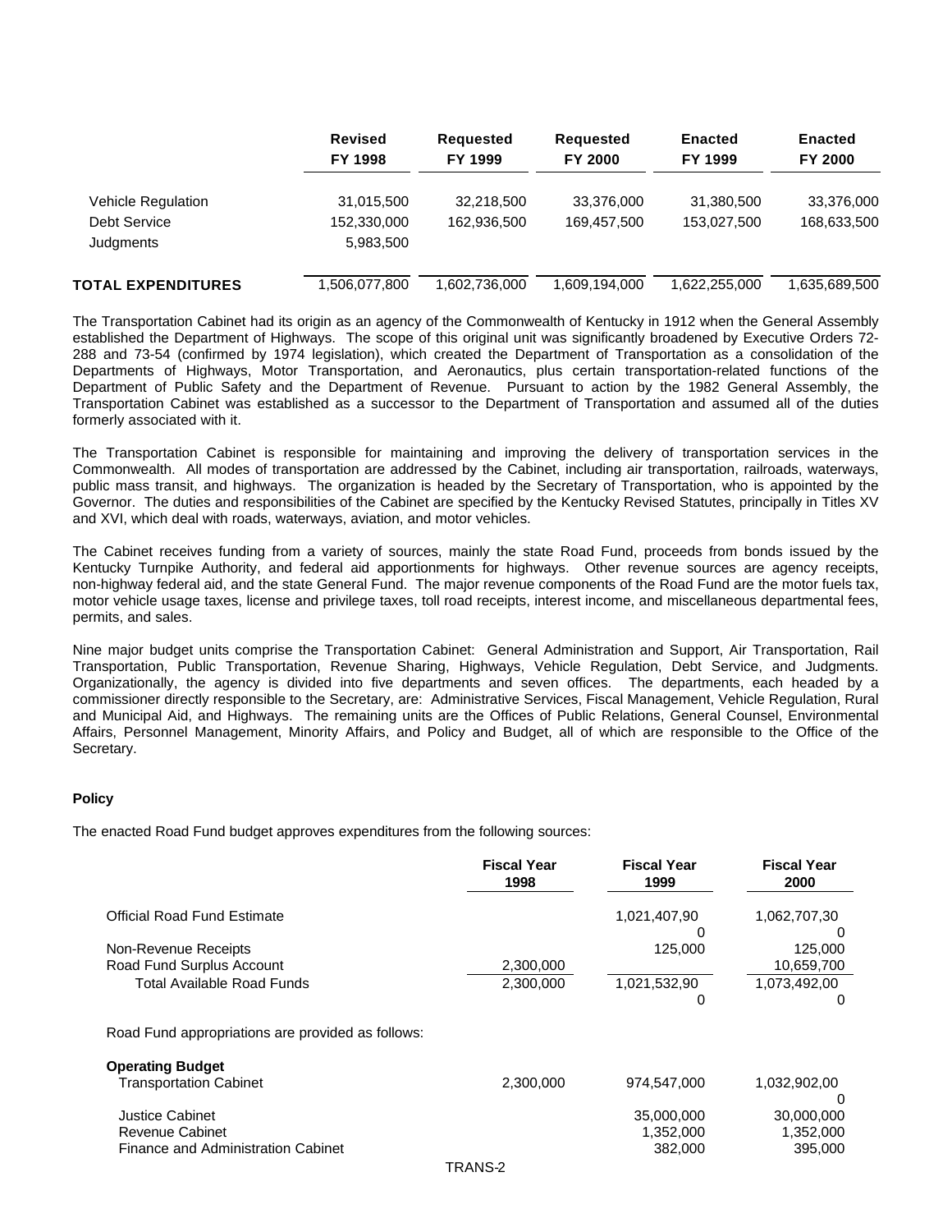| | Revised FY 1998 | Requested FY 1999 | Requested FY 2000 | Enacted FY 1999 | Enacted FY 2000 |
|---|---|---|---|---|---|
| Vehicle Regulation | 31,015,500 | 32,218,500 | 33,376,000 | 31,380,500 | 33,376,000 |
| Debt Service | 152,330,000 | 162,936,500 | 169,457,500 | 153,027,500 | 168,633,500 |
| Judgments | 5,983,500 | | | | |
| **TOTAL EXPENDITURES** | 1,506,077,800 | 1,602,736,000 | 1,609,194,000 | 1,622,255,000 | 1,635,689,500 |

The Transportation Cabinet had its origin as an agency of the Commonwealth of Kentucky in 1912 when the General Assembly established the Department of Highways. The scope of this original unit was significantly broadened by Executive Orders 72-288 and 73-54 (confirmed by 1974 legislation), which created the Department of Transportation as a consolidation of the Departments of Highways, Motor Transportation, and Aeronautics, plus certain transportation-related functions of the Department of Public Safety and the Department of Revenue. Pursuant to action by the 1982 General Assembly, the Transportation Cabinet was established as a successor to the Department of Transportation and assumed all of the duties formerly associated with it.

The Transportation Cabinet is responsible for maintaining and improving the delivery of transportation services in the Commonwealth. All modes of transportation are addressed by the Cabinet, including air transportation, railroads, waterways, public mass transit, and highways. The organization is headed by the Secretary of Transportation, who is appointed by the Governor. The duties and responsibilities of the Cabinet are specified by the Kentucky Revised Statutes, principally in Titles XV and XVI, which deal with roads, waterways, aviation, and motor vehicles.

The Cabinet receives funding from a variety of sources, mainly the state Road Fund, proceeds from bonds issued by the Kentucky Turnpike Authority, and federal aid apportionments for highways. Other revenue sources are agency receipts, non-highway federal aid, and the state General Fund. The major revenue components of the Road Fund are the motor fuels tax, motor vehicle usage taxes, license and privilege taxes, toll road receipts, interest income, and miscellaneous departmental fees, permits, and sales.

Nine major budget units comprise the Transportation Cabinet: General Administration and Support, Air Transportation, Rail Transportation, Public Transportation, Revenue Sharing, Highways, Vehicle Regulation, Debt Service, and Judgments. Organizationally, the agency is divided into five departments and seven offices. The departments, each headed by a commissioner directly responsible to the Secretary, are: Administrative Services, Fiscal Management, Vehicle Regulation, Rural and Municipal Aid, and Highways. The remaining units are the Offices of Public Relations, General Counsel, Environmental Affairs, Personnel Management, Minority Affairs, and Policy and Budget, all of which are responsible to the Office of the Secretary.

**Policy**

The enacted Road Fund budget approves expenditures from the following sources:

| | Fiscal Year 1998 | Fiscal Year 1999 | Fiscal Year 2000 |
|---|---|---|---|
| Official Road Fund Estimate | | 1,021,407,900 | 1,062,707,300 |
| Non-Revenue Receipts | | 125,000 | 125,000 |
| Road Fund Surplus Account | 2,300,000 | | 10,659,700 |
| Total Available Road Funds | 2,300,000 | 1,021,532,900 | 1,073,492,000 |

Road Fund appropriations are provided as follows:

| | Fiscal Year 1998 | Fiscal Year 1999 | Fiscal Year 2000 |
|---|---|---|---|
| **Operating Budget** | | | |
| Transportation Cabinet | 2,300,000 | 974,547,000 | 1,032,902,000 |
| Justice Cabinet | | 35,000,000 | 30,000,000 |
| Revenue Cabinet | | 1,352,000 | 1,352,000 |
| Finance and Administration Cabinet | | 382,000 | 395,000 |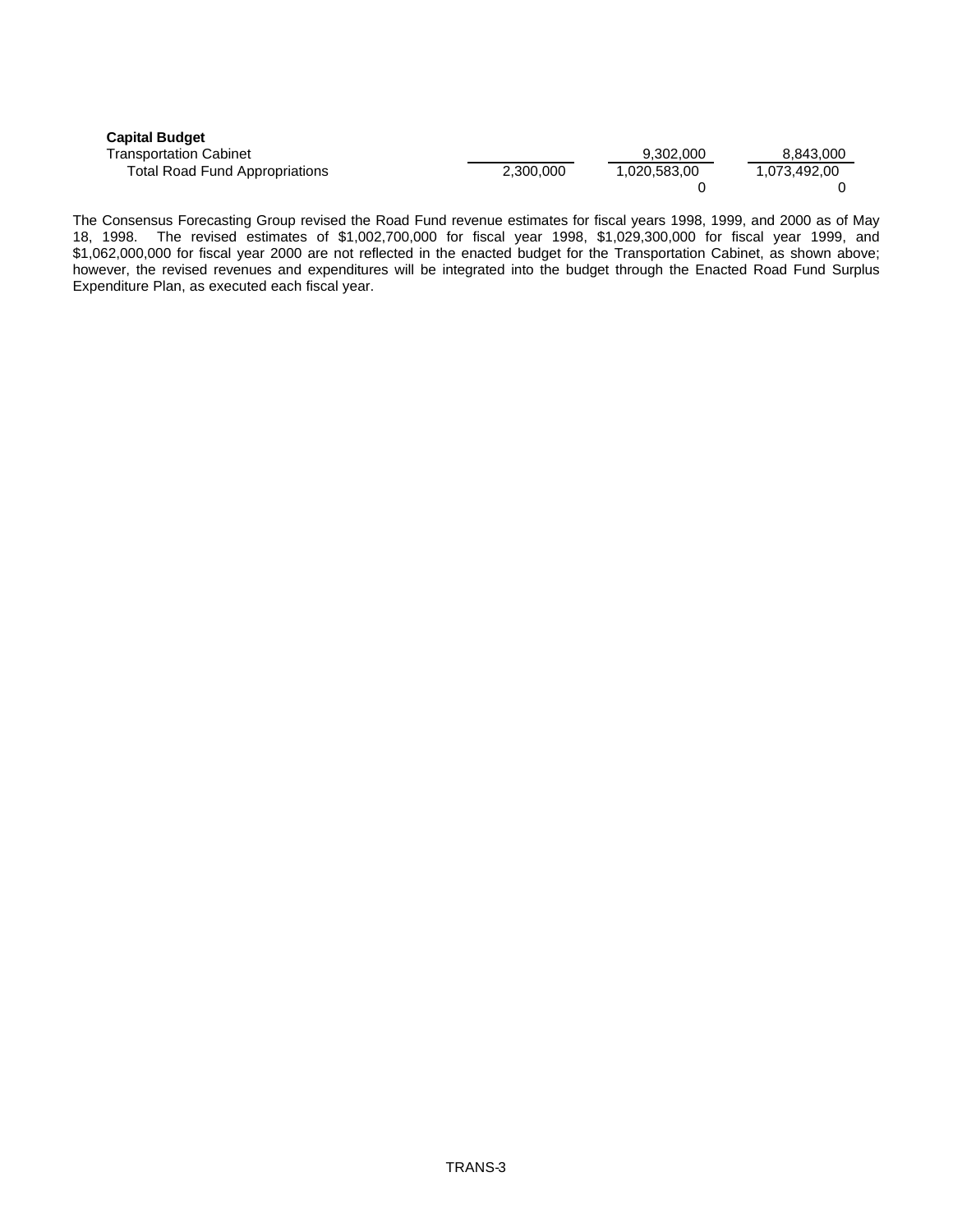| **Capital Budget** | | | |
|---|---|---|---|
| Transportation Cabinet | | 9,302,000 | 8,843,000 |
| Total Road Fund Appropriations | 2,300,000 | 1,020,583,000 | 1,073,492,000 |

The Consensus Forecasting Group revised the Road Fund revenue estimates for fiscal years 1998, 1999, and 2000 as of May 18, 1998. The revised estimates of $1,002,700,000 for fiscal year 1998, $1,029,300,000 for fiscal year 1999, and $1,062,000,000 for fiscal year 2000 are not reflected in the enacted budget for the Transportation Cabinet, as shown above; however, the revised revenues and expenditures will be integrated into the budget through the Enacted Road Fund Surplus Expenditure Plan, as executed each fiscal year.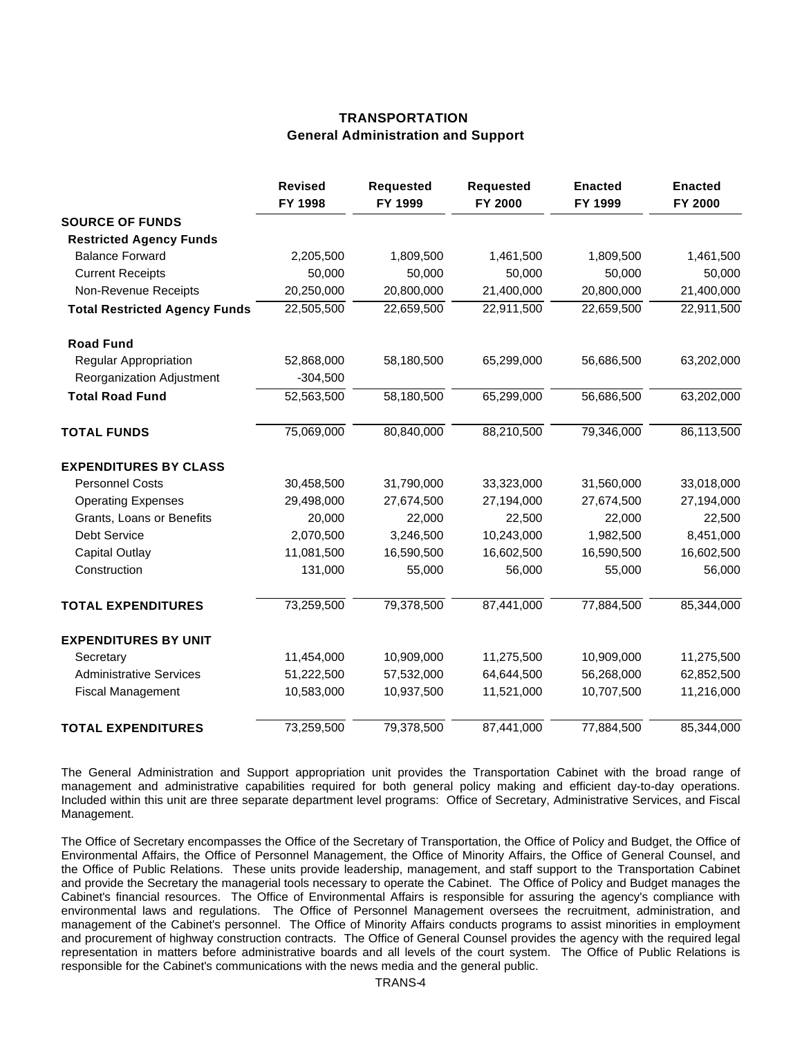# TRANSPORTATION
## General Administration and Support

| | Revised FY 1998 | Requested FY 1999 | Requested FY 2000 | Enacted FY 1999 | Enacted FY 2000 |
|---|---|---|---|---|---|
| **SOURCE OF FUNDS** | | | | | |
| **Restricted Agency Funds** | | | | | |
| Balance Forward | 2,205,500 | 1,809,500 | 1,461,500 | 1,809,500 | 1,461,500 |
| Current Receipts | 50,000 | 50,000 | 50,000 | 50,000 | 50,000 |
| Non-Revenue Receipts | 20,250,000 | 20,800,000 | 21,400,000 | 20,800,000 | 21,400,000 |
| **Total Restricted Agency Funds** | 22,505,500 | 22,659,500 | 22,911,500 | 22,659,500 | 22,911,500 |
| **Road Fund** | | | | | |
| Regular Appropriation | 52,868,000 | 58,180,500 | 65,299,000 | 56,686,500 | 63,202,000 |
| Reorganization Adjustment | -304,500 | | | | |
| **Total Road Fund** | 52,563,500 | 58,180,500 | 65,299,000 | 56,686,500 | 63,202,000 |
| **TOTAL FUNDS** | 75,069,000 | 80,840,000 | 88,210,500 | 79,346,000 | 86,113,500 |
| **EXPENDITURES BY CLASS** | | | | | |
| Personnel Costs | 30,458,500 | 31,790,000 | 33,323,000 | 31,560,000 | 33,018,000 |
| Operating Expenses | 29,498,000 | 27,674,500 | 27,194,000 | 27,674,500 | 27,194,000 |
| Grants, Loans or Benefits | 20,000 | 22,000 | 22,500 | 22,000 | 22,500 |
| Debt Service | 2,070,500 | 3,246,500 | 10,243,000 | 1,982,500 | 8,451,000 |
| Capital Outlay | 11,081,500 | 16,590,500 | 16,602,500 | 16,590,500 | 16,602,500 |
| Construction | 131,000 | 55,000 | 56,000 | 55,000 | 56,000 |
| **TOTAL EXPENDITURES** | 73,259,500 | 79,378,500 | 87,441,000 | 77,884,500 | 85,344,000 |
| **EXPENDITURES BY UNIT** | | | | | |
| Secretary | 11,454,000 | 10,909,000 | 11,275,500 | 10,909,000 | 11,275,500 |
| Administrative Services | 51,222,500 | 57,532,000 | 64,644,500 | 56,268,000 | 62,852,500 |
| Fiscal Management | 10,583,000 | 10,937,500 | 11,521,000 | 10,707,500 | 11,216,000 |
| **TOTAL EXPENDITURES** | 73,259,500 | 79,378,500 | 87,441,000 | 77,884,500 | 85,344,000 |

The General Administration and Support appropriation unit provides the Transportation Cabinet with the broad range of management and administrative capabilities required for both general policy making and efficient day-to-day operations. Included within this unit are three separate department level programs: Office of Secretary, Administrative Services, and Fiscal Management.

The Office of Secretary encompasses the Office of the Secretary of Transportation, the Office of Policy and Budget, the Office of Environmental Affairs, the Office of Personnel Management, the Office of Minority Affairs, the Office of General Counsel, and the Office of Public Relations. These units provide leadership, management, and staff support to the Transportation Cabinet and provide the Secretary the managerial tools necessary to operate the Cabinet. The Office of Policy and Budget manages the Cabinet's financial resources. The Office of Environmental Affairs is responsible for assuring the agency's compliance with environmental laws and regulations. The Office of Personnel Management oversees the recruitment, administration, and management of the Cabinet's personnel. The Office of Minority Affairs conducts programs to assist minorities in employment and procurement of highway construction contracts. The Office of General Counsel provides the agency with the required legal representation in matters before administrative boards and all levels of the court system. The Office of Public Relations is responsible for the Cabinet's communications with the news media and the general public.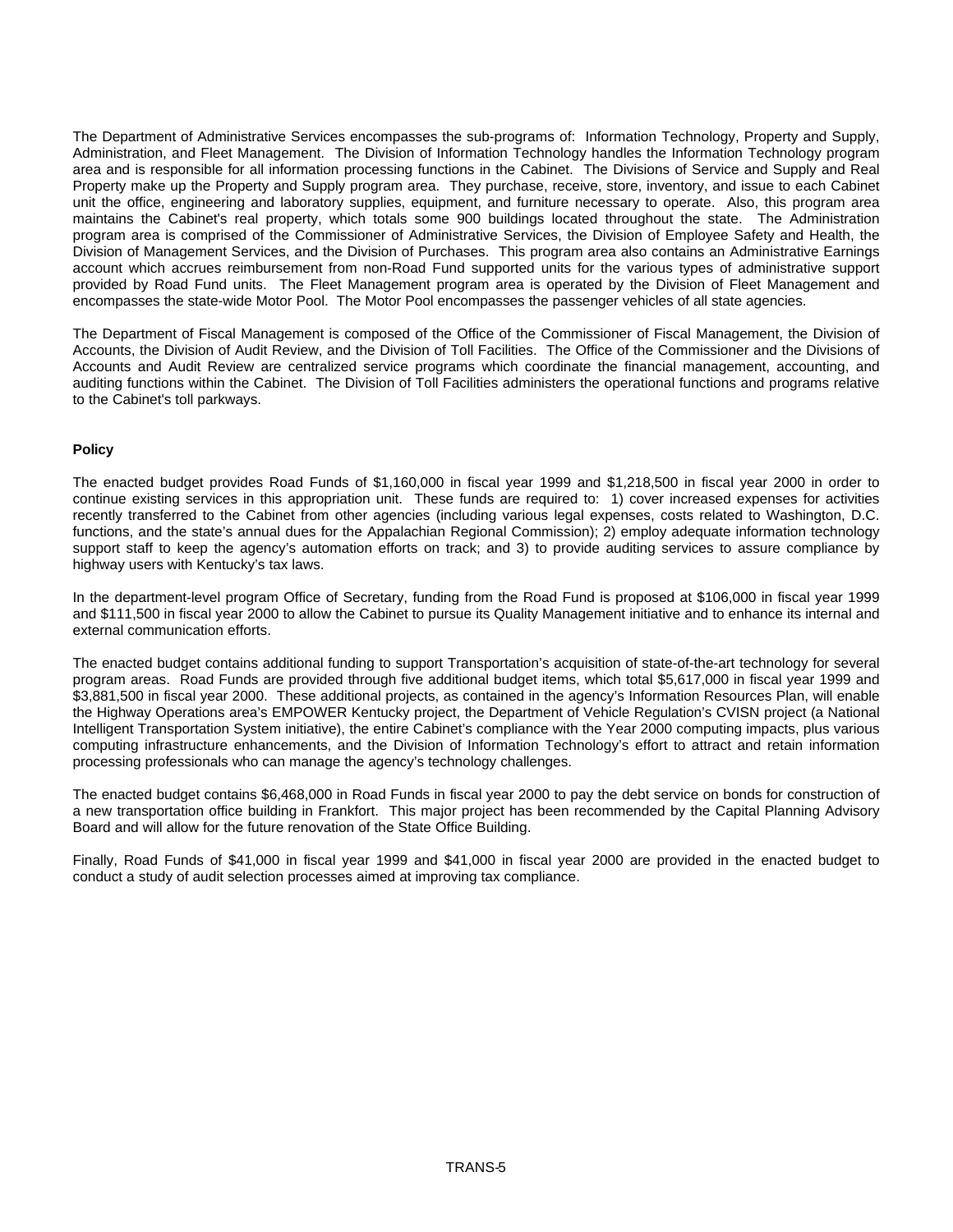The Department of Administrative Services encompasses the sub-programs of: Information Technology, Property and Supply, Administration, and Fleet Management. The Division of Information Technology handles the Information Technology program area and is responsible for all information processing functions in the Cabinet. The Divisions of Service and Supply and Real Property make up the Property and Supply program area. They purchase, receive, store, inventory, and issue to each Cabinet unit the office, engineering and laboratory supplies, equipment, and furniture necessary to operate. Also, this program area maintains the Cabinet's real property, which totals some 900 buildings located throughout the state. The Administration program area is comprised of the Commissioner of Administrative Services, the Division of Employee Safety and Health, the Division of Management Services, and the Division of Purchases. This program area also contains an Administrative Earnings account which accrues reimbursement from non-Road Fund supported units for the various types of administrative support provided by Road Fund units. The Fleet Management program area is operated by the Division of Fleet Management and encompasses the state-wide Motor Pool. The Motor Pool encompasses the passenger vehicles of all state agencies.

The Department of Fiscal Management is composed of the Office of the Commissioner of Fiscal Management, the Division of Accounts, the Division of Audit Review, and the Division of Toll Facilities. The Office of the Commissioner and the Divisions of Accounts and Audit Review are centralized service programs which coordinate the financial management, accounting, and auditing functions within the Cabinet. The Division of Toll Facilities administers the operational functions and programs relative to the Cabinet's toll parkways.

**Policy**

The enacted budget provides Road Funds of $1,160,000 in fiscal year 1999 and $1,218,500 in fiscal year 2000 in order to continue existing services in this appropriation unit. These funds are required to: 1) cover increased expenses for activities recently transferred to the Cabinet from other agencies (including various legal expenses, costs related to Washington, D.C. functions, and the state's annual dues for the Appalachian Regional Commission); 2) employ adequate information technology support staff to keep the agency's automation efforts on track; and 3) to provide auditing services to assure compliance by highway users with Kentucky's tax laws.

In the department-level program Office of Secretary, funding from the Road Fund is proposed at $106,000 in fiscal year 1999 and $111,500 in fiscal year 2000 to allow the Cabinet to pursue its Quality Management initiative and to enhance its internal and external communication efforts.

The enacted budget contains additional funding to support Transportation's acquisition of state-of-the-art technology for several program areas. Road Funds are provided through five additional budget items, which total $5,617,000 in fiscal year 1999 and $3,881,500 in fiscal year 2000. These additional projects, as contained in the agency's Information Resources Plan, will enable the Highway Operations area's EMPOWER Kentucky project, the Department of Vehicle Regulation's CVISN project (a National Intelligent Transportation System initiative), the entire Cabinet's compliance with the Year 2000 computing impacts, plus various computing infrastructure enhancements, and the Division of Information Technology's effort to attract and retain information processing professionals who can manage the agency's technology challenges.

The enacted budget contains $6,468,000 in Road Funds in fiscal year 2000 to pay the debt service on bonds for construction of a new transportation office building in Frankfort. This major project has been recommended by the Capital Planning Advisory Board and will allow for the future renovation of the State Office Building.

Finally, Road Funds of $41,000 in fiscal year 1999 and $41,000 in fiscal year 2000 are provided in the enacted budget to conduct a study of audit selection processes aimed at improving tax compliance.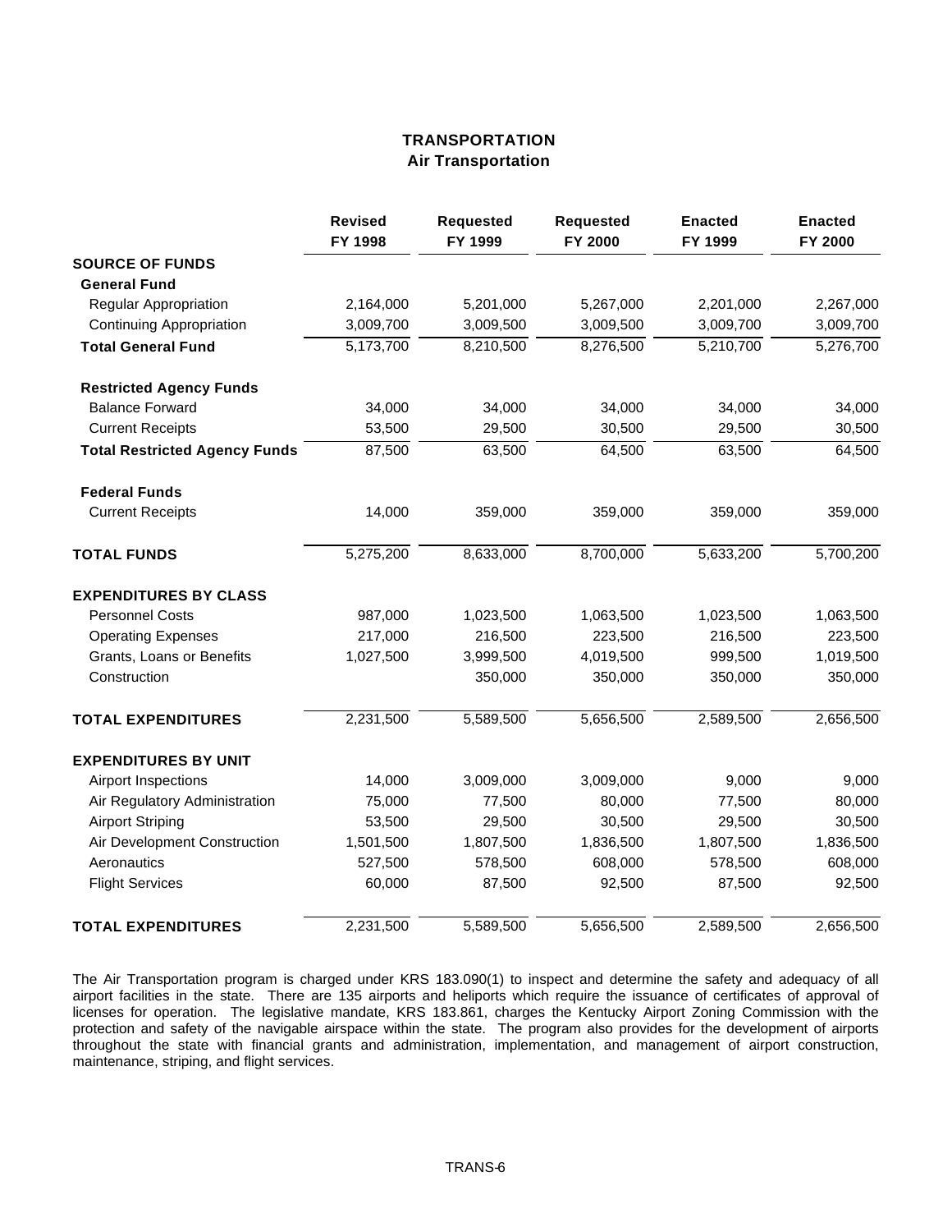# TRANSPORTATION
## Air Transportation

| | Revised FY 1998 | Requested FY 1999 | Requested FY 2000 | Enacted FY 1999 | Enacted FY 2000 |
|---|---|---|---|---|---|
| **SOURCE OF FUNDS** | | | | | |
| **General Fund** | | | | | |
| Regular Appropriation | 2,164,000 | 5,201,000 | 5,267,000 | 2,201,000 | 2,267,000 |
| Continuing Appropriation | 3,009,700 | 3,009,500 | 3,009,500 | 3,009,700 | 3,009,700 |
| **Total General Fund** | 5,173,700 | 8,210,500 | 8,276,500 | 5,210,700 | 5,276,700 |
| **Restricted Agency Funds** | | | | | |
| Balance Forward | 34,000 | 34,000 | 34,000 | 34,000 | 34,000 |
| Current Receipts | 53,500 | 29,500 | 30,500 | 29,500 | 30,500 |
| **Total Restricted Agency Funds** | 87,500 | 63,500 | 64,500 | 63,500 | 64,500 |
| **Federal Funds** | | | | | |
| Current Receipts | 14,000 | 359,000 | 359,000 | 359,000 | 359,000 |
| **TOTAL FUNDS** | 5,275,200 | 8,633,000 | 8,700,000 | 5,633,200 | 5,700,200 |
| **EXPENDITURES BY CLASS** | | | | | |
| Personnel Costs | 987,000 | 1,023,500 | 1,063,500 | 1,023,500 | 1,063,500 |
| Operating Expenses | 217,000 | 216,500 | 223,500 | 216,500 | 223,500 |
| Grants, Loans or Benefits | 1,027,500 | 3,999,500 | 4,019,500 | 999,500 | 1,019,500 |
| Construction | | 350,000 | 350,000 | 350,000 | 350,000 |
| **TOTAL EXPENDITURES** | 2,231,500 | 5,589,500 | 5,656,500 | 2,589,500 | 2,656,500 |
| **EXPENDITURES BY UNIT** | | | | | |
| Airport Inspections | 14,000 | 3,009,000 | 3,009,000 | 9,000 | 9,000 |
| Air Regulatory Administration | 75,000 | 77,500 | 80,000 | 77,500 | 80,000 |
| Airport Striping | 53,500 | 29,500 | 30,500 | 29,500 | 30,500 |
| Air Development Construction | 1,501,500 | 1,807,500 | 1,836,500 | 1,807,500 | 1,836,500 |
| Aeronautics | 527,500 | 578,500 | 608,000 | 578,500 | 608,000 |
| Flight Services | 60,000 | 87,500 | 92,500 | 87,500 | 92,500 |
| **TOTAL EXPENDITURES** | 2,231,500 | 5,589,500 | 5,656,500 | 2,589,500 | 2,656,500 |

The Air Transportation program is charged under KRS 183.090(1) to inspect and determine the safety and adequacy of all airport facilities in the state. There are 135 airports and heliports which require the issuance of certificates of approval of licenses for operation. The legislative mandate, KRS 183.861, charges the Kentucky Airport Zoning Commission with the protection and safety of the navigable airspace within the state. The program also provides for the development of airports throughout the state with financial grants and administration, implementation, and management of airport construction, maintenance, striping, and flight services.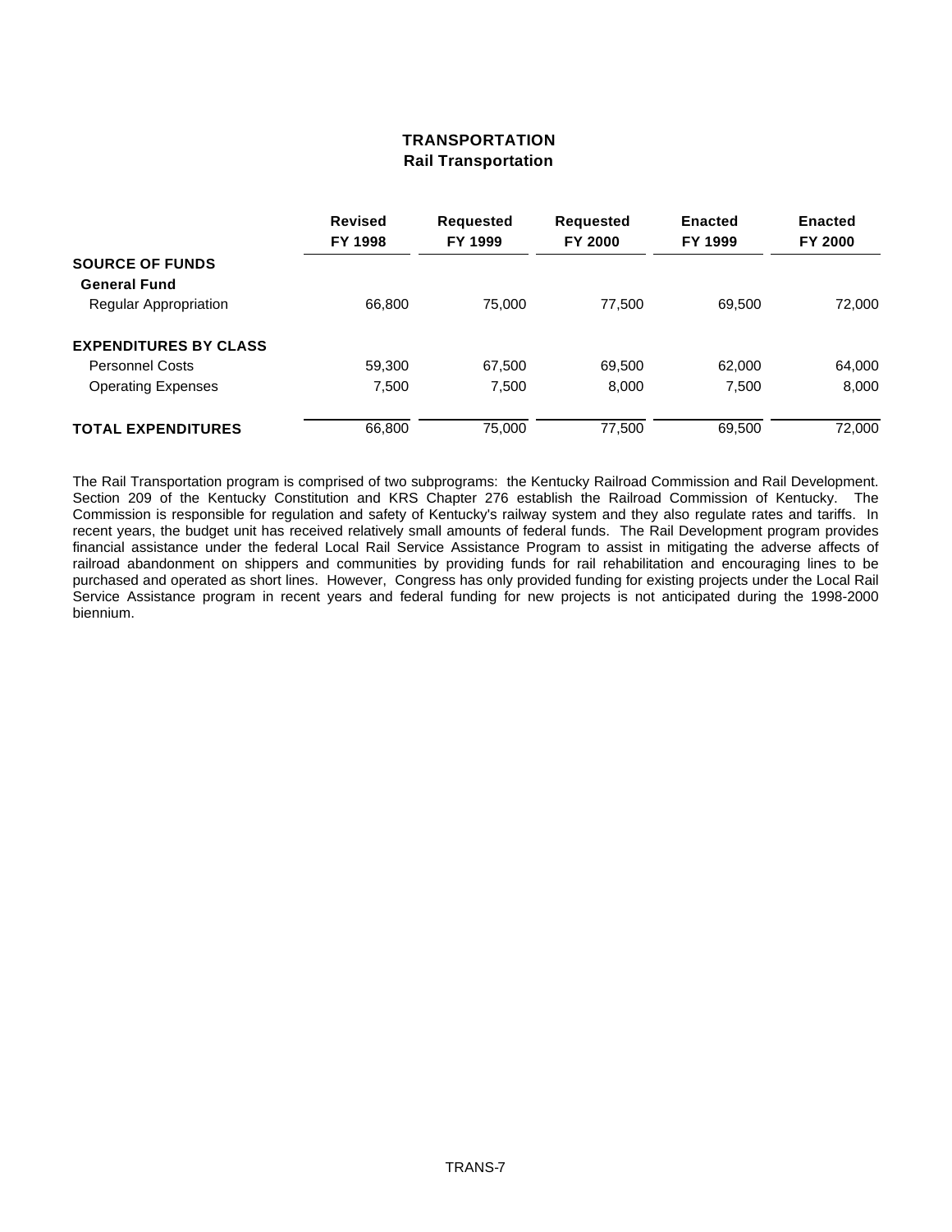# TRANSPORTATION
## Rail Transportation

| | Revised FY 1998 | Requested FY 1999 | Requested FY 2000 | Enacted FY 1999 | Enacted FY 2000 |
|---|---|---|---|---|---|
| **SOURCE OF FUNDS** | | | | | |
| **General Fund** | | | | | |
| Regular Appropriation | 66,800 | 75,000 | 77,500 | 69,500 | 72,000 |
| **EXPENDITURES BY CLASS** | | | | | |
| Personnel Costs | 59,300 | 67,500 | 69,500 | 62,000 | 64,000 |
| Operating Expenses | 7,500 | 7,500 | 8,000 | 7,500 | 8,000 |
| **TOTAL EXPENDITURES** | 66,800 | 75,000 | 77,500 | 69,500 | 72,000 |

The Rail Transportation program is comprised of two subprograms: the Kentucky Railroad Commission and Rail Development. Section 209 of the Kentucky Constitution and KRS Chapter 276 establish the Railroad Commission of Kentucky. The Commission is responsible for regulation and safety of Kentucky's railway system and they also regulate rates and tariffs. In recent years, the budget unit has received relatively small amounts of federal funds. The Rail Development program provides financial assistance under the federal Local Rail Service Assistance Program to assist in mitigating the adverse affects of railroad abandonment on shippers and communities by providing funds for rail rehabilitation and encouraging lines to be purchased and operated as short lines. However, Congress has only provided funding for existing projects under the Local Rail Service Assistance program in recent years and federal funding for new projects is not anticipated during the 1998-2000 biennium.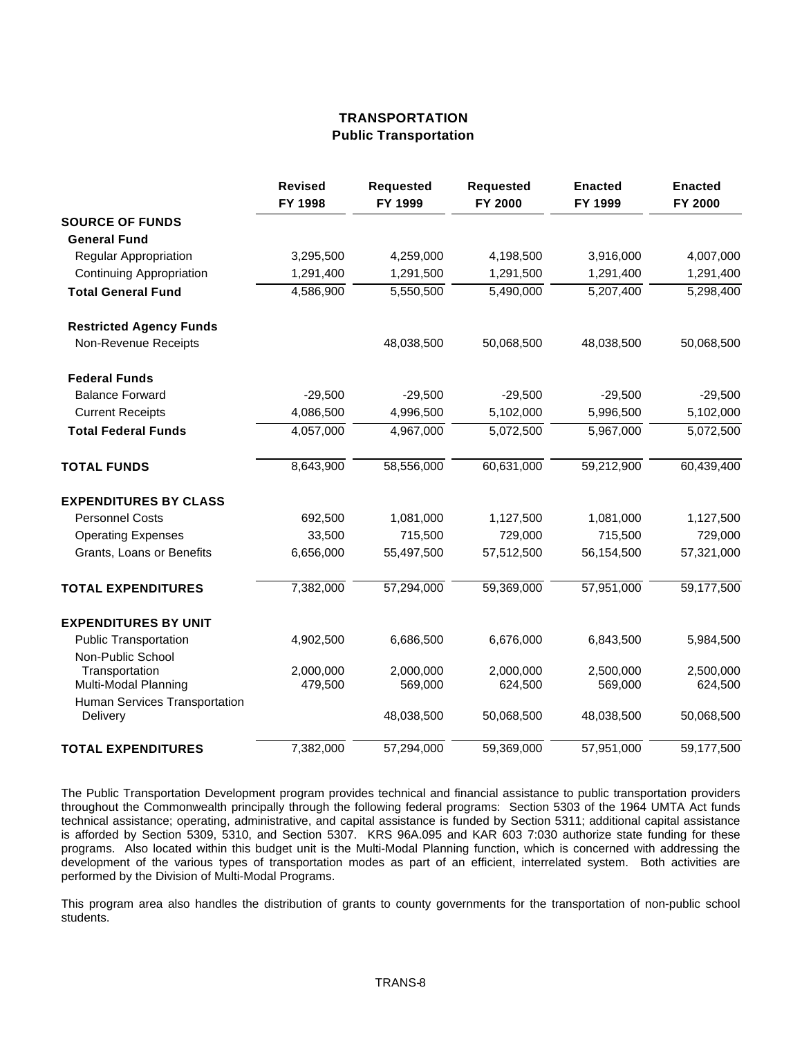# TRANSPORTATION
## Public Transportation

| | Revised FY 1998 | Requested FY 1999 | Requested FY 2000 | Enacted FY 1999 | Enacted FY 2000 |
|---|---|---|---|---|---|
| **SOURCE OF FUNDS** | | | | | |
| **General Fund** | | | | | |
| Regular Appropriation | 3,295,500 | 4,259,000 | 4,198,500 | 3,916,000 | 4,007,000 |
| Continuing Appropriation | 1,291,400 | 1,291,500 | 1,291,500 | 1,291,400 | 1,291,400 |
| **Total General Fund** | 4,586,900 | 5,550,500 | 5,490,000 | 5,207,400 | 5,298,400 |
| **Restricted Agency Funds** | | | | | |
| Non-Revenue Receipts | | 48,038,500 | 50,068,500 | 48,038,500 | 50,068,500 |
| **Federal Funds** | | | | | |
| Balance Forward | -29,500 | -29,500 | -29,500 | -29,500 | -29,500 |
| Current Receipts | 4,086,500 | 4,996,500 | 5,102,000 | 5,996,500 | 5,102,000 |
| **Total Federal Funds** | 4,057,000 | 4,967,000 | 5,072,500 | 5,967,000 | 5,072,500 |
| **TOTAL FUNDS** | 8,643,900 | 58,556,000 | 60,631,000 | 59,212,900 | 60,439,400 |
| **EXPENDITURES BY CLASS** | | | | | |
| Personnel Costs | 692,500 | 1,081,000 | 1,127,500 | 1,081,000 | 1,127,500 |
| Operating Expenses | 33,500 | 715,500 | 729,000 | 715,500 | 729,000 |
| Grants, Loans or Benefits | 6,656,000 | 55,497,500 | 57,512,500 | 56,154,500 | 57,321,000 |
| **TOTAL EXPENDITURES** | 7,382,000 | 57,294,000 | 59,369,000 | 57,951,000 | 59,177,500 |
| **EXPENDITURES BY UNIT** | | | | | |
| Public Transportation | 4,902,500 | 6,686,500 | 6,676,000 | 6,843,500 | 5,984,500 |
| Non-Public School Transportation | 2,000,000 | 2,000,000 | 2,000,000 | 2,500,000 | 2,500,000 |
| Multi-Modal Planning | 479,500 | 569,000 | 624,500 | 569,000 | 624,500 |
| Human Services Transportation Delivery | | 48,038,500 | 50,068,500 | 48,038,500 | 50,068,500 |
| **TOTAL EXPENDITURES** | 7,382,000 | 57,294,000 | 59,369,000 | 57,951,000 | 59,177,500 |

The Public Transportation Development program provides technical and financial assistance to public transportation providers throughout the Commonwealth principally through the following federal programs: Section 5303 of the 1964 UMTA Act funds technical assistance; operating, administrative, and capital assistance is funded by Section 5311; additional capital assistance is afforded by Section 5309, 5310, and Section 5307. KRS 96A.095 and KAR 603 7:030 authorize state funding for these programs. Also located within this budget unit is the Multi-Modal Planning function, which is concerned with addressing the development of the various types of transportation modes as part of an efficient, interrelated system. Both activities are performed by the Division of Multi-Modal Programs.

This program area also handles the distribution of grants to county governments for the transportation of non-public school students.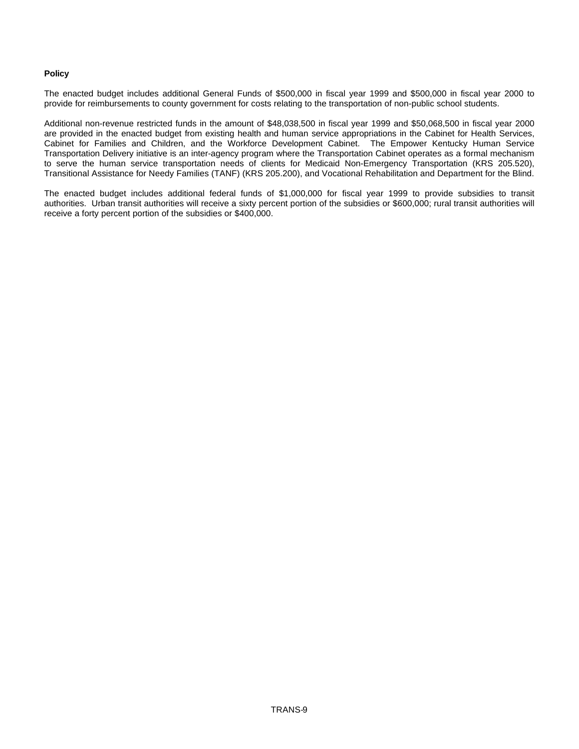**Policy**

The enacted budget includes additional General Funds of $500,000 in fiscal year 1999 and $500,000 in fiscal year 2000 to provide for reimbursements to county government for costs relating to the transportation of non-public school students.

Additional non-revenue restricted funds in the amount of $48,038,500 in fiscal year 1999 and $50,068,500 in fiscal year 2000 are provided in the enacted budget from existing health and human service appropriations in the Cabinet for Health Services, Cabinet for Families and Children, and the Workforce Development Cabinet. The Empower Kentucky Human Service Transportation Delivery initiative is an inter-agency program where the Transportation Cabinet operates as a formal mechanism to serve the human service transportation needs of clients for Medicaid Non-Emergency Transportation (KRS 205.520), Transitional Assistance for Needy Families (TANF) (KRS 205.200), and Vocational Rehabilitation and Department for the Blind.

The enacted budget includes additional federal funds of $1,000,000 for fiscal year 1999 to provide subsidies to transit authorities. Urban transit authorities will receive a sixty percent portion of the subsidies or $600,000; rural transit authorities will receive a forty percent portion of the subsidies or $400,000.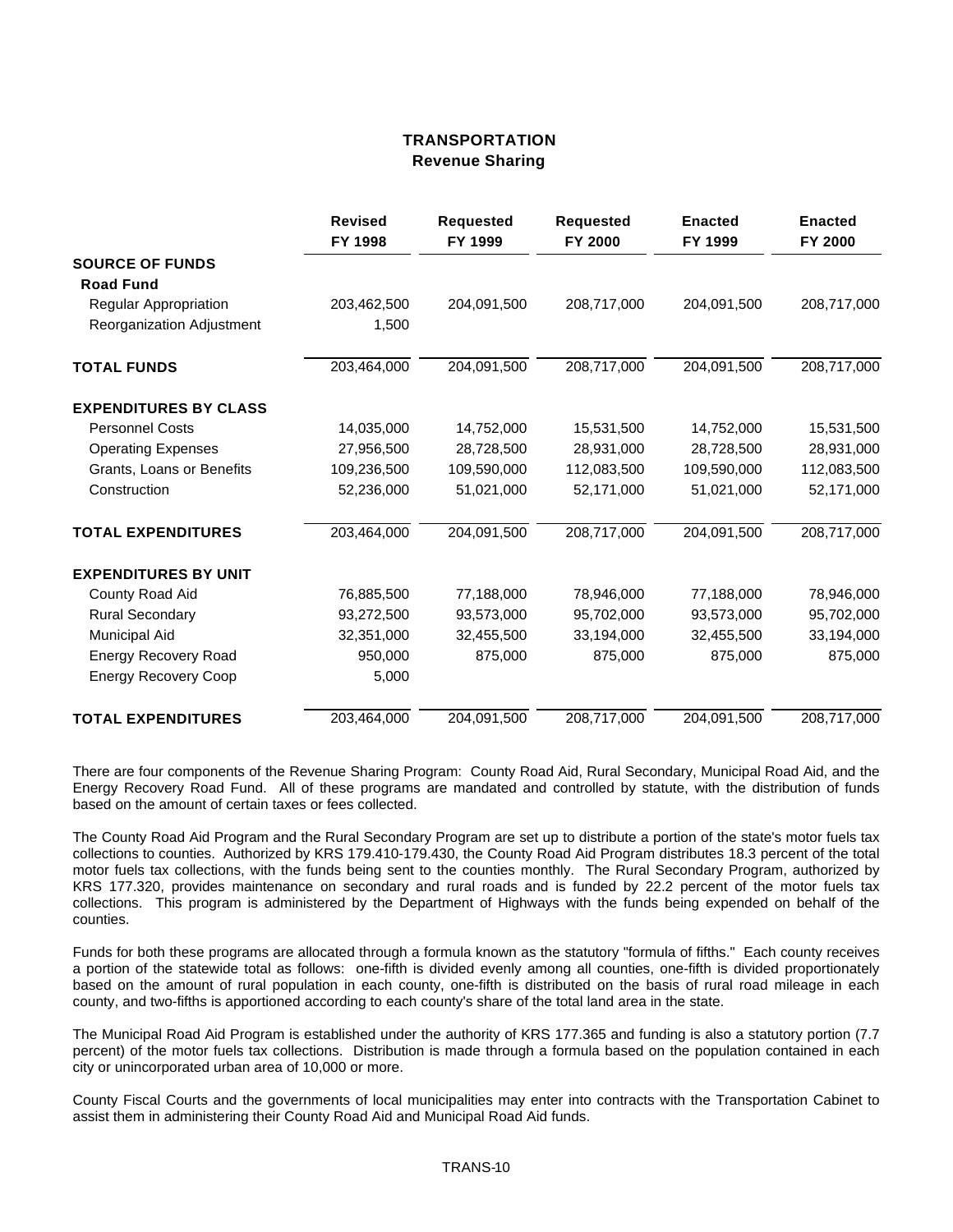# TRANSPORTATION

## Revenue Sharing

| | Revised FY 1998 | Requested FY 1999 | Requested FY 2000 | Enacted FY 1999 | Enacted FY 2000 |
|---|---|---|---|---|---|
| **SOURCE OF FUNDS** | | | | | |
| **Road Fund** | | | | | |
| Regular Appropriation | 203,462,500 | 204,091,500 | 208,717,000 | 204,091,500 | 208,717,000 |
| Reorganization Adjustment | 1,500 | | | | |
| **TOTAL FUNDS** | 203,464,000 | 204,091,500 | 208,717,000 | 204,091,500 | 208,717,000 |
| **EXPENDITURES BY CLASS** | | | | | |
| Personnel Costs | 14,035,000 | 14,752,000 | 15,531,500 | 14,752,000 | 15,531,500 |
| Operating Expenses | 27,956,500 | 28,728,500 | 28,931,000 | 28,728,500 | 28,931,000 |
| Grants, Loans or Benefits | 109,236,500 | 109,590,000 | 112,083,500 | 109,590,000 | 112,083,500 |
| Construction | 52,236,000 | 51,021,000 | 52,171,000 | 51,021,000 | 52,171,000 |
| **TOTAL EXPENDITURES** | 203,464,000 | 204,091,500 | 208,717,000 | 204,091,500 | 208,717,000 |
| **EXPENDITURES BY UNIT** | | | | | |
| County Road Aid | 76,885,500 | 77,188,000 | 78,946,000 | 77,188,000 | 78,946,000 |
| Rural Secondary | 93,272,500 | 93,573,000 | 95,702,000 | 93,573,000 | 95,702,000 |
| Municipal Aid | 32,351,000 | 32,455,500 | 33,194,000 | 32,455,500 | 33,194,000 |
| Energy Recovery Road | 950,000 | 875,000 | 875,000 | 875,000 | 875,000 |
| Energy Recovery Coop | 5,000 | | | | |
| **TOTAL EXPENDITURES** | 203,464,000 | 204,091,500 | 208,717,000 | 204,091,500 | 208,717,000 |

There are four components of the Revenue Sharing Program: County Road Aid, Rural Secondary, Municipal Road Aid, and the Energy Recovery Road Fund. All of these programs are mandated and controlled by statute, with the distribution of funds based on the amount of certain taxes or fees collected.

The County Road Aid Program and the Rural Secondary Program are set up to distribute a portion of the state's motor fuels tax collections to counties. Authorized by KRS 179.410-179.430, the County Road Aid Program distributes 18.3 percent of the total motor fuels tax collections, with the funds being sent to the counties monthly. The Rural Secondary Program, authorized by KRS 177.320, provides maintenance on secondary and rural roads and is funded by 22.2 percent of the motor fuels tax collections. This program is administered by the Department of Highways with the funds being expended on behalf of the counties.

Funds for both these programs are allocated through a formula known as the statutory "formula of fifths." Each county receives a portion of the statewide total as follows: one-fifth is divided evenly among all counties, one-fifth is divided proportionately based on the amount of rural population in each county, one-fifth is distributed on the basis of rural road mileage in each county, and two-fifths is apportioned according to each county's share of the total land area in the state.

The Municipal Road Aid Program is established under the authority of KRS 177.365 and funding is also a statutory portion (7.7 percent) of the motor fuels tax collections. Distribution is made through a formula based on the population contained in each city or unincorporated urban area of 10,000 or more.

County Fiscal Courts and the governments of local municipalities may enter into contracts with the Transportation Cabinet to assist them in administering their County Road Aid and Municipal Road Aid funds.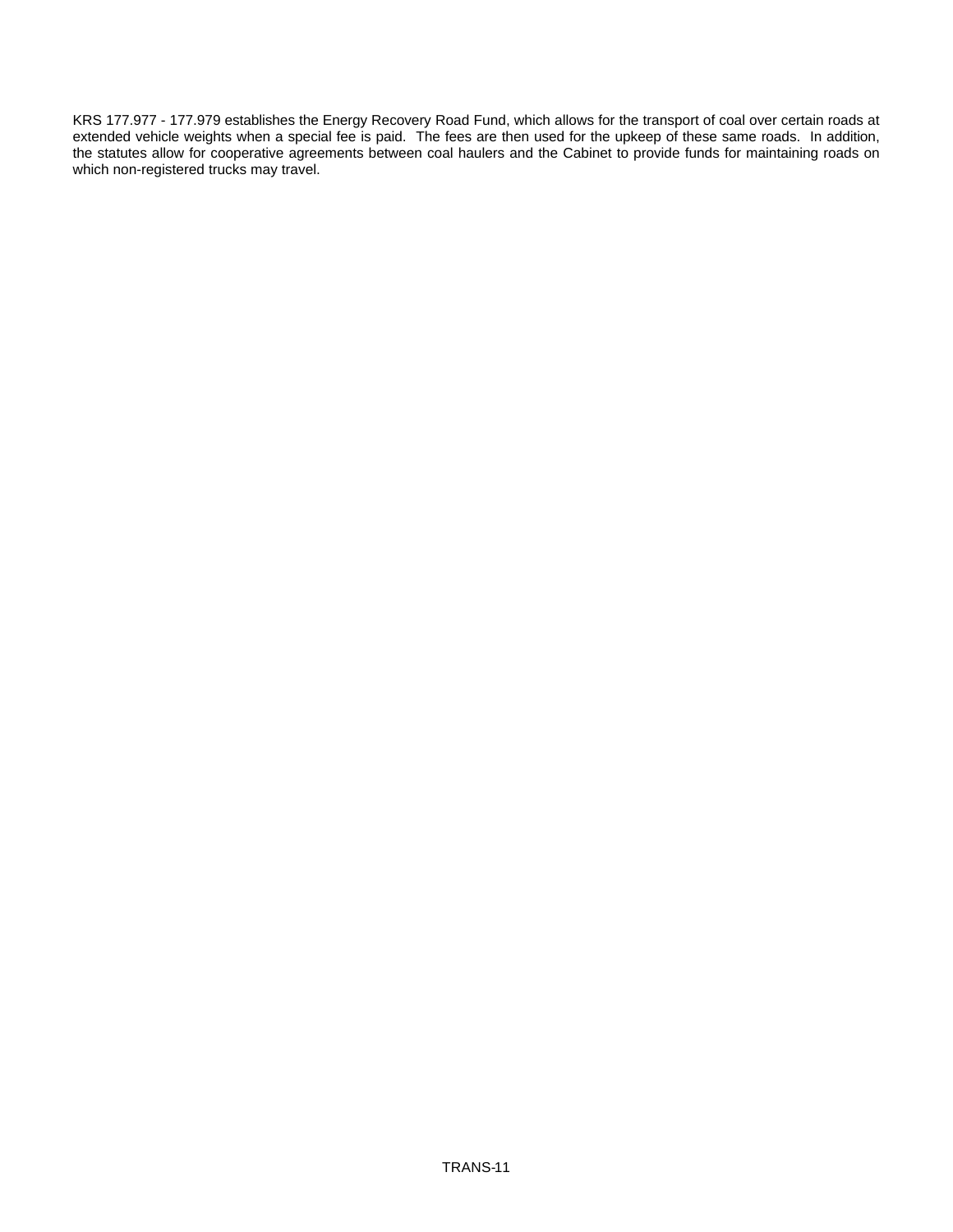KRS 177.977 - 177.979 establishes the Energy Recovery Road Fund, which allows for the transport of coal over certain roads at extended vehicle weights when a special fee is paid. The fees are then used for the upkeep of these same roads. In addition, the statutes allow for cooperative agreements between coal haulers and the Cabinet to provide funds for maintaining roads on which non-registered trucks may travel.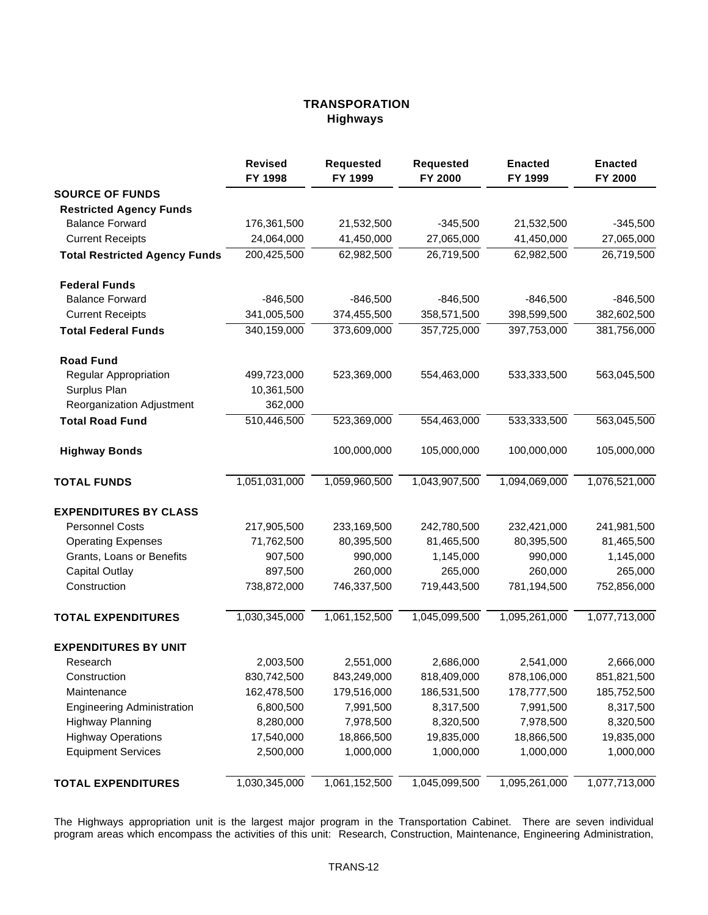# TRANSPORATION
## Highways

| | Revised FY 1998 | Requested FY 1999 | Requested FY 2000 | Enacted FY 1999 | Enacted FY 2000 |
|---|---|---|---|---|---|
| **SOURCE OF FUNDS** | | | | | |
| **Restricted Agency Funds** | | | | | |
| Balance Forward | 176,361,500 | 21,532,500 | -345,500 | 21,532,500 | -345,500 |
| Current Receipts | 24,064,000 | 41,450,000 | 27,065,000 | 41,450,000 | 27,065,000 |
| **Total Restricted Agency Funds** | 200,425,500 | 62,982,500 | 26,719,500 | 62,982,500 | 26,719,500 |
| **Federal Funds** | | | | | |
| Balance Forward | -846,500 | -846,500 | -846,500 | -846,500 | -846,500 |
| Current Receipts | 341,005,500 | 374,455,500 | 358,571,500 | 398,599,500 | 382,602,500 |
| **Total Federal Funds** | 340,159,000 | 373,609,000 | 357,725,000 | 397,753,000 | 381,756,000 |
| **Road Fund** | | | | | |
| Regular Appropriation | 499,723,000 | 523,369,000 | 554,463,000 | 533,333,500 | 563,045,500 |
| Surplus Plan | 10,361,500 | | | | |
| Reorganization Adjustment | 362,000 | | | | |
| **Total Road Fund** | 510,446,500 | 523,369,000 | 554,463,000 | 533,333,500 | 563,045,500 |
| **Highway Bonds** | | 100,000,000 | 105,000,000 | 100,000,000 | 105,000,000 |
| **TOTAL FUNDS** | 1,051,031,000 | 1,059,960,500 | 1,043,907,500 | 1,094,069,000 | 1,076,521,000 |
| **EXPENDITURES BY CLASS** | | | | | |
| Personnel Costs | 217,905,500 | 233,169,500 | 242,780,500 | 232,421,000 | 241,981,500 |
| Operating Expenses | 71,762,500 | 80,395,500 | 81,465,500 | 80,395,500 | 81,465,500 |
| Grants, Loans or Benefits | 907,500 | 990,000 | 1,145,000 | 990,000 | 1,145,000 |
| Capital Outlay | 897,500 | 260,000 | 265,000 | 260,000 | 265,000 |
| Construction | 738,872,000 | 746,337,500 | 719,443,500 | 781,194,500 | 752,856,000 |
| **TOTAL EXPENDITURES** | 1,030,345,000 | 1,061,152,500 | 1,045,099,500 | 1,095,261,000 | 1,077,713,000 |
| **EXPENDITURES BY UNIT** | | | | | |
| Research | 2,003,500 | 2,551,000 | 2,686,000 | 2,541,000 | 2,666,000 |
| Construction | 830,742,500 | 843,249,000 | 818,409,000 | 878,106,000 | 851,821,500 |
| Maintenance | 162,478,500 | 179,516,000 | 186,531,500 | 178,777,500 | 185,752,500 |
| Engineering Administration | 6,800,500 | 7,991,500 | 8,317,500 | 7,991,500 | 8,317,500 |
| Highway Planning | 8,280,000 | 7,978,500 | 8,320,500 | 7,978,500 | 8,320,500 |
| Highway Operations | 17,540,000 | 18,866,500 | 19,835,000 | 18,866,500 | 19,835,000 |
| Equipment Services | 2,500,000 | 1,000,000 | 1,000,000 | 1,000,000 | 1,000,000 |
| **TOTAL EXPENDITURES** | 1,030,345,000 | 1,061,152,500 | 1,045,099,500 | 1,095,261,000 | 1,077,713,000 |

The Highways appropriation unit is the largest major program in the Transportation Cabinet. There are seven individual program areas which encompass the activities of this unit: Research, Construction, Maintenance, Engineering Administration,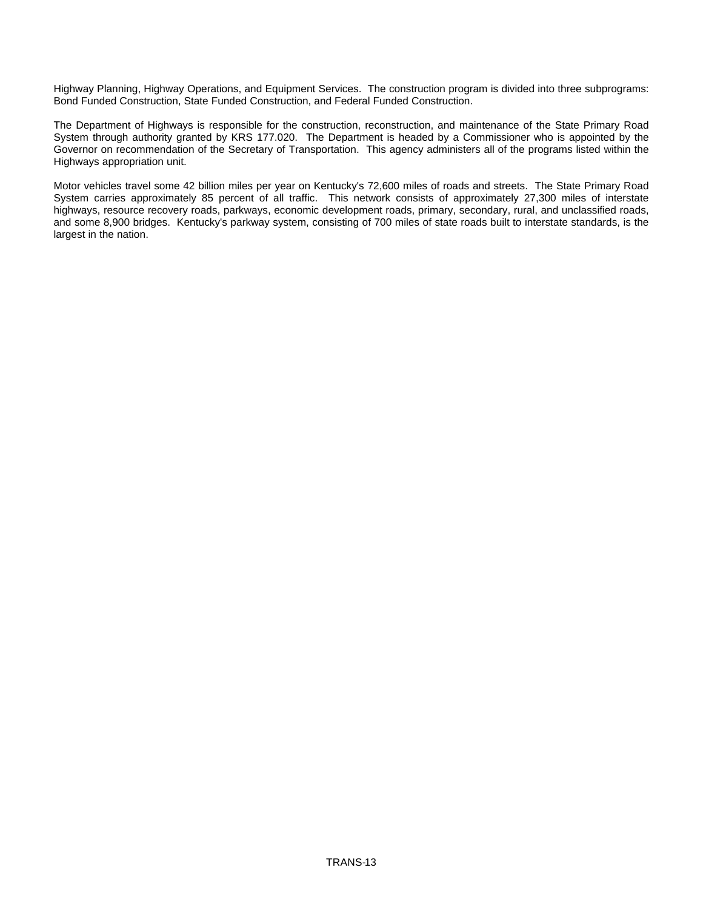Highway Planning, Highway Operations, and Equipment Services. The construction program is divided into three subprograms: Bond Funded Construction, State Funded Construction, and Federal Funded Construction.

The Department of Highways is responsible for the construction, reconstruction, and maintenance of the State Primary Road System through authority granted by KRS 177.020. The Department is headed by a Commissioner who is appointed by the Governor on recommendation of the Secretary of Transportation. This agency administers all of the programs listed within the Highways appropriation unit.

Motor vehicles travel some 42 billion miles per year on Kentucky's 72,600 miles of roads and streets. The State Primary Road System carries approximately 85 percent of all traffic. This network consists of approximately 27,300 miles of interstate highways, resource recovery roads, parkways, economic development roads, primary, secondary, rural, and unclassified roads, and some 8,900 bridges. Kentucky's parkway system, consisting of 700 miles of state roads built to interstate standards, is the largest in the nation.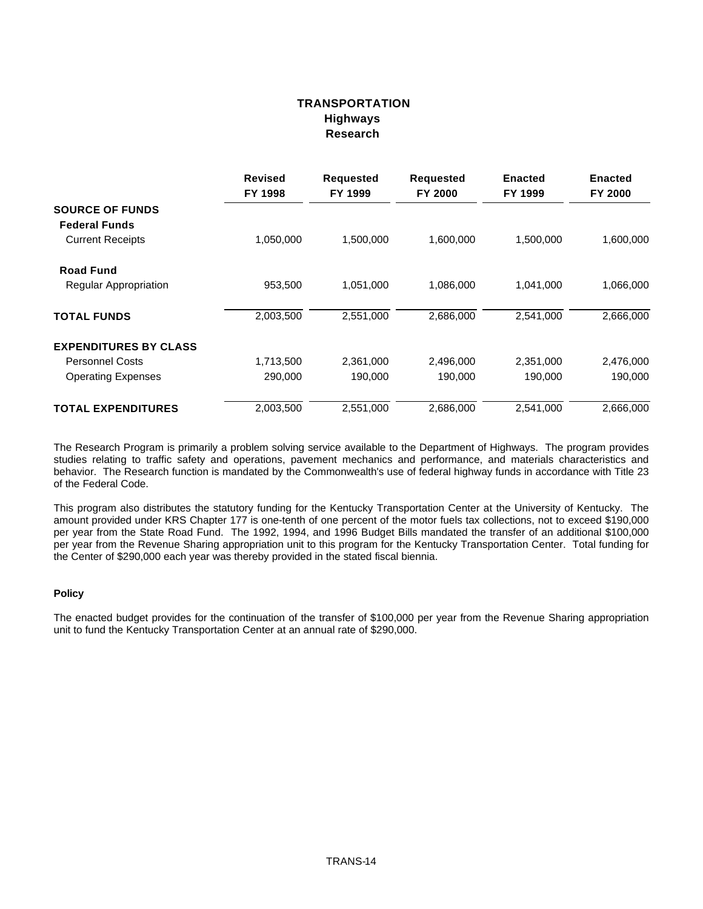# TRANSPORTATION
## Highways
### Research

| | Revised FY 1998 | Requested FY 1999 | Requested FY 2000 | Enacted FY 1999 | Enacted FY 2000 |
|---|---|---|---|---|---|
| **SOURCE OF FUNDS** | | | | | |
| **Federal Funds** | | | | | |
| Current Receipts | 1,050,000 | 1,500,000 | 1,600,000 | 1,500,000 | 1,600,000 |
| **Road Fund** | | | | | |
| Regular Appropriation | 953,500 | 1,051,000 | 1,086,000 | 1,041,000 | 1,066,000 |
| **TOTAL FUNDS** | 2,003,500 | 2,551,000 | 2,686,000 | 2,541,000 | 2,666,000 |
| **EXPENDITURES BY CLASS** | | | | | |
| Personnel Costs | 1,713,500 | 2,361,000 | 2,496,000 | 2,351,000 | 2,476,000 |
| Operating Expenses | 290,000 | 190,000 | 190,000 | 190,000 | 190,000 |
| **TOTAL EXPENDITURES** | 2,003,500 | 2,551,000 | 2,686,000 | 2,541,000 | 2,666,000 |

The Research Program is primarily a problem solving service available to the Department of Highways. The program provides studies relating to traffic safety and operations, pavement mechanics and performance, and materials characteristics and behavior. The Research function is mandated by the Commonwealth's use of federal highway funds in accordance with Title 23 of the Federal Code.

This program also distributes the statutory funding for the Kentucky Transportation Center at the University of Kentucky. The amount provided under KRS Chapter 177 is one-tenth of one percent of the motor fuels tax collections, not to exceed $190,000 per year from the State Road Fund. The 1992, 1994, and 1996 Budget Bills mandated the transfer of an additional $100,000 per year from the Revenue Sharing appropriation unit to this program for the Kentucky Transportation Center. Total funding for the Center of $290,000 each year was thereby provided in the stated fiscal biennia.

**Policy**

The enacted budget provides for the continuation of the transfer of $100,000 per year from the Revenue Sharing appropriation unit to fund the Kentucky Transportation Center at an annual rate of $290,000.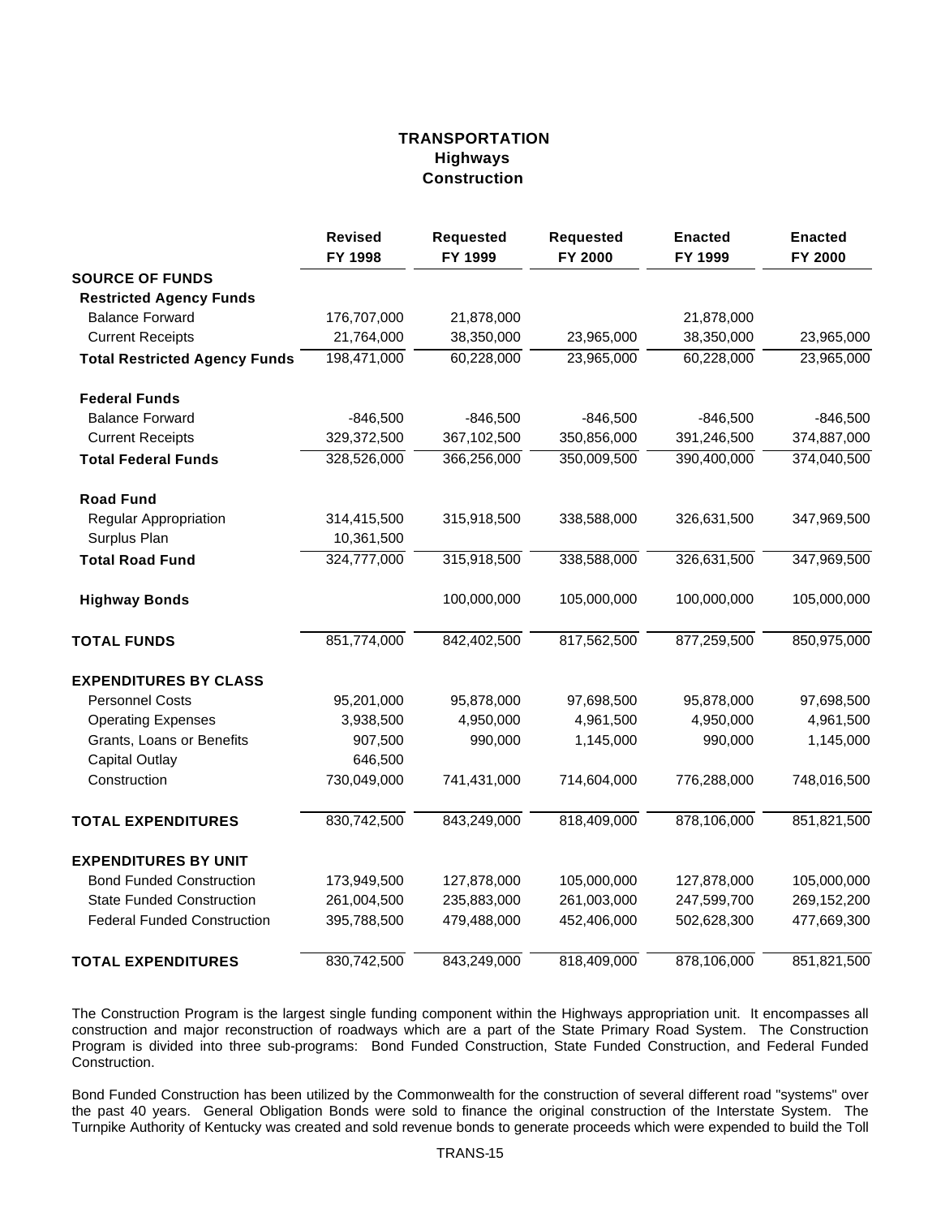# TRANSPORTATION
## Highways
### Construction

| | Revised FY 1998 | Requested FY 1999 | Requested FY 2000 | Enacted FY 1999 | Enacted FY 2000 |
|---|---|---|---|---|---|
| **SOURCE OF FUNDS** | | | | | |
| **Restricted Agency Funds** | | | | | |
| Balance Forward | 176,707,000 | 21,878,000 | | 21,878,000 | |
| Current Receipts | 21,764,000 | 38,350,000 | 23,965,000 | 38,350,000 | 23,965,000 |
| **Total Restricted Agency Funds** | 198,471,000 | 60,228,000 | 23,965,000 | 60,228,000 | 23,965,000 |
| **Federal Funds** | | | | | |
| Balance Forward | -846,500 | -846,500 | -846,500 | -846,500 | -846,500 |
| Current Receipts | 329,372,500 | 367,102,500 | 350,856,000 | 391,246,500 | 374,887,000 |
| **Total Federal Funds** | 328,526,000 | 366,256,000 | 350,009,500 | 390,400,000 | 374,040,500 |
| **Road Fund** | | | | | |
| Regular Appropriation | 314,415,500 | 315,918,500 | 338,588,000 | 326,631,500 | 347,969,500 |
| Surplus Plan | 10,361,500 | | | | |
| **Total Road Fund** | 324,777,000 | 315,918,500 | 338,588,000 | 326,631,500 | 347,969,500 |
| **Highway Bonds** | | 100,000,000 | 105,000,000 | 100,000,000 | 105,000,000 |
| **TOTAL FUNDS** | 851,774,000 | 842,402,500 | 817,562,500 | 877,259,500 | 850,975,000 |
| **EXPENDITURES BY CLASS** | | | | | |
| Personnel Costs | 95,201,000 | 95,878,000 | 97,698,500 | 95,878,000 | 97,698,500 |
| Operating Expenses | 3,938,500 | 4,950,000 | 4,961,500 | 4,950,000 | 4,961,500 |
| Grants, Loans or Benefits | 907,500 | 990,000 | 1,145,000 | 990,000 | 1,145,000 |
| Capital Outlay | 646,500 | | | | |
| Construction | 730,049,000 | 741,431,000 | 714,604,000 | 776,288,000 | 748,016,500 |
| **TOTAL EXPENDITURES** | 830,742,500 | 843,249,000 | 818,409,000 | 878,106,000 | 851,821,500 |
| **EXPENDITURES BY UNIT** | | | | | |
| Bond Funded Construction | 173,949,500 | 127,878,000 | 105,000,000 | 127,878,000 | 105,000,000 |
| State Funded Construction | 261,004,500 | 235,883,000 | 261,003,000 | 247,599,700 | 269,152,200 |
| Federal Funded Construction | 395,788,500 | 479,488,000 | 452,406,000 | 502,628,300 | 477,669,300 |
| **TOTAL EXPENDITURES** | 830,742,500 | 843,249,000 | 818,409,000 | 878,106,000 | 851,821,500 |

The Construction Program is the largest single funding component within the Highways appropriation unit. It encompasses all construction and major reconstruction of roadways which are a part of the State Primary Road System. The Construction Program is divided into three sub-programs: Bond Funded Construction, State Funded Construction, and Federal Funded Construction.

Bond Funded Construction has been utilized by the Commonwealth for the construction of several different road "systems" over the past 40 years. General Obligation Bonds were sold to finance the original construction of the Interstate System. The Turnpike Authority of Kentucky was created and sold revenue bonds to generate proceeds which were expended to build the Toll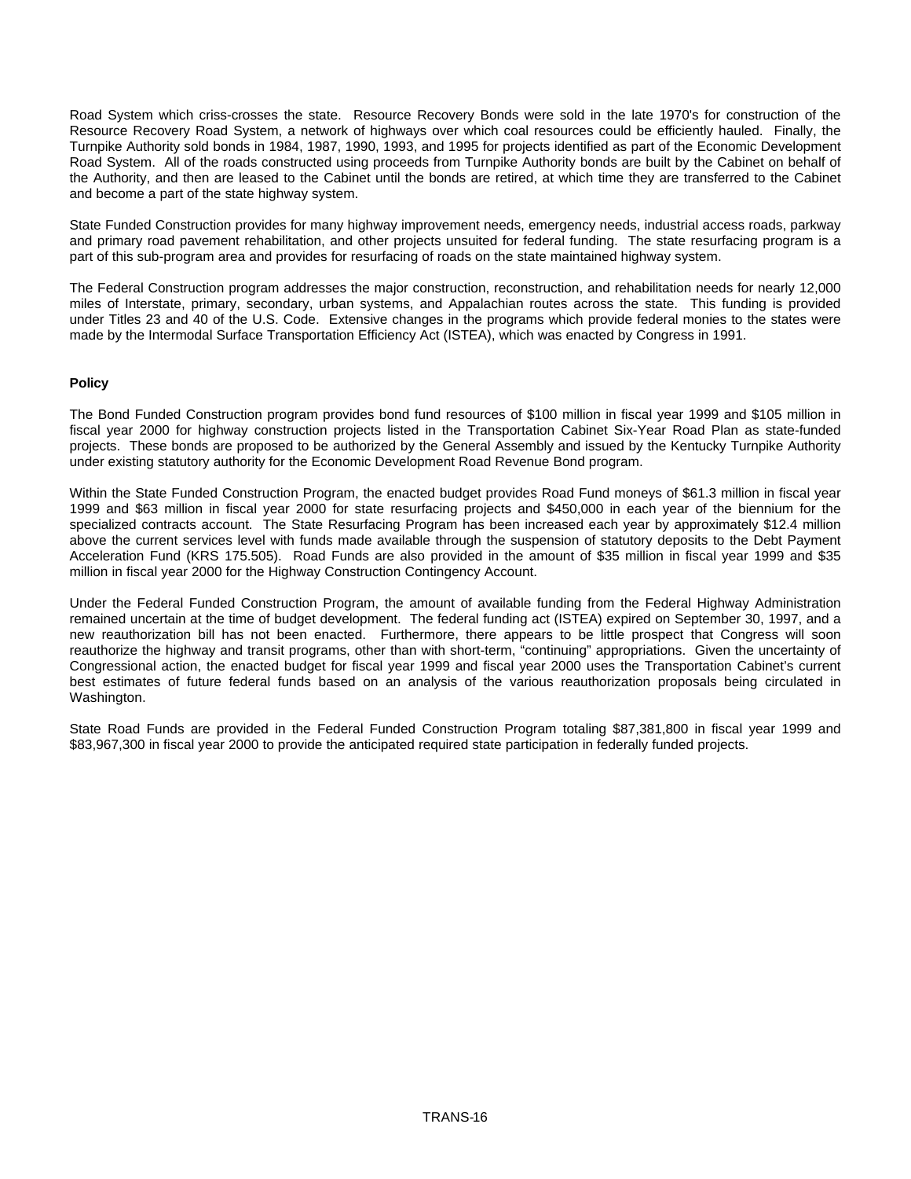Road System which criss-crosses the state. Resource Recovery Bonds were sold in the late 1970's for construction of the Resource Recovery Road System, a network of highways over which coal resources could be efficiently hauled. Finally, the Turnpike Authority sold bonds in 1984, 1987, 1990, 1993, and 1995 for projects identified as part of the Economic Development Road System. All of the roads constructed using proceeds from Turnpike Authority bonds are built by the Cabinet on behalf of the Authority, and then are leased to the Cabinet until the bonds are retired, at which time they are transferred to the Cabinet and become a part of the state highway system.

State Funded Construction provides for many highway improvement needs, emergency needs, industrial access roads, parkway and primary road pavement rehabilitation, and other projects unsuited for federal funding. The state resurfacing program is a part of this sub-program area and provides for resurfacing of roads on the state maintained highway system.

The Federal Construction program addresses the major construction, reconstruction, and rehabilitation needs for nearly 12,000 miles of Interstate, primary, secondary, urban systems, and Appalachian routes across the state. This funding is provided under Titles 23 and 40 of the U.S. Code. Extensive changes in the programs which provide federal monies to the states were made by the Intermodal Surface Transportation Efficiency Act (ISTEA), which was enacted by Congress in 1991.

**Policy**

The Bond Funded Construction program provides bond fund resources of $100 million in fiscal year 1999 and $105 million in fiscal year 2000 for highway construction projects listed in the Transportation Cabinet Six-Year Road Plan as state-funded projects. These bonds are proposed to be authorized by the General Assembly and issued by the Kentucky Turnpike Authority under existing statutory authority for the Economic Development Road Revenue Bond program.

Within the State Funded Construction Program, the enacted budget provides Road Fund moneys of $61.3 million in fiscal year 1999 and $63 million in fiscal year 2000 for state resurfacing projects and $450,000 in each year of the biennium for the specialized contracts account. The State Resurfacing Program has been increased each year by approximately $12.4 million above the current services level with funds made available through the suspension of statutory deposits to the Debt Payment Acceleration Fund (KRS 175.505). Road Funds are also provided in the amount of $35 million in fiscal year 1999 and $35 million in fiscal year 2000 for the Highway Construction Contingency Account.

Under the Federal Funded Construction Program, the amount of available funding from the Federal Highway Administration remained uncertain at the time of budget development. The federal funding act (ISTEA) expired on September 30, 1997, and a new reauthorization bill has not been enacted. Furthermore, there appears to be little prospect that Congress will soon reauthorize the highway and transit programs, other than with short-term, "continuing" appropriations. Given the uncertainty of Congressional action, the enacted budget for fiscal year 1999 and fiscal year 2000 uses the Transportation Cabinet's current best estimates of future federal funds based on an analysis of the various reauthorization proposals being circulated in Washington.

State Road Funds are provided in the Federal Funded Construction Program totaling $87,381,800 in fiscal year 1999 and $83,967,300 in fiscal year 2000 to provide the anticipated required state participation in federally funded projects.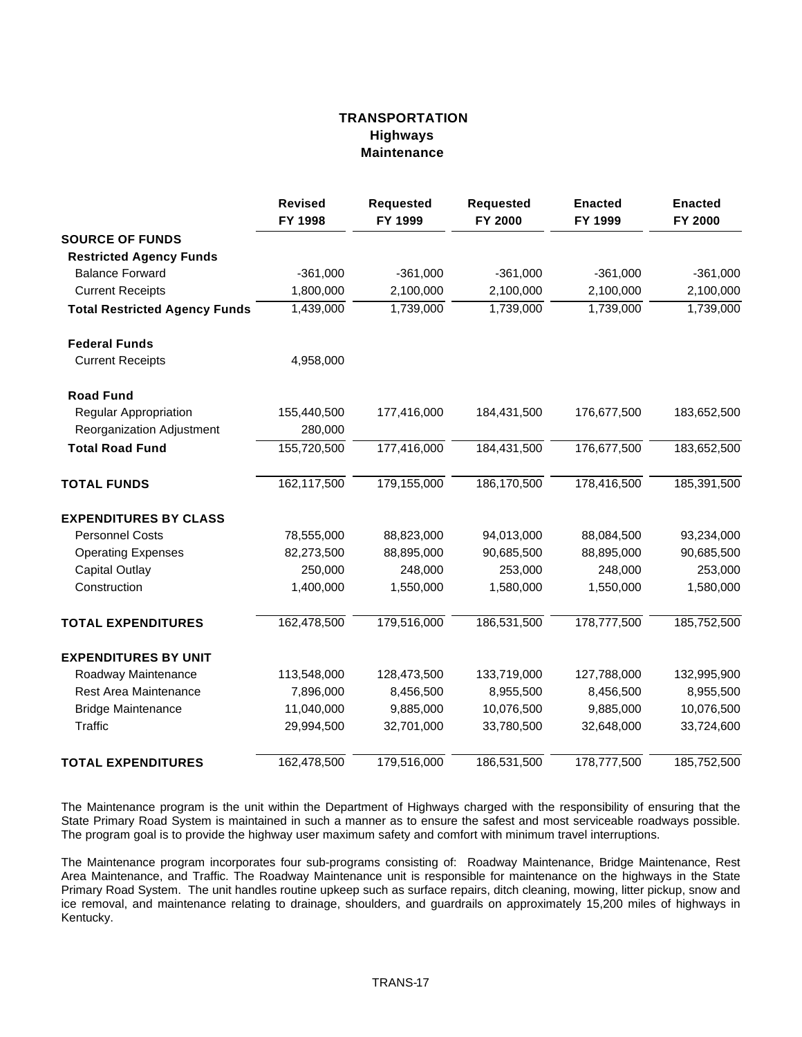# TRANSPORTATION
## Highways
### Maintenance

| | Revised FY 1998 | Requested FY 1999 | Requested FY 2000 | Enacted FY 1999 | Enacted FY 2000 |
|---|---|---|---|---|---|
| **SOURCE OF FUNDS** | | | | | |
| **Restricted Agency Funds** | | | | | |
| Balance Forward | -361,000 | -361,000 | -361,000 | -361,000 | -361,000 |
| Current Receipts | 1,800,000 | 2,100,000 | 2,100,000 | 2,100,000 | 2,100,000 |
| **Total Restricted Agency Funds** | 1,439,000 | 1,739,000 | 1,739,000 | 1,739,000 | 1,739,000 |
| **Federal Funds** | | | | | |
| Current Receipts | 4,958,000 | | | | |
| **Road Fund** | | | | | |
| Regular Appropriation | 155,440,500 | 177,416,000 | 184,431,500 | 176,677,500 | 183,652,500 |
| Reorganization Adjustment | 280,000 | | | | |
| **Total Road Fund** | 155,720,500 | 177,416,000 | 184,431,500 | 176,677,500 | 183,652,500 |
| **TOTAL FUNDS** | 162,117,500 | 179,155,000 | 186,170,500 | 178,416,500 | 185,391,500 |
| **EXPENDITURES BY CLASS** | | | | | |
| Personnel Costs | 78,555,000 | 88,823,000 | 94,013,000 | 88,084,500 | 93,234,000 |
| Operating Expenses | 82,273,500 | 88,895,000 | 90,685,500 | 88,895,000 | 90,685,500 |
| Capital Outlay | 250,000 | 248,000 | 253,000 | 248,000 | 253,000 |
| Construction | 1,400,000 | 1,550,000 | 1,580,000 | 1,550,000 | 1,580,000 |
| **TOTAL EXPENDITURES** | 162,478,500 | 179,516,000 | 186,531,500 | 178,777,500 | 185,752,500 |
| **EXPENDITURES BY UNIT** | | | | | |
| Roadway Maintenance | 113,548,000 | 128,473,500 | 133,719,000 | 127,788,000 | 132,995,900 |
| Rest Area Maintenance | 7,896,000 | 8,456,500 | 8,955,500 | 8,456,500 | 8,955,500 |
| Bridge Maintenance | 11,040,000 | 9,885,000 | 10,076,500 | 9,885,000 | 10,076,500 |
| Traffic | 29,994,500 | 32,701,000 | 33,780,500 | 32,648,000 | 33,724,600 |
| **TOTAL EXPENDITURES** | 162,478,500 | 179,516,000 | 186,531,500 | 178,777,500 | 185,752,500 |

The Maintenance program is the unit within the Department of Highways charged with the responsibility of ensuring that the State Primary Road System is maintained in such a manner as to ensure the safest and most serviceable roadways possible. The program goal is to provide the highway user maximum safety and comfort with minimum travel interruptions.

The Maintenance program incorporates four sub-programs consisting of: Roadway Maintenance, Bridge Maintenance, Rest Area Maintenance, and Traffic. The Roadway Maintenance unit is responsible for maintenance on the highways in the State Primary Road System. The unit handles routine upkeep such as surface repairs, ditch cleaning, mowing, litter pickup, snow and ice removal, and maintenance relating to drainage, shoulders, and guardrails on approximately 15,200 miles of highways in Kentucky.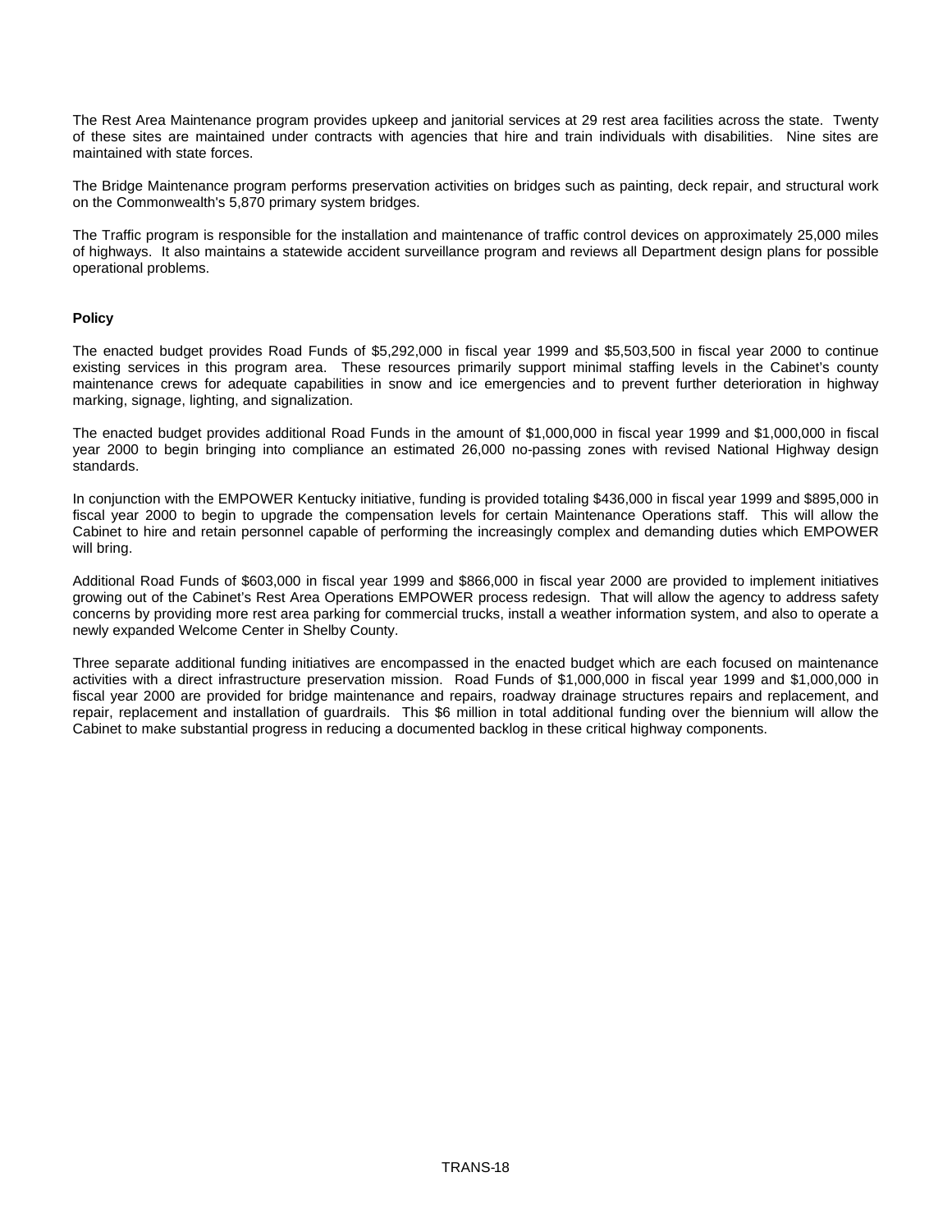The Rest Area Maintenance program provides upkeep and janitorial services at 29 rest area facilities across the state. Twenty of these sites are maintained under contracts with agencies that hire and train individuals with disabilities. Nine sites are maintained with state forces.

The Bridge Maintenance program performs preservation activities on bridges such as painting, deck repair, and structural work on the Commonwealth's 5,870 primary system bridges.

The Traffic program is responsible for the installation and maintenance of traffic control devices on approximately 25,000 miles of highways. It also maintains a statewide accident surveillance program and reviews all Department design plans for possible operational problems.

**Policy**

The enacted budget provides Road Funds of $5,292,000 in fiscal year 1999 and $5,503,500 in fiscal year 2000 to continue existing services in this program area. These resources primarily support minimal staffing levels in the Cabinet's county maintenance crews for adequate capabilities in snow and ice emergencies and to prevent further deterioration in highway marking, signage, lighting, and signalization.

The enacted budget provides additional Road Funds in the amount of $1,000,000 in fiscal year 1999 and $1,000,000 in fiscal year 2000 to begin bringing into compliance an estimated 26,000 no-passing zones with revised National Highway design standards.

In conjunction with the EMPOWER Kentucky initiative, funding is provided totaling $436,000 in fiscal year 1999 and $895,000 in fiscal year 2000 to begin to upgrade the compensation levels for certain Maintenance Operations staff. This will allow the Cabinet to hire and retain personnel capable of performing the increasingly complex and demanding duties which EMPOWER will bring.

Additional Road Funds of $603,000 in fiscal year 1999 and $866,000 in fiscal year 2000 are provided to implement initiatives growing out of the Cabinet's Rest Area Operations EMPOWER process redesign. That will allow the agency to address safety concerns by providing more rest area parking for commercial trucks, install a weather information system, and also to operate a newly expanded Welcome Center in Shelby County.

Three separate additional funding initiatives are encompassed in the enacted budget which are each focused on maintenance activities with a direct infrastructure preservation mission. Road Funds of $1,000,000 in fiscal year 1999 and $1,000,000 in fiscal year 2000 are provided for bridge maintenance and repairs, roadway drainage structures repairs and replacement, and repair, replacement and installation of guardrails. This $6 million in total additional funding over the biennium will allow the Cabinet to make substantial progress in reducing a documented backlog in these critical highway components.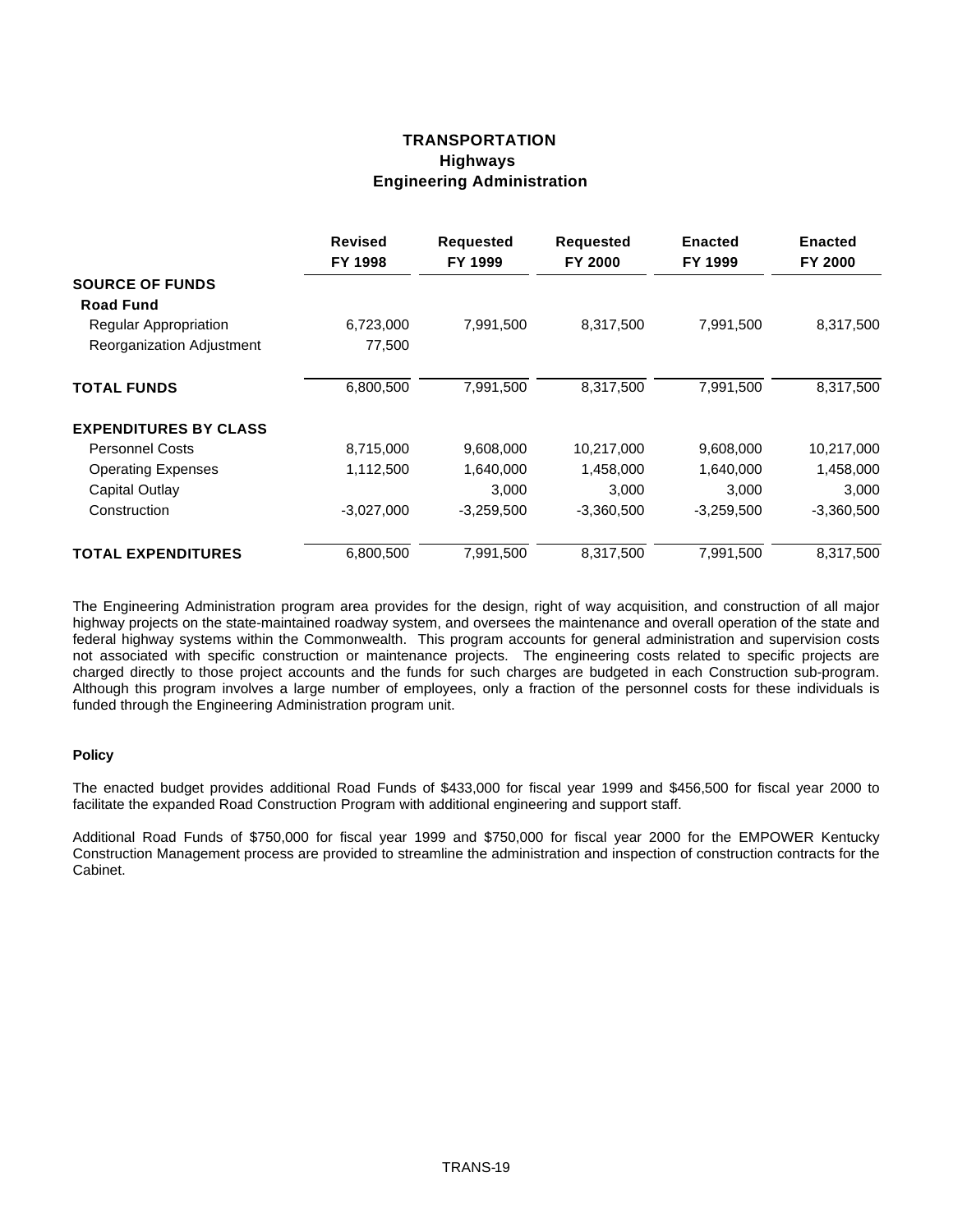# TRANSPORTATION
## Highways
## Engineering Administration

| | Revised FY 1998 | Requested FY 1999 | Requested FY 2000 | Enacted FY 1999 | Enacted FY 2000 |
|---|---|---|---|---|---|
| **SOURCE OF FUNDS** | | | | | |
| **Road Fund** | | | | | |
| Regular Appropriation | 6,723,000 | 7,991,500 | 8,317,500 | 7,991,500 | 8,317,500 |
| Reorganization Adjustment | 77,500 | | | | |
| **TOTAL FUNDS** | 6,800,500 | 7,991,500 | 8,317,500 | 7,991,500 | 8,317,500 |
| **EXPENDITURES BY CLASS** | | | | | |
| Personnel Costs | 8,715,000 | 9,608,000 | 10,217,000 | 9,608,000 | 10,217,000 |
| Operating Expenses | 1,112,500 | 1,640,000 | 1,458,000 | 1,640,000 | 1,458,000 |
| Capital Outlay | | 3,000 | 3,000 | 3,000 | 3,000 |
| Construction | -3,027,000 | -3,259,500 | -3,360,500 | -3,259,500 | -3,360,500 |
| **TOTAL EXPENDITURES** | 6,800,500 | 7,991,500 | 8,317,500 | 7,991,500 | 8,317,500 |

The Engineering Administration program area provides for the design, right of way acquisition, and construction of all major highway projects on the state-maintained roadway system, and oversees the maintenance and overall operation of the state and federal highway systems within the Commonwealth. This program accounts for general administration and supervision costs not associated with specific construction or maintenance projects. The engineering costs related to specific projects are charged directly to those project accounts and the funds for such charges are budgeted in each Construction sub-program. Although this program involves a large number of employees, only a fraction of the personnel costs for these individuals is funded through the Engineering Administration program unit.

**Policy**

The enacted budget provides additional Road Funds of $433,000 for fiscal year 1999 and $456,500 for fiscal year 2000 to facilitate the expanded Road Construction Program with additional engineering and support staff.

Additional Road Funds of $750,000 for fiscal year 1999 and $750,000 for fiscal year 2000 for the EMPOWER Kentucky Construction Management process are provided to streamline the administration and inspection of construction contracts for the Cabinet.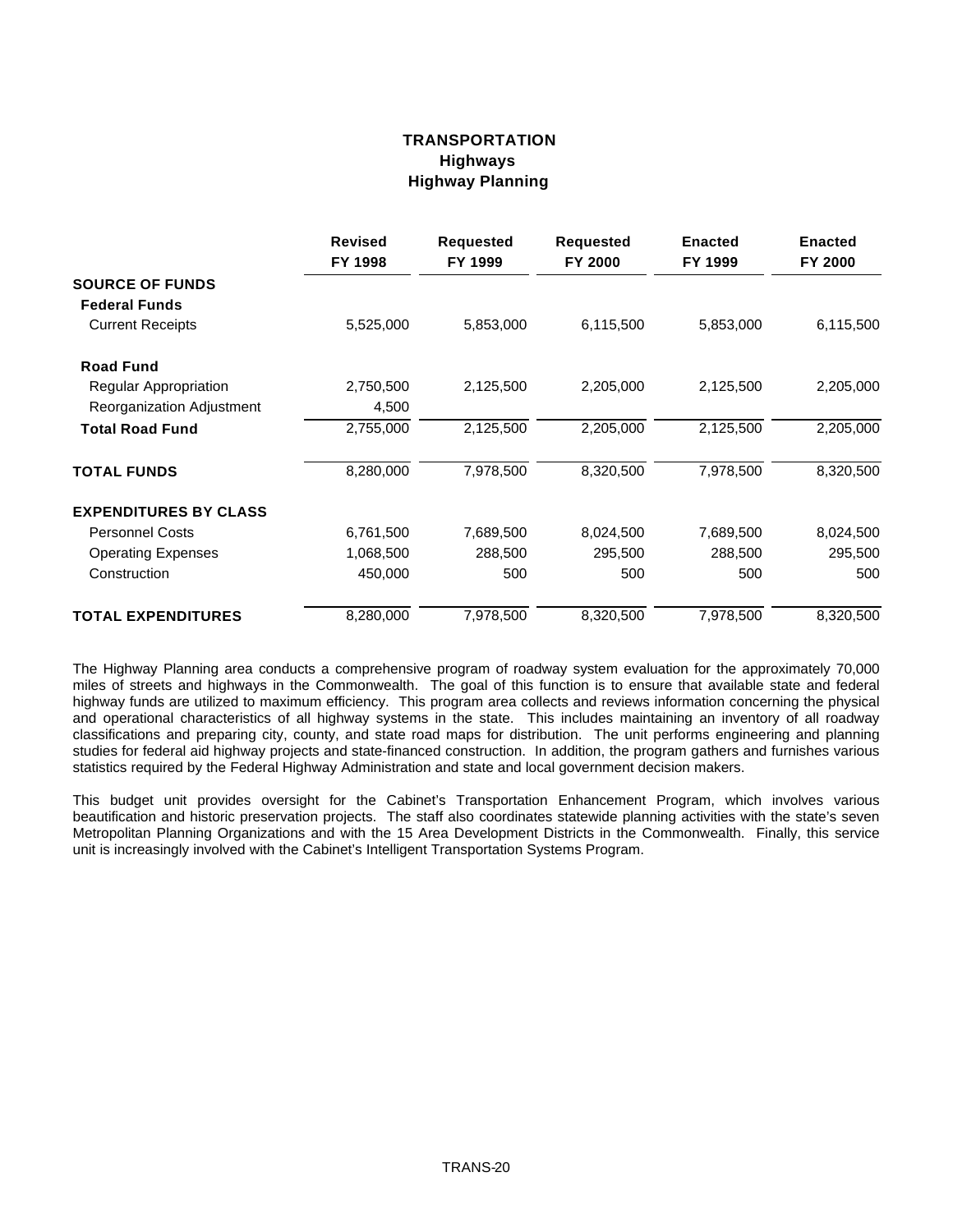# TRANSPORTATION
## Highways
### Highway Planning

| | Revised FY 1998 | Requested FY 1999 | Requested FY 2000 | Enacted FY 1999 | Enacted FY 2000 |
|---|---|---|---|---|---|
| **SOURCE OF FUNDS** | | | | | |
| **Federal Funds** | | | | | |
| Current Receipts | 5,525,000 | 5,853,000 | 6,115,500 | 5,853,000 | 6,115,500 |
| **Road Fund** | | | | | |
| Regular Appropriation | 2,750,500 | 2,125,500 | 2,205,000 | 2,125,500 | 2,205,000 |
| Reorganization Adjustment | 4,500 | | | | |
| **Total Road Fund** | 2,755,000 | 2,125,500 | 2,205,000 | 2,125,500 | 2,205,000 |
| **TOTAL FUNDS** | 8,280,000 | 7,978,500 | 8,320,500 | 7,978,500 | 8,320,500 |
| **EXPENDITURES BY CLASS** | | | | | |
| Personnel Costs | 6,761,500 | 7,689,500 | 8,024,500 | 7,689,500 | 8,024,500 |
| Operating Expenses | 1,068,500 | 288,500 | 295,500 | 288,500 | 295,500 |
| Construction | 450,000 | 500 | 500 | 500 | 500 |
| **TOTAL EXPENDITURES** | 8,280,000 | 7,978,500 | 8,320,500 | 7,978,500 | 8,320,500 |

The Highway Planning area conducts a comprehensive program of roadway system evaluation for the approximately 70,000 miles of streets and highways in the Commonwealth. The goal of this function is to ensure that available state and federal highway funds are utilized to maximum efficiency. This program area collects and reviews information concerning the physical and operational characteristics of all highway systems in the state. This includes maintaining an inventory of all roadway classifications and preparing city, county, and state road maps for distribution. The unit performs engineering and planning studies for federal aid highway projects and state-financed construction. In addition, the program gathers and furnishes various statistics required by the Federal Highway Administration and state and local government decision makers.

This budget unit provides oversight for the Cabinet's Transportation Enhancement Program, which involves various beautification and historic preservation projects. The staff also coordinates statewide planning activities with the state's seven Metropolitan Planning Organizations and with the 15 Area Development Districts in the Commonwealth. Finally, this service unit is increasingly involved with the Cabinet's Intelligent Transportation Systems Program.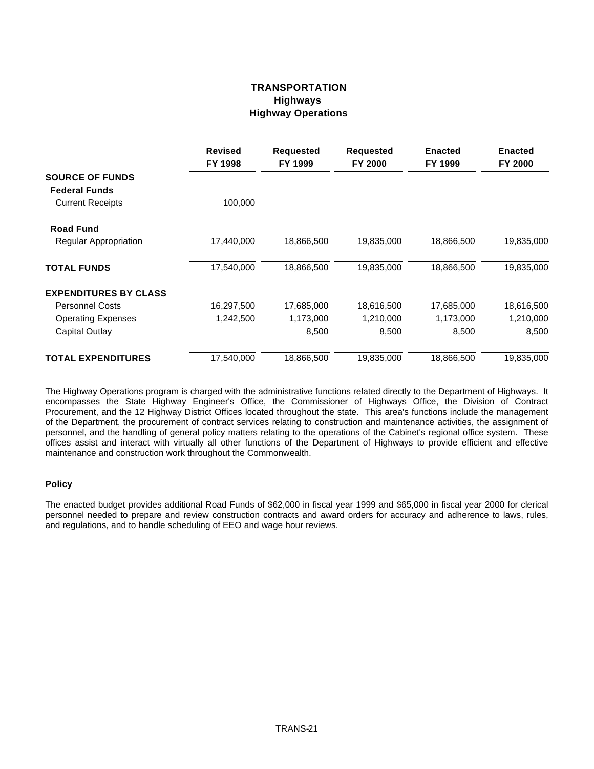# TRANSPORTATION
## Highways
### Highway Operations

| | Revised FY 1998 | Requested FY 1999 | Requested FY 2000 | Enacted FY 1999 | Enacted FY 2000 |
|---|---|---|---|---|---|
| **SOURCE OF FUNDS** | | | | | |
| **Federal Funds** | | | | | |
| Current Receipts | 100,000 | | | | |
| **Road Fund** | | | | | |
| Regular Appropriation | 17,440,000 | 18,866,500 | 19,835,000 | 18,866,500 | 19,835,000 |
| **TOTAL FUNDS** | 17,540,000 | 18,866,500 | 19,835,000 | 18,866,500 | 19,835,000 |
| **EXPENDITURES BY CLASS** | | | | | |
| Personnel Costs | 16,297,500 | 17,685,000 | 18,616,500 | 17,685,000 | 18,616,500 |
| Operating Expenses | 1,242,500 | 1,173,000 | 1,210,000 | 1,173,000 | 1,210,000 |
| Capital Outlay | | 8,500 | 8,500 | 8,500 | 8,500 |
| **TOTAL EXPENDITURES** | 17,540,000 | 18,866,500 | 19,835,000 | 18,866,500 | 19,835,000 |

The Highway Operations program is charged with the administrative functions related directly to the Department of Highways. It encompasses the State Highway Engineer's Office, the Commissioner of Highways Office, the Division of Contract Procurement, and the 12 Highway District Offices located throughout the state. This area's functions include the management of the Department, the procurement of contract services relating to construction and maintenance activities, the assignment of personnel, and the handling of general policy matters relating to the operations of the Cabinet's regional office system. These offices assist and interact with virtually all other functions of the Department of Highways to provide efficient and effective maintenance and construction work throughout the Commonwealth.

#### Policy

The enacted budget provides additional Road Funds of $62,000 in fiscal year 1999 and $65,000 in fiscal year 2000 for clerical personnel needed to prepare and review construction contracts and award orders for accuracy and adherence to laws, rules, and regulations, and to handle scheduling of EEO and wage hour reviews.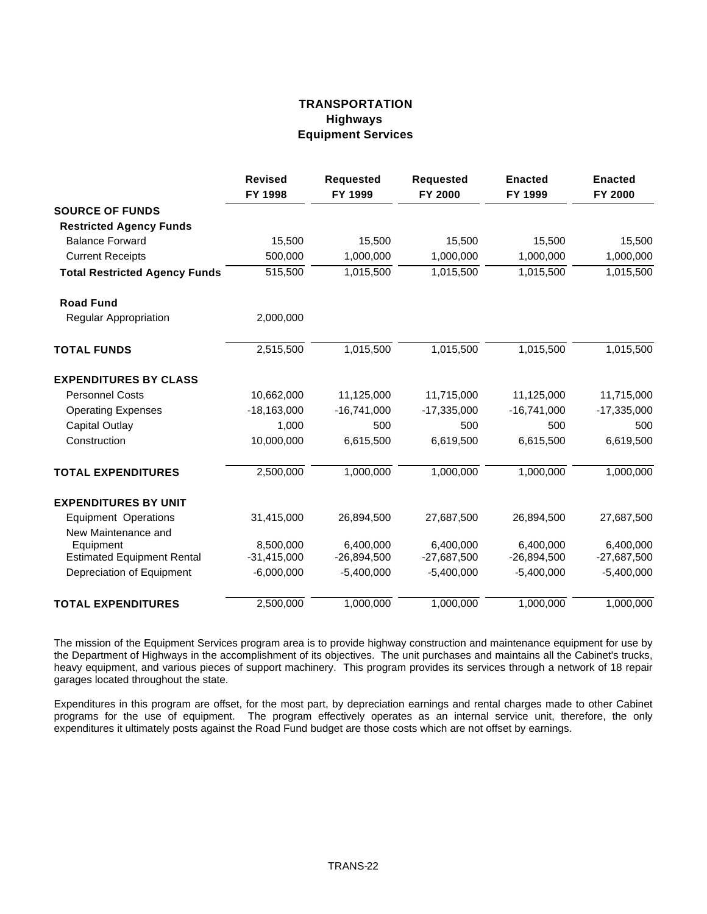# TRANSPORTATION
## Highways
### Equipment Services

| | Revised FY 1998 | Requested FY 1999 | Requested FY 2000 | Enacted FY 1999 | Enacted FY 2000 |
|---|---|---|---|---|---|
| **SOURCE OF FUNDS** | | | | | |
| **Restricted Agency Funds** | | | | | |
| Balance Forward | 15,500 | 15,500 | 15,500 | 15,500 | 15,500 |
| Current Receipts | 500,000 | 1,000,000 | 1,000,000 | 1,000,000 | 1,000,000 |
| **Total Restricted Agency Funds** | 515,500 | 1,015,500 | 1,015,500 | 1,015,500 | 1,015,500 |
| **Road Fund** | | | | | |
| Regular Appropriation | 2,000,000 | | | | |
| **TOTAL FUNDS** | 2,515,500 | 1,015,500 | 1,015,500 | 1,015,500 | 1,015,500 |
| **EXPENDITURES BY CLASS** | | | | | |
| Personnel Costs | 10,662,000 | 11,125,000 | 11,715,000 | 11,125,000 | 11,715,000 |
| Operating Expenses | -18,163,000 | -16,741,000 | -17,335,000 | -16,741,000 | -17,335,000 |
| Capital Outlay | 1,000 | 500 | 500 | 500 | 500 |
| Construction | 10,000,000 | 6,615,500 | 6,619,500 | 6,615,500 | 6,619,500 |
| **TOTAL EXPENDITURES** | 2,500,000 | 1,000,000 | 1,000,000 | 1,000,000 | 1,000,000 |
| **EXPENDITURES BY UNIT** | | | | | |
| Equipment Operations | 31,415,000 | 26,894,500 | 27,687,500 | 26,894,500 | 27,687,500 |
| New Maintenance and Equipment | 8,500,000 | 6,400,000 | 6,400,000 | 6,400,000 | 6,400,000 |
| Estimated Equipment Rental | -31,415,000 | -26,894,500 | -27,687,500 | -26,894,500 | -27,687,500 |
| Depreciation of Equipment | -6,000,000 | -5,400,000 | -5,400,000 | -5,400,000 | -5,400,000 |
| **TOTAL EXPENDITURES** | 2,500,000 | 1,000,000 | 1,000,000 | 1,000,000 | 1,000,000 |

The mission of the Equipment Services program area is to provide highway construction and maintenance equipment for use by the Department of Highways in the accomplishment of its objectives. The unit purchases and maintains all the Cabinet's trucks, heavy equipment, and various pieces of support machinery. This program provides its services through a network of 18 repair garages located throughout the state.

Expenditures in this program are offset, for the most part, by depreciation earnings and rental charges made to other Cabinet programs for the use of equipment. The program effectively operates as an internal service unit, therefore, the only expenditures it ultimately posts against the Road Fund budget are those costs which are not offset by earnings.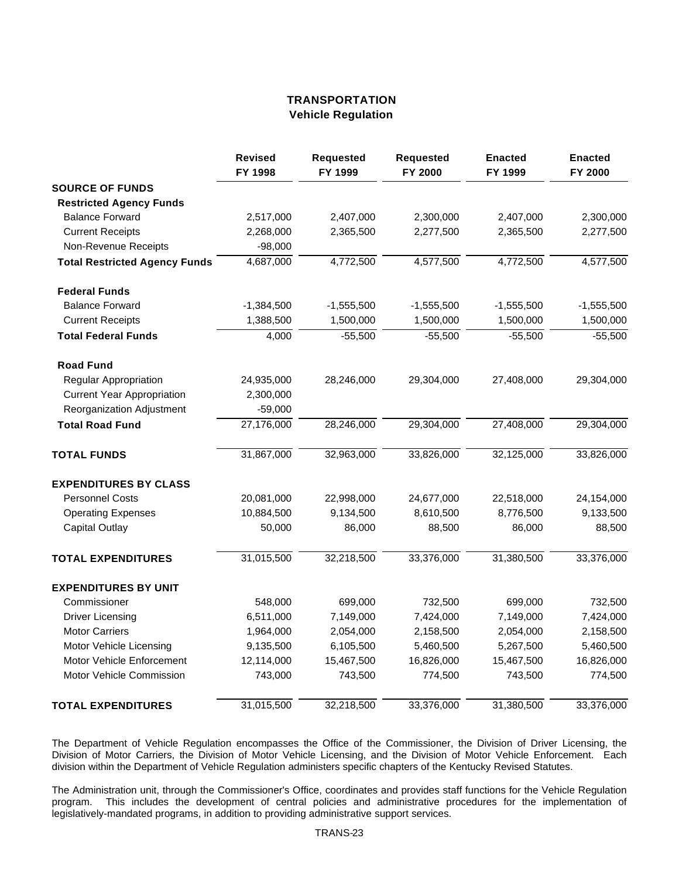# TRANSPORTATION
## Vehicle Regulation

| | Revised FY 1998 | Requested FY 1999 | Requested FY 2000 | Enacted FY 1999 | Enacted FY 2000 |
|---|---|---|---|---|---|
| **SOURCE OF FUNDS** | | | | | |
| **Restricted Agency Funds** | | | | | |
| Balance Forward | 2,517,000 | 2,407,000 | 2,300,000 | 2,407,000 | 2,300,000 |
| Current Receipts | 2,268,000 | 2,365,500 | 2,277,500 | 2,365,500 | 2,277,500 |
| Non-Revenue Receipts | -98,000 | | | | |
| **Total Restricted Agency Funds** | 4,687,000 | 4,772,500 | 4,577,500 | 4,772,500 | 4,577,500 |
| **Federal Funds** | | | | | |
| Balance Forward | -1,384,500 | -1,555,500 | -1,555,500 | -1,555,500 | -1,555,500 |
| Current Receipts | 1,388,500 | 1,500,000 | 1,500,000 | 1,500,000 | 1,500,000 |
| **Total Federal Funds** | 4,000 | -55,500 | -55,500 | -55,500 | -55,500 |
| **Road Fund** | | | | | |
| Regular Appropriation | 24,935,000 | 28,246,000 | 29,304,000 | 27,408,000 | 29,304,000 |
| Current Year Appropriation | 2,300,000 | | | | |
| Reorganization Adjustment | -59,000 | | | | |
| **Total Road Fund** | 27,176,000 | 28,246,000 | 29,304,000 | 27,408,000 | 29,304,000 |
| **TOTAL FUNDS** | 31,867,000 | 32,963,000 | 33,826,000 | 32,125,000 | 33,826,000 |
| **EXPENDITURES BY CLASS** | | | | | |
| Personnel Costs | 20,081,000 | 22,998,000 | 24,677,000 | 22,518,000 | 24,154,000 |
| Operating Expenses | 10,884,500 | 9,134,500 | 8,610,500 | 8,776,500 | 9,133,500 |
| Capital Outlay | 50,000 | 86,000 | 88,500 | 86,000 | 88,500 |
| **TOTAL EXPENDITURES** | 31,015,500 | 32,218,500 | 33,376,000 | 31,380,500 | 33,376,000 |
| **EXPENDITURES BY UNIT** | | | | | |
| Commissioner | 548,000 | 699,000 | 732,500 | 699,000 | 732,500 |
| Driver Licensing | 6,511,000 | 7,149,000 | 7,424,000 | 7,149,000 | 7,424,000 |
| Motor Carriers | 1,964,000 | 2,054,000 | 2,158,500 | 2,054,000 | 2,158,500 |
| Motor Vehicle Licensing | 9,135,500 | 6,105,500 | 5,460,500 | 5,267,500 | 5,460,500 |
| Motor Vehicle Enforcement | 12,114,000 | 15,467,500 | 16,826,000 | 15,467,500 | 16,826,000 |
| Motor Vehicle Commission | 743,000 | 743,500 | 774,500 | 743,500 | 774,500 |
| **TOTAL EXPENDITURES** | 31,015,500 | 32,218,500 | 33,376,000 | 31,380,500 | 33,376,000 |

The Department of Vehicle Regulation encompasses the Office of the Commissioner, the Division of Driver Licensing, the Division of Motor Carriers, the Division of Motor Vehicle Licensing, and the Division of Motor Vehicle Enforcement. Each division within the Department of Vehicle Regulation administers specific chapters of the Kentucky Revised Statutes.

The Administration unit, through the Commissioner's Office, coordinates and provides staff functions for the Vehicle Regulation program. This includes the development of central policies and administrative procedures for the implementation of legislatively-mandated programs, in addition to providing administrative support services.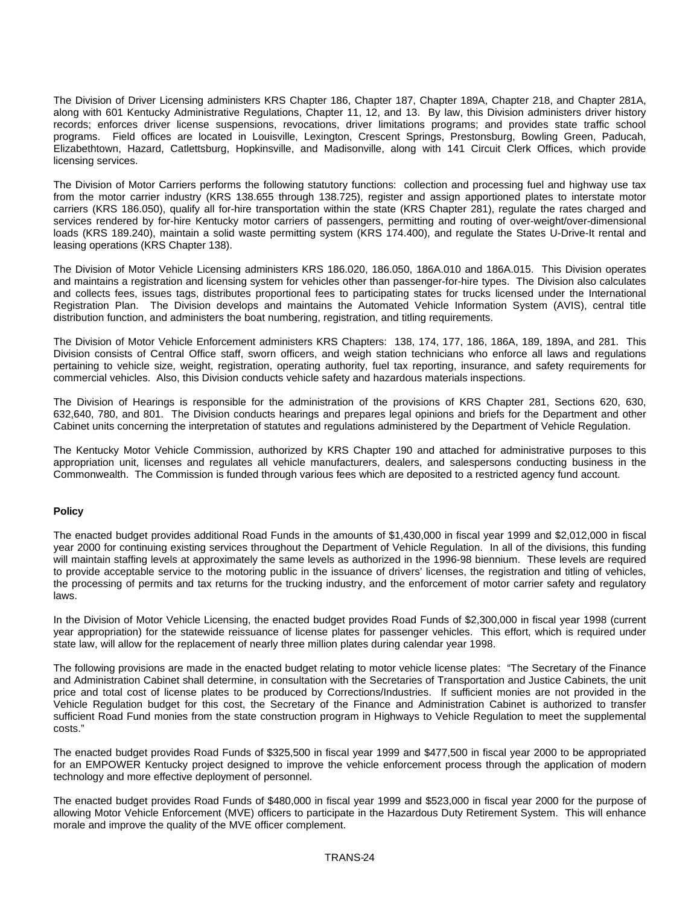The Division of Driver Licensing administers KRS Chapter 186, Chapter 187, Chapter 189A, Chapter 218, and Chapter 281A, along with 601 Kentucky Administrative Regulations, Chapter 11, 12, and 13. By law, this Division administers driver history records; enforces driver license suspensions, revocations, driver limitations programs; and provides state traffic school programs. Field offices are located in Louisville, Lexington, Crescent Springs, Prestonsburg, Bowling Green, Paducah, Elizabethtown, Hazard, Catlettsburg, Hopkinsville, and Madisonville, along with 141 Circuit Clerk Offices, which provide licensing services.

The Division of Motor Carriers performs the following statutory functions: collection and processing fuel and highway use tax from the motor carrier industry (KRS 138.655 through 138.725), register and assign apportioned plates to interstate motor carriers (KRS 186.050), qualify all for-hire transportation within the state (KRS Chapter 281), regulate the rates charged and services rendered by for-hire Kentucky motor carriers of passengers, permitting and routing of over-weight/over-dimensional loads (KRS 189.240), maintain a solid waste permitting system (KRS 174.400), and regulate the States U-Drive-It rental and leasing operations (KRS Chapter 138).

The Division of Motor Vehicle Licensing administers KRS 186.020, 186.050, 186A.010 and 186A.015. This Division operates and maintains a registration and licensing system for vehicles other than passenger-for-hire types. The Division also calculates and collects fees, issues tags, distributes proportional fees to participating states for trucks licensed under the International Registration Plan. The Division develops and maintains the Automated Vehicle Information System (AVIS), central title distribution function, and administers the boat numbering, registration, and titling requirements.

The Division of Motor Vehicle Enforcement administers KRS Chapters: 138, 174, 177, 186, 186A, 189, 189A, and 281. This Division consists of Central Office staff, sworn officers, and weigh station technicians who enforce all laws and regulations pertaining to vehicle size, weight, registration, operating authority, fuel tax reporting, insurance, and safety requirements for commercial vehicles. Also, this Division conducts vehicle safety and hazardous materials inspections.

The Division of Hearings is responsible for the administration of the provisions of KRS Chapter 281, Sections 620, 630, 632,640, 780, and 801. The Division conducts hearings and prepares legal opinions and briefs for the Department and other Cabinet units concerning the interpretation of statutes and regulations administered by the Department of Vehicle Regulation.

The Kentucky Motor Vehicle Commission, authorized by KRS Chapter 190 and attached for administrative purposes to this appropriation unit, licenses and regulates all vehicle manufacturers, dealers, and salespersons conducting business in the Commonwealth. The Commission is funded through various fees which are deposited to a restricted agency fund account.

**Policy**

The enacted budget provides additional Road Funds in the amounts of $1,430,000 in fiscal year 1999 and $2,012,000 in fiscal year 2000 for continuing existing services throughout the Department of Vehicle Regulation. In all of the divisions, this funding will maintain staffing levels at approximately the same levels as authorized in the 1996-98 biennium. These levels are required to provide acceptable service to the motoring public in the issuance of drivers' licenses, the registration and titling of vehicles, the processing of permits and tax returns for the trucking industry, and the enforcement of motor carrier safety and regulatory laws.

In the Division of Motor Vehicle Licensing, the enacted budget provides Road Funds of $2,300,000 in fiscal year 1998 (current year appropriation) for the statewide reissuance of license plates for passenger vehicles. This effort, which is required under state law, will allow for the replacement of nearly three million plates during calendar year 1998.

The following provisions are made in the enacted budget relating to motor vehicle license plates: "The Secretary of the Finance and Administration Cabinet shall determine, in consultation with the Secretaries of Transportation and Justice Cabinets, the unit price and total cost of license plates to be produced by Corrections/Industries. If sufficient monies are not provided in the Vehicle Regulation budget for this cost, the Secretary of the Finance and Administration Cabinet is authorized to transfer sufficient Road Fund monies from the state construction program in Highways to Vehicle Regulation to meet the supplemental costs."

The enacted budget provides Road Funds of $325,500 in fiscal year 1999 and $477,500 in fiscal year 2000 to be appropriated for an EMPOWER Kentucky project designed to improve the vehicle enforcement process through the application of modern technology and more effective deployment of personnel.

The enacted budget provides Road Funds of $480,000 in fiscal year 1999 and $523,000 in fiscal year 2000 for the purpose of allowing Motor Vehicle Enforcement (MVE) officers to participate in the Hazardous Duty Retirement System. This will enhance morale and improve the quality of the MVE officer complement.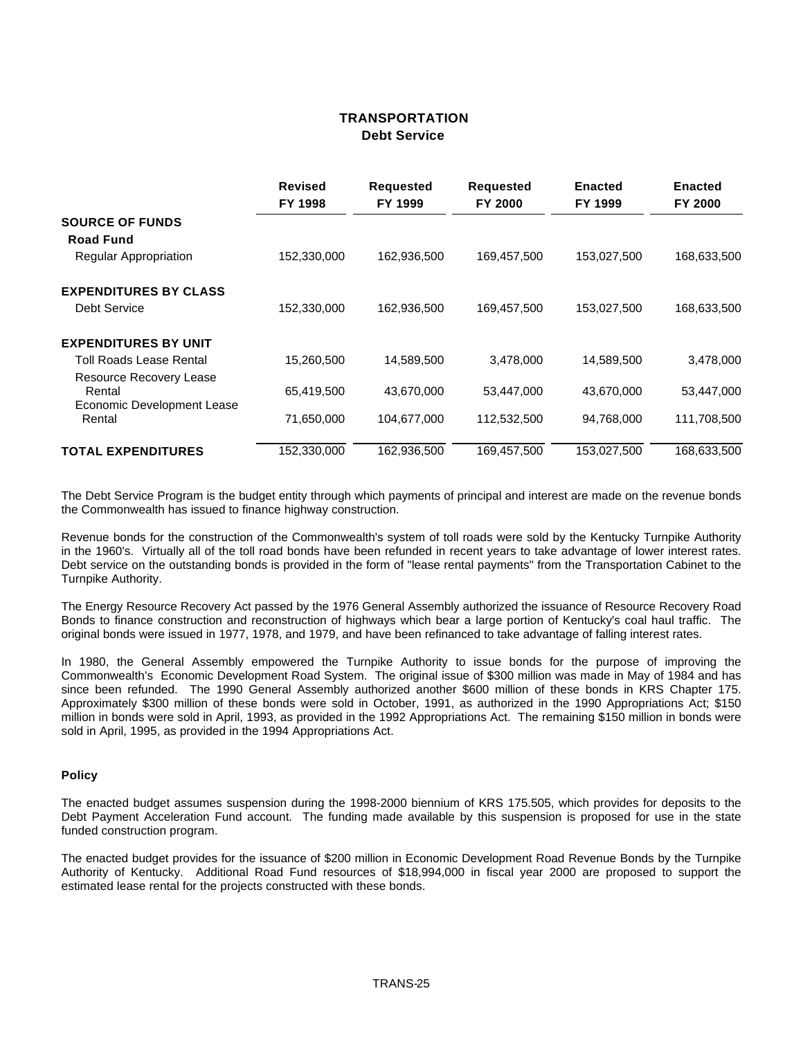# TRANSPORTATION
## Debt Service

| | Revised FY 1998 | Requested FY 1999 | Requested FY 2000 | Enacted FY 1999 | Enacted FY 2000 |
|---|---|---|---|---|---|
| **SOURCE OF FUNDS** | | | | | |
| **Road Fund** | | | | | |
| Regular Appropriation | 152,330,000 | 162,936,500 | 169,457,500 | 153,027,500 | 168,633,500 |
| **EXPENDITURES BY CLASS** | | | | | |
| Debt Service | 152,330,000 | 162,936,500 | 169,457,500 | 153,027,500 | 168,633,500 |
| **EXPENDITURES BY UNIT** | | | | | |
| Toll Roads Lease Rental | 15,260,500 | 14,589,500 | 3,478,000 | 14,589,500 | 3,478,000 |
| Resource Recovery Lease Rental | 65,419,500 | 43,670,000 | 53,447,000 | 43,670,000 | 53,447,000 |
| Economic Development Lease Rental | 71,650,000 | 104,677,000 | 112,532,500 | 94,768,000 | 111,708,500 |
| **TOTAL EXPENDITURES** | 152,330,000 | 162,936,500 | 169,457,500 | 153,027,500 | 168,633,500 |

The Debt Service Program is the budget entity through which payments of principal and interest are made on the revenue bonds the Commonwealth has issued to finance highway construction.

Revenue bonds for the construction of the Commonwealth's system of toll roads were sold by the Kentucky Turnpike Authority in the 1960's. Virtually all of the toll road bonds have been refunded in recent years to take advantage of lower interest rates. Debt service on the outstanding bonds is provided in the form of "lease rental payments" from the Transportation Cabinet to the Turnpike Authority.

The Energy Resource Recovery Act passed by the 1976 General Assembly authorized the issuance of Resource Recovery Road Bonds to finance construction and reconstruction of highways which bear a large portion of Kentucky's coal haul traffic. The original bonds were issued in 1977, 1978, and 1979, and have been refinanced to take advantage of falling interest rates.

In 1980, the General Assembly empowered the Turnpike Authority to issue bonds for the purpose of improving the Commonwealth's Economic Development Road System. The original issue of $300 million was made in May of 1984 and has since been refunded. The 1990 General Assembly authorized another $600 million of these bonds in KRS Chapter 175. Approximately $300 million of these bonds were sold in October, 1991, as authorized in the 1990 Appropriations Act; $150 million in bonds were sold in April, 1993, as provided in the 1992 Appropriations Act. The remaining $150 million in bonds were sold in April, 1995, as provided in the 1994 Appropriations Act.

### Policy

The enacted budget assumes suspension during the 1998-2000 biennium of KRS 175.505, which provides for deposits to the Debt Payment Acceleration Fund account. The funding made available by this suspension is proposed for use in the state funded construction program.

The enacted budget provides for the issuance of $200 million in Economic Development Road Revenue Bonds by the Turnpike Authority of Kentucky. Additional Road Fund resources of $18,994,000 in fiscal year 2000 are proposed to support the estimated lease rental for the projects constructed with these bonds.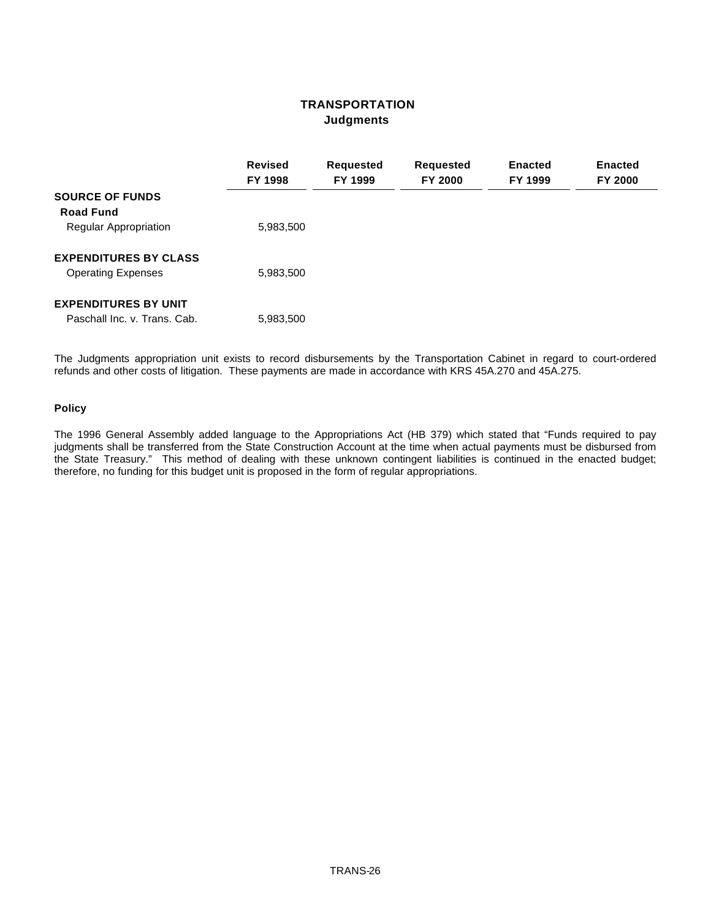# TRANSPORTATION
## Judgments

| | Revised FY 1998 | Requested FY 1999 | Requested FY 2000 | Enacted FY 1999 | Enacted FY 2000 |
|---|---|---|---|---|---|
| **SOURCE OF FUNDS** | | | | | |
| **Road Fund** | | | | | |
| Regular Appropriation | 5,983,500 | | | | |
| **EXPENDITURES BY CLASS** | | | | | |
| Operating Expenses | 5,983,500 | | | | |
| **EXPENDITURES BY UNIT** | | | | | |
| Paschall Inc. v. Trans. Cab. | 5,983,500 | | | | |

The Judgments appropriation unit exists to record disbursements by the Transportation Cabinet in regard to court-ordered refunds and other costs of litigation. These payments are made in accordance with KRS 45A.270 and 45A.275.

### Policy

The 1996 General Assembly added language to the Appropriations Act (HB 379) which stated that "Funds required to pay judgments shall be transferred from the State Construction Account at the time when actual payments must be disbursed from the State Treasury." This method of dealing with these unknown contingent liabilities is continued in the enacted budget; therefore, no funding for this budget unit is proposed in the form of regular appropriations.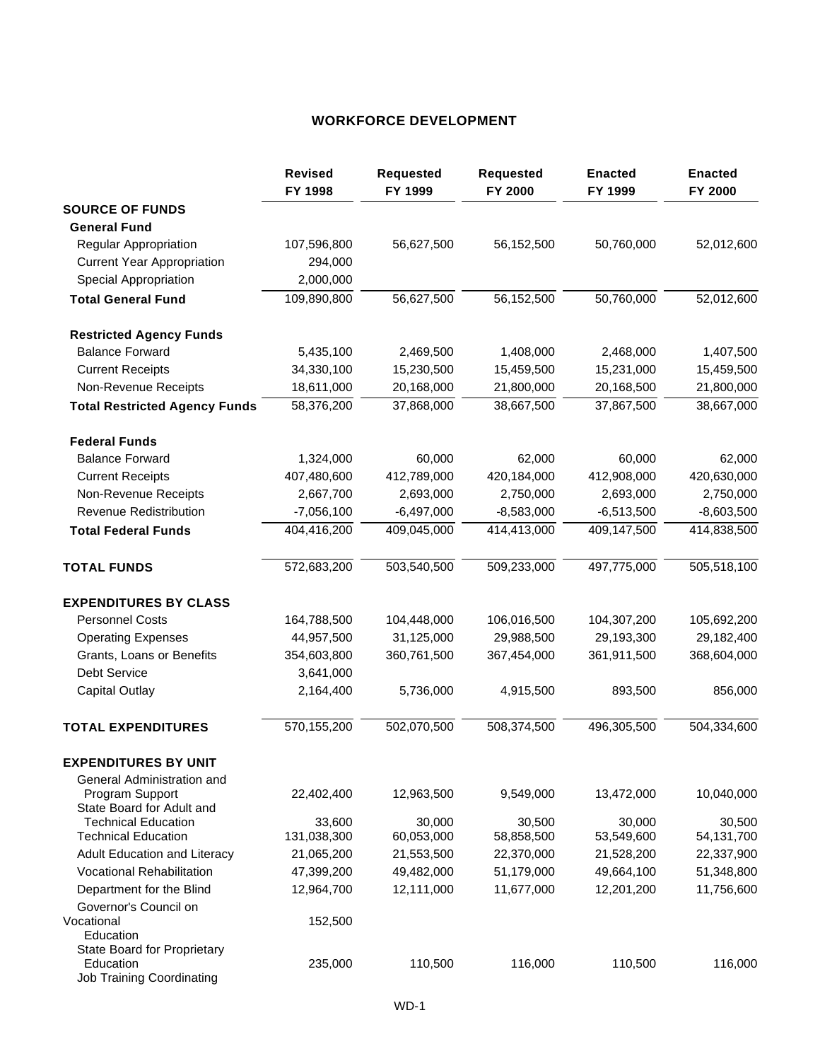## WORKFORCE DEVELOPMENT

| | Revised FY 1998 | Requested FY 1999 | Requested FY 2000 | Enacted FY 1999 | Enacted FY 2000 |
|---|---|---|---|---|---|
| **SOURCE OF FUNDS** | | | | | |
| **General Fund** | | | | | |
| Regular Appropriation | 107,596,800 | 56,627,500 | 56,152,500 | 50,760,000 | 52,012,600 |
| Current Year Appropriation | 294,000 | | | | |
| Special Appropriation | 2,000,000 | | | | |
| **Total General Fund** | 109,890,800 | 56,627,500 | 56,152,500 | 50,760,000 | 52,012,600 |
| **Restricted Agency Funds** | | | | | |
| Balance Forward | 5,435,100 | 2,469,500 | 1,408,000 | 2,468,000 | 1,407,500 |
| Current Receipts | 34,330,100 | 15,230,500 | 15,459,500 | 15,231,000 | 15,459,500 |
| Non-Revenue Receipts | 18,611,000 | 20,168,000 | 21,800,000 | 20,168,500 | 21,800,000 |
| **Total Restricted Agency Funds** | 58,376,200 | 37,868,000 | 38,667,500 | 37,867,500 | 38,667,000 |
| **Federal Funds** | | | | | |
| Balance Forward | 1,324,000 | 60,000 | 62,000 | 60,000 | 62,000 |
| Current Receipts | 407,480,600 | 412,789,000 | 420,184,000 | 412,908,000 | 420,630,000 |
| Non-Revenue Receipts | 2,667,700 | 2,693,000 | 2,750,000 | 2,693,000 | 2,750,000 |
| Revenue Redistribution | -7,056,100 | -6,497,000 | -8,583,000 | -6,513,500 | -8,603,500 |
| **Total Federal Funds** | 404,416,200 | 409,045,000 | 414,413,000 | 409,147,500 | 414,838,500 |
| **TOTAL FUNDS** | 572,683,200 | 503,540,500 | 509,233,000 | 497,775,000 | 505,518,100 |
| **EXPENDITURES BY CLASS** | | | | | |
| Personnel Costs | 164,788,500 | 104,448,000 | 106,016,500 | 104,307,200 | 105,692,200 |
| Operating Expenses | 44,957,500 | 31,125,000 | 29,988,500 | 29,193,300 | 29,182,400 |
| Grants, Loans or Benefits | 354,603,800 | 360,761,500 | 367,454,000 | 361,911,500 | 368,604,000 |
| Debt Service | 3,641,000 | | | | |
| Capital Outlay | 2,164,400 | 5,736,000 | 4,915,500 | 893,500 | 856,000 |
| **TOTAL EXPENDITURES** | 570,155,200 | 502,070,500 | 508,374,500 | 496,305,500 | 504,334,600 |
| **EXPENDITURES BY UNIT** | | | | | |
| General Administration and Program Support | 22,402,400 | 12,963,500 | 9,549,000 | 13,472,000 | 10,040,000 |
| State Board for Adult and Technical Education | 33,600 | 30,000 | 30,500 | 30,000 | 30,500 |
| Technical Education | 131,038,300 | 60,053,000 | 58,858,500 | 53,549,600 | 54,131,700 |
| Adult Education and Literacy | 21,065,200 | 21,553,500 | 22,370,000 | 21,528,200 | 22,337,900 |
| Vocational Rehabilitation | 47,399,200 | 49,482,000 | 51,179,000 | 49,664,100 | 51,348,800 |
| Department for the Blind | 12,964,700 | 12,111,000 | 11,677,000 | 12,201,200 | 11,756,600 |
| Governor's Council on Vocational Education | 152,500 | | | | |
| State Board for Proprietary Education | 235,000 | 110,500 | 116,000 | 110,500 | 116,000 |
| Job Training Coordinating | | | | | |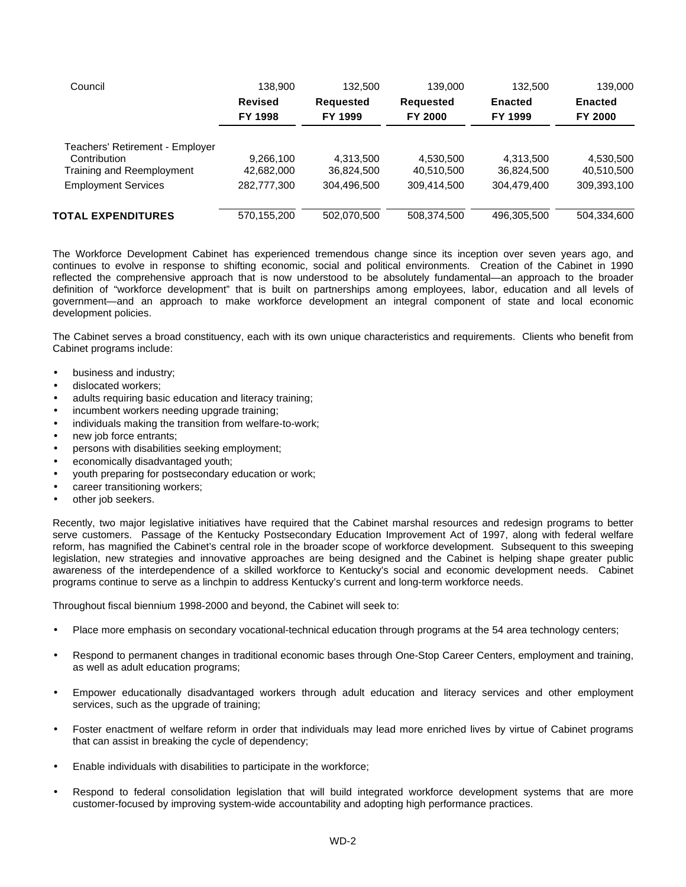| | Revised FY 1998 | Requested FY 1999 | Requested FY 2000 | Enacted FY 1999 | Enacted FY 2000 |
|---|---|---|---|---|---|
| Council | 138,900 | 132,500 | 139,000 | 132,500 | 139,000 |
| Teachers' Retirement - Employer Contribution | 9,266,100 | 4,313,500 | 4,530,500 | 4,313,500 | 4,530,500 |
| Training and Reemployment | 42,682,000 | 36,824,500 | 40,510,500 | 36,824,500 | 40,510,500 |
| Employment Services | 282,777,300 | 304,496,500 | 309,414,500 | 304,479,400 | 309,393,100 |
| **TOTAL EXPENDITURES** | 570,155,200 | 502,070,500 | 508,374,500 | 496,305,500 | 504,334,600 |

The Workforce Development Cabinet has experienced tremendous change since its inception over seven years ago, and continues to evolve in response to shifting economic, social and political environments. Creation of the Cabinet in 1990 reflected the comprehensive approach that is now understood to be absolutely fundamental—an approach to the broader definition of "workforce development" that is built on partnerships among employees, labor, education and all levels of government—and an approach to make workforce development an integral component of state and local economic development policies.

The Cabinet serves a broad constituency, each with its own unique characteristics and requirements. Clients who benefit from Cabinet programs include:

- business and industry;
- dislocated workers;
- adults requiring basic education and literacy training;
- incumbent workers needing upgrade training;
- individuals making the transition from welfare-to-work;
- new job force entrants;
- persons with disabilities seeking employment;
- economically disadvantaged youth;
- youth preparing for postsecondary education or work;
- career transitioning workers;
- other job seekers.

Recently, two major legislative initiatives have required that the Cabinet marshal resources and redesign programs to better serve customers. Passage of the Kentucky Postsecondary Education Improvement Act of 1997, along with federal welfare reform, has magnified the Cabinet's central role in the broader scope of workforce development. Subsequent to this sweeping legislation, new strategies and innovative approaches are being designed and the Cabinet is helping shape greater public awareness of the interdependence of a skilled workforce to Kentucky's social and economic development needs. Cabinet programs continue to serve as a linchpin to address Kentucky's current and long-term workforce needs.

Throughout fiscal biennium 1998-2000 and beyond, the Cabinet will seek to:

- Place more emphasis on secondary vocational-technical education through programs at the 54 area technology centers;

- Respond to permanent changes in traditional economic bases through One-Stop Career Centers, employment and training, as well as adult education programs;

- Empower educationally disadvantaged workers through adult education and literacy services and other employment services, such as the upgrade of training;

- Foster enactment of welfare reform in order that individuals may lead more enriched lives by virtue of Cabinet programs that can assist in breaking the cycle of dependency;

- Enable individuals with disabilities to participate in the workforce;

- Respond to federal consolidation legislation that will build integrated workforce development systems that are more customer-focused by improving system-wide accountability and adopting high performance practices.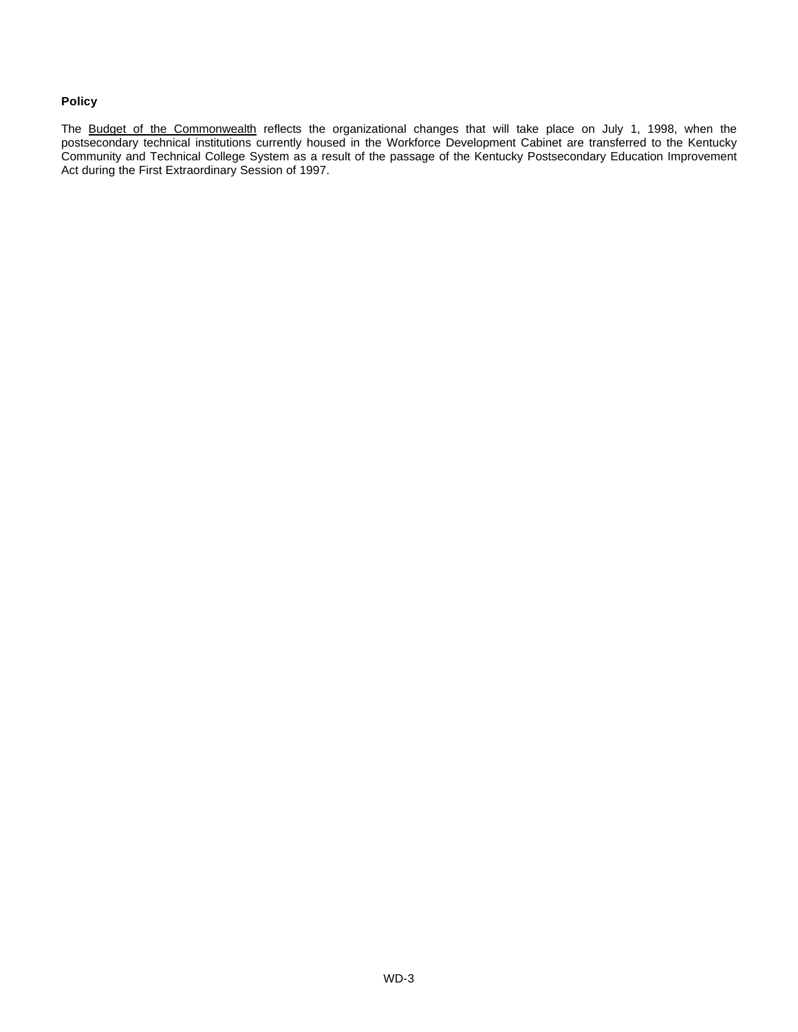**Policy**

The Budget of the Commonwealth reflects the organizational changes that will take place on July 1, 1998, when the postsecondary technical institutions currently housed in the Workforce Development Cabinet are transferred to the Kentucky Community and Technical College System as a result of the passage of the Kentucky Postsecondary Education Improvement Act during the First Extraordinary Session of 1997.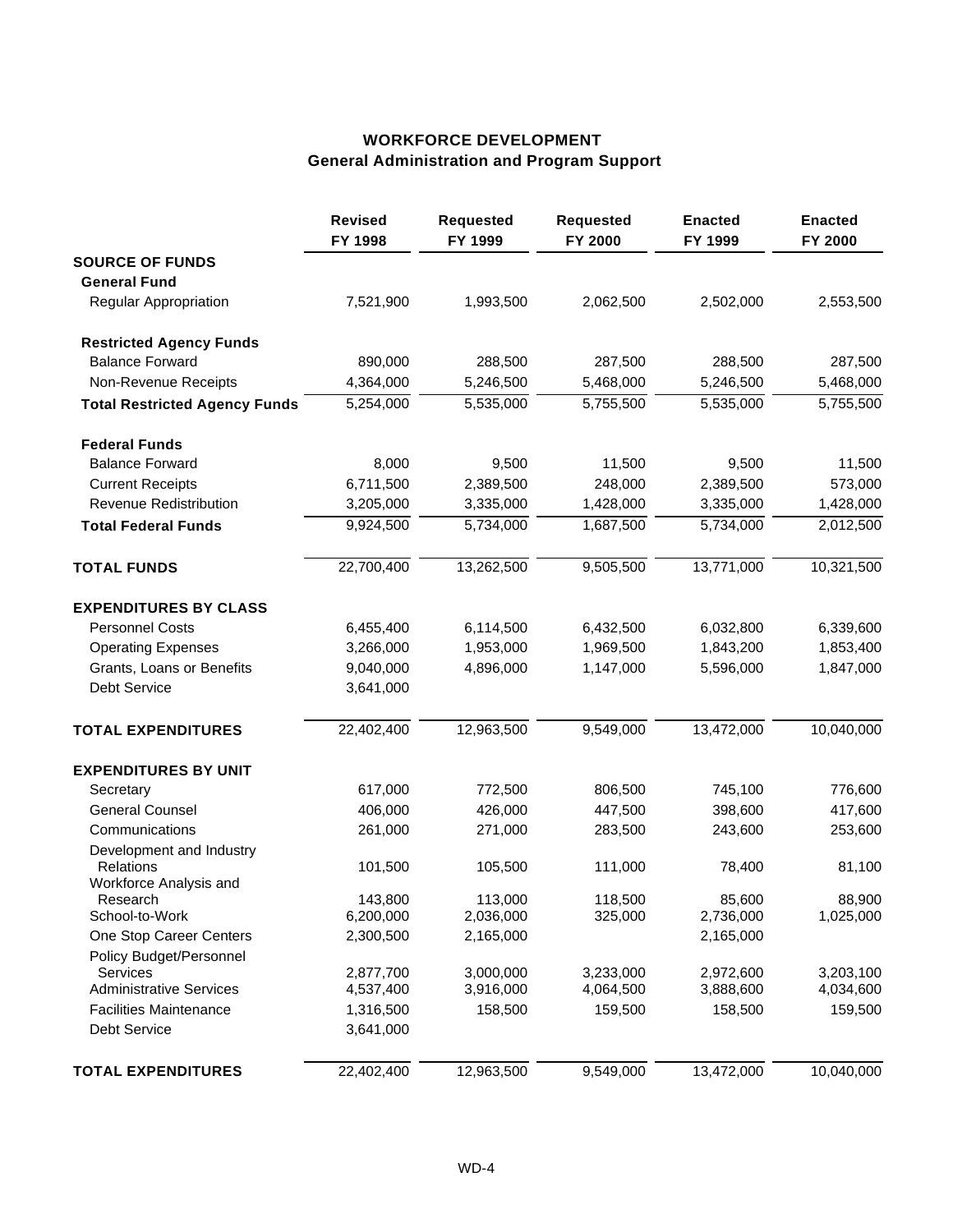# WORKFORCE DEVELOPMENT
## General Administration and Program Support

| | Revised FY 1998 | Requested FY 1999 | Requested FY 2000 | Enacted FY 1999 | Enacted FY 2000 |
|---|---|---|---|---|---|
| **SOURCE OF FUNDS** | | | | | |
| **General Fund** | | | | | |
| Regular Appropriation | 7,521,900 | 1,993,500 | 2,062,500 | 2,502,000 | 2,553,500 |
| **Restricted Agency Funds** | | | | | |
| Balance Forward | 890,000 | 288,500 | 287,500 | 288,500 | 287,500 |
| Non-Revenue Receipts | 4,364,000 | 5,246,500 | 5,468,000 | 5,246,500 | 5,468,000 |
| **Total Restricted Agency Funds** | 5,254,000 | 5,535,000 | 5,755,500 | 5,535,000 | 5,755,500 |
| **Federal Funds** | | | | | |
| Balance Forward | 8,000 | 9,500 | 11,500 | 9,500 | 11,500 |
| Current Receipts | 6,711,500 | 2,389,500 | 248,000 | 2,389,500 | 573,000 |
| Revenue Redistribution | 3,205,000 | 3,335,000 | 1,428,000 | 3,335,000 | 1,428,000 |
| **Total Federal Funds** | 9,924,500 | 5,734,000 | 1,687,500 | 5,734,000 | 2,012,500 |
| **TOTAL FUNDS** | 22,700,400 | 13,262,500 | 9,505,500 | 13,771,000 | 10,321,500 |
| **EXPENDITURES BY CLASS** | | | | | |
| Personnel Costs | 6,455,400 | 6,114,500 | 6,432,500 | 6,032,800 | 6,339,600 |
| Operating Expenses | 3,266,000 | 1,953,000 | 1,969,500 | 1,843,200 | 1,853,400 |
| Grants, Loans or Benefits | 9,040,000 | 4,896,000 | 1,147,000 | 5,596,000 | 1,847,000 |
| Debt Service | 3,641,000 | | | | |
| **TOTAL EXPENDITURES** | 22,402,400 | 12,963,500 | 9,549,000 | 13,472,000 | 10,040,000 |
| **EXPENDITURES BY UNIT** | | | | | |
| Secretary | 617,000 | 772,500 | 806,500 | 745,100 | 776,600 |
| General Counsel | 406,000 | 426,000 | 447,500 | 398,600 | 417,600 |
| Communications | 261,000 | 271,000 | 283,500 | 243,600 | 253,600 |
| Development and Industry Relations | 101,500 | 105,500 | 111,000 | 78,400 | 81,100 |
| Workforce Analysis and Research | 143,800 | 113,000 | 118,500 | 85,600 | 88,900 |
| School-to-Work | 6,200,000 | 2,036,000 | 325,000 | 2,736,000 | 1,025,000 |
| One Stop Career Centers | 2,300,500 | 2,165,000 | | 2,165,000 | |
| Policy Budget/Personnel Services | 2,877,700 | 3,000,000 | 3,233,000 | 2,972,600 | 3,203,100 |
| Administrative Services | 4,537,400 | 3,916,000 | 4,064,500 | 3,888,600 | 4,034,600 |
| Facilities Maintenance | 1,316,500 | 158,500 | 159,500 | 158,500 | 159,500 |
| Debt Service | 3,641,000 | | | | |
| **TOTAL EXPENDITURES** | 22,402,400 | 12,963,500 | 9,549,000 | 13,472,000 | 10,040,000 |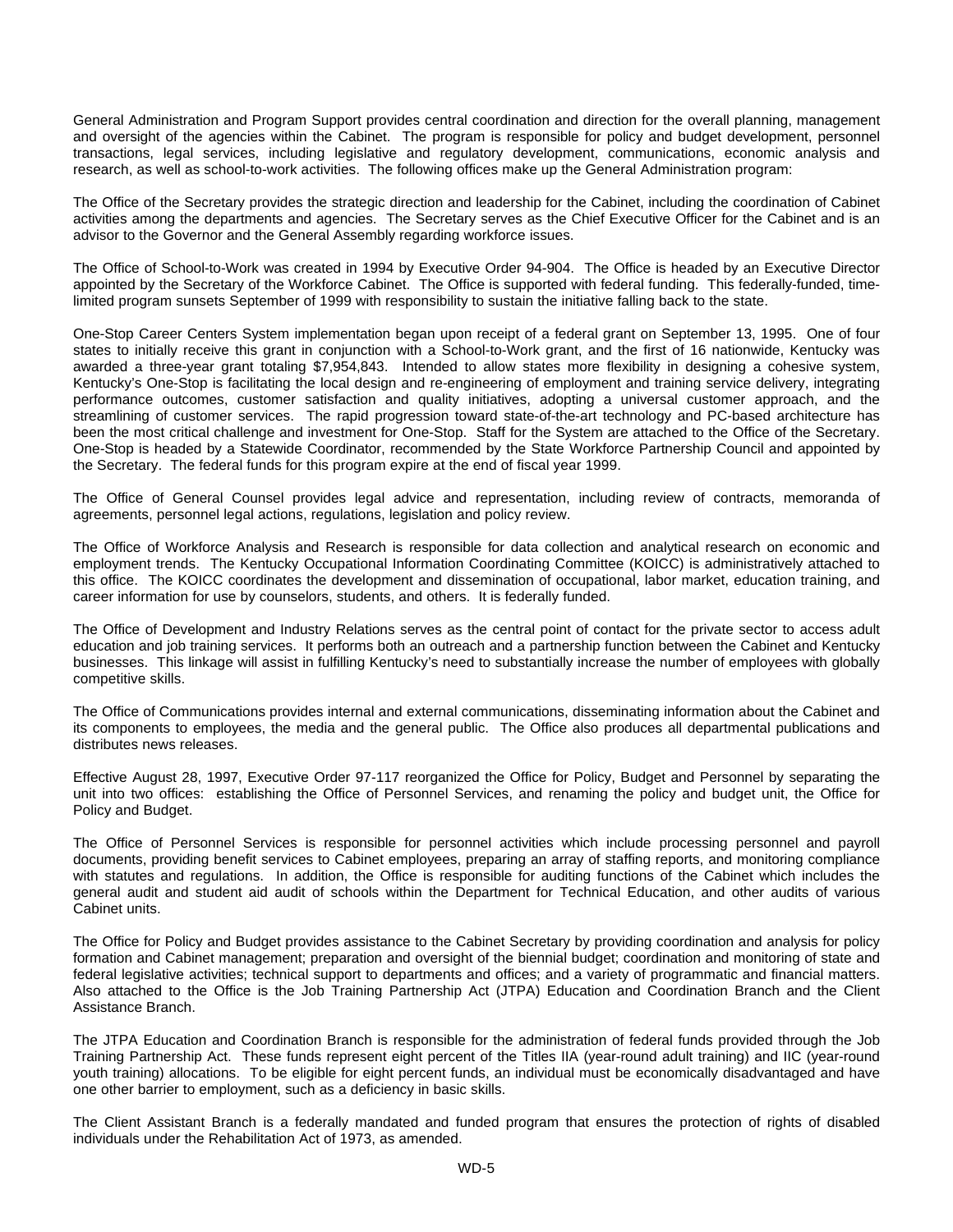General Administration and Program Support provides central coordination and direction for the overall planning, management and oversight of the agencies within the Cabinet. The program is responsible for policy and budget development, personnel transactions, legal services, including legislative and regulatory development, communications, economic analysis and research, as well as school-to-work activities. The following offices make up the General Administration program:

The Office of the Secretary provides the strategic direction and leadership for the Cabinet, including the coordination of Cabinet activities among the departments and agencies. The Secretary serves as the Chief Executive Officer for the Cabinet and is an advisor to the Governor and the General Assembly regarding workforce issues.

The Office of School-to-Work was created in 1994 by Executive Order 94-904. The Office is headed by an Executive Director appointed by the Secretary of the Workforce Cabinet. The Office is supported with federal funding. This federally-funded, time-limited program sunsets September of 1999 with responsibility to sustain the initiative falling back to the state.

One-Stop Career Centers System implementation began upon receipt of a federal grant on September 13, 1995. One of four states to initially receive this grant in conjunction with a School-to-Work grant, and the first of 16 nationwide, Kentucky was awarded a three-year grant totaling $7,954,843. Intended to allow states more flexibility in designing a cohesive system, Kentucky's One-Stop is facilitating the local design and re-engineering of employment and training service delivery, integrating performance outcomes, customer satisfaction and quality initiatives, adopting a universal customer approach, and the streamlining of customer services. The rapid progression toward state-of-the-art technology and PC-based architecture has been the most critical challenge and investment for One-Stop. Staff for the System are attached to the Office of the Secretary. One-Stop is headed by a Statewide Coordinator, recommended by the State Workforce Partnership Council and appointed by the Secretary. The federal funds for this program expire at the end of fiscal year 1999.

The Office of General Counsel provides legal advice and representation, including review of contracts, memoranda of agreements, personnel legal actions, regulations, legislation and policy review.

The Office of Workforce Analysis and Research is responsible for data collection and analytical research on economic and employment trends. The Kentucky Occupational Information Coordinating Committee (KOICC) is administratively attached to this office. The KOICC coordinates the development and dissemination of occupational, labor market, education training, and career information for use by counselors, students, and others. It is federally funded.

The Office of Development and Industry Relations serves as the central point of contact for the private sector to access adult education and job training services. It performs both an outreach and a partnership function between the Cabinet and Kentucky businesses. This linkage will assist in fulfilling Kentucky's need to substantially increase the number of employees with globally competitive skills.

The Office of Communications provides internal and external communications, disseminating information about the Cabinet and its components to employees, the media and the general public. The Office also produces all departmental publications and distributes news releases.

Effective August 28, 1997, Executive Order 97-117 reorganized the Office for Policy, Budget and Personnel by separating the unit into two offices: establishing the Office of Personnel Services, and renaming the policy and budget unit, the Office for Policy and Budget.

The Office of Personnel Services is responsible for personnel activities which include processing personnel and payroll documents, providing benefit services to Cabinet employees, preparing an array of staffing reports, and monitoring compliance with statutes and regulations. In addition, the Office is responsible for auditing functions of the Cabinet which includes the general audit and student aid audit of schools within the Department for Technical Education, and other audits of various Cabinet units.

The Office for Policy and Budget provides assistance to the Cabinet Secretary by providing coordination and analysis for policy formation and Cabinet management; preparation and oversight of the biennial budget; coordination and monitoring of state and federal legislative activities; technical support to departments and offices; and a variety of programmatic and financial matters. Also attached to the Office is the Job Training Partnership Act (JTPA) Education and Coordination Branch and the Client Assistance Branch.

The JTPA Education and Coordination Branch is responsible for the administration of federal funds provided through the Job Training Partnership Act. These funds represent eight percent of the Titles IIA (year-round adult training) and IIC (year-round youth training) allocations. To be eligible for eight percent funds, an individual must be economically disadvantaged and have one other barrier to employment, such as a deficiency in basic skills.

The Client Assistant Branch is a federally mandated and funded program that ensures the protection of rights of disabled individuals under the Rehabilitation Act of 1973, as amended.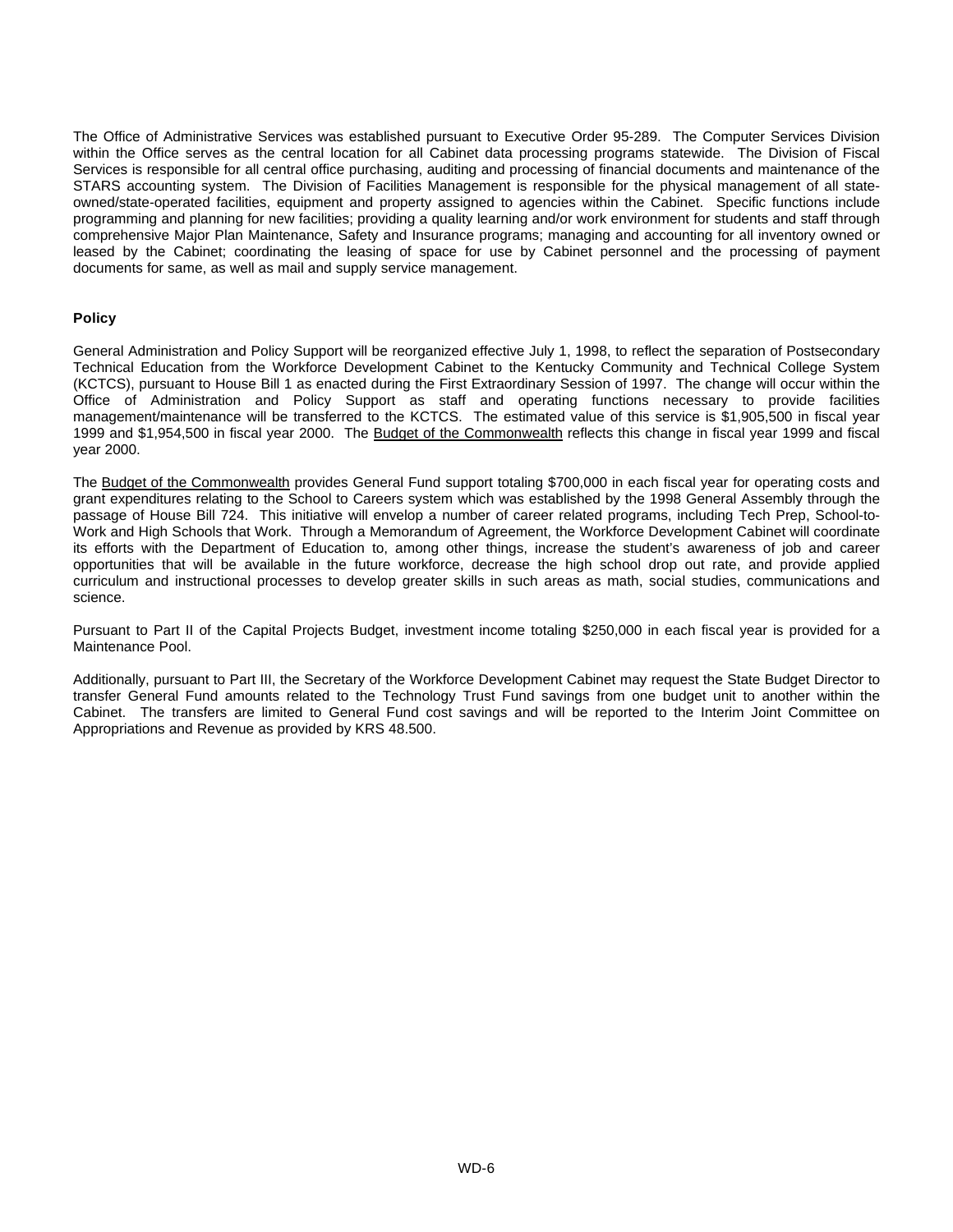The Office of Administrative Services was established pursuant to Executive Order 95-289. The Computer Services Division within the Office serves as the central location for all Cabinet data processing programs statewide. The Division of Fiscal Services is responsible for all central office purchasing, auditing and processing of financial documents and maintenance of the STARS accounting system. The Division of Facilities Management is responsible for the physical management of all state-owned/state-operated facilities, equipment and property assigned to agencies within the Cabinet. Specific functions include programming and planning for new facilities; providing a quality learning and/or work environment for students and staff through comprehensive Major Plan Maintenance, Safety and Insurance programs; managing and accounting for all inventory owned or leased by the Cabinet; coordinating the leasing of space for use by Cabinet personnel and the processing of payment documents for same, as well as mail and supply service management.

**Policy**

General Administration and Policy Support will be reorganized effective July 1, 1998, to reflect the separation of Postsecondary Technical Education from the Workforce Development Cabinet to the Kentucky Community and Technical College System (KCTCS), pursuant to House Bill 1 as enacted during the First Extraordinary Session of 1997. The change will occur within the Office of Administration and Policy Support as staff and operating functions necessary to provide facilities management/maintenance will be transferred to the KCTCS. The estimated value of this service is $1,905,500 in fiscal year 1999 and $1,954,500 in fiscal year 2000. The Budget of the Commonwealth reflects this change in fiscal year 1999 and fiscal year 2000.

The Budget of the Commonwealth provides General Fund support totaling $700,000 in each fiscal year for operating costs and grant expenditures relating to the School to Careers system which was established by the 1998 General Assembly through the passage of House Bill 724. This initiative will envelop a number of career related programs, including Tech Prep, School-to-Work and High Schools that Work. Through a Memorandum of Agreement, the Workforce Development Cabinet will coordinate its efforts with the Department of Education to, among other things, increase the student's awareness of job and career opportunities that will be available in the future workforce, decrease the high school drop out rate, and provide applied curriculum and instructional processes to develop greater skills in such areas as math, social studies, communications and science.

Pursuant to Part II of the Capital Projects Budget, investment income totaling $250,000 in each fiscal year is provided for a Maintenance Pool.

Additionally, pursuant to Part III, the Secretary of the Workforce Development Cabinet may request the State Budget Director to transfer General Fund amounts related to the Technology Trust Fund savings from one budget unit to another within the Cabinet. The transfers are limited to General Fund cost savings and will be reported to the Interim Joint Committee on Appropriations and Revenue as provided by KRS 48.500.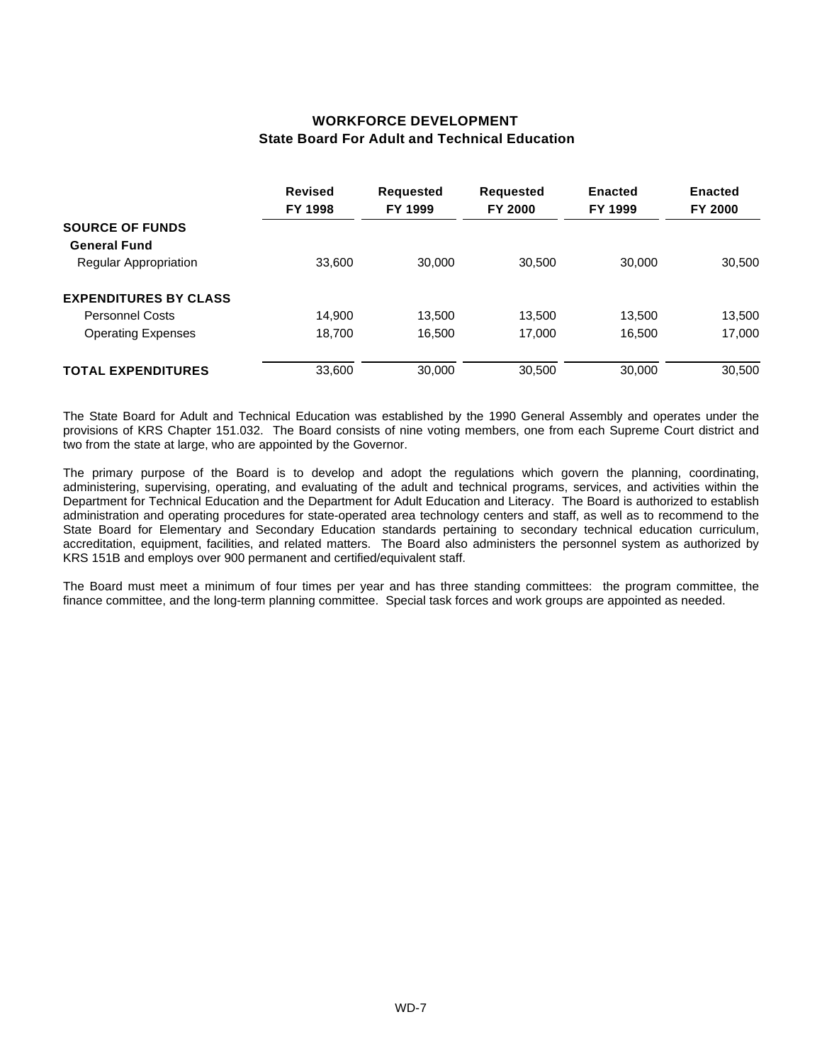# WORKFORCE DEVELOPMENT
## State Board For Adult and Technical Education

| | Revised FY 1998 | Requested FY 1999 | Requested FY 2000 | Enacted FY 1999 | Enacted FY 2000 |
|---|---|---|---|---|---|
| **SOURCE OF FUNDS** | | | | | |
| **General Fund** | | | | | |
| Regular Appropriation | 33,600 | 30,000 | 30,500 | 30,000 | 30,500 |
| **EXPENDITURES BY CLASS** | | | | | |
| Personnel Costs | 14,900 | 13,500 | 13,500 | 13,500 | 13,500 |
| Operating Expenses | 18,700 | 16,500 | 17,000 | 16,500 | 17,000 |
| **TOTAL EXPENDITURES** | 33,600 | 30,000 | 30,500 | 30,000 | 30,500 |

The State Board for Adult and Technical Education was established by the 1990 General Assembly and operates under the provisions of KRS Chapter 151.032. The Board consists of nine voting members, one from each Supreme Court district and two from the state at large, who are appointed by the Governor.

The primary purpose of the Board is to develop and adopt the regulations which govern the planning, coordinating, administering, supervising, operating, and evaluating of the adult and technical programs, services, and activities within the Department for Technical Education and the Department for Adult Education and Literacy. The Board is authorized to establish administration and operating procedures for state-operated area technology centers and staff, as well as to recommend to the State Board for Elementary and Secondary Education standards pertaining to secondary technical education curriculum, accreditation, equipment, facilities, and related matters. The Board also administers the personnel system as authorized by KRS 151B and employs over 900 permanent and certified/equivalent staff.

The Board must meet a minimum of four times per year and has three standing committees: the program committee, the finance committee, and the long-term planning committee. Special task forces and work groups are appointed as needed.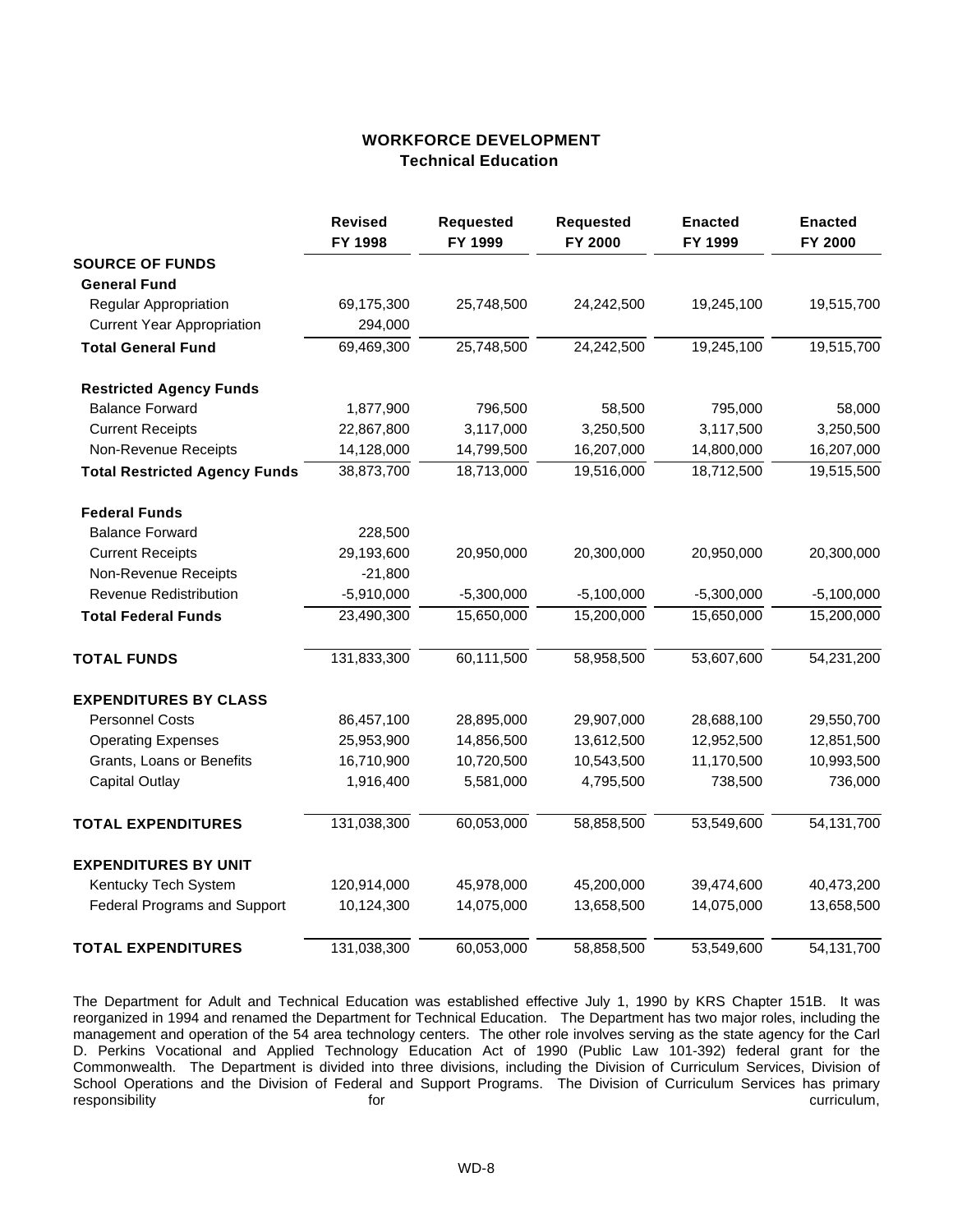## WORKFORCE DEVELOPMENT
### Technical Education

| | Revised FY 1998 | Requested FY 1999 | Requested FY 2000 | Enacted FY 1999 | Enacted FY 2000 |
|---|---|---|---|---|---|
| **SOURCE OF FUNDS** | | | | | |
| **General Fund** | | | | | |
| Regular Appropriation | 69,175,300 | 25,748,500 | 24,242,500 | 19,245,100 | 19,515,700 |
| Current Year Appropriation | 294,000 | | | | |
| **Total General Fund** | 69,469,300 | 25,748,500 | 24,242,500 | 19,245,100 | 19,515,700 |
| **Restricted Agency Funds** | | | | | |
| Balance Forward | 1,877,900 | 796,500 | 58,500 | 795,000 | 58,000 |
| Current Receipts | 22,867,800 | 3,117,000 | 3,250,500 | 3,117,500 | 3,250,500 |
| Non-Revenue Receipts | 14,128,000 | 14,799,500 | 16,207,000 | 14,800,000 | 16,207,000 |
| **Total Restricted Agency Funds** | 38,873,700 | 18,713,000 | 19,516,000 | 18,712,500 | 19,515,500 |
| **Federal Funds** | | | | | |
| Balance Forward | 228,500 | | | | |
| Current Receipts | 29,193,600 | 20,950,000 | 20,300,000 | 20,950,000 | 20,300,000 |
| Non-Revenue Receipts | -21,800 | | | | |
| Revenue Redistribution | -5,910,000 | -5,300,000 | -5,100,000 | -5,300,000 | -5,100,000 |
| **Total Federal Funds** | 23,490,300 | 15,650,000 | 15,200,000 | 15,650,000 | 15,200,000 |
| **TOTAL FUNDS** | 131,833,300 | 60,111,500 | 58,958,500 | 53,607,600 | 54,231,200 |
| **EXPENDITURES BY CLASS** | | | | | |
| Personnel Costs | 86,457,100 | 28,895,000 | 29,907,000 | 28,688,100 | 29,550,700 |
| Operating Expenses | 25,953,900 | 14,856,500 | 13,612,500 | 12,952,500 | 12,851,500 |
| Grants, Loans or Benefits | 16,710,900 | 10,720,500 | 10,543,500 | 11,170,500 | 10,993,500 |
| Capital Outlay | 1,916,400 | 5,581,000 | 4,795,500 | 738,500 | 736,000 |
| **TOTAL EXPENDITURES** | 131,038,300 | 60,053,000 | 58,858,500 | 53,549,600 | 54,131,700 |
| **EXPENDITURES BY UNIT** | | | | | |
| Kentucky Tech System | 120,914,000 | 45,978,000 | 45,200,000 | 39,474,600 | 40,473,200 |
| Federal Programs and Support | 10,124,300 | 14,075,000 | 13,658,500 | 14,075,000 | 13,658,500 |
| **TOTAL EXPENDITURES** | 131,038,300 | 60,053,000 | 58,858,500 | 53,549,600 | 54,131,700 |

The Department for Adult and Technical Education was established effective July 1, 1990 by KRS Chapter 151B. It was reorganized in 1994 and renamed the Department for Technical Education. The Department has two major roles, including the management and operation of the 54 area technology centers. The other role involves serving as the state agency for the Carl D. Perkins Vocational and Applied Technology Education Act of 1990 (Public Law 101-392) federal grant for the Commonwealth. The Department is divided into three divisions, including the Division of Curriculum Services, Division of School Operations and the Division of Federal and Support Programs. The Division of Curriculum Services has primary responsibility for curriculum,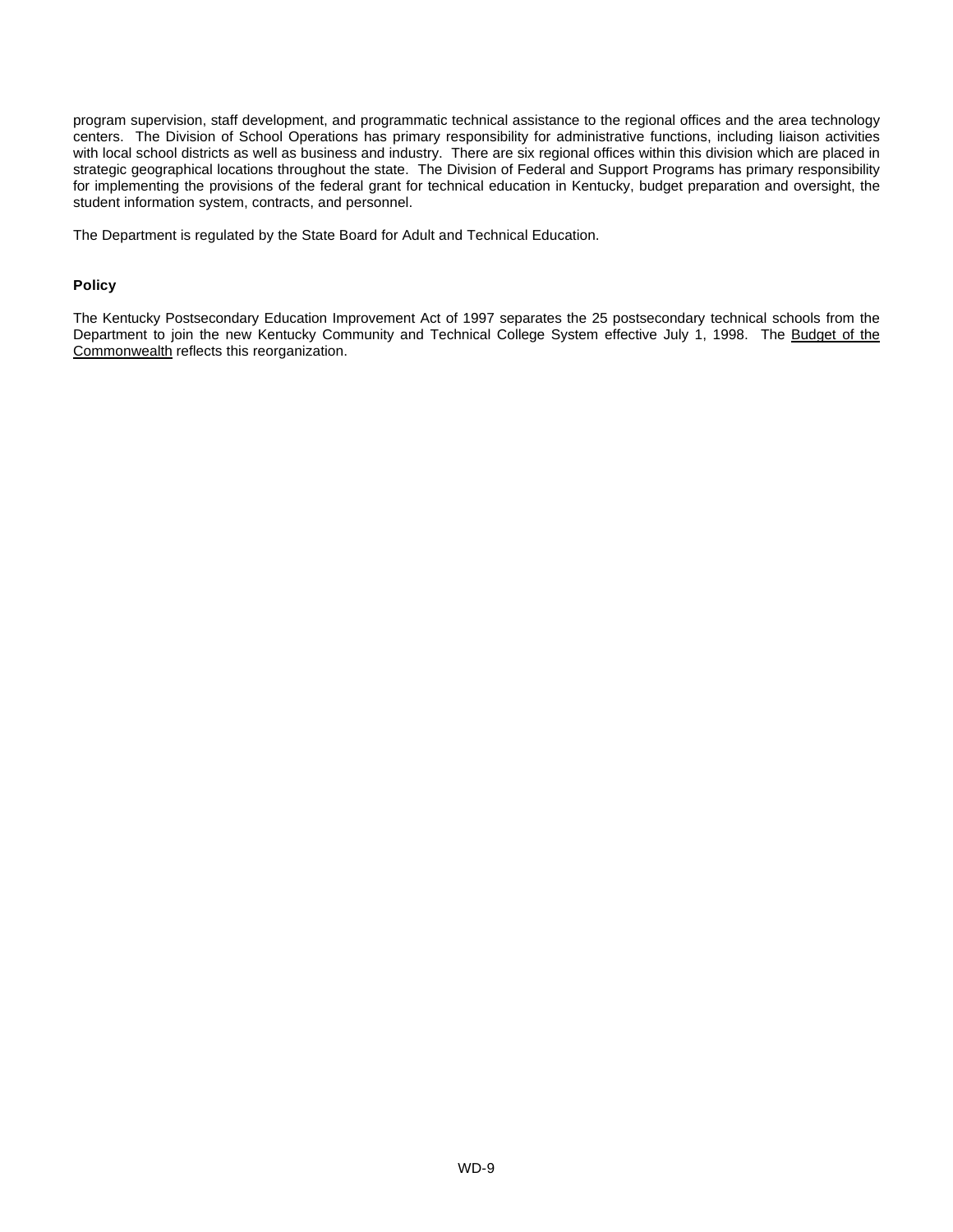program supervision, staff development, and programmatic technical assistance to the regional offices and the area technology centers. The Division of School Operations has primary responsibility for administrative functions, including liaison activities with local school districts as well as business and industry. There are six regional offices within this division which are placed in strategic geographical locations throughout the state. The Division of Federal and Support Programs has primary responsibility for implementing the provisions of the federal grant for technical education in Kentucky, budget preparation and oversight, the student information system, contracts, and personnel.

The Department is regulated by the State Board for Adult and Technical Education.

**Policy**

The Kentucky Postsecondary Education Improvement Act of 1997 separates the 25 postsecondary technical schools from the Department to join the new Kentucky Community and Technical College System effective July 1, 1998. The Budget of the Commonwealth reflects this reorganization.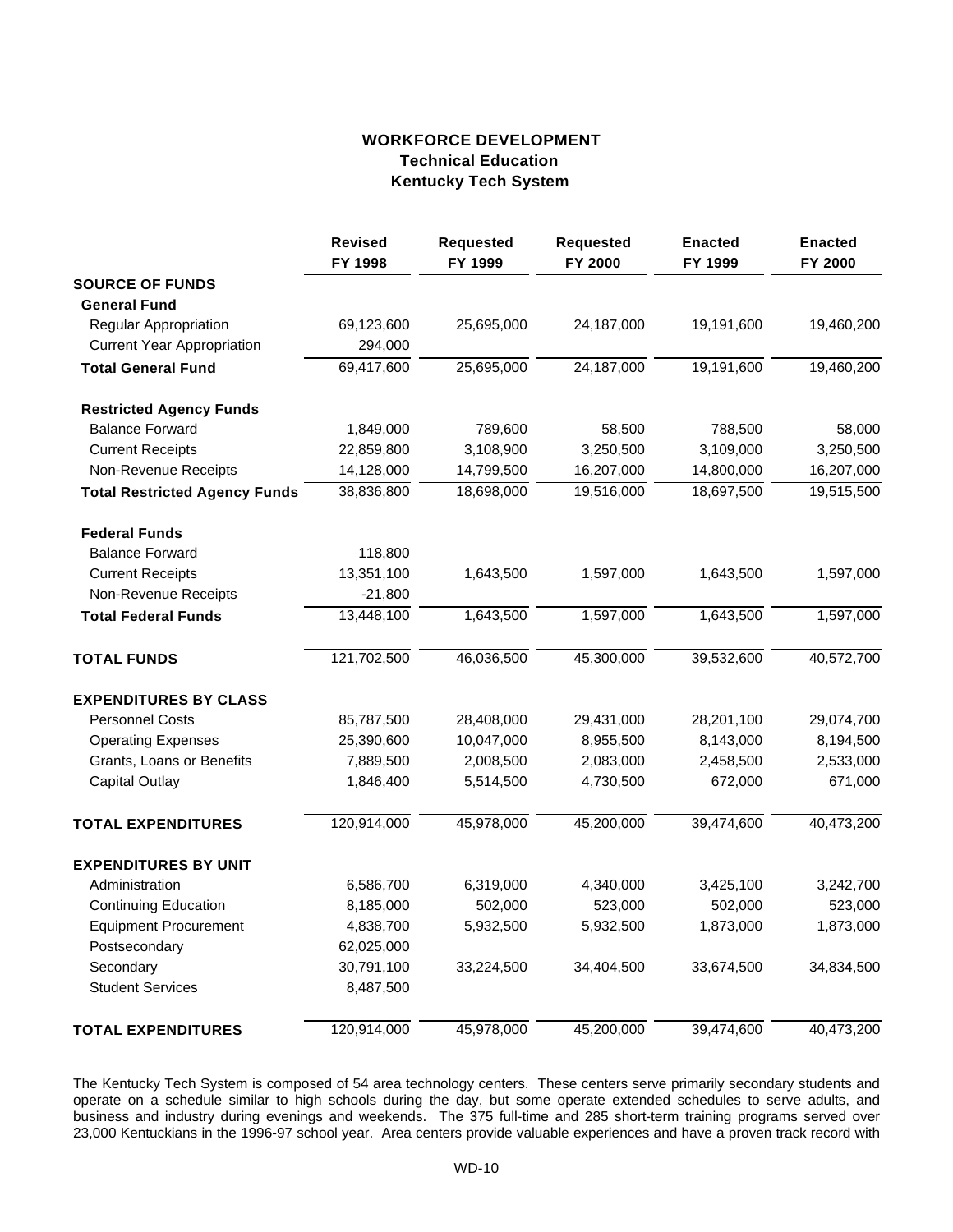# WORKFORCE DEVELOPMENT
## Technical Education
## Kentucky Tech System

| | Revised FY 1998 | Requested FY 1999 | Requested FY 2000 | Enacted FY 1999 | Enacted FY 2000 |
|---|---|---|---|---|---|
| **SOURCE OF FUNDS** | | | | | |
| **General Fund** | | | | | |
| Regular Appropriation | 69,123,600 | 25,695,000 | 24,187,000 | 19,191,600 | 19,460,200 |
| Current Year Appropriation | 294,000 | | | | |
| **Total General Fund** | 69,417,600 | 25,695,000 | 24,187,000 | 19,191,600 | 19,460,200 |
| **Restricted Agency Funds** | | | | | |
| Balance Forward | 1,849,000 | 789,600 | 58,500 | 788,500 | 58,000 |
| Current Receipts | 22,859,800 | 3,108,900 | 3,250,500 | 3,109,000 | 3,250,500 |
| Non-Revenue Receipts | 14,128,000 | 14,799,500 | 16,207,000 | 14,800,000 | 16,207,000 |
| **Total Restricted Agency Funds** | 38,836,800 | 18,698,000 | 19,516,000 | 18,697,500 | 19,515,500 |
| **Federal Funds** | | | | | |
| Balance Forward | 118,800 | | | | |
| Current Receipts | 13,351,100 | 1,643,500 | 1,597,000 | 1,643,500 | 1,597,000 |
| Non-Revenue Receipts | -21,800 | | | | |
| **Total Federal Funds** | 13,448,100 | 1,643,500 | 1,597,000 | 1,643,500 | 1,597,000 |
| **TOTAL FUNDS** | 121,702,500 | 46,036,500 | 45,300,000 | 39,532,600 | 40,572,700 |
| **EXPENDITURES BY CLASS** | | | | | |
| Personnel Costs | 85,787,500 | 28,408,000 | 29,431,000 | 28,201,100 | 29,074,700 |
| Operating Expenses | 25,390,600 | 10,047,000 | 8,955,500 | 8,143,000 | 8,194,500 |
| Grants, Loans or Benefits | 7,889,500 | 2,008,500 | 2,083,000 | 2,458,500 | 2,533,000 |
| Capital Outlay | 1,846,400 | 5,514,500 | 4,730,500 | 672,000 | 671,000 |
| **TOTAL EXPENDITURES** | 120,914,000 | 45,978,000 | 45,200,000 | 39,474,600 | 40,473,200 |
| **EXPENDITURES BY UNIT** | | | | | |
| Administration | 6,586,700 | 6,319,000 | 4,340,000 | 3,425,100 | 3,242,700 |
| Continuing Education | 8,185,000 | 502,000 | 523,000 | 502,000 | 523,000 |
| Equipment Procurement | 4,838,700 | 5,932,500 | 5,932,500 | 1,873,000 | 1,873,000 |
| Postsecondary | 62,025,000 | | | | |
| Secondary | 30,791,100 | 33,224,500 | 34,404,500 | 33,674,500 | 34,834,500 |
| Student Services | 8,487,500 | | | | |
| **TOTAL EXPENDITURES** | 120,914,000 | 45,978,000 | 45,200,000 | 39,474,600 | 40,473,200 |

The Kentucky Tech System is composed of 54 area technology centers. These centers serve primarily secondary students and operate on a schedule similar to high schools during the day, but some operate extended schedules to serve adults, and business and industry during evenings and weekends. The 375 full-time and 285 short-term training programs served over 23,000 Kentuckians in the 1996-97 school year. Area centers provide valuable experiences and have a proven track record with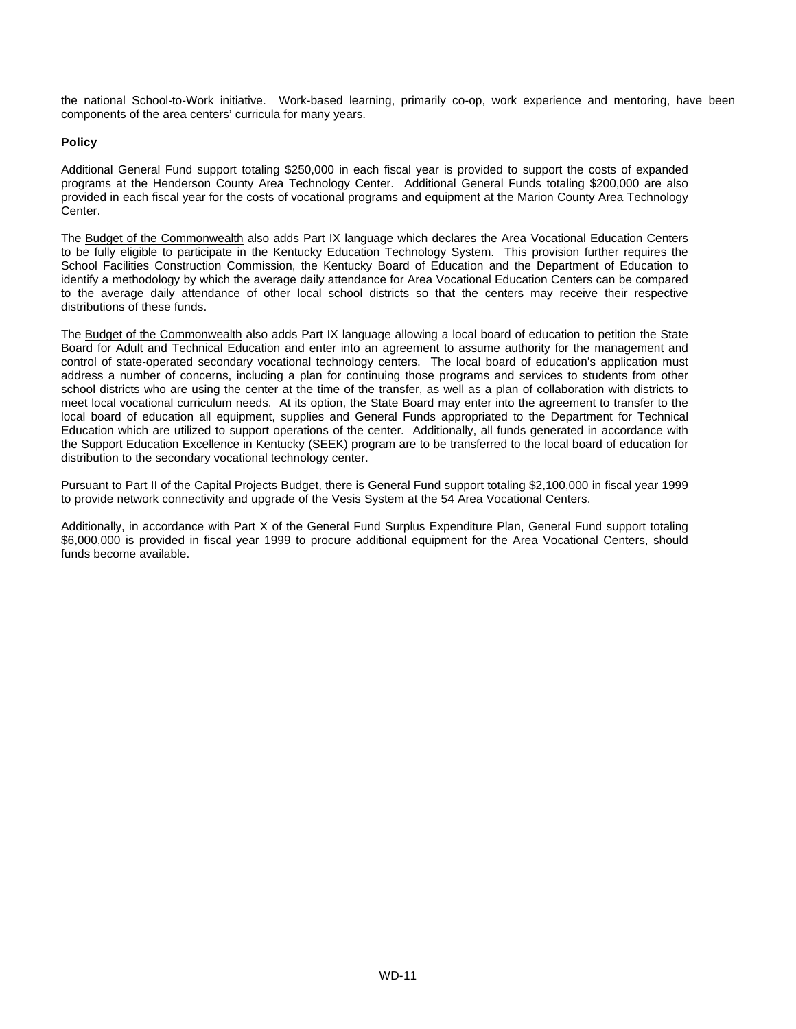the national School-to-Work initiative. Work-based learning, primarily co-op, work experience and mentoring, have been components of the area centers' curricula for many years.

**Policy**

Additional General Fund support totaling $250,000 in each fiscal year is provided to support the costs of expanded programs at the Henderson County Area Technology Center. Additional General Funds totaling $200,000 are also provided in each fiscal year for the costs of vocational programs and equipment at the Marion County Area Technology Center.

The Budget of the Commonwealth also adds Part IX language which declares the Area Vocational Education Centers to be fully eligible to participate in the Kentucky Education Technology System. This provision further requires the School Facilities Construction Commission, the Kentucky Board of Education and the Department of Education to identify a methodology by which the average daily attendance for Area Vocational Education Centers can be compared to the average daily attendance of other local school districts so that the centers may receive their respective distributions of these funds.

The Budget of the Commonwealth also adds Part IX language allowing a local board of education to petition the State Board for Adult and Technical Education and enter into an agreement to assume authority for the management and control of state-operated secondary vocational technology centers. The local board of education's application must address a number of concerns, including a plan for continuing those programs and services to students from other school districts who are using the center at the time of the transfer, as well as a plan of collaboration with districts to meet local vocational curriculum needs. At its option, the State Board may enter into the agreement to transfer to the local board of education all equipment, supplies and General Funds appropriated to the Department for Technical Education which are utilized to support operations of the center. Additionally, all funds generated in accordance with the Support Education Excellence in Kentucky (SEEK) program are to be transferred to the local board of education for distribution to the secondary vocational technology center.

Pursuant to Part II of the Capital Projects Budget, there is General Fund support totaling $2,100,000 in fiscal year 1999 to provide network connectivity and upgrade of the Vesis System at the 54 Area Vocational Centers.

Additionally, in accordance with Part X of the General Fund Surplus Expenditure Plan, General Fund support totaling $6,000,000 is provided in fiscal year 1999 to procure additional equipment for the Area Vocational Centers, should funds become available.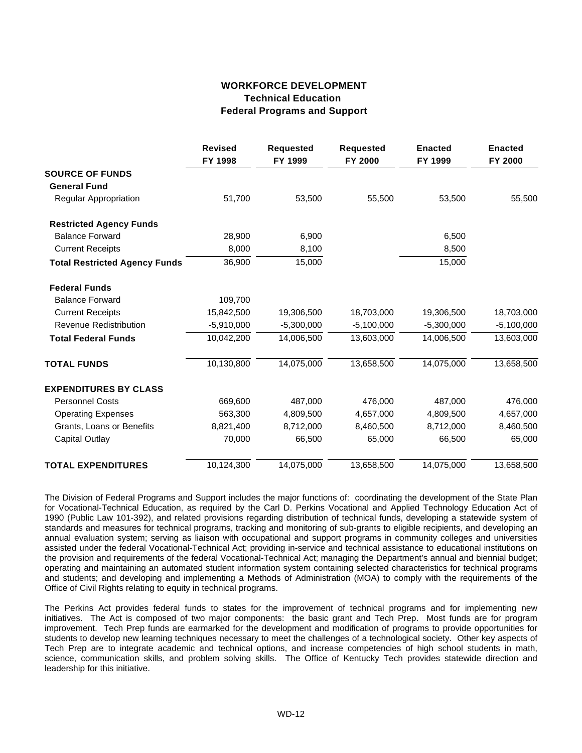# WORKFORCE DEVELOPMENT
## Technical Education
## Federal Programs and Support

| | Revised FY 1998 | Requested FY 1999 | Requested FY 2000 | Enacted FY 1999 | Enacted FY 2000 |
|---|---|---|---|---|---|
| **SOURCE OF FUNDS** | | | | | |
| **General Fund** | | | | | |
| Regular Appropriation | 51,700 | 53,500 | 55,500 | 53,500 | 55,500 |
| **Restricted Agency Funds** | | | | | |
| Balance Forward | 28,900 | 6,900 | | 6,500 | |
| Current Receipts | 8,000 | 8,100 | | 8,500 | |
| **Total Restricted Agency Funds** | 36,900 | 15,000 | | 15,000 | |
| **Federal Funds** | | | | | |
| Balance Forward | 109,700 | | | | |
| Current Receipts | 15,842,500 | 19,306,500 | 18,703,000 | 19,306,500 | 18,703,000 |
| Revenue Redistribution | -5,910,000 | -5,300,000 | -5,100,000 | -5,300,000 | -5,100,000 |
| **Total Federal Funds** | 10,042,200 | 14,006,500 | 13,603,000 | 14,006,500 | 13,603,000 |
| **TOTAL FUNDS** | 10,130,800 | 14,075,000 | 13,658,500 | 14,075,000 | 13,658,500 |
| **EXPENDITURES BY CLASS** | | | | | |
| Personnel Costs | 669,600 | 487,000 | 476,000 | 487,000 | 476,000 |
| Operating Expenses | 563,300 | 4,809,500 | 4,657,000 | 4,809,500 | 4,657,000 |
| Grants, Loans or Benefits | 8,821,400 | 8,712,000 | 8,460,500 | 8,712,000 | 8,460,500 |
| Capital Outlay | 70,000 | 66,500 | 65,000 | 66,500 | 65,000 |
| **TOTAL EXPENDITURES** | 10,124,300 | 14,075,000 | 13,658,500 | 14,075,000 | 13,658,500 |

The Division of Federal Programs and Support includes the major functions of: coordinating the development of the State Plan for Vocational-Technical Education, as required by the Carl D. Perkins Vocational and Applied Technology Education Act of 1990 (Public Law 101-392), and related provisions regarding distribution of technical funds, developing a statewide system of standards and measures for technical programs, tracking and monitoring of sub-grants to eligible recipients, and developing an annual evaluation system; serving as liaison with occupational and support programs in community colleges and universities assisted under the federal Vocational-Technical Act; providing in-service and technical assistance to educational institutions on the provision and requirements of the federal Vocational-Technical Act; managing the Department's annual and biennial budget; operating and maintaining an automated student information system containing selected characteristics for technical programs and students; and developing and implementing a Methods of Administration (MOA) to comply with the requirements of the Office of Civil Rights relating to equity in technical programs.

The Perkins Act provides federal funds to states for the improvement of technical programs and for implementing new initiatives. The Act is composed of two major components: the basic grant and Tech Prep. Most funds are for program improvement. Tech Prep funds are earmarked for the development and modification of programs to provide opportunities for students to develop new learning techniques necessary to meet the challenges of a technological society. Other key aspects of Tech Prep are to integrate academic and technical options, and increase competencies of high school students in math, science, communication skills, and problem solving skills. The Office of Kentucky Tech provides statewide direction and leadership for this initiative.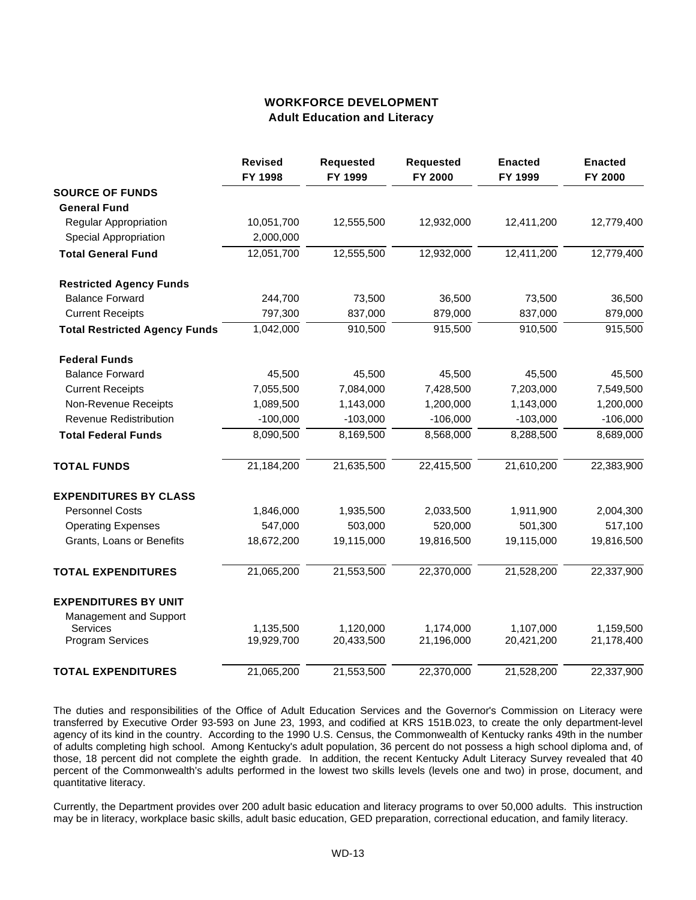# WORKFORCE DEVELOPMENT
## Adult Education and Literacy

| | Revised FY 1998 | Requested FY 1999 | Requested FY 2000 | Enacted FY 1999 | Enacted FY 2000 |
|---|---|---|---|---|---|
| **SOURCE OF FUNDS** | | | | | |
| **General Fund** | | | | | |
| Regular Appropriation | 10,051,700 | 12,555,500 | 12,932,000 | 12,411,200 | 12,779,400 |
| Special Appropriation | 2,000,000 | | | | |
| **Total General Fund** | 12,051,700 | 12,555,500 | 12,932,000 | 12,411,200 | 12,779,400 |
| **Restricted Agency Funds** | | | | | |
| Balance Forward | 244,700 | 73,500 | 36,500 | 73,500 | 36,500 |
| Current Receipts | 797,300 | 837,000 | 879,000 | 837,000 | 879,000 |
| **Total Restricted Agency Funds** | 1,042,000 | 910,500 | 915,500 | 910,500 | 915,500 |
| **Federal Funds** | | | | | |
| Balance Forward | 45,500 | 45,500 | 45,500 | 45,500 | 45,500 |
| Current Receipts | 7,055,500 | 7,084,000 | 7,428,500 | 7,203,000 | 7,549,500 |
| Non-Revenue Receipts | 1,089,500 | 1,143,000 | 1,200,000 | 1,143,000 | 1,200,000 |
| Revenue Redistribution | -100,000 | -103,000 | -106,000 | -103,000 | -106,000 |
| **Total Federal Funds** | 8,090,500 | 8,169,500 | 8,568,000 | 8,288,500 | 8,689,000 |
| **TOTAL FUNDS** | 21,184,200 | 21,635,500 | 22,415,500 | 21,610,200 | 22,383,900 |
| **EXPENDITURES BY CLASS** | | | | | |
| Personnel Costs | 1,846,000 | 1,935,500 | 2,033,500 | 1,911,900 | 2,004,300 |
| Operating Expenses | 547,000 | 503,000 | 520,000 | 501,300 | 517,100 |
| Grants, Loans or Benefits | 18,672,200 | 19,115,000 | 19,816,500 | 19,115,000 | 19,816,500 |
| **TOTAL EXPENDITURES** | 21,065,200 | 21,553,500 | 22,370,000 | 21,528,200 | 22,337,900 |
| **EXPENDITURES BY UNIT** | | | | | |
| Management and Support Services | 1,135,500 | 1,120,000 | 1,174,000 | 1,107,000 | 1,159,500 |
| Program Services | 19,929,700 | 20,433,500 | 21,196,000 | 20,421,200 | 21,178,400 |
| **TOTAL EXPENDITURES** | 21,065,200 | 21,553,500 | 22,370,000 | 21,528,200 | 22,337,900 |

The duties and responsibilities of the Office of Adult Education Services and the Governor's Commission on Literacy were transferred by Executive Order 93-593 on June 23, 1993, and codified at KRS 151B.023, to create the only department-level agency of its kind in the country. According to the 1990 U.S. Census, the Commonwealth of Kentucky ranks 49th in the number of adults completing high school. Among Kentucky's adult population, 36 percent do not possess a high school diploma and, of those, 18 percent did not complete the eighth grade. In addition, the recent Kentucky Adult Literacy Survey revealed that 40 percent of the Commonwealth's adults performed in the lowest two skills levels (levels one and two) in prose, document, and quantitative literacy.

Currently, the Department provides over 200 adult basic education and literacy programs to over 50,000 adults. This instruction may be in literacy, workplace basic skills, adult basic education, GED preparation, correctional education, and family literacy.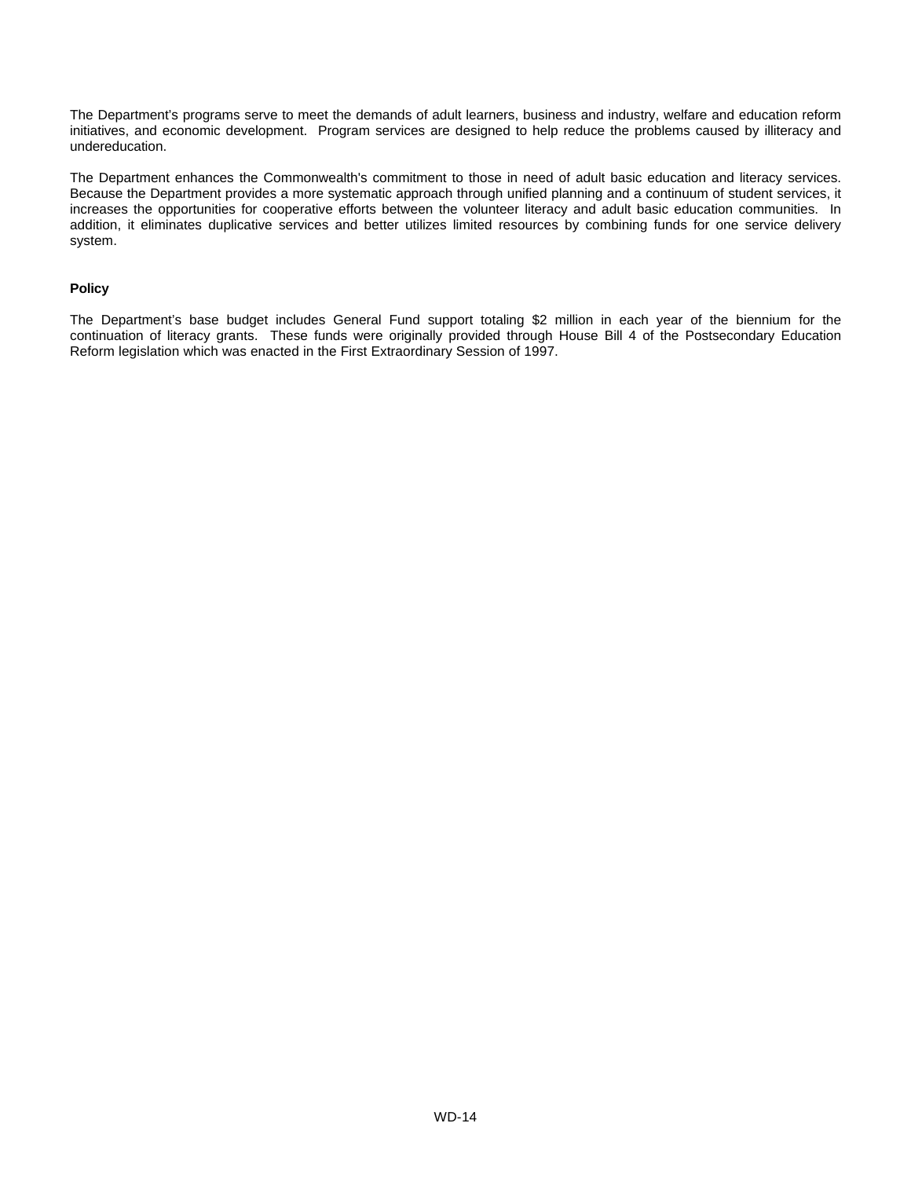The Department's programs serve to meet the demands of adult learners, business and industry, welfare and education reform initiatives, and economic development. Program services are designed to help reduce the problems caused by illiteracy and undereducation.

The Department enhances the Commonwealth's commitment to those in need of adult basic education and literacy services. Because the Department provides a more systematic approach through unified planning and a continuum of student services, it increases the opportunities for cooperative efforts between the volunteer literacy and adult basic education communities. In addition, it eliminates duplicative services and better utilizes limited resources by combining funds for one service delivery system.

**Policy**

The Department's base budget includes General Fund support totaling $2 million in each year of the biennium for the continuation of literacy grants. These funds were originally provided through House Bill 4 of the Postsecondary Education Reform legislation which was enacted in the First Extraordinary Session of 1997.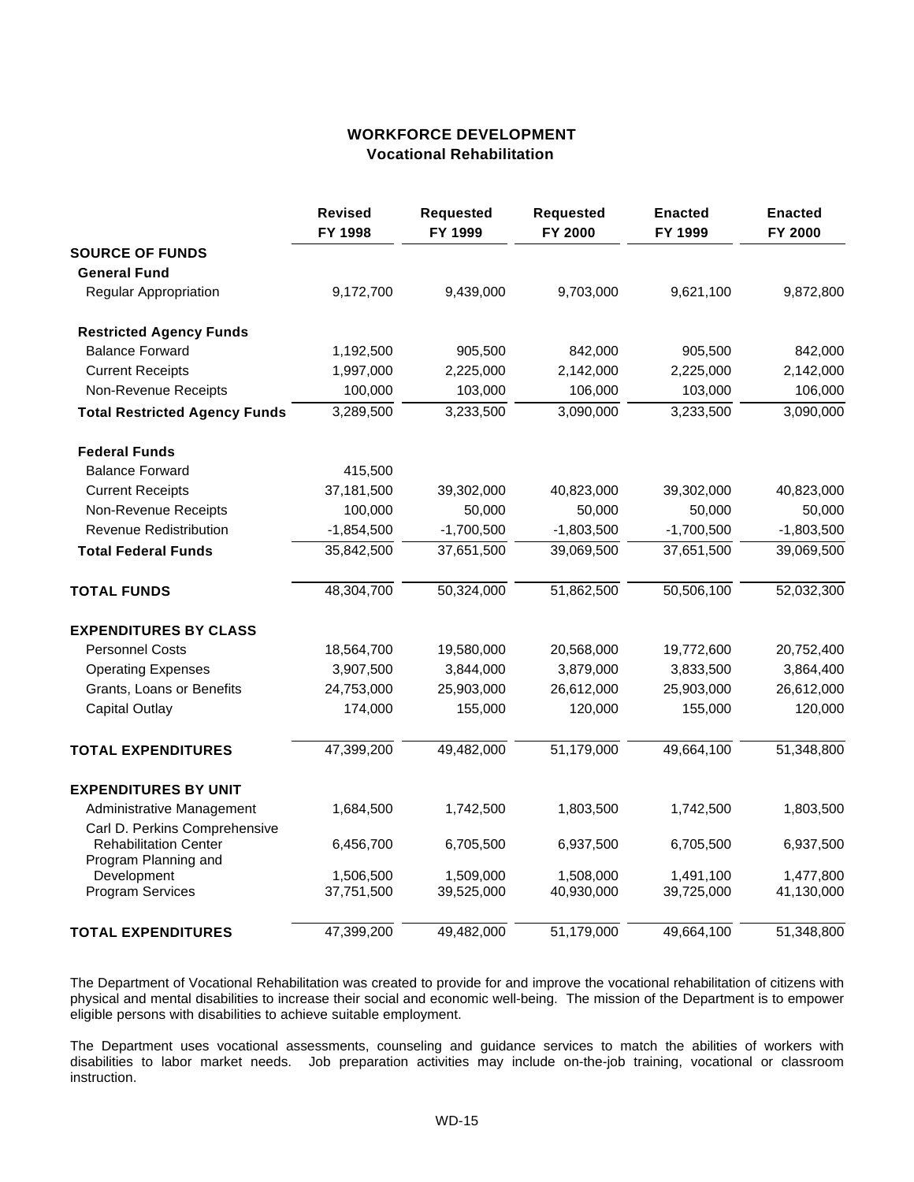## WORKFORCE DEVELOPMENT
### Vocational Rehabilitation

| | Revised FY 1998 | Requested FY 1999 | Requested FY 2000 | Enacted FY 1999 | Enacted FY 2000 |
|---|---|---|---|---|---|
| **SOURCE OF FUNDS** | | | | | |
| **General Fund** | | | | | |
| Regular Appropriation | 9,172,700 | 9,439,000 | 9,703,000 | 9,621,100 | 9,872,800 |
| **Restricted Agency Funds** | | | | | |
| Balance Forward | 1,192,500 | 905,500 | 842,000 | 905,500 | 842,000 |
| Current Receipts | 1,997,000 | 2,225,000 | 2,142,000 | 2,225,000 | 2,142,000 |
| Non-Revenue Receipts | 100,000 | 103,000 | 106,000 | 103,000 | 106,000 |
| **Total Restricted Agency Funds** | 3,289,500 | 3,233,500 | 3,090,000 | 3,233,500 | 3,090,000 |
| **Federal Funds** | | | | | |
| Balance Forward | 415,500 | | | | |
| Current Receipts | 37,181,500 | 39,302,000 | 40,823,000 | 39,302,000 | 40,823,000 |
| Non-Revenue Receipts | 100,000 | 50,000 | 50,000 | 50,000 | 50,000 |
| Revenue Redistribution | -1,854,500 | -1,700,500 | -1,803,500 | -1,700,500 | -1,803,500 |
| **Total Federal Funds** | 35,842,500 | 37,651,500 | 39,069,500 | 37,651,500 | 39,069,500 |
| **TOTAL FUNDS** | 48,304,700 | 50,324,000 | 51,862,500 | 50,506,100 | 52,032,300 |
| **EXPENDITURES BY CLASS** | | | | | |
| Personnel Costs | 18,564,700 | 19,580,000 | 20,568,000 | 19,772,600 | 20,752,400 |
| Operating Expenses | 3,907,500 | 3,844,000 | 3,879,000 | 3,833,500 | 3,864,400 |
| Grants, Loans or Benefits | 24,753,000 | 25,903,000 | 26,612,000 | 25,903,000 | 26,612,000 |
| Capital Outlay | 174,000 | 155,000 | 120,000 | 155,000 | 120,000 |
| **TOTAL EXPENDITURES** | 47,399,200 | 49,482,000 | 51,179,000 | 49,664,100 | 51,348,800 |
| **EXPENDITURES BY UNIT** | | | | | |
| Administrative Management | 1,684,500 | 1,742,500 | 1,803,500 | 1,742,500 | 1,803,500 |
| Carl D. Perkins Comprehensive Rehabilitation Center | 6,456,700 | 6,705,500 | 6,937,500 | 6,705,500 | 6,937,500 |
| Program Planning and Development | 1,506,500 | 1,509,000 | 1,508,000 | 1,491,100 | 1,477,800 |
| Program Services | 37,751,500 | 39,525,000 | 40,930,000 | 39,725,000 | 41,130,000 |
| **TOTAL EXPENDITURES** | 47,399,200 | 49,482,000 | 51,179,000 | 49,664,100 | 51,348,800 |

The Department of Vocational Rehabilitation was created to provide for and improve the vocational rehabilitation of citizens with physical and mental disabilities to increase their social and economic well-being. The mission of the Department is to empower eligible persons with disabilities to achieve suitable employment.

The Department uses vocational assessments, counseling and guidance services to match the abilities of workers with disabilities to labor market needs. Job preparation activities may include on-the-job training, vocational or classroom instruction.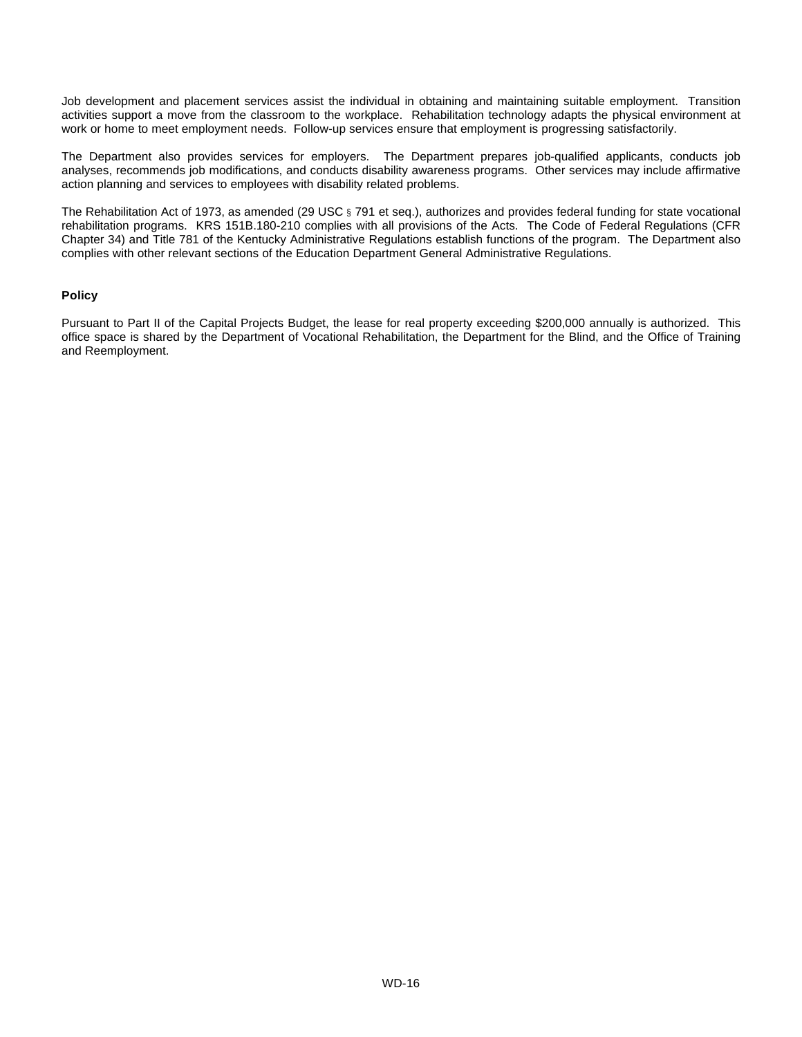Job development and placement services assist the individual in obtaining and maintaining suitable employment. Transition activities support a move from the classroom to the workplace. Rehabilitation technology adapts the physical environment at work or home to meet employment needs. Follow-up services ensure that employment is progressing satisfactorily.

The Department also provides services for employers. The Department prepares job-qualified applicants, conducts job analyses, recommends job modifications, and conducts disability awareness programs. Other services may include affirmative action planning and services to employees with disability related problems.

The Rehabilitation Act of 1973, as amended (29 USC § 791 et seq.), authorizes and provides federal funding for state vocational rehabilitation programs. KRS 151B.180-210 complies with all provisions of the Acts. The Code of Federal Regulations (CFR Chapter 34) and Title 781 of the Kentucky Administrative Regulations establish functions of the program. The Department also complies with other relevant sections of the Education Department General Administrative Regulations.

**Policy**

Pursuant to Part II of the Capital Projects Budget, the lease for real property exceeding $200,000 annually is authorized. This office space is shared by the Department of Vocational Rehabilitation, the Department for the Blind, and the Office of Training and Reemployment.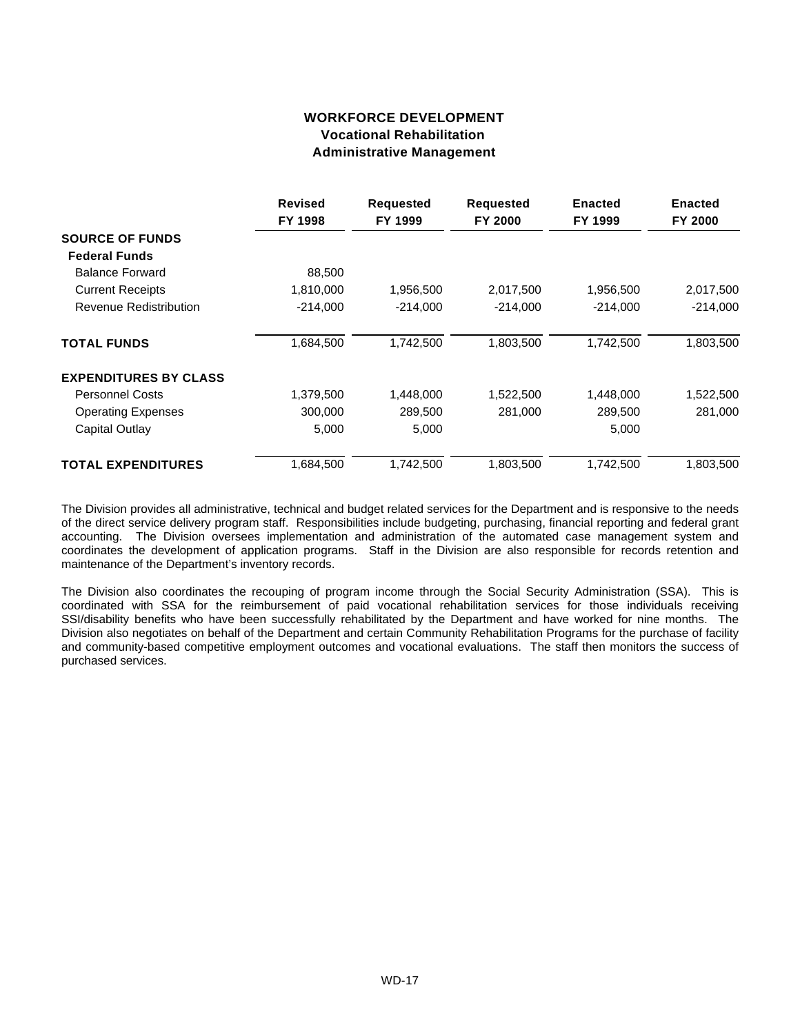# WORKFORCE DEVELOPMENT
## Vocational Rehabilitation
### Administrative Management

| | Revised FY 1998 | Requested FY 1999 | Requested FY 2000 | Enacted FY 1999 | Enacted FY 2000 |
|---|---|---|---|---|---|
| **SOURCE OF FUNDS** | | | | | |
| **Federal Funds** | | | | | |
| Balance Forward | 88,500 | | | | |
| Current Receipts | 1,810,000 | 1,956,500 | 2,017,500 | 1,956,500 | 2,017,500 |
| Revenue Redistribution | -214,000 | -214,000 | -214,000 | -214,000 | -214,000 |
| **TOTAL FUNDS** | 1,684,500 | 1,742,500 | 1,803,500 | 1,742,500 | 1,803,500 |
| **EXPENDITURES BY CLASS** | | | | | |
| Personnel Costs | 1,379,500 | 1,448,000 | 1,522,500 | 1,448,000 | 1,522,500 |
| Operating Expenses | 300,000 | 289,500 | 281,000 | 289,500 | 281,000 |
| Capital Outlay | 5,000 | 5,000 | | 5,000 | |
| **TOTAL EXPENDITURES** | 1,684,500 | 1,742,500 | 1,803,500 | 1,742,500 | 1,803,500 |

The Division provides all administrative, technical and budget related services for the Department and is responsive to the needs of the direct service delivery program staff. Responsibilities include budgeting, purchasing, financial reporting and federal grant accounting. The Division oversees implementation and administration of the automated case management system and coordinates the development of application programs. Staff in the Division are also responsible for records retention and maintenance of the Department's inventory records.

The Division also coordinates the recouping of program income through the Social Security Administration (SSA). This is coordinated with SSA for the reimbursement of paid vocational rehabilitation services for those individuals receiving SSI/disability benefits who have been successfully rehabilitated by the Department and have worked for nine months. The Division also negotiates on behalf of the Department and certain Community Rehabilitation Programs for the purchase of facility and community-based competitive employment outcomes and vocational evaluations. The staff then monitors the success of purchased services.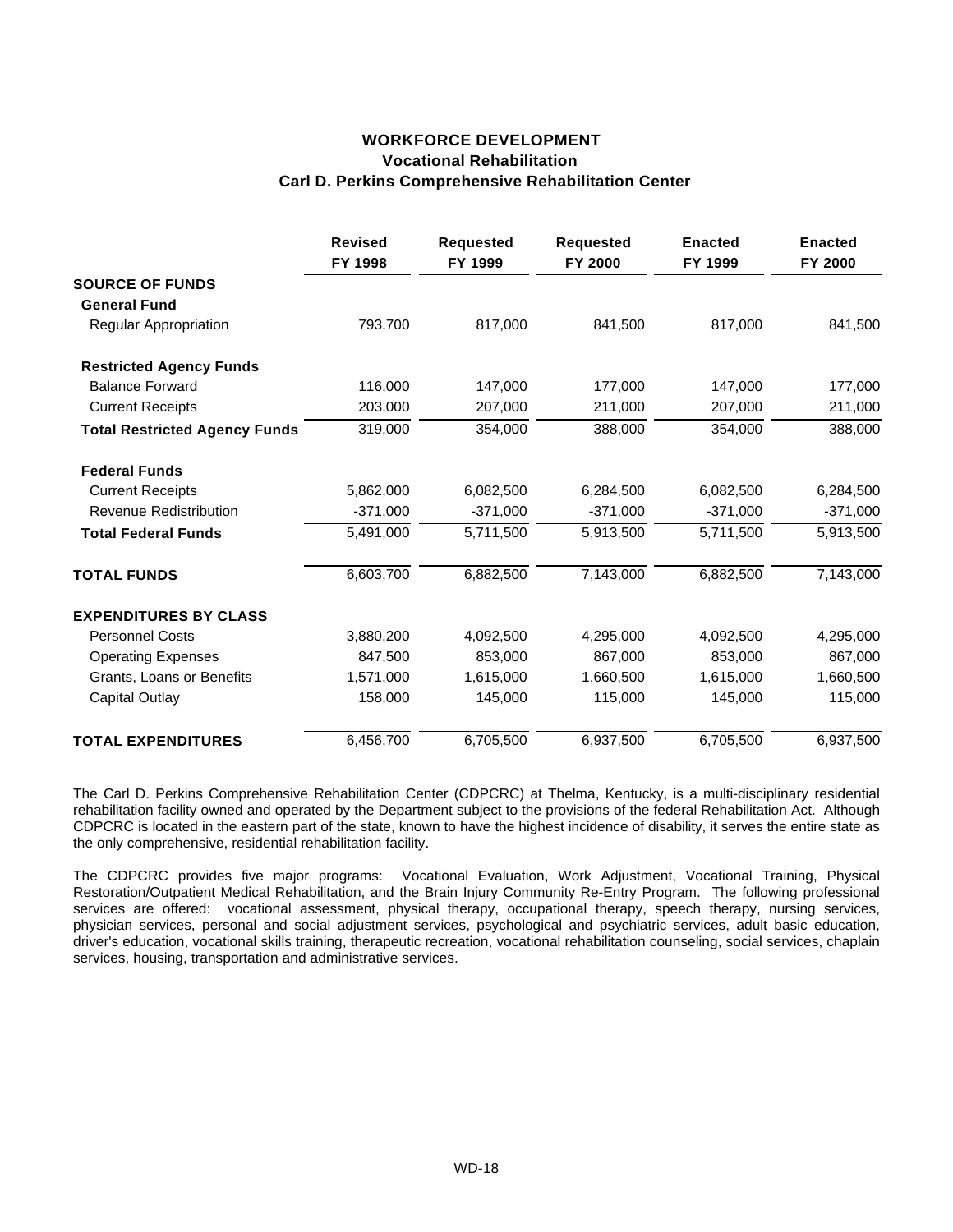# WORKFORCE DEVELOPMENT
## Vocational Rehabilitation
### Carl D. Perkins Comprehensive Rehabilitation Center

| | Revised FY 1998 | Requested FY 1999 | Requested FY 2000 | Enacted FY 1999 | Enacted FY 2000 |
|---|---|---|---|---|---|
| **SOURCE OF FUNDS** | | | | | |
| **General Fund** | | | | | |
| Regular Appropriation | 793,700 | 817,000 | 841,500 | 817,000 | 841,500 |
| **Restricted Agency Funds** | | | | | |
| Balance Forward | 116,000 | 147,000 | 177,000 | 147,000 | 177,000 |
| Current Receipts | 203,000 | 207,000 | 211,000 | 207,000 | 211,000 |
| **Total Restricted Agency Funds** | 319,000 | 354,000 | 388,000 | 354,000 | 388,000 |
| **Federal Funds** | | | | | |
| Current Receipts | 5,862,000 | 6,082,500 | 6,284,500 | 6,082,500 | 6,284,500 |
| Revenue Redistribution | -371,000 | -371,000 | -371,000 | -371,000 | -371,000 |
| **Total Federal Funds** | 5,491,000 | 5,711,500 | 5,913,500 | 5,711,500 | 5,913,500 |
| **TOTAL FUNDS** | 6,603,700 | 6,882,500 | 7,143,000 | 6,882,500 | 7,143,000 |
| **EXPENDITURES BY CLASS** | | | | | |
| Personnel Costs | 3,880,200 | 4,092,500 | 4,295,000 | 4,092,500 | 4,295,000 |
| Operating Expenses | 847,500 | 853,000 | 867,000 | 853,000 | 867,000 |
| Grants, Loans or Benefits | 1,571,000 | 1,615,000 | 1,660,500 | 1,615,000 | 1,660,500 |
| Capital Outlay | 158,000 | 145,000 | 115,000 | 145,000 | 115,000 |
| **TOTAL EXPENDITURES** | 6,456,700 | 6,705,500 | 6,937,500 | 6,705,500 | 6,937,500 |

The Carl D. Perkins Comprehensive Rehabilitation Center (CDPCRC) at Thelma, Kentucky, is a multi-disciplinary residential rehabilitation facility owned and operated by the Department subject to the provisions of the federal Rehabilitation Act. Although CDPCRC is located in the eastern part of the state, known to have the highest incidence of disability, it serves the entire state as the only comprehensive, residential rehabilitation facility.

The CDPCRC provides five major programs: Vocational Evaluation, Work Adjustment, Vocational Training, Physical Restoration/Outpatient Medical Rehabilitation, and the Brain Injury Community Re-Entry Program. The following professional services are offered: vocational assessment, physical therapy, occupational therapy, speech therapy, nursing services, physician services, personal and social adjustment services, psychological and psychiatric services, adult basic education, driver's education, vocational skills training, therapeutic recreation, vocational rehabilitation counseling, social services, chaplain services, housing, transportation and administrative services.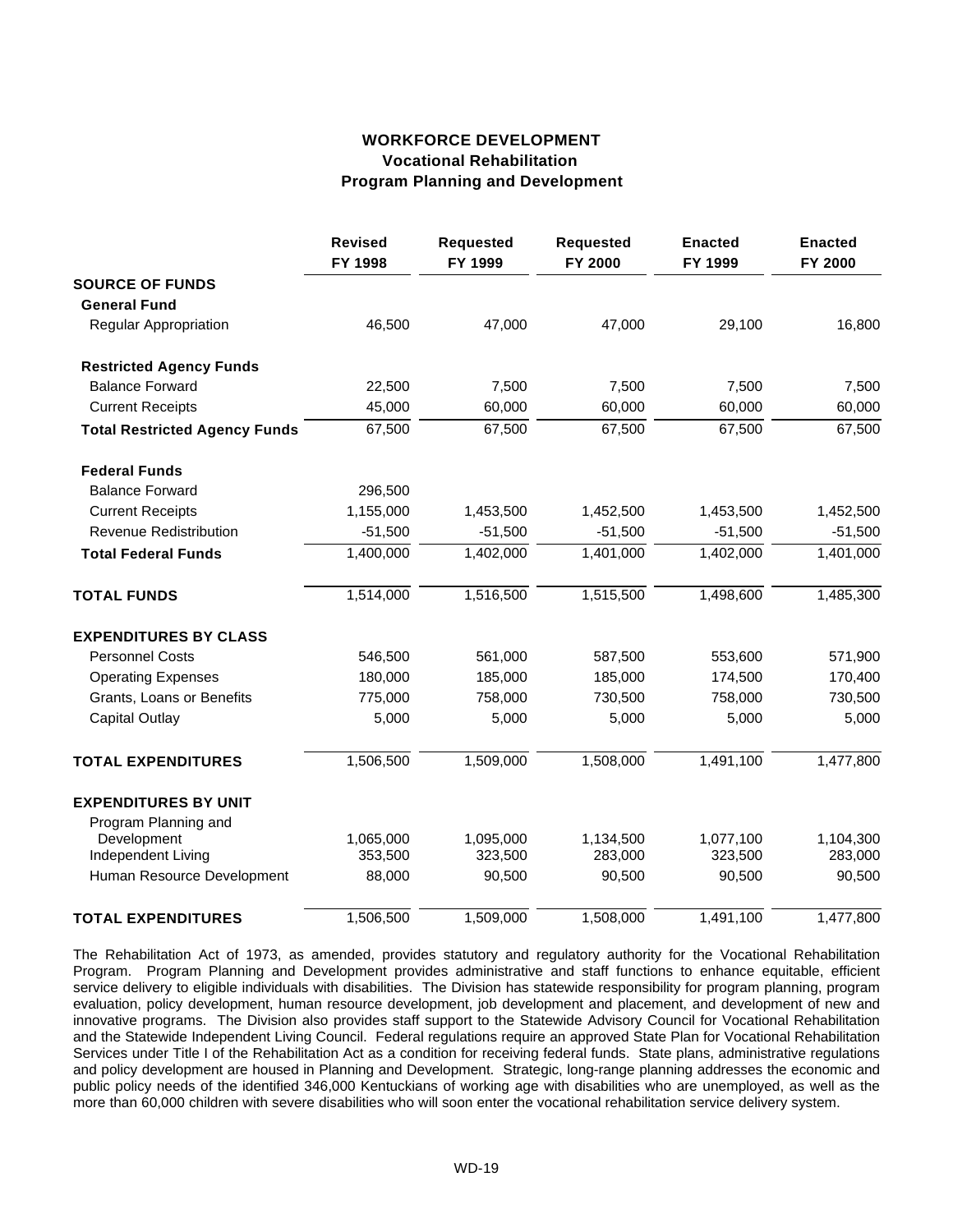# WORKFORCE DEVELOPMENT
## Vocational Rehabilitation
### Program Planning and Development

| | Revised FY 1998 | Requested FY 1999 | Requested FY 2000 | Enacted FY 1999 | Enacted FY 2000 |
|---|---|---|---|---|---|
| **SOURCE OF FUNDS** | | | | | |
| **General Fund** | | | | | |
| Regular Appropriation | 46,500 | 47,000 | 47,000 | 29,100 | 16,800 |
| **Restricted Agency Funds** | | | | | |
| Balance Forward | 22,500 | 7,500 | 7,500 | 7,500 | 7,500 |
| Current Receipts | 45,000 | 60,000 | 60,000 | 60,000 | 60,000 |
| **Total Restricted Agency Funds** | 67,500 | 67,500 | 67,500 | 67,500 | 67,500 |
| **Federal Funds** | | | | | |
| Balance Forward | 296,500 | | | | |
| Current Receipts | 1,155,000 | 1,453,500 | 1,452,500 | 1,453,500 | 1,452,500 |
| Revenue Redistribution | -51,500 | -51,500 | -51,500 | -51,500 | -51,500 |
| **Total Federal Funds** | 1,400,000 | 1,402,000 | 1,401,000 | 1,402,000 | 1,401,000 |
| **TOTAL FUNDS** | 1,514,000 | 1,516,500 | 1,515,500 | 1,498,600 | 1,485,300 |
| **EXPENDITURES BY CLASS** | | | | | |
| Personnel Costs | 546,500 | 561,000 | 587,500 | 553,600 | 571,900 |
| Operating Expenses | 180,000 | 185,000 | 185,000 | 174,500 | 170,400 |
| Grants, Loans or Benefits | 775,000 | 758,000 | 730,500 | 758,000 | 730,500 |
| Capital Outlay | 5,000 | 5,000 | 5,000 | 5,000 | 5,000 |
| **TOTAL EXPENDITURES** | 1,506,500 | 1,509,000 | 1,508,000 | 1,491,100 | 1,477,800 |
| **EXPENDITURES BY UNIT** | | | | | |
| Program Planning and Development | 1,065,000 | 1,095,000 | 1,134,500 | 1,077,100 | 1,104,300 |
| Independent Living | 353,500 | 323,500 | 283,000 | 323,500 | 283,000 |
| Human Resource Development | 88,000 | 90,500 | 90,500 | 90,500 | 90,500 |
| **TOTAL EXPENDITURES** | 1,506,500 | 1,509,000 | 1,508,000 | 1,491,100 | 1,477,800 |

The Rehabilitation Act of 1973, as amended, provides statutory and regulatory authority for the Vocational Rehabilitation Program. Program Planning and Development provides administrative and staff functions to enhance equitable, efficient service delivery to eligible individuals with disabilities. The Division has statewide responsibility for program planning, program evaluation, policy development, human resource development, job development and placement, and development of new and innovative programs. The Division also provides staff support to the Statewide Advisory Council for Vocational Rehabilitation and the Statewide Independent Living Council. Federal regulations require an approved State Plan for Vocational Rehabilitation Services under Title I of the Rehabilitation Act as a condition for receiving federal funds. State plans, administrative regulations and policy development are housed in Planning and Development. Strategic, long-range planning addresses the economic and public policy needs of the identified 346,000 Kentuckians of working age with disabilities who are unemployed, as well as the more than 60,000 children with severe disabilities who will soon enter the vocational rehabilitation service delivery system.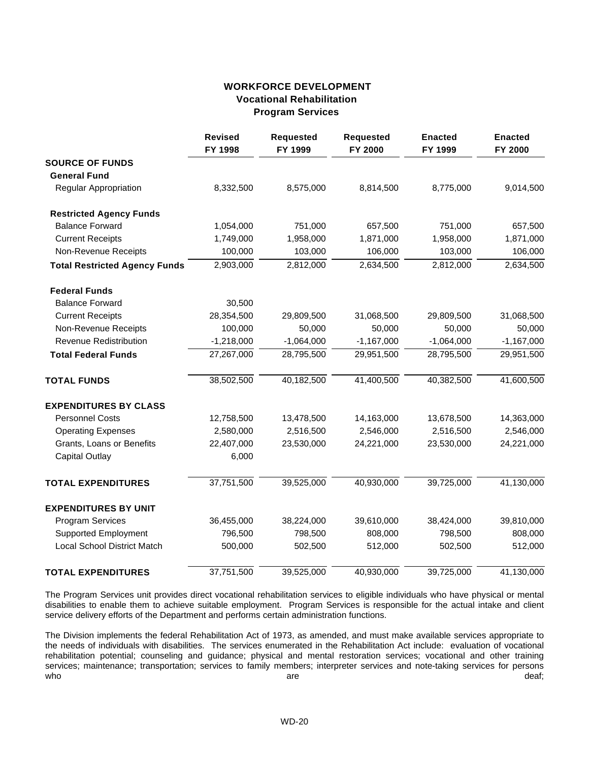# WORKFORCE DEVELOPMENT
## Vocational Rehabilitation
### Program Services

| | Revised FY 1998 | Requested FY 1999 | Requested FY 2000 | Enacted FY 1999 | Enacted FY 2000 |
|---|---|---|---|---|---|
| **SOURCE OF FUNDS** | | | | | |
| **General Fund** | | | | | |
| Regular Appropriation | 8,332,500 | 8,575,000 | 8,814,500 | 8,775,000 | 9,014,500 |
| **Restricted Agency Funds** | | | | | |
| Balance Forward | 1,054,000 | 751,000 | 657,500 | 751,000 | 657,500 |
| Current Receipts | 1,749,000 | 1,958,000 | 1,871,000 | 1,958,000 | 1,871,000 |
| Non-Revenue Receipts | 100,000 | 103,000 | 106,000 | 103,000 | 106,000 |
| **Total Restricted Agency Funds** | 2,903,000 | 2,812,000 | 2,634,500 | 2,812,000 | 2,634,500 |
| **Federal Funds** | | | | | |
| Balance Forward | 30,500 | | | | |
| Current Receipts | 28,354,500 | 29,809,500 | 31,068,500 | 29,809,500 | 31,068,500 |
| Non-Revenue Receipts | 100,000 | 50,000 | 50,000 | 50,000 | 50,000 |
| Revenue Redistribution | -1,218,000 | -1,064,000 | -1,167,000 | -1,064,000 | -1,167,000 |
| **Total Federal Funds** | 27,267,000 | 28,795,500 | 29,951,500 | 28,795,500 | 29,951,500 |
| **TOTAL FUNDS** | 38,502,500 | 40,182,500 | 41,400,500 | 40,382,500 | 41,600,500 |
| **EXPENDITURES BY CLASS** | | | | | |
| Personnel Costs | 12,758,500 | 13,478,500 | 14,163,000 | 13,678,500 | 14,363,000 |
| Operating Expenses | 2,580,000 | 2,516,500 | 2,546,000 | 2,516,500 | 2,546,000 |
| Grants, Loans or Benefits | 22,407,000 | 23,530,000 | 24,221,000 | 23,530,000 | 24,221,000 |
| Capital Outlay | 6,000 | | | | |
| **TOTAL EXPENDITURES** | 37,751,500 | 39,525,000 | 40,930,000 | 39,725,000 | 41,130,000 |
| **EXPENDITURES BY UNIT** | | | | | |
| Program Services | 36,455,000 | 38,224,000 | 39,610,000 | 38,424,000 | 39,810,000 |
| Supported Employment | 796,500 | 798,500 | 808,000 | 798,500 | 808,000 |
| Local School District Match | 500,000 | 502,500 | 512,000 | 502,500 | 512,000 |
| **TOTAL EXPENDITURES** | 37,751,500 | 39,525,000 | 40,930,000 | 39,725,000 | 41,130,000 |

The Program Services unit provides direct vocational rehabilitation services to eligible individuals who have physical or mental disabilities to enable them to achieve suitable employment. Program Services is responsible for the actual intake and client service delivery efforts of the Department and performs certain administration functions.

The Division implements the federal Rehabilitation Act of 1973, as amended, and must make available services appropriate to the needs of individuals with disabilities. The services enumerated in the Rehabilitation Act include: evaluation of vocational rehabilitation potential; counseling and guidance; physical and mental restoration services; vocational and other training services; maintenance; transportation; services to family members; interpreter services and note-taking services for persons who are deaf;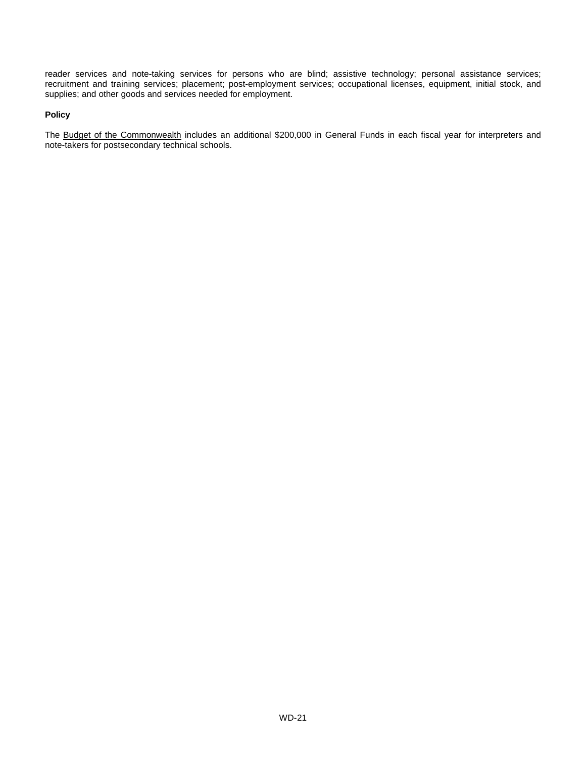reader services and note-taking services for persons who are blind; assistive technology; personal assistance services; recruitment and training services; placement; post-employment services; occupational licenses, equipment, initial stock, and supplies; and other goods and services needed for employment.

**Policy**

The Budget of the Commonwealth includes an additional $200,000 in General Funds in each fiscal year for interpreters and note-takers for postsecondary technical schools.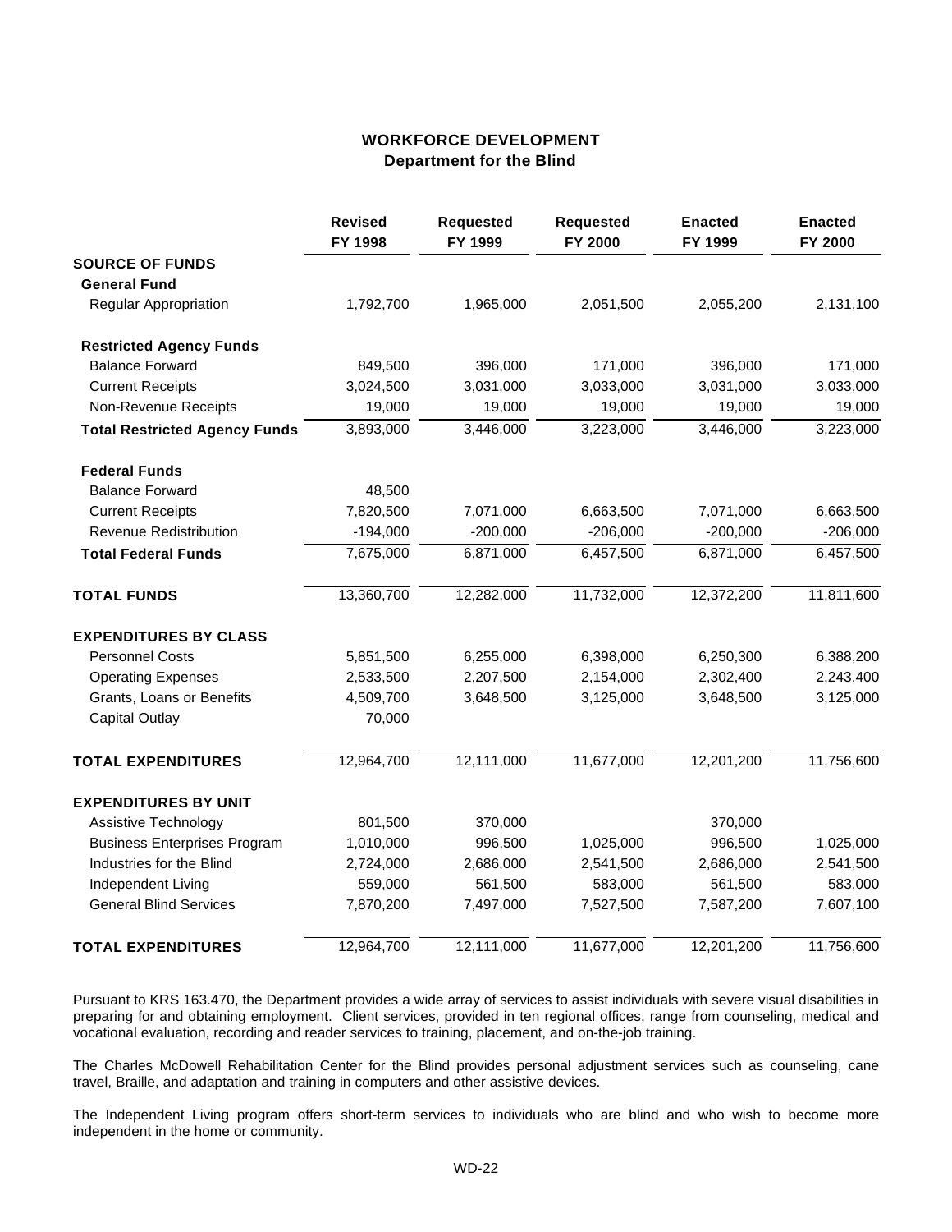## WORKFORCE DEVELOPMENT
### Department for the Blind

| | Revised FY 1998 | Requested FY 1999 | Requested FY 2000 | Enacted FY 1999 | Enacted FY 2000 |
|---|---|---|---|---|---|
| **SOURCE OF FUNDS** | | | | | |
| **General Fund** | | | | | |
| Regular Appropriation | 1,792,700 | 1,965,000 | 2,051,500 | 2,055,200 | 2,131,100 |
| **Restricted Agency Funds** | | | | | |
| Balance Forward | 849,500 | 396,000 | 171,000 | 396,000 | 171,000 |
| Current Receipts | 3,024,500 | 3,031,000 | 3,033,000 | 3,031,000 | 3,033,000 |
| Non-Revenue Receipts | 19,000 | 19,000 | 19,000 | 19,000 | 19,000 |
| **Total Restricted Agency Funds** | 3,893,000 | 3,446,000 | 3,223,000 | 3,446,000 | 3,223,000 |
| **Federal Funds** | | | | | |
| Balance Forward | 48,500 | | | | |
| Current Receipts | 7,820,500 | 7,071,000 | 6,663,500 | 7,071,000 | 6,663,500 |
| Revenue Redistribution | -194,000 | -200,000 | -206,000 | -200,000 | -206,000 |
| **Total Federal Funds** | 7,675,000 | 6,871,000 | 6,457,500 | 6,871,000 | 6,457,500 |
| **TOTAL FUNDS** | 13,360,700 | 12,282,000 | 11,732,000 | 12,372,200 | 11,811,600 |
| **EXPENDITURES BY CLASS** | | | | | |
| Personnel Costs | 5,851,500 | 6,255,000 | 6,398,000 | 6,250,300 | 6,388,200 |
| Operating Expenses | 2,533,500 | 2,207,500 | 2,154,000 | 2,302,400 | 2,243,400 |
| Grants, Loans or Benefits | 4,509,700 | 3,648,500 | 3,125,000 | 3,648,500 | 3,125,000 |
| Capital Outlay | 70,000 | | | | |
| **TOTAL EXPENDITURES** | 12,964,700 | 12,111,000 | 11,677,000 | 12,201,200 | 11,756,600 |
| **EXPENDITURES BY UNIT** | | | | | |
| Assistive Technology | 801,500 | 370,000 | | 370,000 | |
| Business Enterprises Program | 1,010,000 | 996,500 | 1,025,000 | 996,500 | 1,025,000 |
| Industries for the Blind | 2,724,000 | 2,686,000 | 2,541,500 | 2,686,000 | 2,541,500 |
| Independent Living | 559,000 | 561,500 | 583,000 | 561,500 | 583,000 |
| General Blind Services | 7,870,200 | 7,497,000 | 7,527,500 | 7,587,200 | 7,607,100 |
| **TOTAL EXPENDITURES** | 12,964,700 | 12,111,000 | 11,677,000 | 12,201,200 | 11,756,600 |

Pursuant to KRS 163.470, the Department provides a wide array of services to assist individuals with severe visual disabilities in preparing for and obtaining employment. Client services, provided in ten regional offices, range from counseling, medical and vocational evaluation, recording and reader services to training, placement, and on-the-job training.

The Charles McDowell Rehabilitation Center for the Blind provides personal adjustment services such as counseling, cane travel, Braille, and adaptation and training in computers and other assistive devices.

The Independent Living program offers short-term services to individuals who are blind and who wish to become more independent in the home or community.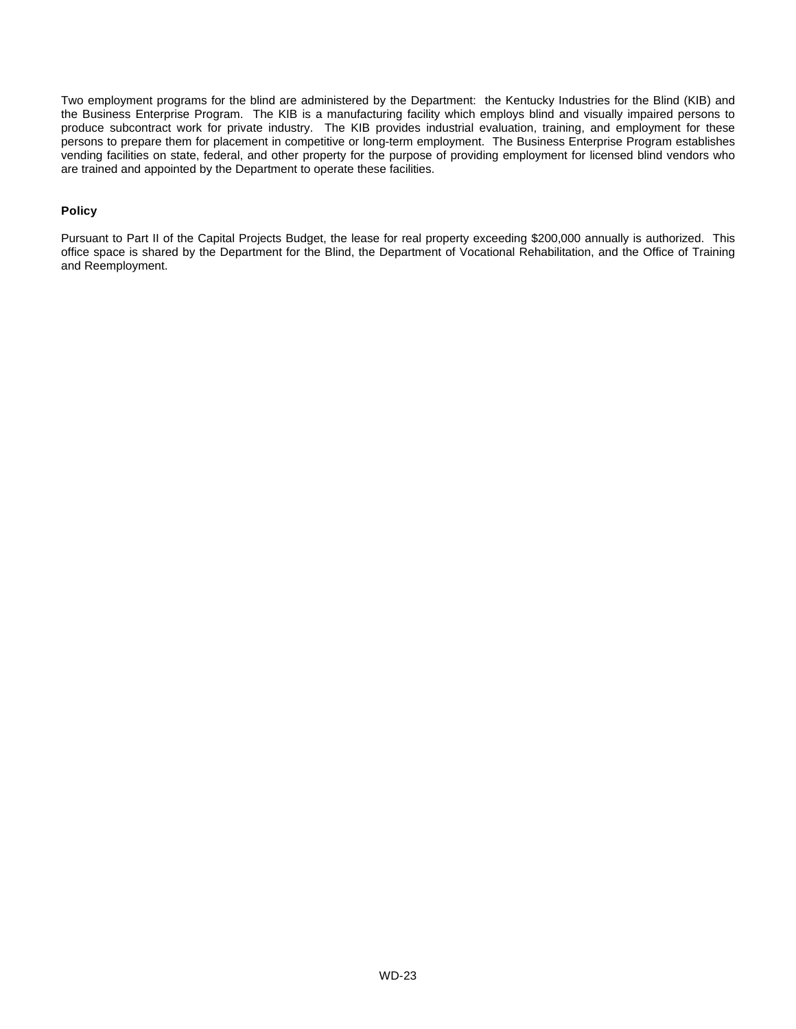Two employment programs for the blind are administered by the Department: the Kentucky Industries for the Blind (KIB) and the Business Enterprise Program. The KIB is a manufacturing facility which employs blind and visually impaired persons to produce subcontract work for private industry. The KIB provides industrial evaluation, training, and employment for these persons to prepare them for placement in competitive or long-term employment. The Business Enterprise Program establishes vending facilities on state, federal, and other property for the purpose of providing employment for licensed blind vendors who are trained and appointed by the Department to operate these facilities.

**Policy**

Pursuant to Part II of the Capital Projects Budget, the lease for real property exceeding $200,000 annually is authorized. This office space is shared by the Department for the Blind, the Department of Vocational Rehabilitation, and the Office of Training and Reemployment.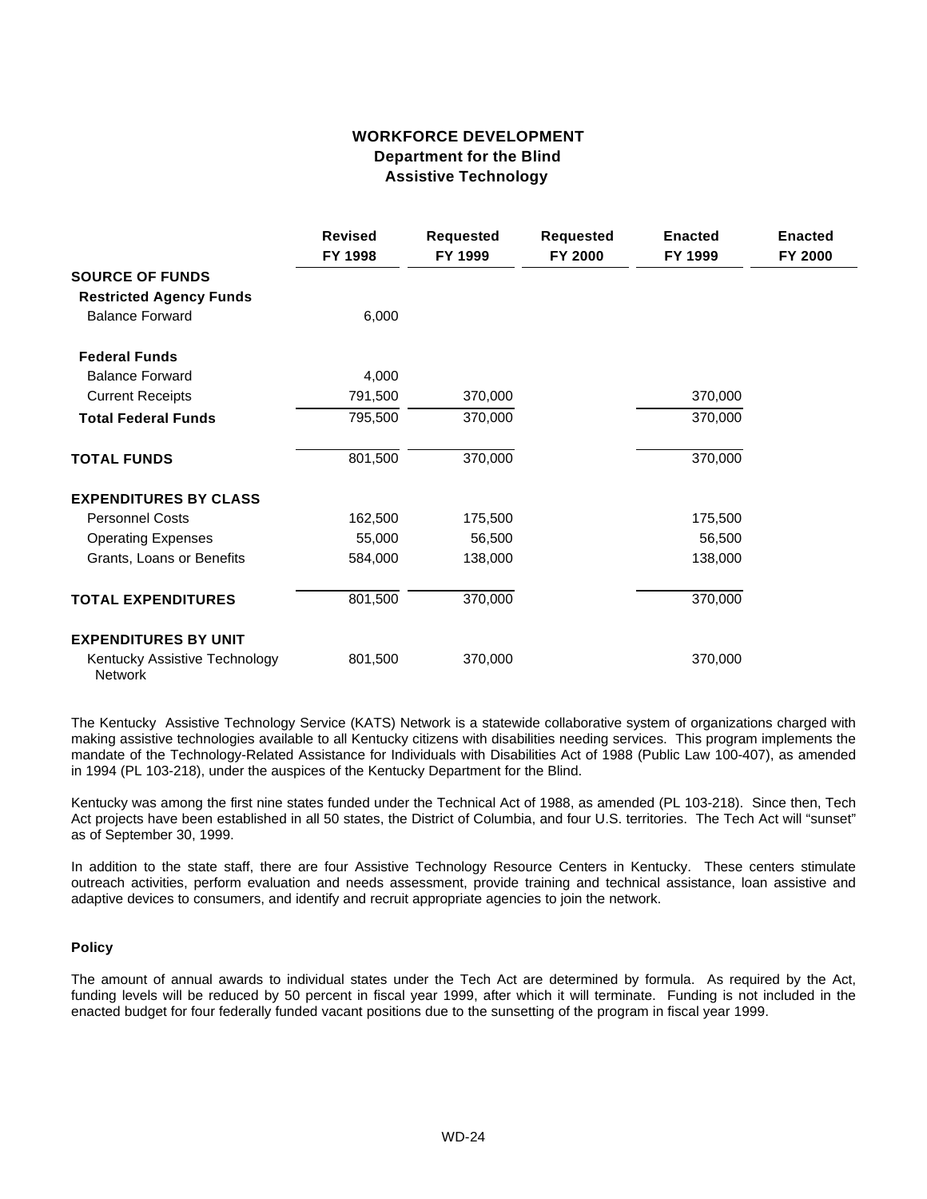# WORKFORCE DEVELOPMENT
## Department for the Blind
### Assistive Technology

| | Revised FY 1998 | Requested FY 1999 | Requested FY 2000 | Enacted FY 1999 | Enacted FY 2000 |
|---|---|---|---|---|---|
| **SOURCE OF FUNDS** | | | | | |
| **Restricted Agency Funds** | | | | | |
| Balance Forward | 6,000 | | | | |
| **Federal Funds** | | | | | |
| Balance Forward | 4,000 | | | | |
| Current Receipts | 791,500 | 370,000 | | 370,000 | |
| **Total Federal Funds** | 795,500 | 370,000 | | 370,000 | |
| **TOTAL FUNDS** | 801,500 | 370,000 | | 370,000 | |
| **EXPENDITURES BY CLASS** | | | | | |
| Personnel Costs | 162,500 | 175,500 | | 175,500 | |
| Operating Expenses | 55,000 | 56,500 | | 56,500 | |
| Grants, Loans or Benefits | 584,000 | 138,000 | | 138,000 | |
| **TOTAL EXPENDITURES** | 801,500 | 370,000 | | 370,000 | |
| **EXPENDITURES BY UNIT** | | | | | |
| Kentucky Assistive Technology Network | 801,500 | 370,000 | | 370,000 | |

The Kentucky Assistive Technology Service (KATS) Network is a statewide collaborative system of organizations charged with making assistive technologies available to all Kentucky citizens with disabilities needing services. This program implements the mandate of the Technology-Related Assistance for Individuals with Disabilities Act of 1988 (Public Law 100-407), as amended in 1994 (PL 103-218), under the auspices of the Kentucky Department for the Blind.

Kentucky was among the first nine states funded under the Technical Act of 1988, as amended (PL 103-218). Since then, Tech Act projects have been established in all 50 states, the District of Columbia, and four U.S. territories. The Tech Act will "sunset" as of September 30, 1999.

In addition to the state staff, there are four Assistive Technology Resource Centers in Kentucky. These centers stimulate outreach activities, perform evaluation and needs assessment, provide training and technical assistance, loan assistive and adaptive devices to consumers, and identify and recruit appropriate agencies to join the network.

#### Policy

The amount of annual awards to individual states under the Tech Act are determined by formula. As required by the Act, funding levels will be reduced by 50 percent in fiscal year 1999, after which it will terminate. Funding is not included in the enacted budget for four federally funded vacant positions due to the sunsetting of the program in fiscal year 1999.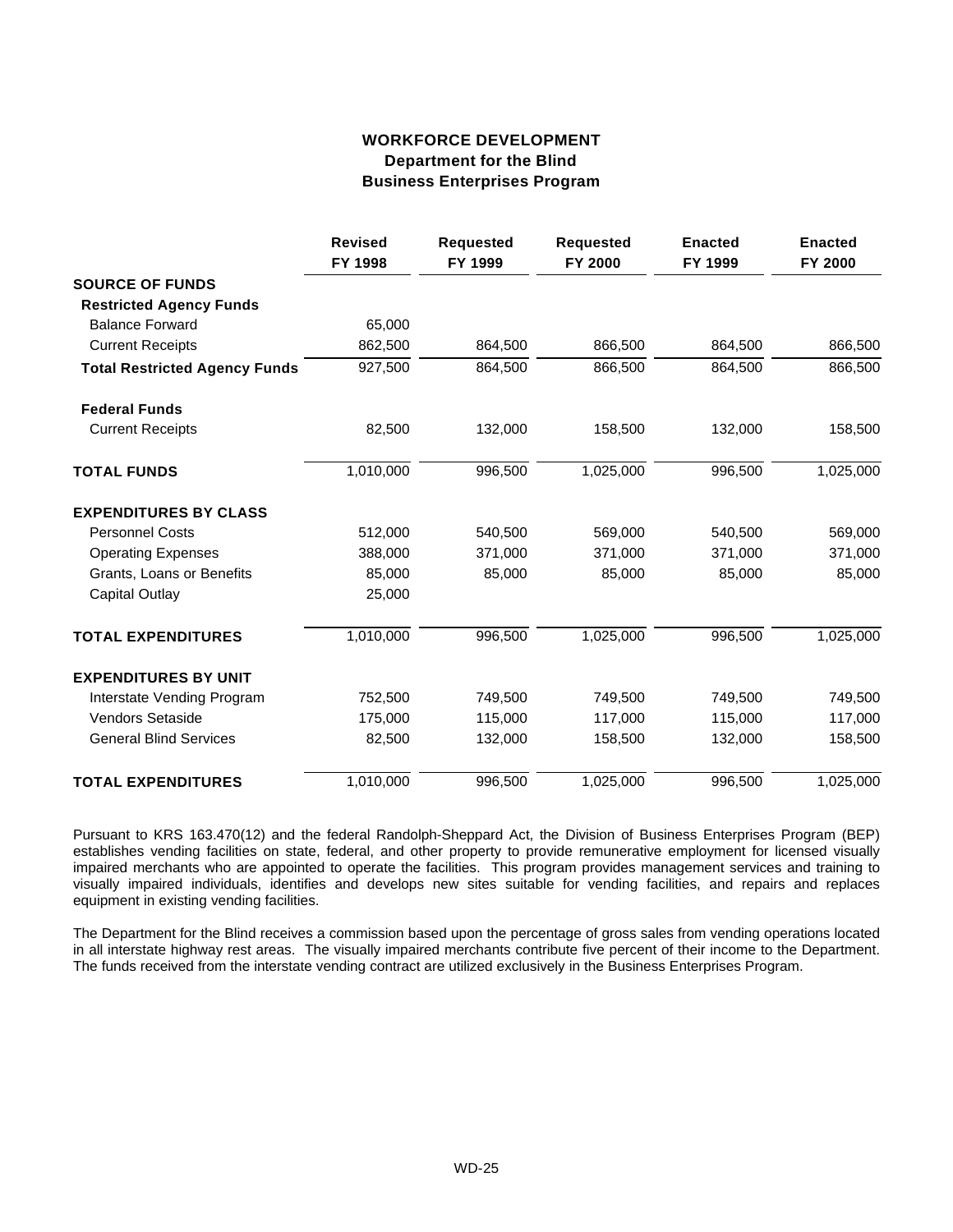# WORKFORCE DEVELOPMENT
## Department for the Blind
## Business Enterprises Program

| | Revised FY 1998 | Requested FY 1999 | Requested FY 2000 | Enacted FY 1999 | Enacted FY 2000 |
|---|---|---|---|---|---|
| **SOURCE OF FUNDS** | | | | | |
| **Restricted Agency Funds** | | | | | |
| Balance Forward | 65,000 | | | | |
| Current Receipts | 862,500 | 864,500 | 866,500 | 864,500 | 866,500 |
| **Total Restricted Agency Funds** | 927,500 | 864,500 | 866,500 | 864,500 | 866,500 |
| **Federal Funds** | | | | | |
| Current Receipts | 82,500 | 132,000 | 158,500 | 132,000 | 158,500 |
| **TOTAL FUNDS** | 1,010,000 | 996,500 | 1,025,000 | 996,500 | 1,025,000 |
| **EXPENDITURES BY CLASS** | | | | | |
| Personnel Costs | 512,000 | 540,500 | 569,000 | 540,500 | 569,000 |
| Operating Expenses | 388,000 | 371,000 | 371,000 | 371,000 | 371,000 |
| Grants, Loans or Benefits | 85,000 | 85,000 | 85,000 | 85,000 | 85,000 |
| Capital Outlay | 25,000 | | | | |
| **TOTAL EXPENDITURES** | 1,010,000 | 996,500 | 1,025,000 | 996,500 | 1,025,000 |
| **EXPENDITURES BY UNIT** | | | | | |
| Interstate Vending Program | 752,500 | 749,500 | 749,500 | 749,500 | 749,500 |
| Vendors Setaside | 175,000 | 115,000 | 117,000 | 115,000 | 117,000 |
| General Blind Services | 82,500 | 132,000 | 158,500 | 132,000 | 158,500 |
| **TOTAL EXPENDITURES** | 1,010,000 | 996,500 | 1,025,000 | 996,500 | 1,025,000 |

Pursuant to KRS 163.470(12) and the federal Randolph-Sheppard Act, the Division of Business Enterprises Program (BEP) establishes vending facilities on state, federal, and other property to provide remunerative employment for licensed visually impaired merchants who are appointed to operate the facilities. This program provides management services and training to visually impaired individuals, identifies and develops new sites suitable for vending facilities, and repairs and replaces equipment in existing vending facilities.

The Department for the Blind receives a commission based upon the percentage of gross sales from vending operations located in all interstate highway rest areas. The visually impaired merchants contribute five percent of their income to the Department. The funds received from the interstate vending contract are utilized exclusively in the Business Enterprises Program.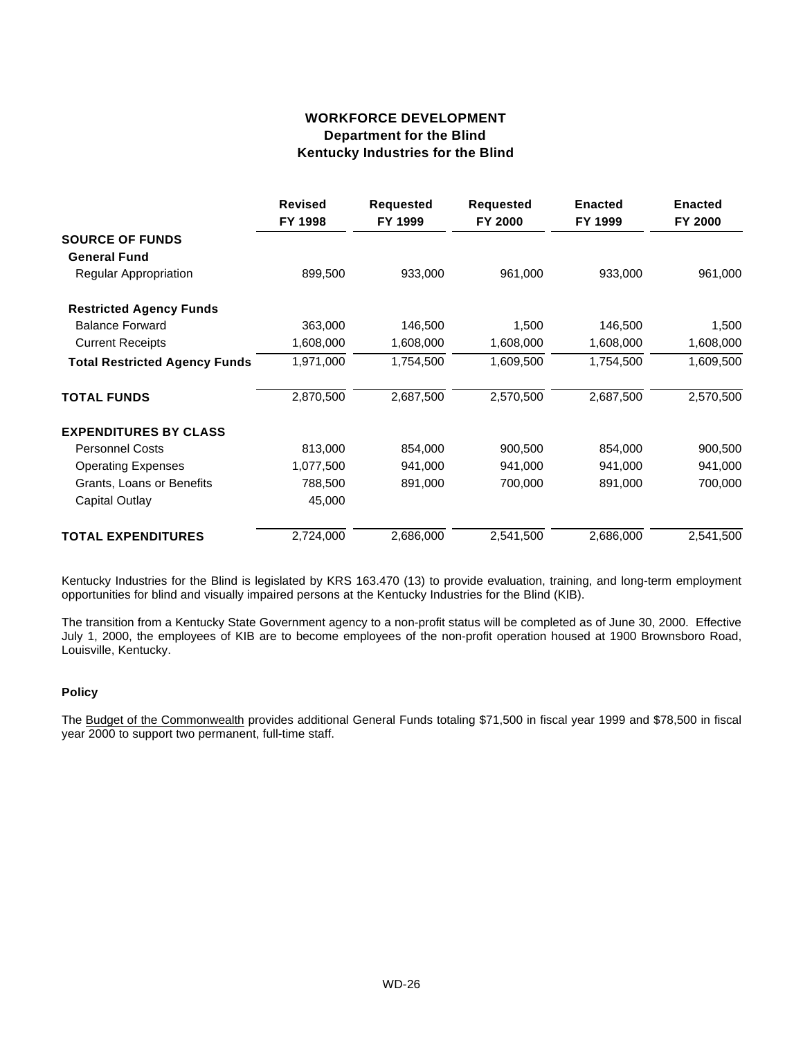# WORKFORCE DEVELOPMENT
## Department for the Blind
### Kentucky Industries for the Blind

| | Revised FY 1998 | Requested FY 1999 | Requested FY 2000 | Enacted FY 1999 | Enacted FY 2000 |
|---|---|---|---|---|---|
| **SOURCE OF FUNDS** | | | | | |
| **General Fund** | | | | | |
| Regular Appropriation | 899,500 | 933,000 | 961,000 | 933,000 | 961,000 |
| **Restricted Agency Funds** | | | | | |
| Balance Forward | 363,000 | 146,500 | 1,500 | 146,500 | 1,500 |
| Current Receipts | 1,608,000 | 1,608,000 | 1,608,000 | 1,608,000 | 1,608,000 |
| **Total Restricted Agency Funds** | 1,971,000 | 1,754,500 | 1,609,500 | 1,754,500 | 1,609,500 |
| **TOTAL FUNDS** | 2,870,500 | 2,687,500 | 2,570,500 | 2,687,500 | 2,570,500 |
| **EXPENDITURES BY CLASS** | | | | | |
| Personnel Costs | 813,000 | 854,000 | 900,500 | 854,000 | 900,500 |
| Operating Expenses | 1,077,500 | 941,000 | 941,000 | 941,000 | 941,000 |
| Grants, Loans or Benefits | 788,500 | 891,000 | 700,000 | 891,000 | 700,000 |
| Capital Outlay | 45,000 | | | | |
| **TOTAL EXPENDITURES** | 2,724,000 | 2,686,000 | 2,541,500 | 2,686,000 | 2,541,500 |

Kentucky Industries for the Blind is legislated by KRS 163.470 (13) to provide evaluation, training, and long-term employment opportunities for blind and visually impaired persons at the Kentucky Industries for the Blind (KIB).

The transition from a Kentucky State Government agency to a non-profit status will be completed as of June 30, 2000. Effective July 1, 2000, the employees of KIB are to become employees of the non-profit operation housed at 1900 Brownsboro Road, Louisville, Kentucky.

**Policy**

The Budget of the Commonwealth provides additional General Funds totaling $71,500 in fiscal year 1999 and $78,500 in fiscal year 2000 to support two permanent, full-time staff.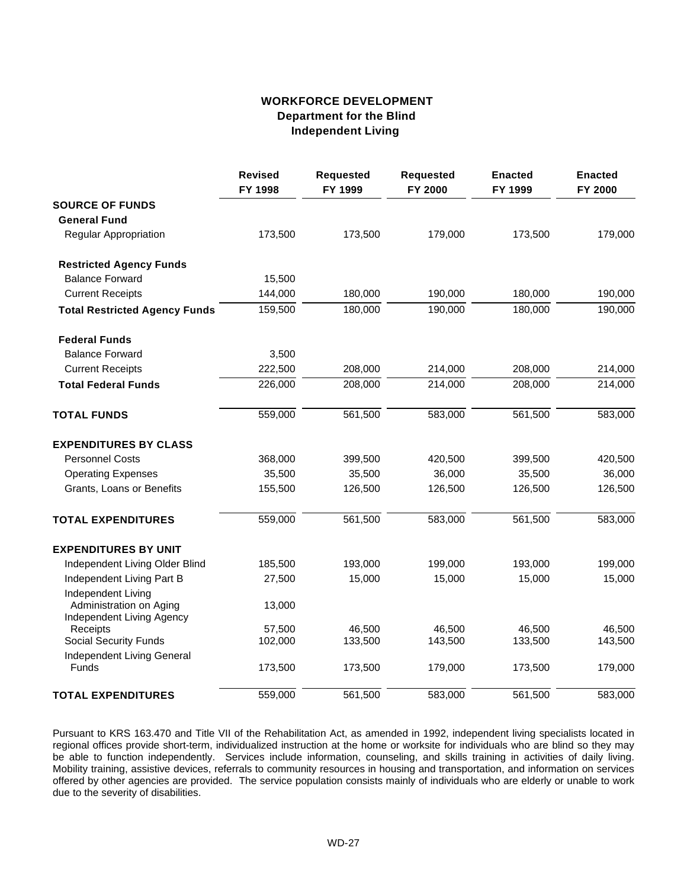## WORKFORCE DEVELOPMENT
### Department for the Blind
### Independent Living

| | Revised FY 1998 | Requested FY 1999 | Requested FY 2000 | Enacted FY 1999 | Enacted FY 2000 |
|---|---|---|---|---|---|
| **SOURCE OF FUNDS** | | | | | |
| **General Fund** | | | | | |
| Regular Appropriation | 173,500 | 173,500 | 179,000 | 173,500 | 179,000 |
| **Restricted Agency Funds** | | | | | |
| Balance Forward | 15,500 | | | | |
| Current Receipts | 144,000 | 180,000 | 190,000 | 180,000 | 190,000 |
| **Total Restricted Agency Funds** | 159,500 | 180,000 | 190,000 | 180,000 | 190,000 |
| **Federal Funds** | | | | | |
| Balance Forward | 3,500 | | | | |
| Current Receipts | 222,500 | 208,000 | 214,000 | 208,000 | 214,000 |
| **Total Federal Funds** | 226,000 | 208,000 | 214,000 | 208,000 | 214,000 |
| **TOTAL FUNDS** | 559,000 | 561,500 | 583,000 | 561,500 | 583,000 |
| **EXPENDITURES BY CLASS** | | | | | |
| Personnel Costs | 368,000 | 399,500 | 420,500 | 399,500 | 420,500 |
| Operating Expenses | 35,500 | 35,500 | 36,000 | 35,500 | 36,000 |
| Grants, Loans or Benefits | 155,500 | 126,500 | 126,500 | 126,500 | 126,500 |
| **TOTAL EXPENDITURES** | 559,000 | 561,500 | 583,000 | 561,500 | 583,000 |
| **EXPENDITURES BY UNIT** | | | | | |
| Independent Living Older Blind | 185,500 | 193,000 | 199,000 | 193,000 | 199,000 |
| Independent Living Part B | 27,500 | 15,000 | 15,000 | 15,000 | 15,000 |
| Independent Living Administration on Aging | 13,000 | | | | |
| Independent Living Agency Receipts | 57,500 | 46,500 | 46,500 | 46,500 | 46,500 |
| Social Security Funds | 102,000 | 133,500 | 143,500 | 133,500 | 143,500 |
| Independent Living General Funds | 173,500 | 173,500 | 179,000 | 173,500 | 179,000 |
| **TOTAL EXPENDITURES** | 559,000 | 561,500 | 583,000 | 561,500 | 583,000 |

Pursuant to KRS 163.470 and Title VII of the Rehabilitation Act, as amended in 1992, independent living specialists located in regional offices provide short-term, individualized instruction at the home or worksite for individuals who are blind so they may be able to function independently. Services include information, counseling, and skills training in activities of daily living. Mobility training, assistive devices, referrals to community resources in housing and transportation, and information on services offered by other agencies are provided. The service population consists mainly of individuals who are elderly or unable to work due to the severity of disabilities.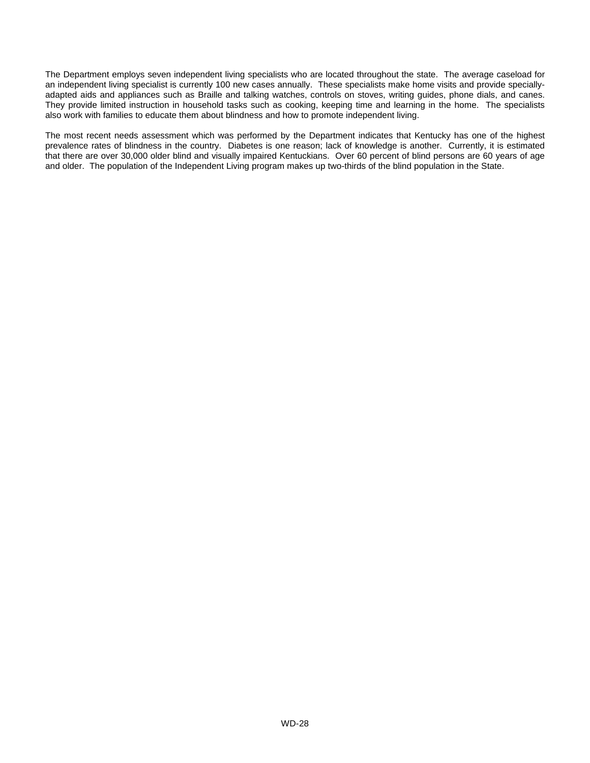The Department employs seven independent living specialists who are located throughout the state. The average caseload for an independent living specialist is currently 100 new cases annually. These specialists make home visits and provide specially-adapted aids and appliances such as Braille and talking watches, controls on stoves, writing guides, phone dials, and canes. They provide limited instruction in household tasks such as cooking, keeping time and learning in the home. The specialists also work with families to educate them about blindness and how to promote independent living.

The most recent needs assessment which was performed by the Department indicates that Kentucky has one of the highest prevalence rates of blindness in the country. Diabetes is one reason; lack of knowledge is another. Currently, it is estimated that there are over 30,000 older blind and visually impaired Kentuckians. Over 60 percent of blind persons are 60 years of age and older. The population of the Independent Living program makes up two-thirds of the blind population in the State.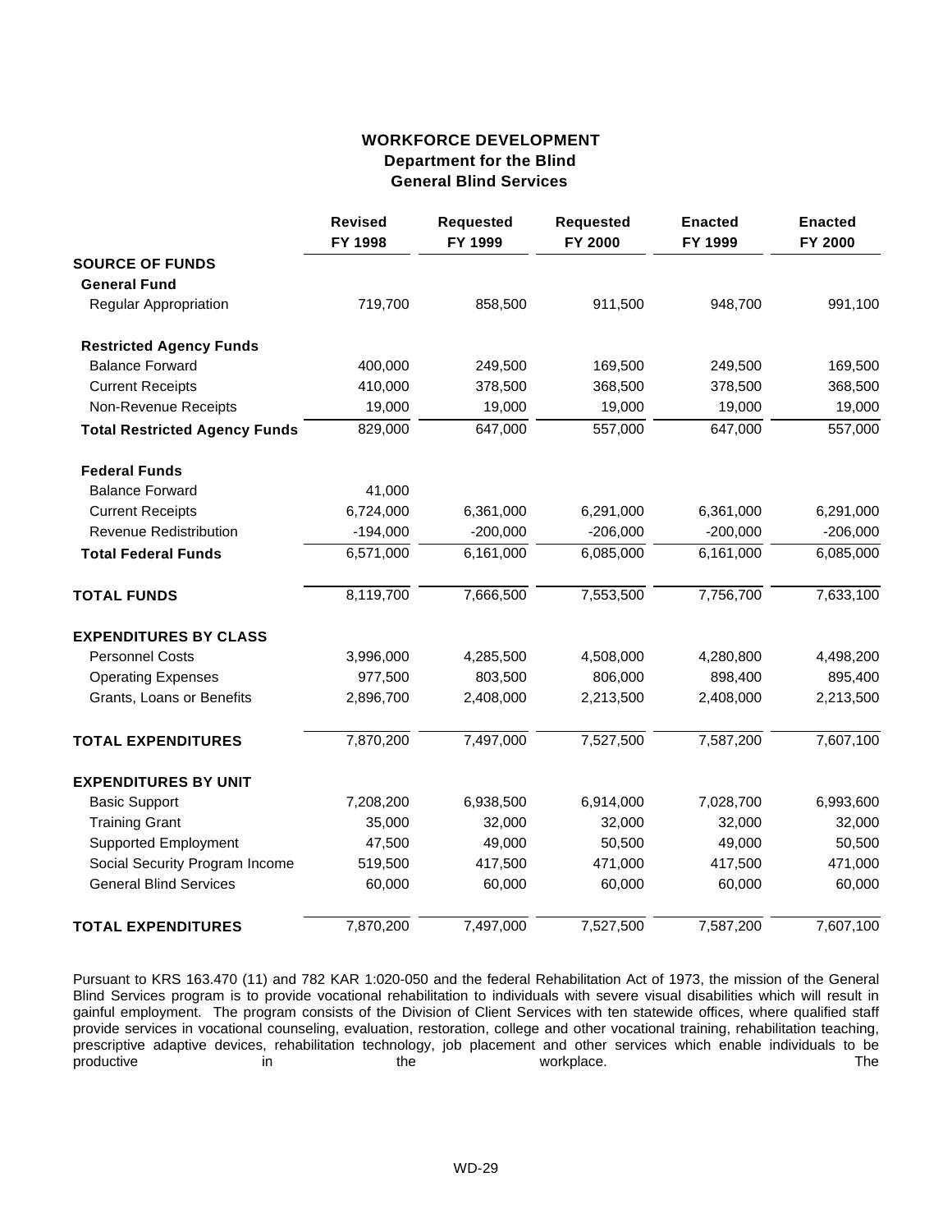# WORKFORCE DEVELOPMENT
## Department for the Blind
## General Blind Services

| | Revised FY 1998 | Requested FY 1999 | Requested FY 2000 | Enacted FY 1999 | Enacted FY 2000 |
|---|---|---|---|---|---|
| **SOURCE OF FUNDS** | | | | | |
| **General Fund** | | | | | |
| Regular Appropriation | 719,700 | 858,500 | 911,500 | 948,700 | 991,100 |
| **Restricted Agency Funds** | | | | | |
| Balance Forward | 400,000 | 249,500 | 169,500 | 249,500 | 169,500 |
| Current Receipts | 410,000 | 378,500 | 368,500 | 378,500 | 368,500 |
| Non-Revenue Receipts | 19,000 | 19,000 | 19,000 | 19,000 | 19,000 |
| **Total Restricted Agency Funds** | 829,000 | 647,000 | 557,000 | 647,000 | 557,000 |
| **Federal Funds** | | | | | |
| Balance Forward | 41,000 | | | | |
| Current Receipts | 6,724,000 | 6,361,000 | 6,291,000 | 6,361,000 | 6,291,000 |
| Revenue Redistribution | -194,000 | -200,000 | -206,000 | -200,000 | -206,000 |
| **Total Federal Funds** | 6,571,000 | 6,161,000 | 6,085,000 | 6,161,000 | 6,085,000 |
| **TOTAL FUNDS** | 8,119,700 | 7,666,500 | 7,553,500 | 7,756,700 | 7,633,100 |
| **EXPENDITURES BY CLASS** | | | | | |
| Personnel Costs | 3,996,000 | 4,285,500 | 4,508,000 | 4,280,800 | 4,498,200 |
| Operating Expenses | 977,500 | 803,500 | 806,000 | 898,400 | 895,400 |
| Grants, Loans or Benefits | 2,896,700 | 2,408,000 | 2,213,500 | 2,408,000 | 2,213,500 |
| **TOTAL EXPENDITURES** | 7,870,200 | 7,497,000 | 7,527,500 | 7,587,200 | 7,607,100 |
| **EXPENDITURES BY UNIT** | | | | | |
| Basic Support | 7,208,200 | 6,938,500 | 6,914,000 | 7,028,700 | 6,993,600 |
| Training Grant | 35,000 | 32,000 | 32,000 | 32,000 | 32,000 |
| Supported Employment | 47,500 | 49,000 | 50,500 | 49,000 | 50,500 |
| Social Security Program Income | 519,500 | 417,500 | 471,000 | 417,500 | 471,000 |
| General Blind Services | 60,000 | 60,000 | 60,000 | 60,000 | 60,000 |
| **TOTAL EXPENDITURES** | 7,870,200 | 7,497,000 | 7,527,500 | 7,587,200 | 7,607,100 |

Pursuant to KRS 163.470 (11) and 782 KAR 1:020-050 and the federal Rehabilitation Act of 1973, the mission of the General Blind Services program is to provide vocational rehabilitation to individuals with severe visual disabilities which will result in gainful employment. The program consists of the Division of Client Services with ten statewide offices, where qualified staff provide services in vocational counseling, evaluation, restoration, college and other vocational training, rehabilitation teaching, prescriptive adaptive devices, rehabilitation technology, job placement and other services which enable individuals to be productive in the workplace. The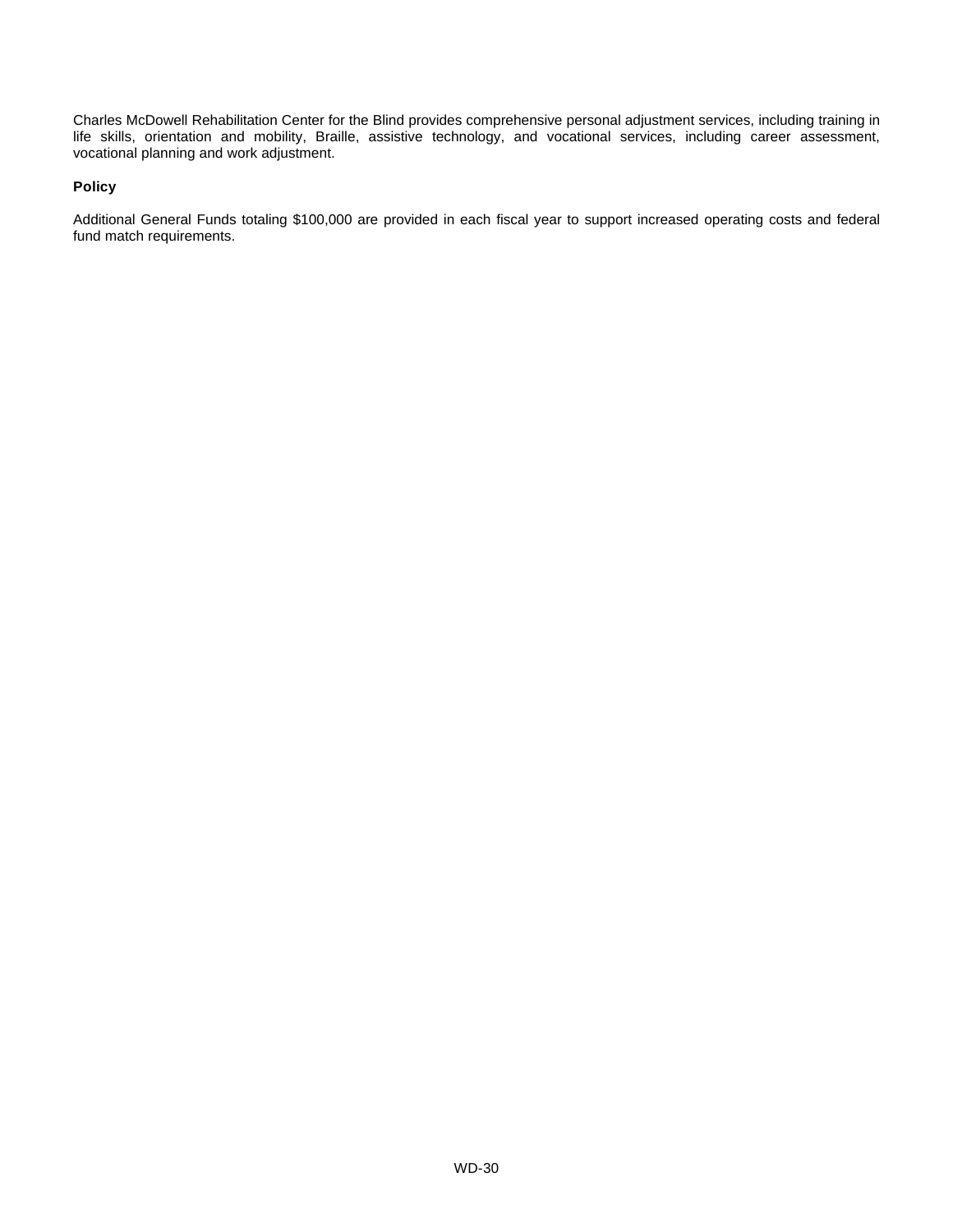Charles McDowell Rehabilitation Center for the Blind provides comprehensive personal adjustment services, including training in life skills, orientation and mobility, Braille, assistive technology, and vocational services, including career assessment, vocational planning and work adjustment.

**Policy**

Additional General Funds totaling $100,000 are provided in each fiscal year to support increased operating costs and federal fund match requirements.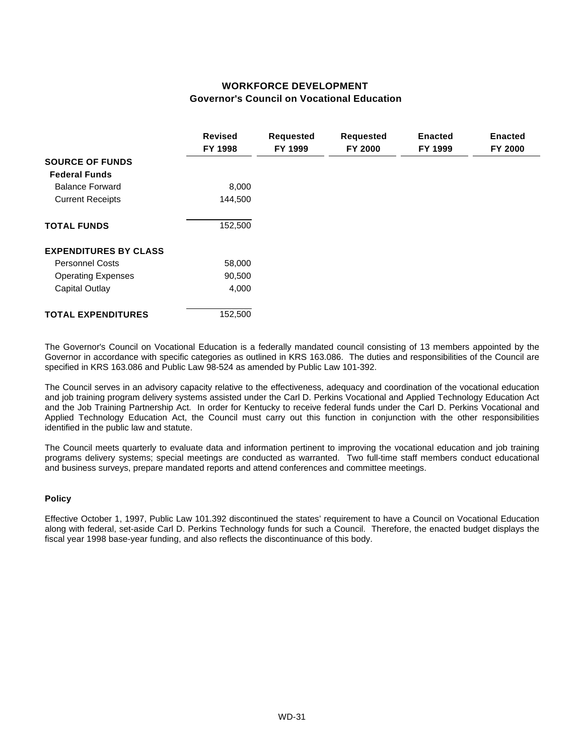# WORKFORCE DEVELOPMENT
## Governor's Council on Vocational Education

| | Revised FY 1998 | Requested FY 1999 | Requested FY 2000 | Enacted FY 1999 | Enacted FY 2000 |
|---|---|---|---|---|---|
| **SOURCE OF FUNDS** | | | | | |
| **Federal Funds** | | | | | |
| Balance Forward | 8,000 | | | | |
| Current Receipts | 144,500 | | | | |
| **TOTAL FUNDS** | 152,500 | | | | |
| **EXPENDITURES BY CLASS** | | | | | |
| Personnel Costs | 58,000 | | | | |
| Operating Expenses | 90,500 | | | | |
| Capital Outlay | 4,000 | | | | |
| **TOTAL EXPENDITURES** | 152,500 | | | | |

The Governor's Council on Vocational Education is a federally mandated council consisting of 13 members appointed by the Governor in accordance with specific categories as outlined in KRS 163.086. The duties and responsibilities of the Council are specified in KRS 163.086 and Public Law 98-524 as amended by Public Law 101-392.

The Council serves in an advisory capacity relative to the effectiveness, adequacy and coordination of the vocational education and job training program delivery systems assisted under the Carl D. Perkins Vocational and Applied Technology Education Act and the Job Training Partnership Act. In order for Kentucky to receive federal funds under the Carl D. Perkins Vocational and Applied Technology Education Act, the Council must carry out this function in conjunction with the other responsibilities identified in the public law and statute.

The Council meets quarterly to evaluate data and information pertinent to improving the vocational education and job training programs delivery systems; special meetings are conducted as warranted. Two full-time staff members conduct educational and business surveys, prepare mandated reports and attend conferences and committee meetings.

### Policy

Effective October 1, 1997, Public Law 101.392 discontinued the states' requirement to have a Council on Vocational Education along with federal, set-aside Carl D. Perkins Technology funds for such a Council. Therefore, the enacted budget displays the fiscal year 1998 base-year funding, and also reflects the discontinuance of this body.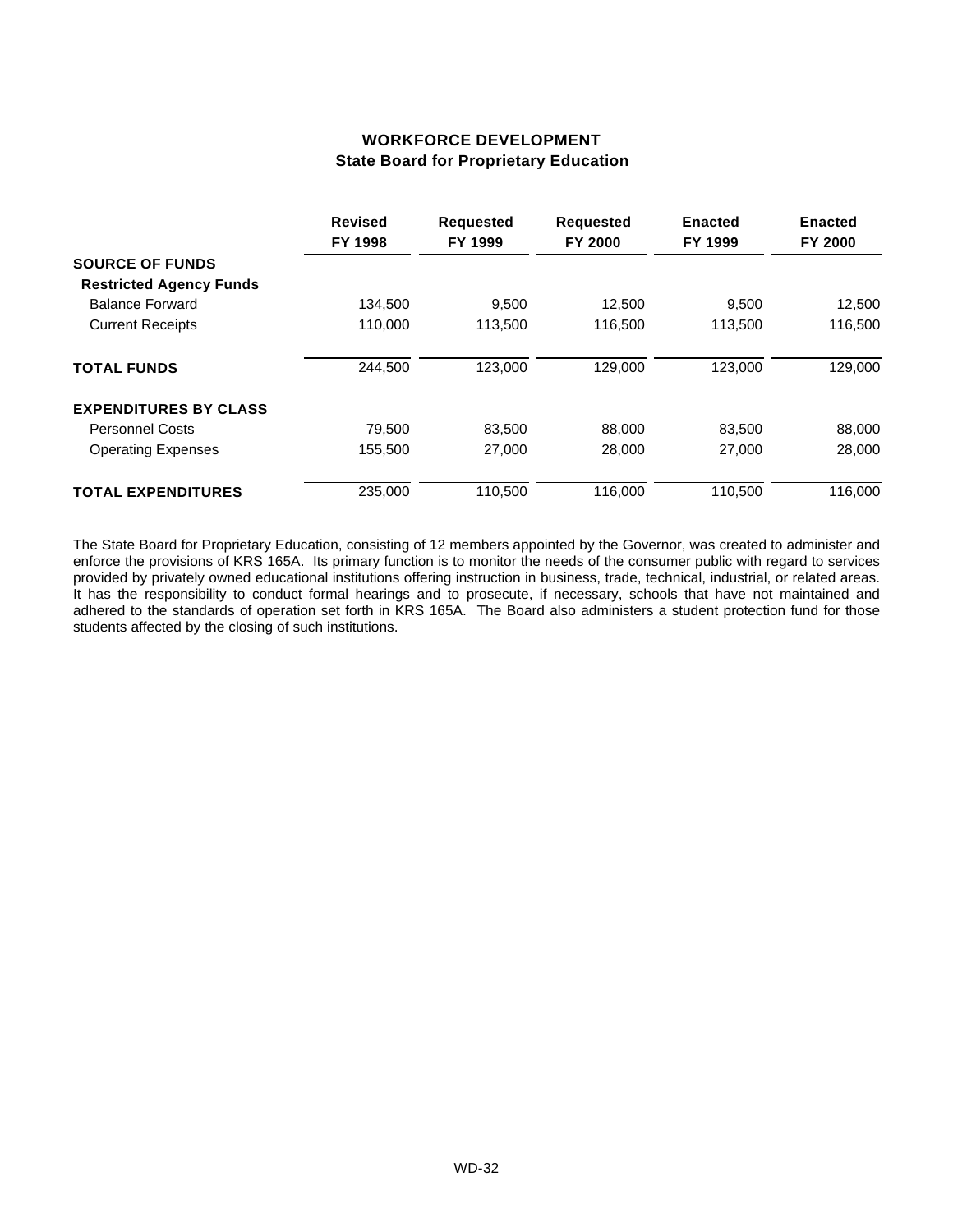## WORKFORCE DEVELOPMENT
### State Board for Proprietary Education

| | Revised FY 1998 | Requested FY 1999 | Requested FY 2000 | Enacted FY 1999 | Enacted FY 2000 |
|---|---|---|---|---|---|
| **SOURCE OF FUNDS** | | | | | |
| **Restricted Agency Funds** | | | | | |
| Balance Forward | 134,500 | 9,500 | 12,500 | 9,500 | 12,500 |
| Current Receipts | 110,000 | 113,500 | 116,500 | 113,500 | 116,500 |
| **TOTAL FUNDS** | 244,500 | 123,000 | 129,000 | 123,000 | 129,000 |
| **EXPENDITURES BY CLASS** | | | | | |
| Personnel Costs | 79,500 | 83,500 | 88,000 | 83,500 | 88,000 |
| Operating Expenses | 155,500 | 27,000 | 28,000 | 27,000 | 28,000 |
| **TOTAL EXPENDITURES** | 235,000 | 110,500 | 116,000 | 110,500 | 116,000 |

The State Board for Proprietary Education, consisting of 12 members appointed by the Governor, was created to administer and enforce the provisions of KRS 165A. Its primary function is to monitor the needs of the consumer public with regard to services provided by privately owned educational institutions offering instruction in business, trade, technical, industrial, or related areas. It has the responsibility to conduct formal hearings and to prosecute, if necessary, schools that have not maintained and adhered to the standards of operation set forth in KRS 165A. The Board also administers a student protection fund for those students affected by the closing of such institutions.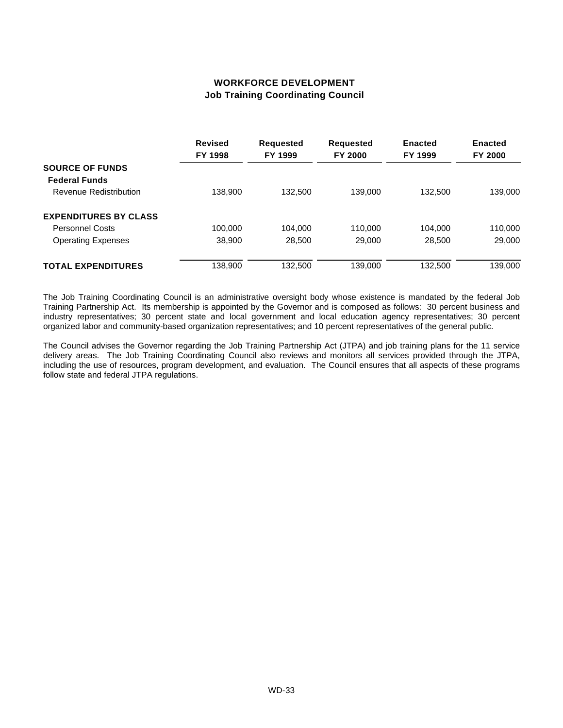# WORKFORCE DEVELOPMENT
## Job Training Coordinating Council

| | Revised FY 1998 | Requested FY 1999 | Requested FY 2000 | Enacted FY 1999 | Enacted FY 2000 |
|---|---|---|---|---|---|
| **SOURCE OF FUNDS** | | | | | |
| **Federal Funds** | | | | | |
| Revenue Redistribution | 138,900 | 132,500 | 139,000 | 132,500 | 139,000 |
| **EXPENDITURES BY CLASS** | | | | | |
| Personnel Costs | 100,000 | 104,000 | 110,000 | 104,000 | 110,000 |
| Operating Expenses | 38,900 | 28,500 | 29,000 | 28,500 | 29,000 |
| **TOTAL EXPENDITURES** | 138,900 | 132,500 | 139,000 | 132,500 | 139,000 |

The Job Training Coordinating Council is an administrative oversight body whose existence is mandated by the federal Job Training Partnership Act. Its membership is appointed by the Governor and is composed as follows: 30 percent business and industry representatives; 30 percent state and local government and local education agency representatives; 30 percent organized labor and community-based organization representatives; and 10 percent representatives of the general public.

The Council advises the Governor regarding the Job Training Partnership Act (JTPA) and job training plans for the 11 service delivery areas. The Job Training Coordinating Council also reviews and monitors all services provided through the JTPA, including the use of resources, program development, and evaluation. The Council ensures that all aspects of these programs follow state and federal JTPA regulations.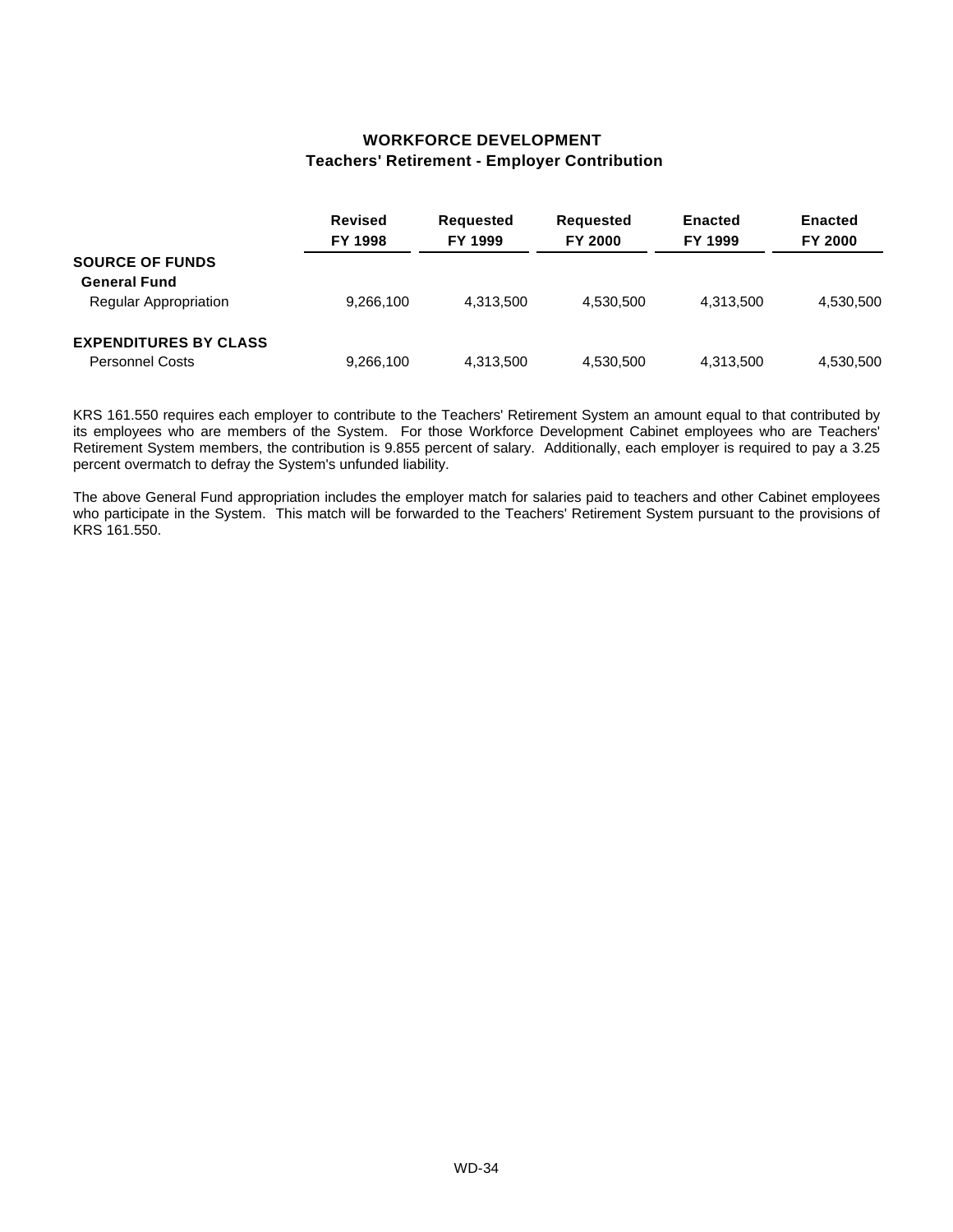# WORKFORCE DEVELOPMENT

## Teachers' Retirement - Employer Contribution

| | Revised FY 1998 | Requested FY 1999 | Requested FY 2000 | Enacted FY 1999 | Enacted FY 2000 |
|---|---|---|---|---|---|
| **SOURCE OF FUNDS** | | | | | |
| **General Fund** | | | | | |
| Regular Appropriation | 9,266,100 | 4,313,500 | 4,530,500 | 4,313,500 | 4,530,500 |
| **EXPENDITURES BY CLASS** | | | | | |
| Personnel Costs | 9,266,100 | 4,313,500 | 4,530,500 | 4,313,500 | 4,530,500 |

KRS 161.550 requires each employer to contribute to the Teachers' Retirement System an amount equal to that contributed by its employees who are members of the System. For those Workforce Development Cabinet employees who are Teachers' Retirement System members, the contribution is 9.855 percent of salary. Additionally, each employer is required to pay a 3.25 percent overmatch to defray the System's unfunded liability.

The above General Fund appropriation includes the employer match for salaries paid to teachers and other Cabinet employees who participate in the System. This match will be forwarded to the Teachers' Retirement System pursuant to the provisions of KRS 161.550.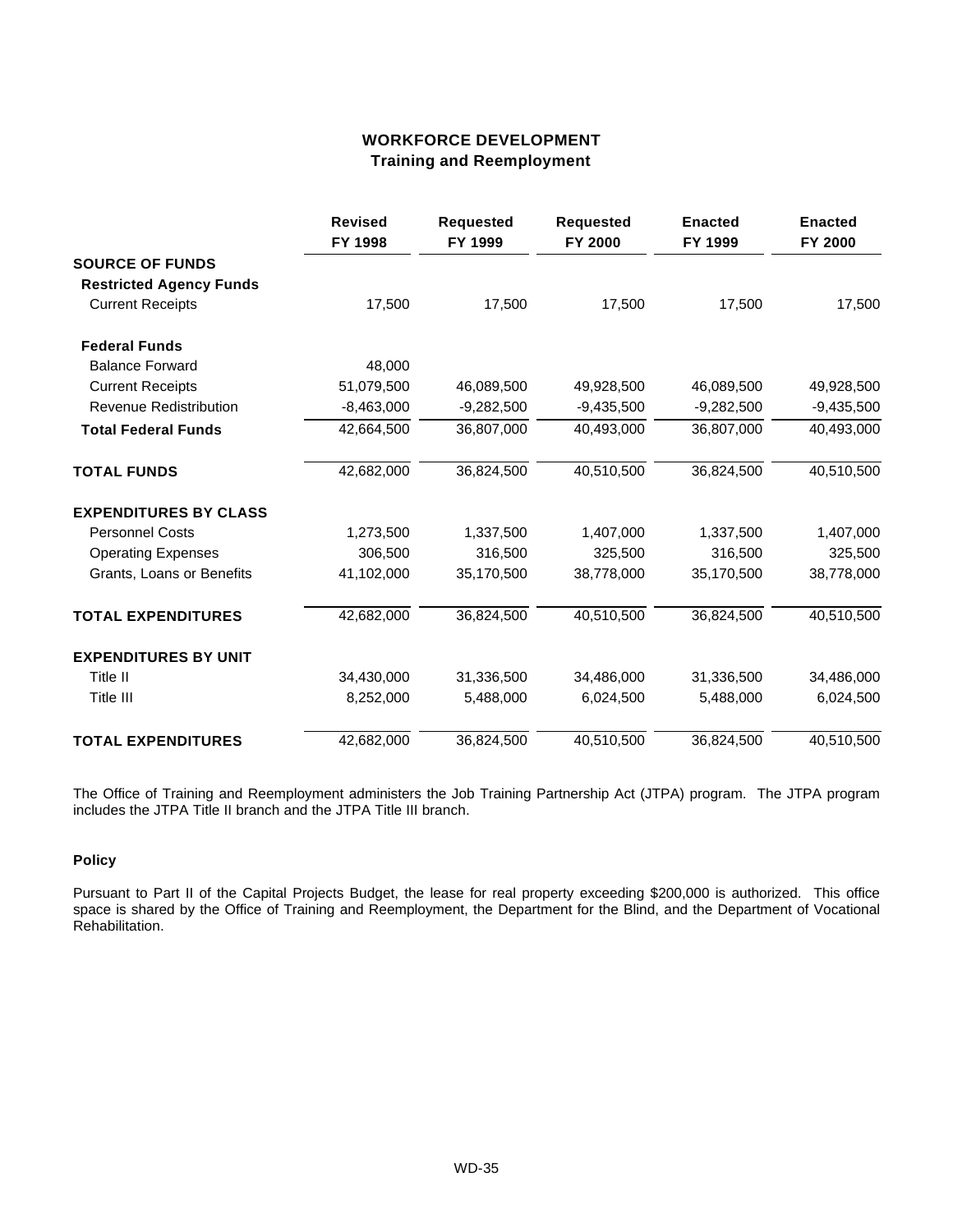## WORKFORCE DEVELOPMENT
### Training and Reemployment

| | Revised FY 1998 | Requested FY 1999 | Requested FY 2000 | Enacted FY 1999 | Enacted FY 2000 |
|---|---|---|---|---|---|
| **SOURCE OF FUNDS** | | | | | |
| **Restricted Agency Funds** | | | | | |
| Current Receipts | 17,500 | 17,500 | 17,500 | 17,500 | 17,500 |
| **Federal Funds** | | | | | |
| Balance Forward | 48,000 | | | | |
| Current Receipts | 51,079,500 | 46,089,500 | 49,928,500 | 46,089,500 | 49,928,500 |
| Revenue Redistribution | -8,463,000 | -9,282,500 | -9,435,500 | -9,282,500 | -9,435,500 |
| **Total Federal Funds** | 42,664,500 | 36,807,000 | 40,493,000 | 36,807,000 | 40,493,000 |
| **TOTAL FUNDS** | 42,682,000 | 36,824,500 | 40,510,500 | 36,824,500 | 40,510,500 |
| **EXPENDITURES BY CLASS** | | | | | |
| Personnel Costs | 1,273,500 | 1,337,500 | 1,407,000 | 1,337,500 | 1,407,000 |
| Operating Expenses | 306,500 | 316,500 | 325,500 | 316,500 | 325,500 |
| Grants, Loans or Benefits | 41,102,000 | 35,170,500 | 38,778,000 | 35,170,500 | 38,778,000 |
| **TOTAL EXPENDITURES** | 42,682,000 | 36,824,500 | 40,510,500 | 36,824,500 | 40,510,500 |
| **EXPENDITURES BY UNIT** | | | | | |
| Title II | 34,430,000 | 31,336,500 | 34,486,000 | 31,336,500 | 34,486,000 |
| Title III | 8,252,000 | 5,488,000 | 6,024,500 | 5,488,000 | 6,024,500 |
| **TOTAL EXPENDITURES** | 42,682,000 | 36,824,500 | 40,510,500 | 36,824,500 | 40,510,500 |

The Office of Training and Reemployment administers the Job Training Partnership Act (JTPA) program. The JTPA program includes the JTPA Title II branch and the JTPA Title III branch.

**Policy**

Pursuant to Part II of the Capital Projects Budget, the lease for real property exceeding $200,000 is authorized. This office space is shared by the Office of Training and Reemployment, the Department for the Blind, and the Department of Vocational Rehabilitation.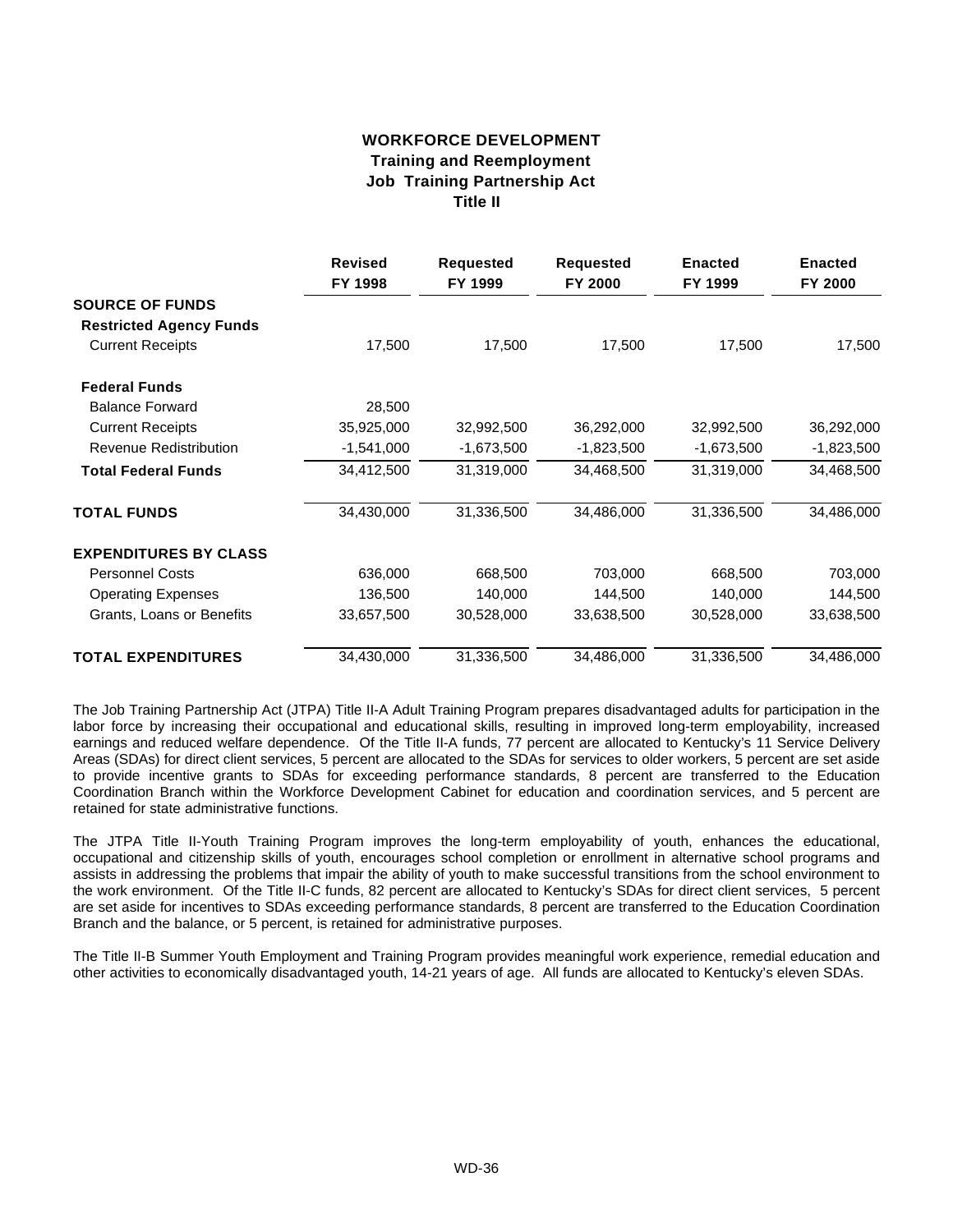# WORKFORCE DEVELOPMENT
## Training and Reemployment
## Job Training Partnership Act
## Title II

| | Revised FY 1998 | Requested FY 1999 | Requested FY 2000 | Enacted FY 1999 | Enacted FY 2000 |
|---|---|---|---|---|---|
| **SOURCE OF FUNDS** | | | | | |
| **Restricted Agency Funds** | | | | | |
| Current Receipts | 17,500 | 17,500 | 17,500 | 17,500 | 17,500 |
| **Federal Funds** | | | | | |
| Balance Forward | 28,500 | | | | |
| Current Receipts | 35,925,000 | 32,992,500 | 36,292,000 | 32,992,500 | 36,292,000 |
| Revenue Redistribution | -1,541,000 | -1,673,500 | -1,823,500 | -1,673,500 | -1,823,500 |
| **Total Federal Funds** | 34,412,500 | 31,319,000 | 34,468,500 | 31,319,000 | 34,468,500 |
| **TOTAL FUNDS** | 34,430,000 | 31,336,500 | 34,486,000 | 31,336,500 | 34,486,000 |
| **EXPENDITURES BY CLASS** | | | | | |
| Personnel Costs | 636,000 | 668,500 | 703,000 | 668,500 | 703,000 |
| Operating Expenses | 136,500 | 140,000 | 144,500 | 140,000 | 144,500 |
| Grants, Loans or Benefits | 33,657,500 | 30,528,000 | 33,638,500 | 30,528,000 | 33,638,500 |
| **TOTAL EXPENDITURES** | 34,430,000 | 31,336,500 | 34,486,000 | 31,336,500 | 34,486,000 |

The Job Training Partnership Act (JTPA) Title II-A Adult Training Program prepares disadvantaged adults for participation in the labor force by increasing their occupational and educational skills, resulting in improved long-term employability, increased earnings and reduced welfare dependence. Of the Title II-A funds, 77 percent are allocated to Kentucky's 11 Service Delivery Areas (SDAs) for direct client services, 5 percent are allocated to the SDAs for services to older workers, 5 percent are set aside to provide incentive grants to SDAs for exceeding performance standards, 8 percent are transferred to the Education Coordination Branch within the Workforce Development Cabinet for education and coordination services, and 5 percent are retained for state administrative functions.

The JTPA Title II-Youth Training Program improves the long-term employability of youth, enhances the educational, occupational and citizenship skills of youth, encourages school completion or enrollment in alternative school programs and assists in addressing the problems that impair the ability of youth to make successful transitions from the school environment to the work environment. Of the Title II-C funds, 82 percent are allocated to Kentucky's SDAs for direct client services, 5 percent are set aside for incentives to SDAs exceeding performance standards, 8 percent are transferred to the Education Coordination Branch and the balance, or 5 percent, is retained for administrative purposes.

The Title II-B Summer Youth Employment and Training Program provides meaningful work experience, remedial education and other activities to economically disadvantaged youth, 14-21 years of age. All funds are allocated to Kentucky's eleven SDAs.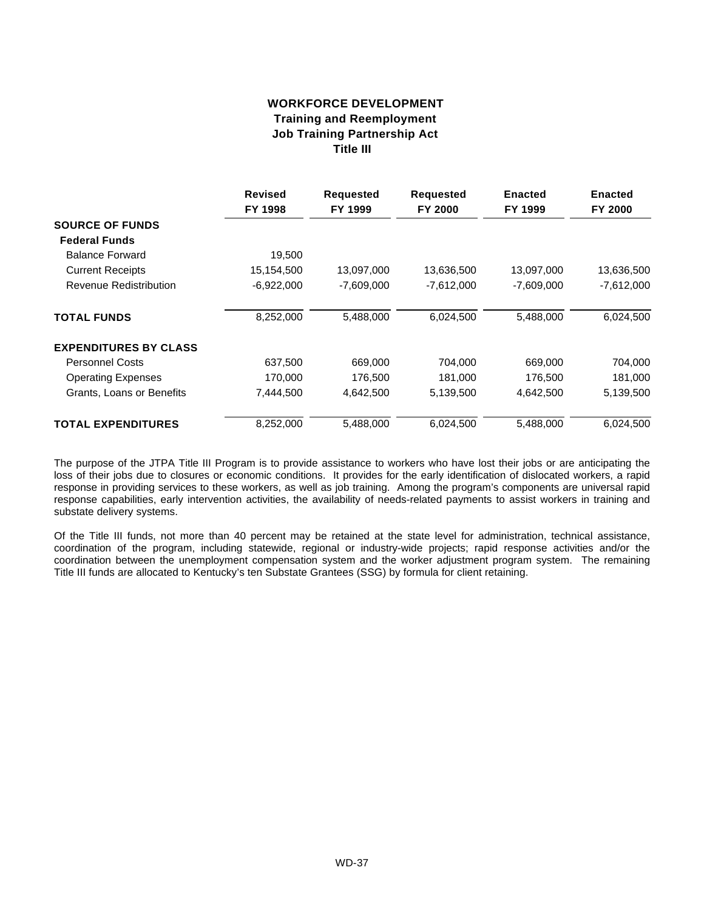# WORKFORCE DEVELOPMENT
## Training and Reemployment
## Job Training Partnership Act
## Title III

| | Revised FY 1998 | Requested FY 1999 | Requested FY 2000 | Enacted FY 1999 | Enacted FY 2000 |
|---|---|---|---|---|---|
| **SOURCE OF FUNDS** | | | | | |
| **Federal Funds** | | | | | |
| Balance Forward | 19,500 | | | | |
| Current Receipts | 15,154,500 | 13,097,000 | 13,636,500 | 13,097,000 | 13,636,500 |
| Revenue Redistribution | -6,922,000 | -7,609,000 | -7,612,000 | -7,609,000 | -7,612,000 |
| **TOTAL FUNDS** | 8,252,000 | 5,488,000 | 6,024,500 | 5,488,000 | 6,024,500 |
| **EXPENDITURES BY CLASS** | | | | | |
| Personnel Costs | 637,500 | 669,000 | 704,000 | 669,000 | 704,000 |
| Operating Expenses | 170,000 | 176,500 | 181,000 | 176,500 | 181,000 |
| Grants, Loans or Benefits | 7,444,500 | 4,642,500 | 5,139,500 | 4,642,500 | 5,139,500 |
| **TOTAL EXPENDITURES** | 8,252,000 | 5,488,000 | 6,024,500 | 5,488,000 | 6,024,500 |

The purpose of the JTPA Title III Program is to provide assistance to workers who have lost their jobs or are anticipating the loss of their jobs due to closures or economic conditions. It provides for the early identification of dislocated workers, a rapid response in providing services to these workers, as well as job training. Among the program's components are universal rapid response capabilities, early intervention activities, the availability of needs-related payments to assist workers in training and substate delivery systems.

Of the Title III funds, not more than 40 percent may be retained at the state level for administration, technical assistance, coordination of the program, including statewide, regional or industry-wide projects; rapid response activities and/or the coordination between the unemployment compensation system and the worker adjustment program system. The remaining Title III funds are allocated to Kentucky's ten Substate Grantees (SSG) by formula for client retaining.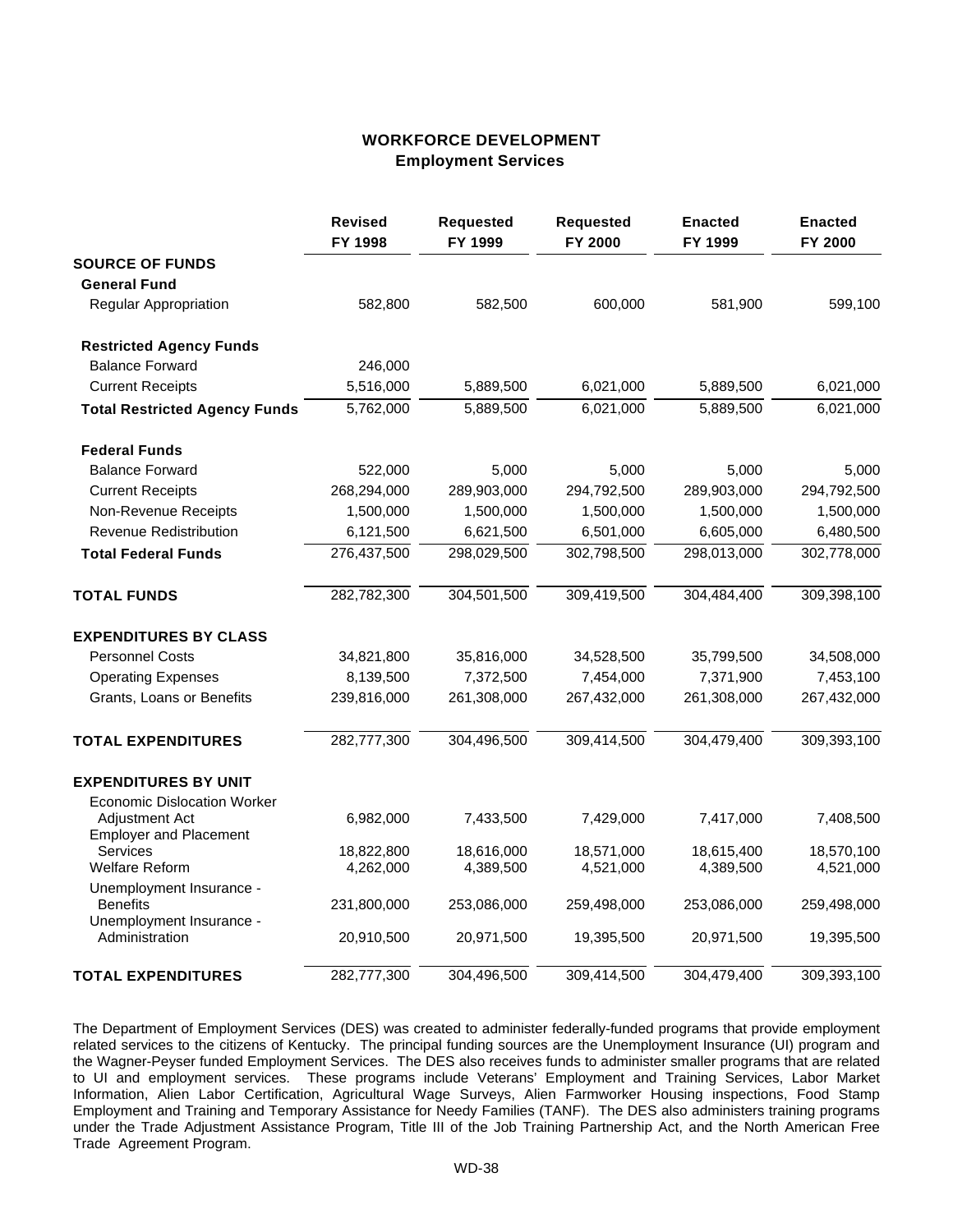# WORKFORCE DEVELOPMENT
## Employment Services

| | Revised FY 1998 | Requested FY 1999 | Requested FY 2000 | Enacted FY 1999 | Enacted FY 2000 |
|---|---|---|---|---|---|
| **SOURCE OF FUNDS** | | | | | |
| **General Fund** | | | | | |
| Regular Appropriation | 582,800 | 582,500 | 600,000 | 581,900 | 599,100 |
| **Restricted Agency Funds** | | | | | |
| Balance Forward | 246,000 | | | | |
| Current Receipts | 5,516,000 | 5,889,500 | 6,021,000 | 5,889,500 | 6,021,000 |
| **Total Restricted Agency Funds** | 5,762,000 | 5,889,500 | 6,021,000 | 5,889,500 | 6,021,000 |
| **Federal Funds** | | | | | |
| Balance Forward | 522,000 | 5,000 | 5,000 | 5,000 | 5,000 |
| Current Receipts | 268,294,000 | 289,903,000 | 294,792,500 | 289,903,000 | 294,792,500 |
| Non-Revenue Receipts | 1,500,000 | 1,500,000 | 1,500,000 | 1,500,000 | 1,500,000 |
| Revenue Redistribution | 6,121,500 | 6,621,500 | 6,501,000 | 6,605,000 | 6,480,500 |
| **Total Federal Funds** | 276,437,500 | 298,029,500 | 302,798,500 | 298,013,000 | 302,778,000 |
| **TOTAL FUNDS** | 282,782,300 | 304,501,500 | 309,419,500 | 304,484,400 | 309,398,100 |
| **EXPENDITURES BY CLASS** | | | | | |
| Personnel Costs | 34,821,800 | 35,816,000 | 34,528,500 | 35,799,500 | 34,508,000 |
| Operating Expenses | 8,139,500 | 7,372,500 | 7,454,000 | 7,371,900 | 7,453,100 |
| Grants, Loans or Benefits | 239,816,000 | 261,308,000 | 267,432,000 | 261,308,000 | 267,432,000 |
| **TOTAL EXPENDITURES** | 282,777,300 | 304,496,500 | 309,414,500 | 304,479,400 | 309,393,100 |
| **EXPENDITURES BY UNIT** | | | | | |
| Economic Dislocation Worker Adjustment Act | 6,982,000 | 7,433,500 | 7,429,000 | 7,417,000 | 7,408,500 |
| Employer and Placement Services | 18,822,800 | 18,616,000 | 18,571,000 | 18,615,400 | 18,570,100 |
| Welfare Reform | 4,262,000 | 4,389,500 | 4,521,000 | 4,389,500 | 4,521,000 |
| Unemployment Insurance - Benefits | 231,800,000 | 253,086,000 | 259,498,000 | 253,086,000 | 259,498,000 |
| Unemployment Insurance - Administration | 20,910,500 | 20,971,500 | 19,395,500 | 20,971,500 | 19,395,500 |
| **TOTAL EXPENDITURES** | 282,777,300 | 304,496,500 | 309,414,500 | 304,479,400 | 309,393,100 |

The Department of Employment Services (DES) was created to administer federally-funded programs that provide employment related services to the citizens of Kentucky. The principal funding sources are the Unemployment Insurance (UI) program and the Wagner-Peyser funded Employment Services. The DES also receives funds to administer smaller programs that are related to UI and employment services. These programs include Veterans' Employment and Training Services, Labor Market Information, Alien Labor Certification, Agricultural Wage Surveys, Alien Farmworker Housing inspections, Food Stamp Employment and Training and Temporary Assistance for Needy Families (TANF). The DES also administers training programs under the Trade Adjustment Assistance Program, Title III of the Job Training Partnership Act, and the North American Free Trade Agreement Program.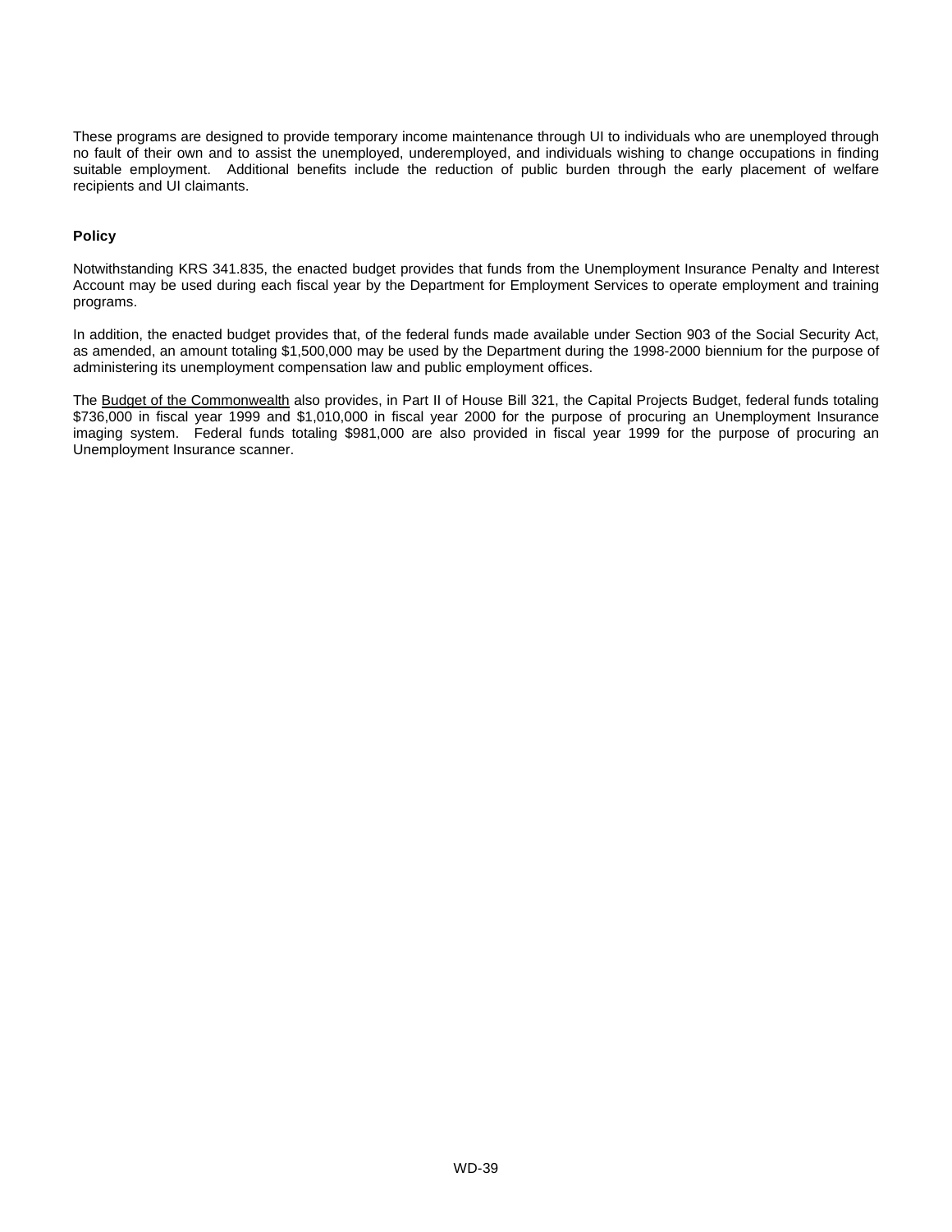These programs are designed to provide temporary income maintenance through UI to individuals who are unemployed through no fault of their own and to assist the unemployed, underemployed, and individuals wishing to change occupations in finding suitable employment. Additional benefits include the reduction of public burden through the early placement of welfare recipients and UI claimants.

**Policy**

Notwithstanding KRS 341.835, the enacted budget provides that funds from the Unemployment Insurance Penalty and Interest Account may be used during each fiscal year by the Department for Employment Services to operate employment and training programs.

In addition, the enacted budget provides that, of the federal funds made available under Section 903 of the Social Security Act, as amended, an amount totaling $1,500,000 may be used by the Department during the 1998-2000 biennium for the purpose of administering its unemployment compensation law and public employment offices.

The Budget of the Commonwealth also provides, in Part II of House Bill 321, the Capital Projects Budget, federal funds totaling $736,000 in fiscal year 1999 and $1,010,000 in fiscal year 2000 for the purpose of procuring an Unemployment Insurance imaging system. Federal funds totaling $981,000 are also provided in fiscal year 1999 for the purpose of procuring an Unemployment Insurance scanner.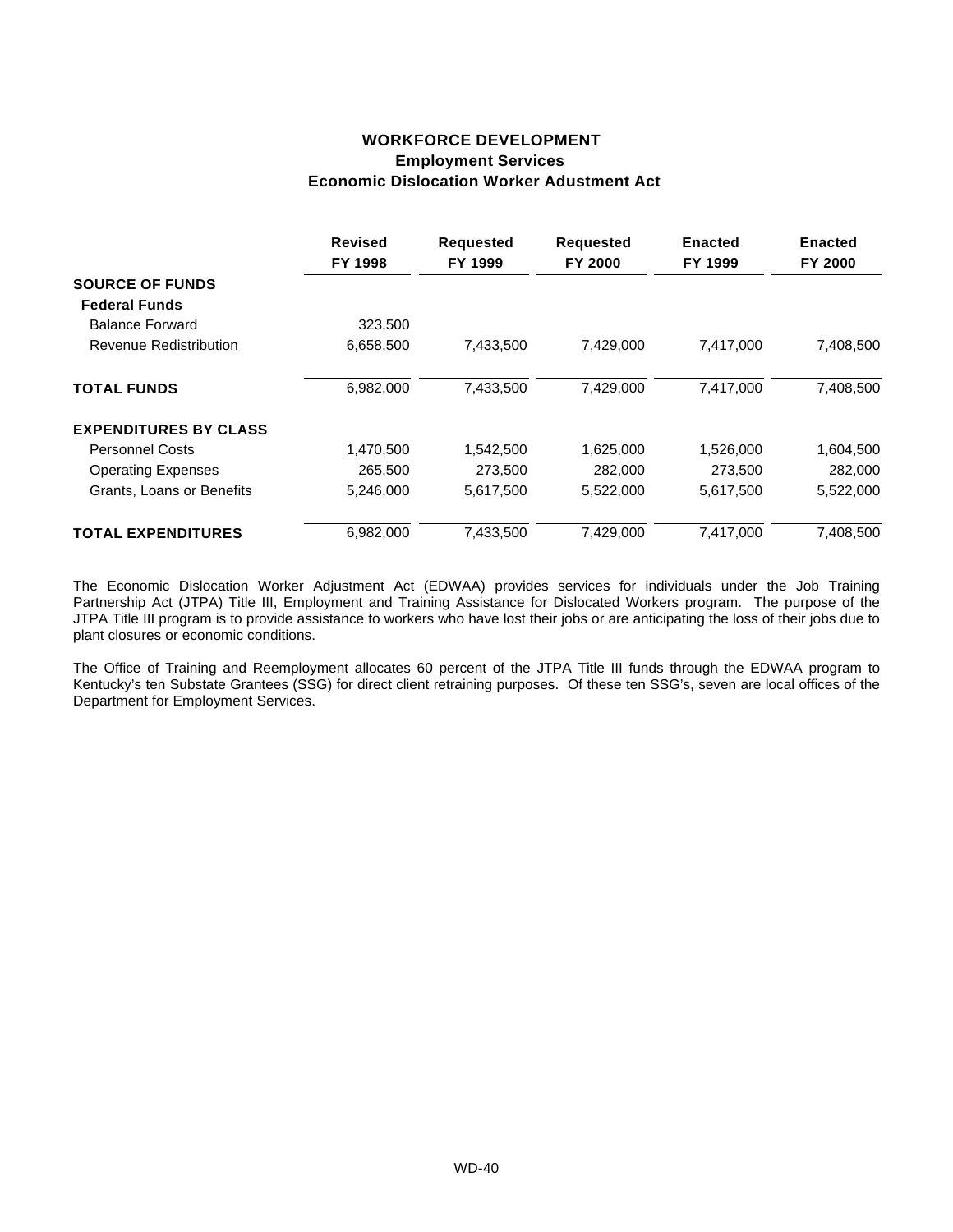# WORKFORCE DEVELOPMENT
## Employment Services
### Economic Dislocation Worker Adustment Act

| | Revised FY 1998 | Requested FY 1999 | Requested FY 2000 | Enacted FY 1999 | Enacted FY 2000 |
|---|---|---|---|---|---|
| **SOURCE OF FUNDS** | | | | | |
| **Federal Funds** | | | | | |
| Balance Forward | 323,500 | | | | |
| Revenue Redistribution | 6,658,500 | 7,433,500 | 7,429,000 | 7,417,000 | 7,408,500 |
| **TOTAL FUNDS** | 6,982,000 | 7,433,500 | 7,429,000 | 7,417,000 | 7,408,500 |
| **EXPENDITURES BY CLASS** | | | | | |
| Personnel Costs | 1,470,500 | 1,542,500 | 1,625,000 | 1,526,000 | 1,604,500 |
| Operating Expenses | 265,500 | 273,500 | 282,000 | 273,500 | 282,000 |
| Grants, Loans or Benefits | 5,246,000 | 5,617,500 | 5,522,000 | 5,617,500 | 5,522,000 |
| **TOTAL EXPENDITURES** | 6,982,000 | 7,433,500 | 7,429,000 | 7,417,000 | 7,408,500 |

The Economic Dislocation Worker Adjustment Act (EDWAA) provides services for individuals under the Job Training Partnership Act (JTPA) Title III, Employment and Training Assistance for Dislocated Workers program. The purpose of the JTPA Title III program is to provide assistance to workers who have lost their jobs or are anticipating the loss of their jobs due to plant closures or economic conditions.

The Office of Training and Reemployment allocates 60 percent of the JTPA Title III funds through the EDWAA program to Kentucky's ten Substate Grantees (SSG) for direct client retraining purposes. Of these ten SSG's, seven are local offices of the Department for Employment Services.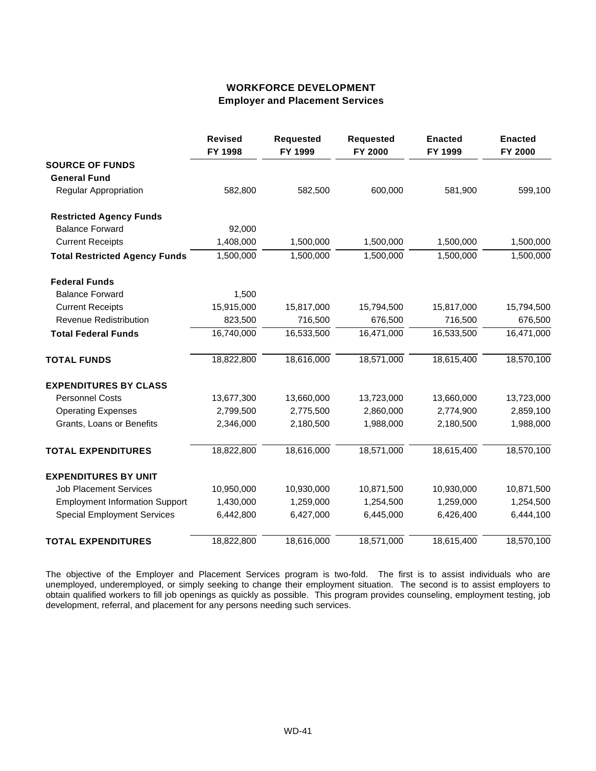# WORKFORCE DEVELOPMENT
## Employer and Placement Services

| | Revised FY 1998 | Requested FY 1999 | Requested FY 2000 | Enacted FY 1999 | Enacted FY 2000 |
|---|---|---|---|---|---|
| **SOURCE OF FUNDS** | | | | | |
| **General Fund** | | | | | |
| Regular Appropriation | 582,800 | 582,500 | 600,000 | 581,900 | 599,100 |
| **Restricted Agency Funds** | | | | | |
| Balance Forward | 92,000 | | | | |
| Current Receipts | 1,408,000 | 1,500,000 | 1,500,000 | 1,500,000 | 1,500,000 |
| **Total Restricted Agency Funds** | 1,500,000 | 1,500,000 | 1,500,000 | 1,500,000 | 1,500,000 |
| **Federal Funds** | | | | | |
| Balance Forward | 1,500 | | | | |
| Current Receipts | 15,915,000 | 15,817,000 | 15,794,500 | 15,817,000 | 15,794,500 |
| Revenue Redistribution | 823,500 | 716,500 | 676,500 | 716,500 | 676,500 |
| **Total Federal Funds** | 16,740,000 | 16,533,500 | 16,471,000 | 16,533,500 | 16,471,000 |
| **TOTAL FUNDS** | 18,822,800 | 18,616,000 | 18,571,000 | 18,615,400 | 18,570,100 |
| **EXPENDITURES BY CLASS** | | | | | |
| Personnel Costs | 13,677,300 | 13,660,000 | 13,723,000 | 13,660,000 | 13,723,000 |
| Operating Expenses | 2,799,500 | 2,775,500 | 2,860,000 | 2,774,900 | 2,859,100 |
| Grants, Loans or Benefits | 2,346,000 | 2,180,500 | 1,988,000 | 2,180,500 | 1,988,000 |
| **TOTAL EXPENDITURES** | 18,822,800 | 18,616,000 | 18,571,000 | 18,615,400 | 18,570,100 |
| **EXPENDITURES BY UNIT** | | | | | |
| Job Placement Services | 10,950,000 | 10,930,000 | 10,871,500 | 10,930,000 | 10,871,500 |
| Employment Information Support | 1,430,000 | 1,259,000 | 1,254,500 | 1,259,000 | 1,254,500 |
| Special Employment Services | 6,442,800 | 6,427,000 | 6,445,000 | 6,426,400 | 6,444,100 |
| **TOTAL EXPENDITURES** | 18,822,800 | 18,616,000 | 18,571,000 | 18,615,400 | 18,570,100 |

The objective of the Employer and Placement Services program is two-fold. The first is to assist individuals who are unemployed, underemployed, or simply seeking to change their employment situation. The second is to assist employers to obtain qualified workers to fill job openings as quickly as possible. This program provides counseling, employment testing, job development, referral, and placement for any persons needing such services.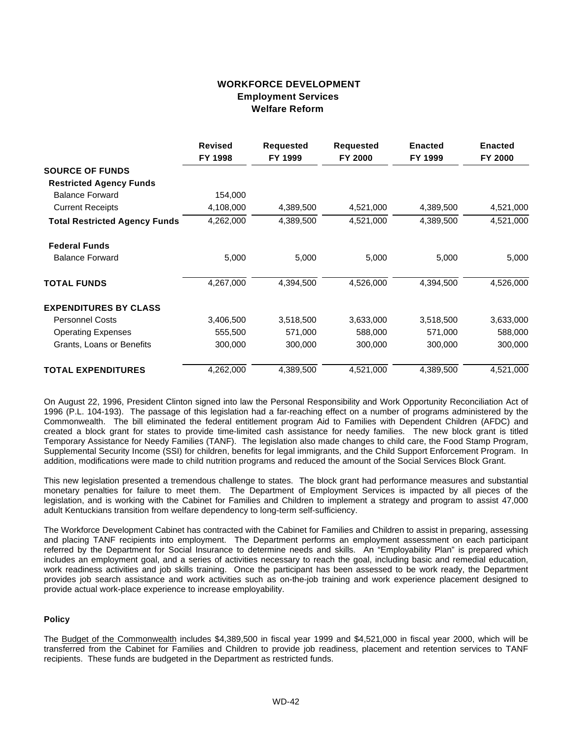# WORKFORCE DEVELOPMENT
## Employment Services
### Welfare Reform

| | Revised FY 1998 | Requested FY 1999 | Requested FY 2000 | Enacted FY 1999 | Enacted FY 2000 |
|---|---|---|---|---|---|
| **SOURCE OF FUNDS** | | | | | |
| **Restricted Agency Funds** | | | | | |
| Balance Forward | 154,000 | | | | |
| Current Receipts | 4,108,000 | 4,389,500 | 4,521,000 | 4,389,500 | 4,521,000 |
| **Total Restricted Agency Funds** | 4,262,000 | 4,389,500 | 4,521,000 | 4,389,500 | 4,521,000 |
| **Federal Funds** | | | | | |
| Balance Forward | 5,000 | 5,000 | 5,000 | 5,000 | 5,000 |
| **TOTAL FUNDS** | 4,267,000 | 4,394,500 | 4,526,000 | 4,394,500 | 4,526,000 |
| **EXPENDITURES BY CLASS** | | | | | |
| Personnel Costs | 3,406,500 | 3,518,500 | 3,633,000 | 3,518,500 | 3,633,000 |
| Operating Expenses | 555,500 | 571,000 | 588,000 | 571,000 | 588,000 |
| Grants, Loans or Benefits | 300,000 | 300,000 | 300,000 | 300,000 | 300,000 |
| **TOTAL EXPENDITURES** | 4,262,000 | 4,389,500 | 4,521,000 | 4,389,500 | 4,521,000 |

On August 22, 1996, President Clinton signed into law the Personal Responsibility and Work Opportunity Reconciliation Act of 1996 (P.L. 104-193). The passage of this legislation had a far-reaching effect on a number of programs administered by the Commonwealth. The bill eliminated the federal entitlement program Aid to Families with Dependent Children (AFDC) and created a block grant for states to provide time-limited cash assistance for needy families. The new block grant is titled Temporary Assistance for Needy Families (TANF). The legislation also made changes to child care, the Food Stamp Program, Supplemental Security Income (SSI) for children, benefits for legal immigrants, and the Child Support Enforcement Program. In addition, modifications were made to child nutrition programs and reduced the amount of the Social Services Block Grant.

This new legislation presented a tremendous challenge to states. The block grant had performance measures and substantial monetary penalties for failure to meet them. The Department of Employment Services is impacted by all pieces of the legislation, and is working with the Cabinet for Families and Children to implement a strategy and program to assist 47,000 adult Kentuckians transition from welfare dependency to long-term self-sufficiency.

The Workforce Development Cabinet has contracted with the Cabinet for Families and Children to assist in preparing, assessing and placing TANF recipients into employment. The Department performs an employment assessment on each participant referred by the Department for Social Insurance to determine needs and skills. An "Employability Plan" is prepared which includes an employment goal, and a series of activities necessary to reach the goal, including basic and remedial education, work readiness activities and job skills training. Once the participant has been assessed to be work ready, the Department provides job search assistance and work activities such as on-the-job training and work experience placement designed to provide actual work-place experience to increase employability.

**Policy**

The Budget of the Commonwealth includes $4,389,500 in fiscal year 1999 and $4,521,000 in fiscal year 2000, which will be transferred from the Cabinet for Families and Children to provide job readiness, placement and retention services to TANF recipients. These funds are budgeted in the Department as restricted funds.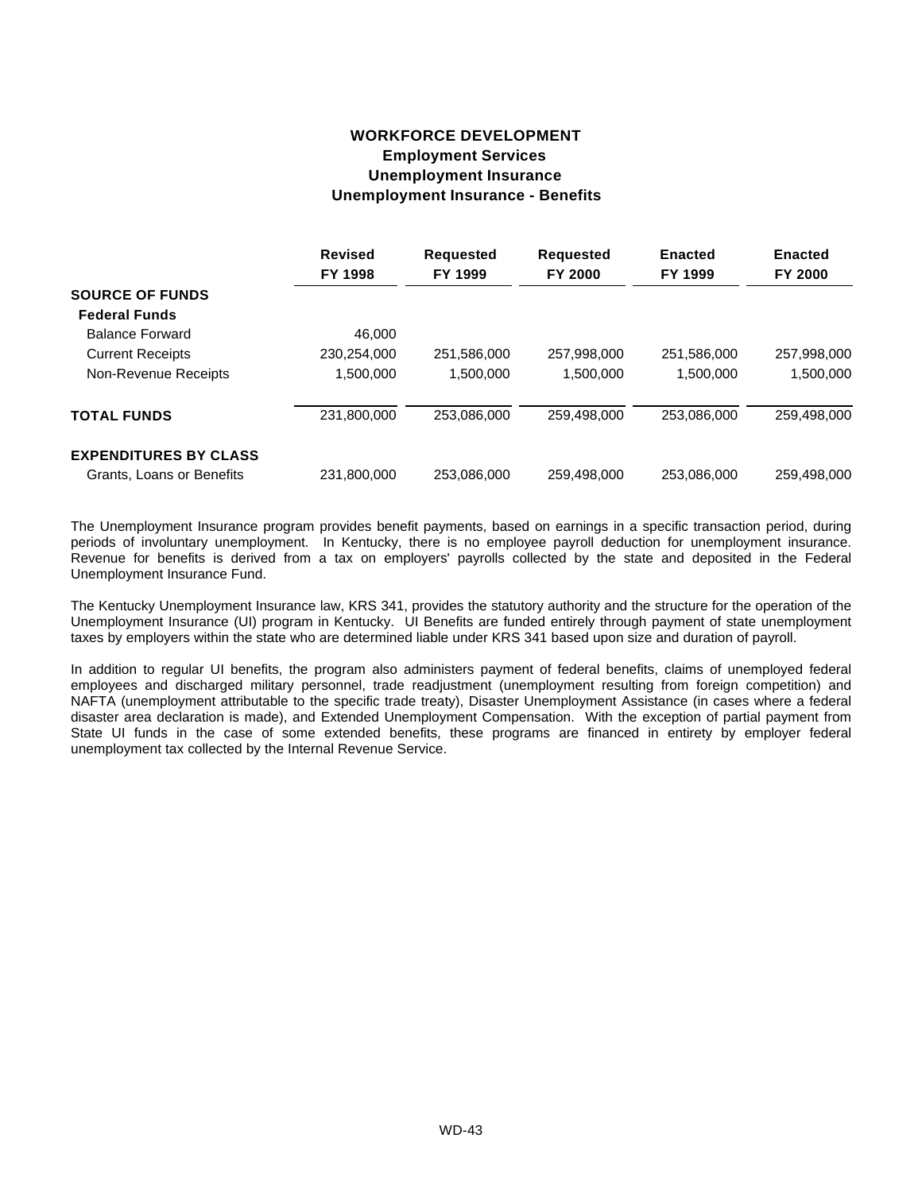# WORKFORCE DEVELOPMENT
## Employment Services
## Unemployment Insurance
## Unemployment Insurance - Benefits

| | Revised FY 1998 | Requested FY 1999 | Requested FY 2000 | Enacted FY 1999 | Enacted FY 2000 |
|---|---|---|---|---|---|
| **SOURCE OF FUNDS** | | | | | |
| **Federal Funds** | | | | | |
| Balance Forward | 46,000 | | | | |
| Current Receipts | 230,254,000 | 251,586,000 | 257,998,000 | 251,586,000 | 257,998,000 |
| Non-Revenue Receipts | 1,500,000 | 1,500,000 | 1,500,000 | 1,500,000 | 1,500,000 |
| **TOTAL FUNDS** | 231,800,000 | 253,086,000 | 259,498,000 | 253,086,000 | 259,498,000 |
| **EXPENDITURES BY CLASS** | | | | | |
| Grants, Loans or Benefits | 231,800,000 | 253,086,000 | 259,498,000 | 253,086,000 | 259,498,000 |

The Unemployment Insurance program provides benefit payments, based on earnings in a specific transaction period, during periods of involuntary unemployment. In Kentucky, there is no employee payroll deduction for unemployment insurance. Revenue for benefits is derived from a tax on employers' payrolls collected by the state and deposited in the Federal Unemployment Insurance Fund.

The Kentucky Unemployment Insurance law, KRS 341, provides the statutory authority and the structure for the operation of the Unemployment Insurance (UI) program in Kentucky. UI Benefits are funded entirely through payment of state unemployment taxes by employers within the state who are determined liable under KRS 341 based upon size and duration of payroll.

In addition to regular UI benefits, the program also administers payment of federal benefits, claims of unemployed federal employees and discharged military personnel, trade readjustment (unemployment resulting from foreign competition) and NAFTA (unemployment attributable to the specific trade treaty), Disaster Unemployment Assistance (in cases where a federal disaster area declaration is made), and Extended Unemployment Compensation. With the exception of partial payment from State UI funds in the case of some extended benefits, these programs are financed in entirety by employer federal unemployment tax collected by the Internal Revenue Service.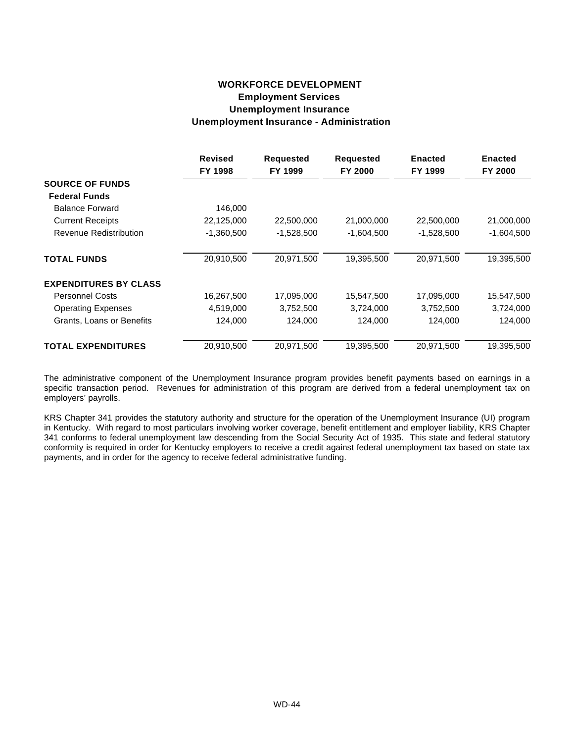## WORKFORCE DEVELOPMENT
### Employment Services
### Unemployment Insurance
### Unemployment Insurance - Administration

| | Revised FY 1998 | Requested FY 1999 | Requested FY 2000 | Enacted FY 1999 | Enacted FY 2000 |
|---|---|---|---|---|---|
| **SOURCE OF FUNDS** | | | | | |
| **Federal Funds** | | | | | |
| Balance Forward | 146,000 | | | | |
| Current Receipts | 22,125,000 | 22,500,000 | 21,000,000 | 22,500,000 | 21,000,000 |
| Revenue Redistribution | -1,360,500 | -1,528,500 | -1,604,500 | -1,528,500 | -1,604,500 |
| **TOTAL FUNDS** | 20,910,500 | 20,971,500 | 19,395,500 | 20,971,500 | 19,395,500 |
| **EXPENDITURES BY CLASS** | | | | | |
| Personnel Costs | 16,267,500 | 17,095,000 | 15,547,500 | 17,095,000 | 15,547,500 |
| Operating Expenses | 4,519,000 | 3,752,500 | 3,724,000 | 3,752,500 | 3,724,000 |
| Grants, Loans or Benefits | 124,000 | 124,000 | 124,000 | 124,000 | 124,000 |
| **TOTAL EXPENDITURES** | 20,910,500 | 20,971,500 | 19,395,500 | 20,971,500 | 19,395,500 |

The administrative component of the Unemployment Insurance program provides benefit payments based on earnings in a specific transaction period. Revenues for administration of this program are derived from a federal unemployment tax on employers' payrolls.

KRS Chapter 341 provides the statutory authority and structure for the operation of the Unemployment Insurance (UI) program in Kentucky. With regard to most particulars involving worker coverage, benefit entitlement and employer liability, KRS Chapter 341 conforms to federal unemployment law descending from the Social Security Act of 1935. This state and federal statutory conformity is required in order for Kentucky employers to receive a credit against federal unemployment tax based on state tax payments, and in order for the agency to receive federal administrative funding.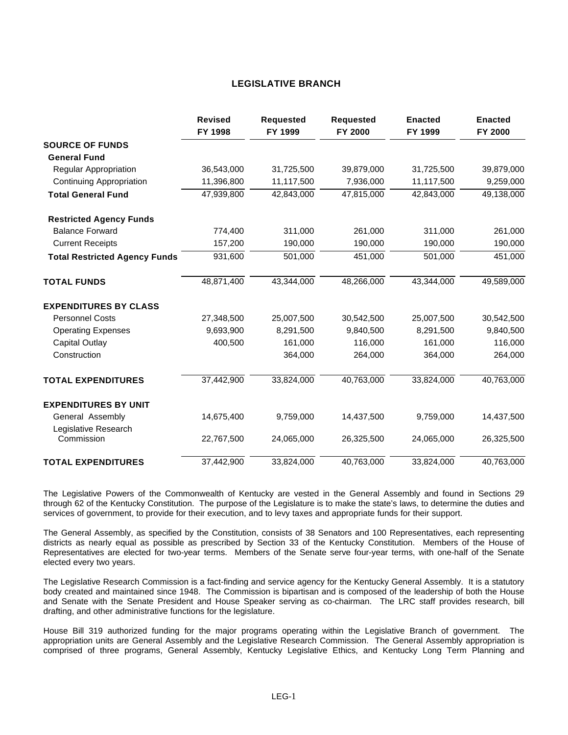# LEGISLATIVE BRANCH

| | Revised FY 1998 | Requested FY 1999 | Requested FY 2000 | Enacted FY 1999 | Enacted FY 2000 |
|---|---|---|---|---|---|
| **SOURCE OF FUNDS** | | | | | |
| **General Fund** | | | | | |
| Regular Appropriation | 36,543,000 | 31,725,500 | 39,879,000 | 31,725,500 | 39,879,000 |
| Continuing Appropriation | 11,396,800 | 11,117,500 | 7,936,000 | 11,117,500 | 9,259,000 |
| **Total General Fund** | 47,939,800 | 42,843,000 | 47,815,000 | 42,843,000 | 49,138,000 |
| **Restricted Agency Funds** | | | | | |
| Balance Forward | 774,400 | 311,000 | 261,000 | 311,000 | 261,000 |
| Current Receipts | 157,200 | 190,000 | 190,000 | 190,000 | 190,000 |
| **Total Restricted Agency Funds** | 931,600 | 501,000 | 451,000 | 501,000 | 451,000 |
| **TOTAL FUNDS** | 48,871,400 | 43,344,000 | 48,266,000 | 43,344,000 | 49,589,000 |
| **EXPENDITURES BY CLASS** | | | | | |
| Personnel Costs | 27,348,500 | 25,007,500 | 30,542,500 | 25,007,500 | 30,542,500 |
| Operating Expenses | 9,693,900 | 8,291,500 | 9,840,500 | 8,291,500 | 9,840,500 |
| Capital Outlay | 400,500 | 161,000 | 116,000 | 161,000 | 116,000 |
| Construction | | 364,000 | 264,000 | 364,000 | 264,000 |
| **TOTAL EXPENDITURES** | 37,442,900 | 33,824,000 | 40,763,000 | 33,824,000 | 40,763,000 |
| **EXPENDITURES BY UNIT** | | | | | |
| General Assembly | 14,675,400 | 9,759,000 | 14,437,500 | 9,759,000 | 14,437,500 |
| Legislative Research Commission | 22,767,500 | 24,065,000 | 26,325,500 | 24,065,000 | 26,325,500 |
| **TOTAL EXPENDITURES** | 37,442,900 | 33,824,000 | 40,763,000 | 33,824,000 | 40,763,000 |

The Legislative Powers of the Commonwealth of Kentucky are vested in the General Assembly and found in Sections 29 through 62 of the Kentucky Constitution. The purpose of the Legislature is to make the state's laws, to determine the duties and services of government, to provide for their execution, and to levy taxes and appropriate funds for their support.

The General Assembly, as specified by the Constitution, consists of 38 Senators and 100 Representatives, each representing districts as nearly equal as possible as prescribed by Section 33 of the Kentucky Constitution. Members of the House of Representatives are elected for two-year terms. Members of the Senate serve four-year terms, with one-half of the Senate elected every two years.

The Legislative Research Commission is a fact-finding and service agency for the Kentucky General Assembly. It is a statutory body created and maintained since 1948. The Commission is bipartisan and is composed of the leadership of both the House and Senate with the Senate President and House Speaker serving as co-chairman. The LRC staff provides research, bill drafting, and other administrative functions for the legislature.

House Bill 319 authorized funding for the major programs operating within the Legislative Branch of government. The appropriation units are General Assembly and the Legislative Research Commission. The General Assembly appropriation is comprised of three programs, General Assembly, Kentucky Legislative Ethics, and Kentucky Long Term Planning and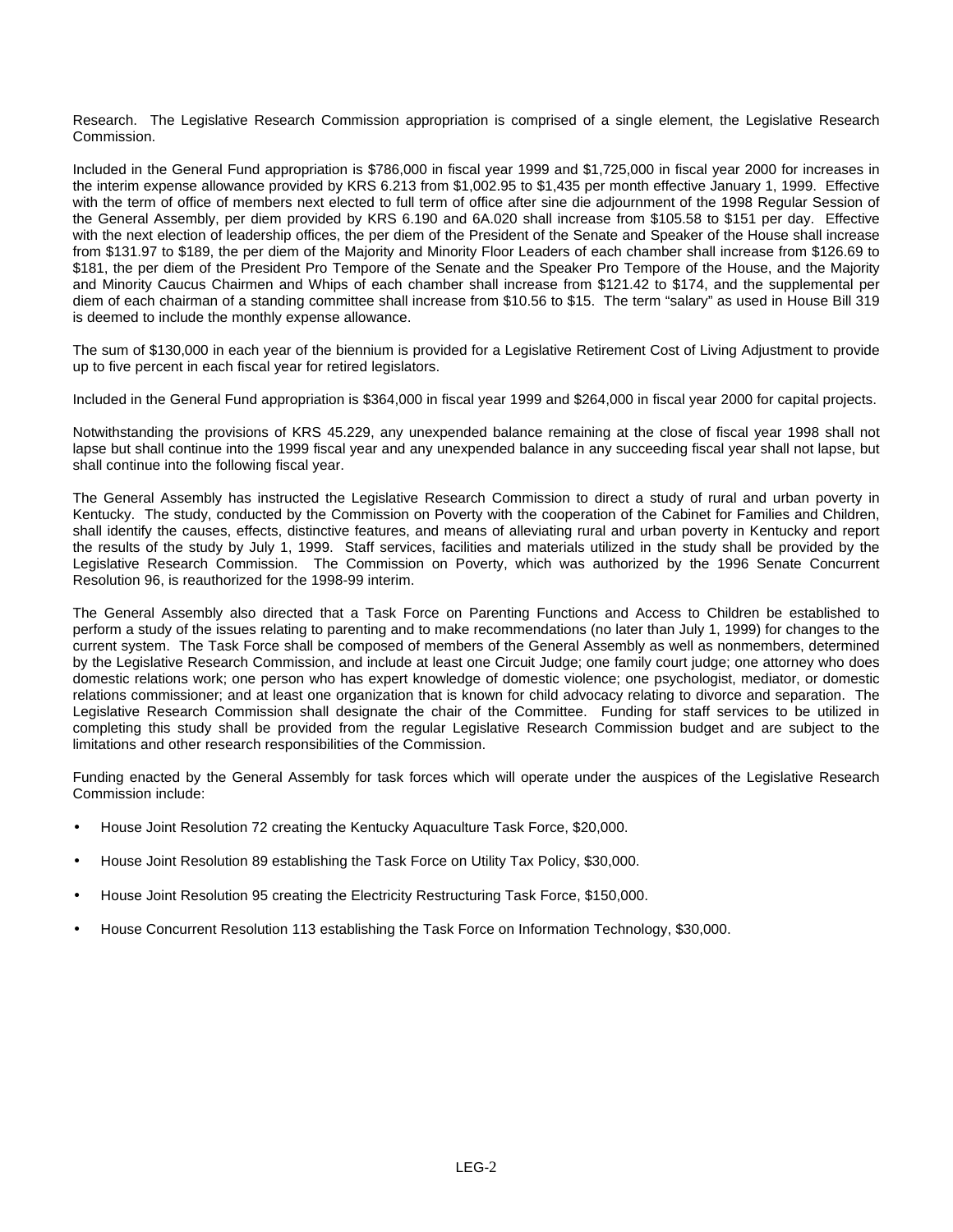Research. The Legislative Research Commission appropriation is comprised of a single element, the Legislative Research Commission.

Included in the General Fund appropriation is $786,000 in fiscal year 1999 and $1,725,000 in fiscal year 2000 for increases in the interim expense allowance provided by KRS 6.213 from $1,002.95 to $1,435 per month effective January 1, 1999. Effective with the term of office of members next elected to full term of office after sine die adjournment of the 1998 Regular Session of the General Assembly, per diem provided by KRS 6.190 and 6A.020 shall increase from $105.58 to $151 per day. Effective with the next election of leadership offices, the per diem of the President of the Senate and Speaker of the House shall increase from $131.97 to $189, the per diem of the Majority and Minority Floor Leaders of each chamber shall increase from $126.69 to $181, the per diem of the President Pro Tempore of the Senate and the Speaker Pro Tempore of the House, and the Majority and Minority Caucus Chairmen and Whips of each chamber shall increase from $121.42 to $174, and the supplemental per diem of each chairman of a standing committee shall increase from $10.56 to $15. The term "salary" as used in House Bill 319 is deemed to include the monthly expense allowance.

The sum of $130,000 in each year of the biennium is provided for a Legislative Retirement Cost of Living Adjustment to provide up to five percent in each fiscal year for retired legislators.

Included in the General Fund appropriation is $364,000 in fiscal year 1999 and $264,000 in fiscal year 2000 for capital projects.

Notwithstanding the provisions of KRS 45.229, any unexpended balance remaining at the close of fiscal year 1998 shall not lapse but shall continue into the 1999 fiscal year and any unexpended balance in any succeeding fiscal year shall not lapse, but shall continue into the following fiscal year.

The General Assembly has instructed the Legislative Research Commission to direct a study of rural and urban poverty in Kentucky. The study, conducted by the Commission on Poverty with the cooperation of the Cabinet for Families and Children, shall identify the causes, effects, distinctive features, and means of alleviating rural and urban poverty in Kentucky and report the results of the study by July 1, 1999. Staff services, facilities and materials utilized in the study shall be provided by the Legislative Research Commission. The Commission on Poverty, which was authorized by the 1996 Senate Concurrent Resolution 96, is reauthorized for the 1998-99 interim.

The General Assembly also directed that a Task Force on Parenting Functions and Access to Children be established to perform a study of the issues relating to parenting and to make recommendations (no later than July 1, 1999) for changes to the current system. The Task Force shall be composed of members of the General Assembly as well as nonmembers, determined by the Legislative Research Commission, and include at least one Circuit Judge; one family court judge; one attorney who does domestic relations work; one person who has expert knowledge of domestic violence; one psychologist, mediator, or domestic relations commissioner; and at least one organization that is known for child advocacy relating to divorce and separation. The Legislative Research Commission shall designate the chair of the Committee. Funding for staff services to be utilized in completing this study shall be provided from the regular Legislative Research Commission budget and are subject to the limitations and other research responsibilities of the Commission.

Funding enacted by the General Assembly for task forces which will operate under the auspices of the Legislative Research Commission include:

- House Joint Resolution 72 creating the Kentucky Aquaculture Task Force, $20,000.
- House Joint Resolution 89 establishing the Task Force on Utility Tax Policy, $30,000.
- House Joint Resolution 95 creating the Electricity Restructuring Task Force, $150,000.
- House Concurrent Resolution 113 establishing the Task Force on Information Technology, $30,000.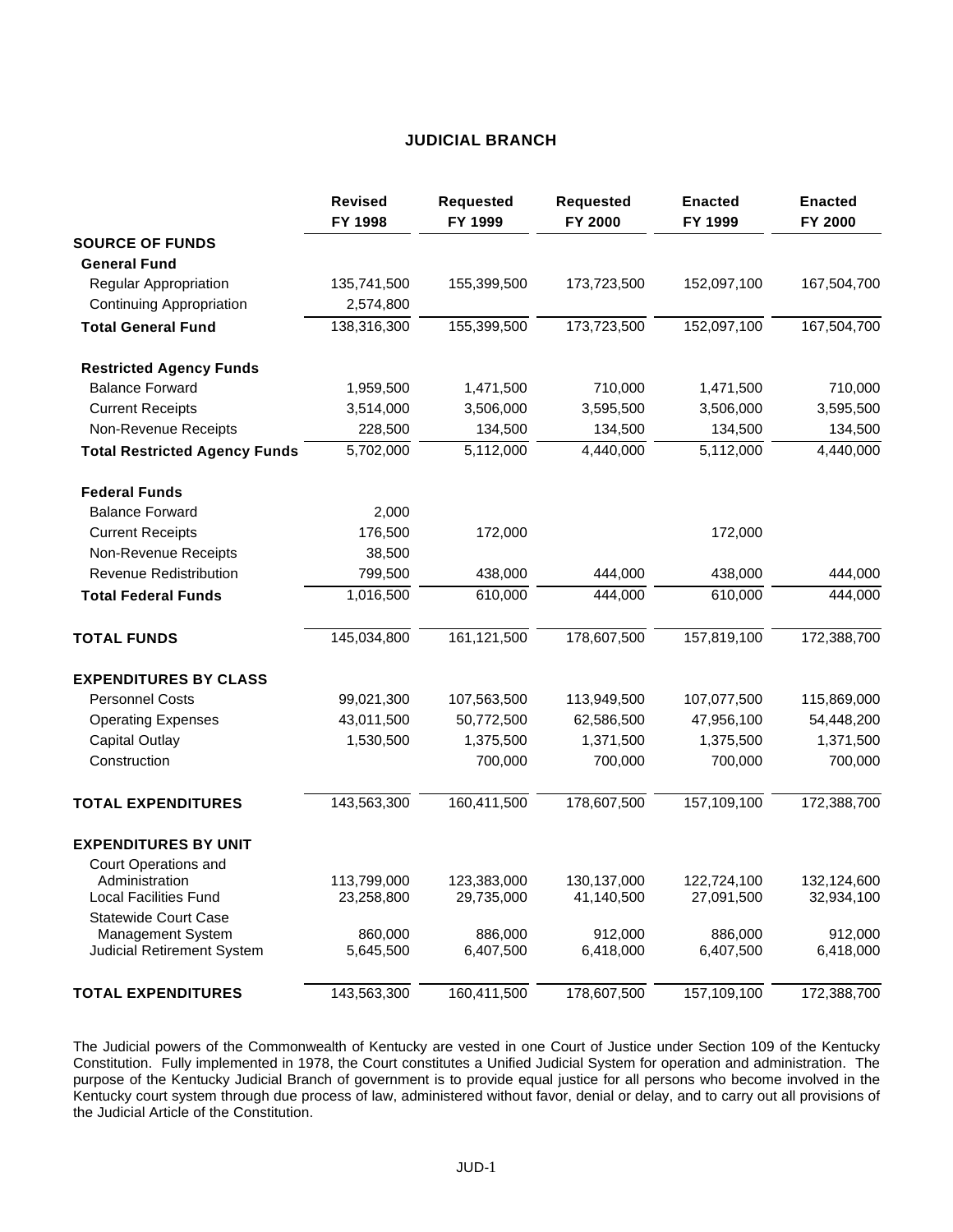## JUDICIAL BRANCH

| | Revised FY 1998 | Requested FY 1999 | Requested FY 2000 | Enacted FY 1999 | Enacted FY 2000 |
|---|---|---|---|---|---|
| **SOURCE OF FUNDS** | | | | | |
| **General Fund** | | | | | |
| Regular Appropriation | 135,741,500 | 155,399,500 | 173,723,500 | 152,097,100 | 167,504,700 |
| Continuing Appropriation | 2,574,800 | | | | |
| **Total General Fund** | 138,316,300 | 155,399,500 | 173,723,500 | 152,097,100 | 167,504,700 |
| **Restricted Agency Funds** | | | | | |
| Balance Forward | 1,959,500 | 1,471,500 | 710,000 | 1,471,500 | 710,000 |
| Current Receipts | 3,514,000 | 3,506,000 | 3,595,500 | 3,506,000 | 3,595,500 |
| Non-Revenue Receipts | 228,500 | 134,500 | 134,500 | 134,500 | 134,500 |
| **Total Restricted Agency Funds** | 5,702,000 | 5,112,000 | 4,440,000 | 5,112,000 | 4,440,000 |
| **Federal Funds** | | | | | |
| Balance Forward | 2,000 | | | | |
| Current Receipts | 176,500 | 172,000 | | 172,000 | |
| Non-Revenue Receipts | 38,500 | | | | |
| Revenue Redistribution | 799,500 | 438,000 | 444,000 | 438,000 | 444,000 |
| **Total Federal Funds** | 1,016,500 | 610,000 | 444,000 | 610,000 | 444,000 |
| **TOTAL FUNDS** | 145,034,800 | 161,121,500 | 178,607,500 | 157,819,100 | 172,388,700 |
| **EXPENDITURES BY CLASS** | | | | | |
| Personnel Costs | 99,021,300 | 107,563,500 | 113,949,500 | 107,077,500 | 115,869,000 |
| Operating Expenses | 43,011,500 | 50,772,500 | 62,586,500 | 47,956,100 | 54,448,200 |
| Capital Outlay | 1,530,500 | 1,375,500 | 1,371,500 | 1,375,500 | 1,371,500 |
| Construction | | 700,000 | 700,000 | 700,000 | 700,000 |
| **TOTAL EXPENDITURES** | 143,563,300 | 160,411,500 | 178,607,500 | 157,109,100 | 172,388,700 |
| **EXPENDITURES BY UNIT** | | | | | |
| Court Operations and Administration | 113,799,000 | 123,383,000 | 130,137,000 | 122,724,100 | 132,124,600 |
| Local Facilities Fund | 23,258,800 | 29,735,000 | 41,140,500 | 27,091,500 | 32,934,100 |
| Statewide Court Case Management System | 860,000 | 886,000 | 912,000 | 886,000 | 912,000 |
| Judicial Retirement System | 5,645,500 | 6,407,500 | 6,418,000 | 6,407,500 | 6,418,000 |
| **TOTAL EXPENDITURES** | 143,563,300 | 160,411,500 | 178,607,500 | 157,109,100 | 172,388,700 |

The Judicial powers of the Commonwealth of Kentucky are vested in one Court of Justice under Section 109 of the Kentucky Constitution. Fully implemented in 1978, the Court constitutes a Unified Judicial System for operation and administration. The purpose of the Kentucky Judicial Branch of government is to provide equal justice for all persons who become involved in the Kentucky court system through due process of law, administered without favor, denial or delay, and to carry out all provisions of the Judicial Article of the Constitution.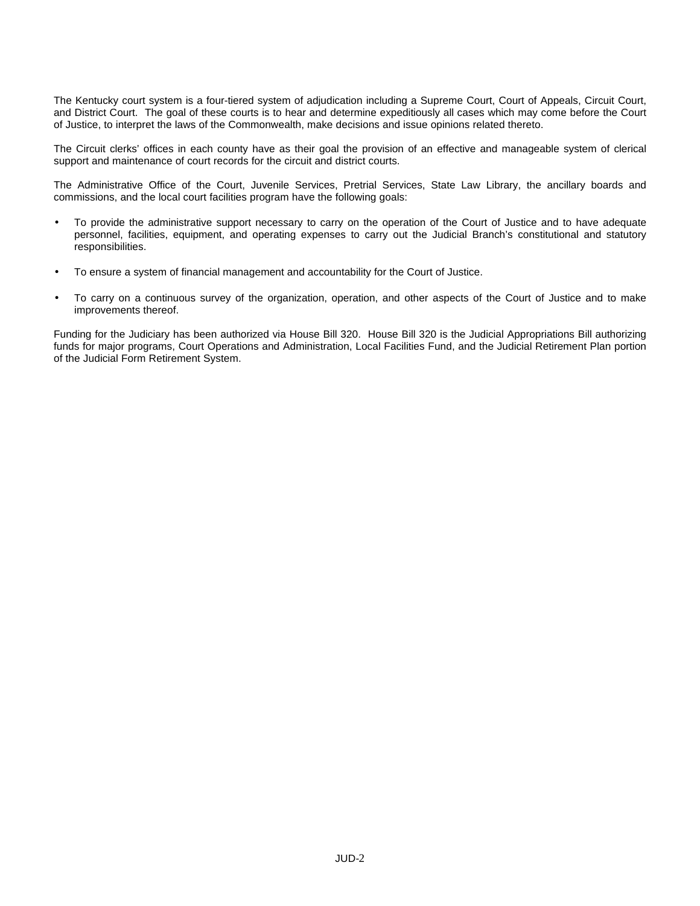The Kentucky court system is a four-tiered system of adjudication including a Supreme Court, Court of Appeals, Circuit Court, and District Court. The goal of these courts is to hear and determine expeditiously all cases which may come before the Court of Justice, to interpret the laws of the Commonwealth, make decisions and issue opinions related thereto.

The Circuit clerks' offices in each county have as their goal the provision of an effective and manageable system of clerical support and maintenance of court records for the circuit and district courts.

The Administrative Office of the Court, Juvenile Services, Pretrial Services, State Law Library, the ancillary boards and commissions, and the local court facilities program have the following goals:

- To provide the administrative support necessary to carry on the operation of the Court of Justice and to have adequate personnel, facilities, equipment, and operating expenses to carry out the Judicial Branch's constitutional and statutory responsibilities.
- To ensure a system of financial management and accountability for the Court of Justice.
- To carry on a continuous survey of the organization, operation, and other aspects of the Court of Justice and to make improvements thereof.

Funding for the Judiciary has been authorized via House Bill 320. House Bill 320 is the Judicial Appropriations Bill authorizing funds for major programs, Court Operations and Administration, Local Facilities Fund, and the Judicial Retirement Plan portion of the Judicial Form Retirement System.